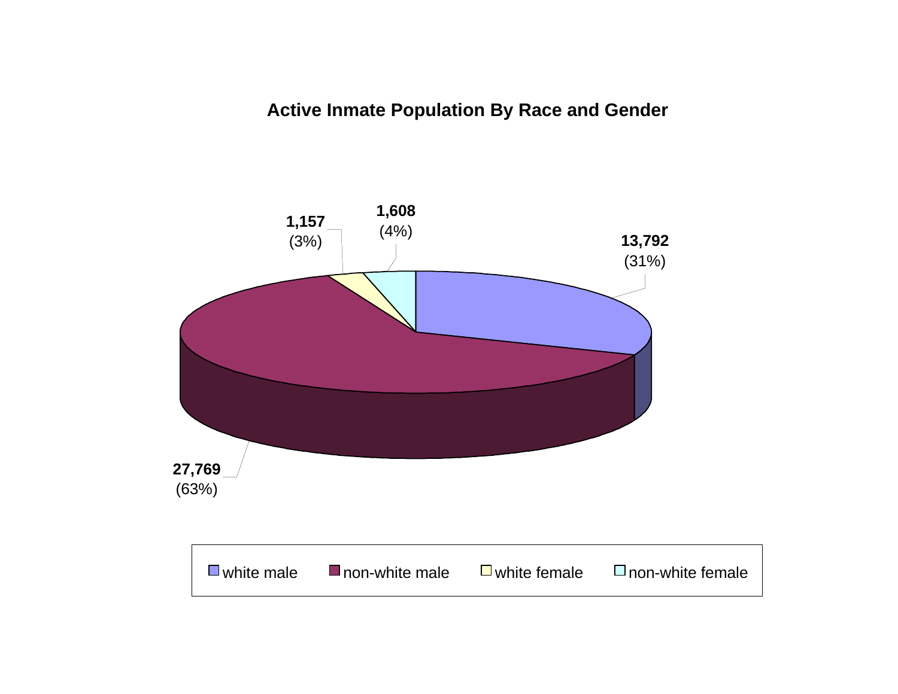## Active Inmate Population By Race and Gender

| Category | Count | Percent |
|---|---|---|
| white male | 13,792 | (31%) |
| non-white male | 27,769 | (63%) |
| white female | 1,157 | (3%) |
| non-white female | 1,608 | (4%) |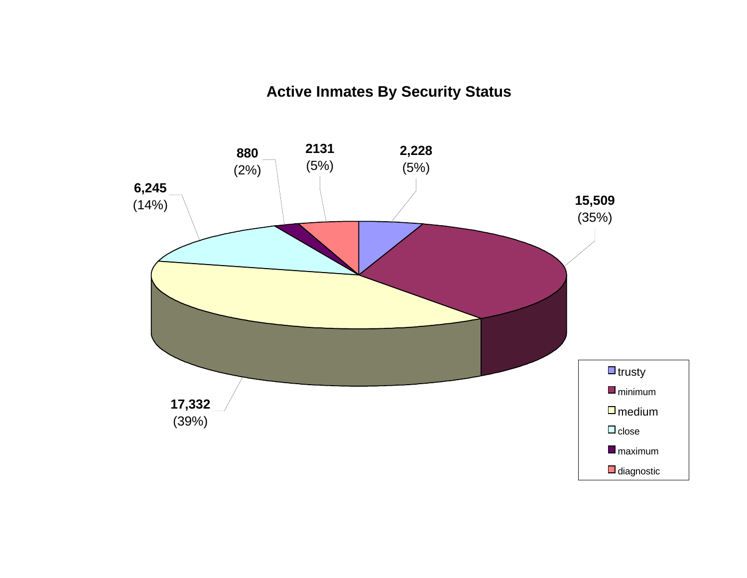## Active Inmates By Security Status

| Security Status | Count | Percent |
|---|---|---|
| trusty | 2,228 | (5%) |
| minimum | 15,509 | (35%) |
| medium | 17,332 | (39%) |
| close | 6,245 | (14%) |
| maximum | 880 | (2%) |
| diagnostic | 2131 | (5%) |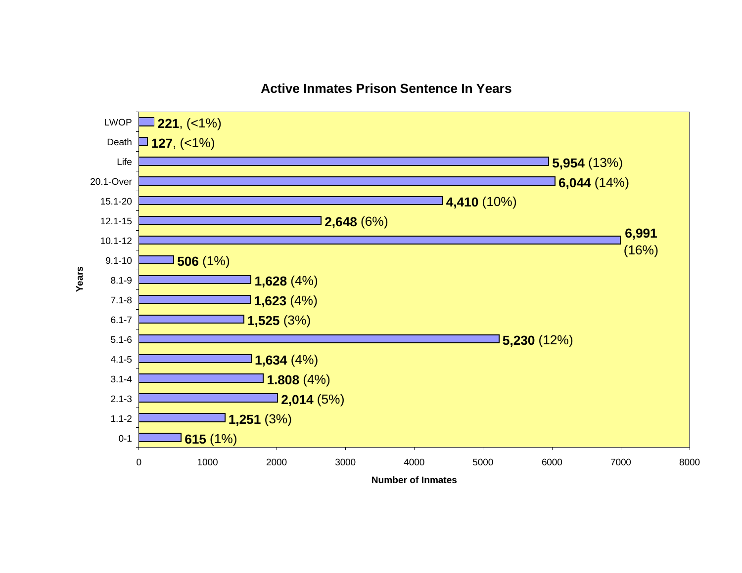## Active Inmates Prison Sentence In Years

| Years | Number of Inmates |
| --- | --- |
| LWOP | **221**, (<1%) |
| Death | **127**, (<1%) |
| Life | **5,954** (13%) |
| 20.1-Over | **6,044** (14%) |
| 15.1-20 | **4,410** (10%) |
| 12.1-15 | **2,648** (6%) |
| 10.1-12 | **6,991** (16%) |
| 9.1-10 | **506** (1%) |
| 8.1-9 | **1,628** (4%) |
| 7.1-8 | **1,623** (4%) |
| 6.1-7 | **1,525** (3%) |
| 5.1-6 | **5,230** (12%) |
| 4.1-5 | **1,634** (4%) |
| 3.1-4 | **1.808** (4%) |
| 2.1-3 | **2,014** (5%) |
| 1.1-2 | **1,251** (3%) |
| 0-1 | **615** (1%) |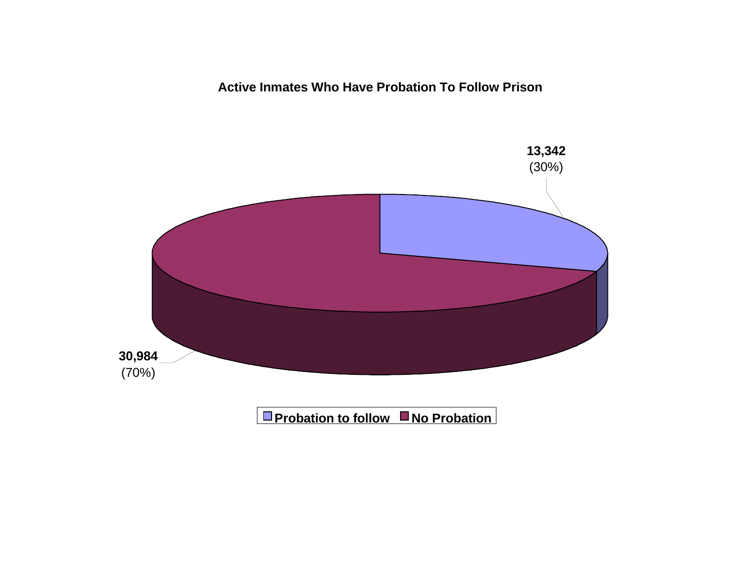**Active Inmates Who Have Probation To Follow Prison**

| Category | Count | Percent |
|---|---|---|
| Probation to follow | 13,342 | (30%) |
| No Probation | 30,984 | (70%) |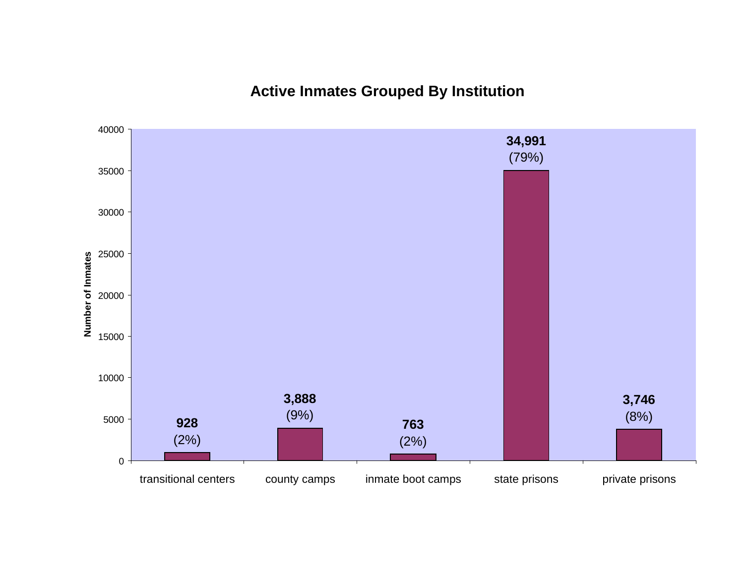## Active Inmates Grouped By Institution

| Institution | Number of Inmates | Percent |
|---|---|---|
| transitional centers | 928 | (2%) |
| county camps | 3,888 | (9%) |
| inmate boot camps | 763 | (2%) |
| state prisons | 34,991 | (79%) |
| private prisons | 3,746 | (8%) |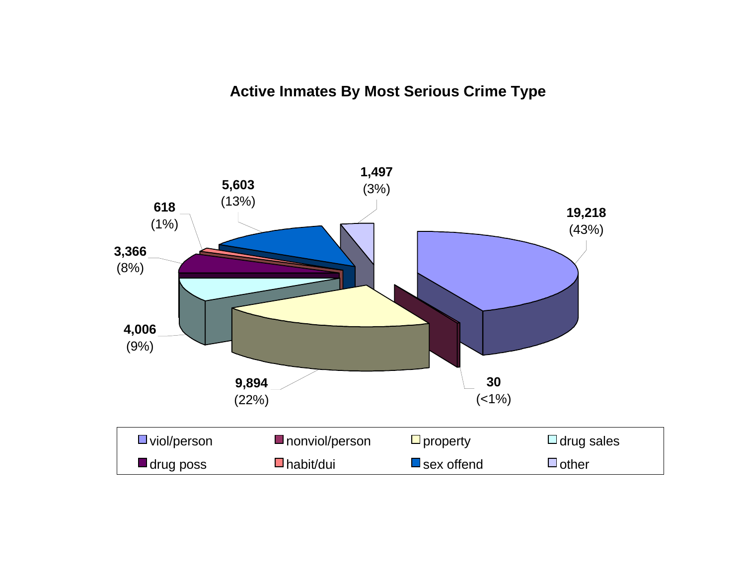## Active Inmates By Most Serious Crime Type

| Crime Type | Count | Percent |
|---|---|---|
| viol/person | 19,218 | (43%) |
| nonviol/person | 30 | (<1%) |
| property | 9,894 | (22%) |
| drug sales | 4,006 | (9%) |
| drug poss | 3,366 | (8%) |
| habit/dui | 618 | (1%) |
| sex offend | 5,603 | (13%) |
| other | 1,497 | (3%) |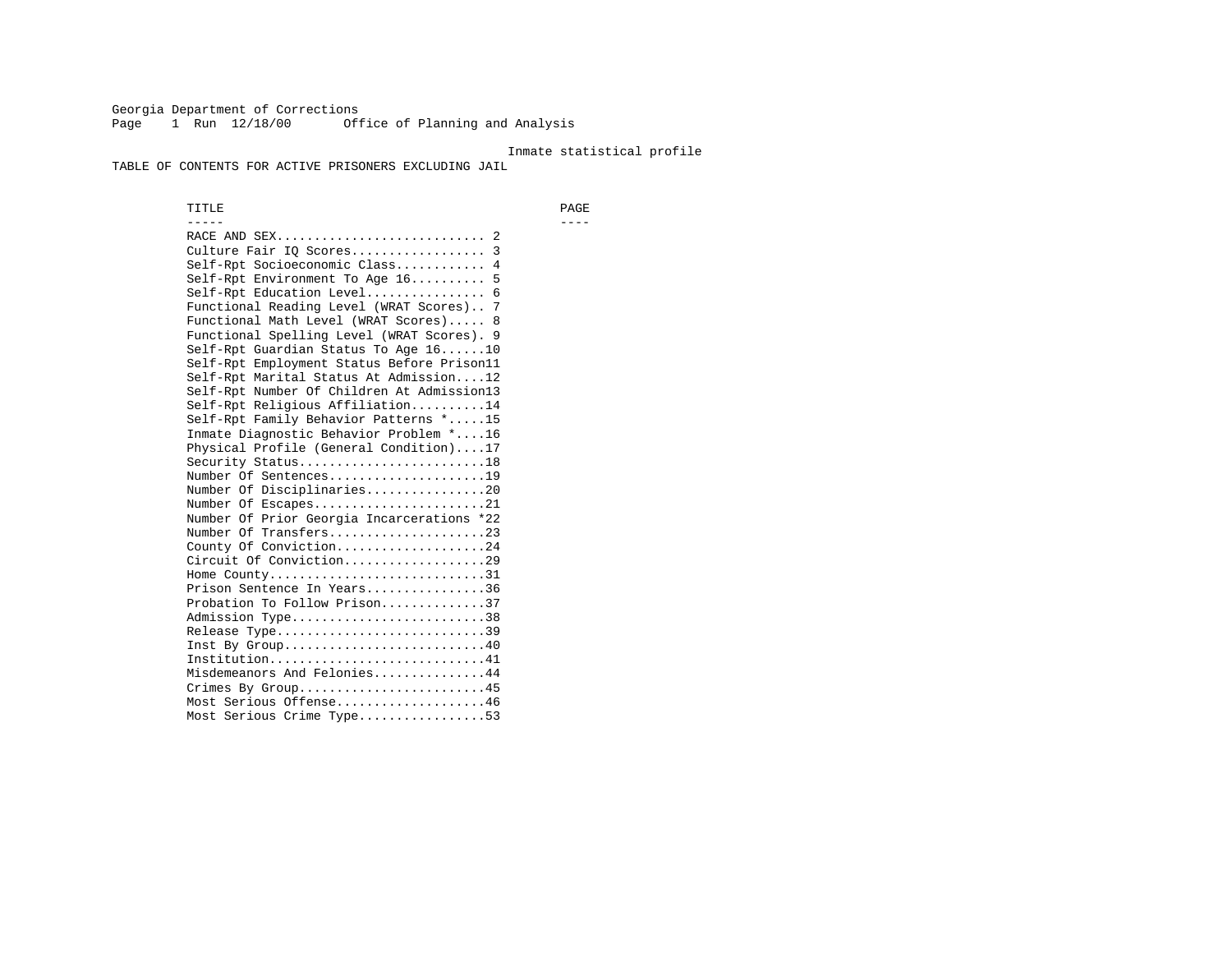Georgia Department of Corrections
Office of Planning and Analysis

Run 12/18/00

Inmate statistical profile

# TABLE OF CONTENTS FOR ACTIVE PRISONERS EXCLUDING JAIL

| TITLE | PAGE |
|---|---|
| RACE AND SEX | 2 |
| Culture Fair IQ Scores | 3 |
| Self-Rpt Socioeconomic Class | 4 |
| Self-Rpt Environment To Age 16 | 5 |
| Self-Rpt Education Level | 6 |
| Functional Reading Level (WRAT Scores) | 7 |
| Functional Math Level (WRAT Scores) | 8 |
| Functional Spelling Level (WRAT Scores) | 9 |
| Self-Rpt Guardian Status To Age 16 | 10 |
| Self-Rpt Employment Status Before Prison | 11 |
| Self-Rpt Marital Status At Admission | 12 |
| Self-Rpt Number Of Children At Admission | 13 |
| Self-Rpt Religious Affiliation | 14 |
| Self-Rpt Family Behavior Patterns * | 15 |
| Inmate Diagnostic Behavior Problem * | 16 |
| Physical Profile (General Condition) | 17 |
| Security Status | 18 |
| Number Of Sentences | 19 |
| Number Of Disciplinaries | 20 |
| Number Of Escapes | 21 |
| Number Of Prior Georgia Incarcerations * | 22 |
| Number Of Transfers | 23 |
| County Of Conviction | 24 |
| Circuit Of Conviction | 29 |
| Home County | 31 |
| Prison Sentence In Years | 36 |
| Probation To Follow Prison | 37 |
| Admission Type | 38 |
| Release Type | 39 |
| Inst By Group | 40 |
| Institution | 41 |
| Misdemeanors And Felonies | 44 |
| Crimes By Group | 45 |
| Most Serious Offense | 46 |
| Most Serious Crime Type | 53 |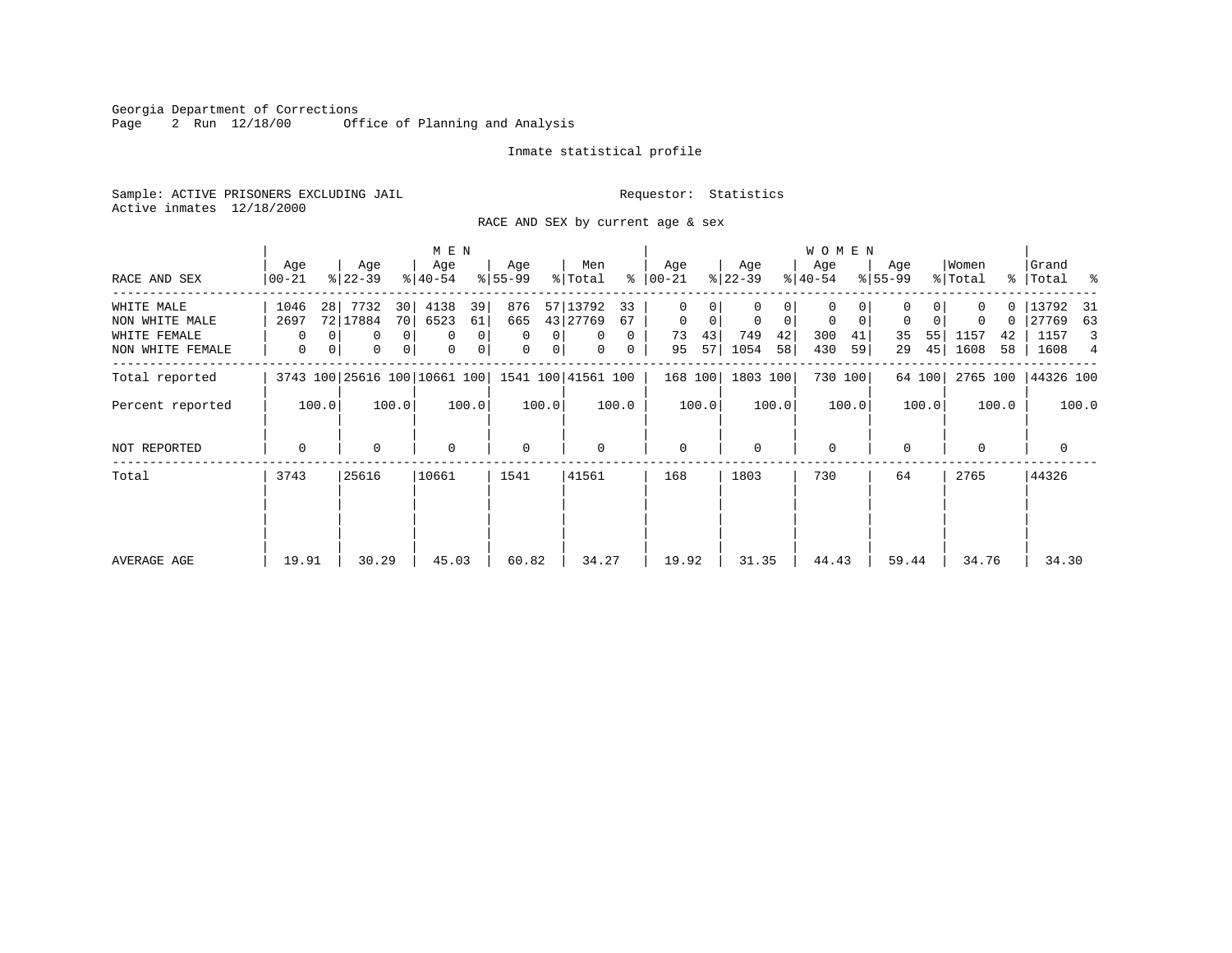Georgia Department of Corrections
Page 2 Run 12/18/00 Office of Planning and Analysis

Inmate statistical profile

Sample: ACTIVE PRISONERS EXCLUDING JAIL  Requestor: Statistics
Active inmates 12/18/2000

RACE AND SEX by current age & sex

| RACE AND SEX | MEN Age 00-21 | % | MEN Age 22-39 | % | MEN Age 40-54 | % | MEN Age 55-99 | % | Men Total | % | WOMEN Age 00-21 | % | WOMEN Age 22-39 | % | WOMEN Age 40-54 | % | WOMEN Age 55-99 | % | Women Total | % | Grand Total | % |
|---|---|---|---|---|---|---|---|---|---|---|---|---|---|---|---|---|---|---|---|---|---|---|
| WHITE MALE | 1046 | 28 | 7732 | 30 | 4138 | 39 | 876 | 57 | 13792 | 33 | 0 | 0 | 0 | 0 | 0 | 0 | 0 | 0 | 0 | 0 | 13792 | 31 |
| NON WHITE MALE | 2697 | 72 | 17884 | 70 | 6523 | 61 | 665 | 43 | 27769 | 67 | 0 | 0 | 0 | 0 | 0 | 0 | 0 | 0 | 0 | 0 | 27769 | 63 |
| WHITE FEMALE | 0 | 0 | 0 | 0 | 0 | 0 | 0 | 0 | 0 | 0 | 73 | 43 | 749 | 42 | 300 | 41 | 35 | 55 | 1157 | 42 | 1157 | 3 |
| NON WHITE FEMALE | 0 | 0 | 0 | 0 | 0 | 0 | 0 | 0 | 0 | 0 | 95 | 57 | 1054 | 58 | 430 | 59 | 29 | 45 | 1608 | 58 | 1608 | 4 |
| Total reported | 3743 | 100 | 25616 | 100 | 10661 | 100 | 1541 | 100 | 41561 | 100 | 168 | 100 | 1803 | 100 | 730 | 100 | 64 | 100 | 2765 | 100 | 44326 | 100 |
| Percent reported | | 100.0 | | 100.0 | | 100.0 | | 100.0 | | 100.0 | | 100.0 | | 100.0 | | 100.0 | | 100.0 | | 100.0 | | 100.0 |
| NOT REPORTED | 0 | | 0 | | 0 | | 0 | | 0 | | 0 | | 0 | | 0 | | 0 | | 0 | | 0 | |
| Total | 3743 | | 25616 | | 10661 | | 1541 | | 41561 | | 168 | | 1803 | | 730 | | 64 | | 2765 | | 44326 | |
| AVERAGE AGE | 19.91 | | 30.29 | | 45.03 | | 60.82 | | 34.27 | | 19.92 | | 31.35 | | 44.43 | | 59.44 | | 34.76 | | 34.30 | |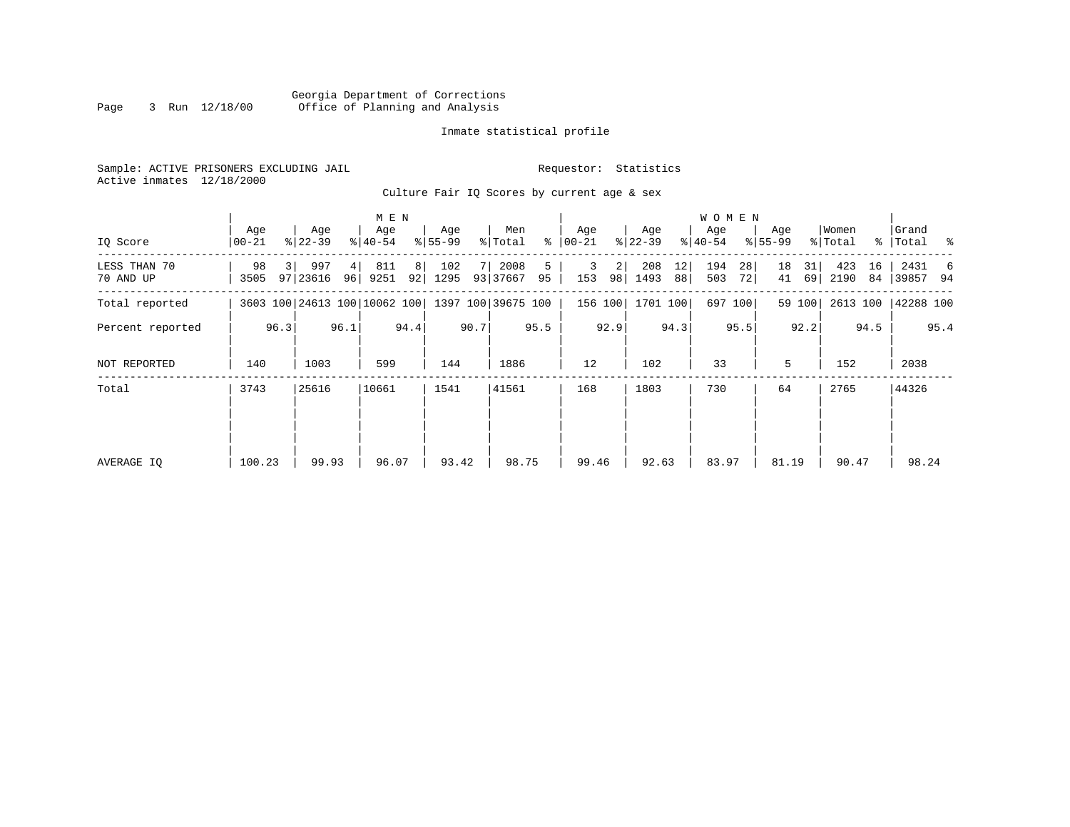Georgia Department of Corrections
Office of Planning and Analysis

Inmate statistical profile

Sample: ACTIVE PRISONERS EXCLUDING JAIL
Active inmates 12/18/2000

Requestor: Statistics

Culture Fair IQ Scores by current age & sex

| IQ Score | MEN Age 00-21 | % | Age 22-39 | % | Age 40-54 | % | Age 55-99 | % | Men Total | % | WOMEN Age 00-21 | % | Age 22-39 | % | Age 40-54 | % | Age 55-99 | % | Women Total | % | Grand Total | % |
|---|---|---|---|---|---|---|---|---|---|---|---|---|---|---|---|---|---|---|---|---|---|---|
| LESS THAN 70 | 98 | 3 | 997 | 4 | 811 | 8 | 102 | 7 | 2008 | 5 | 3 | 2 | 208 | 12 | 194 | 28 | 18 | 31 | 423 | 16 | 2431 | 6 |
| 70 AND UP | 3505 | 97 | 23616 | 96 | 9251 | 92 | 1295 | 93 | 37667 | 95 | 153 | 98 | 1493 | 88 | 503 | 72 | 41 | 69 | 2190 | 84 | 39857 | 94 |
| Total reported | 3603 | 100 | 24613 | 100 | 10062 | 100 | 1397 | 100 | 39675 | 100 | 156 | 100 | 1701 | 100 | 697 | 100 | 59 | 100 | 2613 | 100 | 42288 | 100 |
| Percent reported | | 96.3 | | 96.1 | | 94.4 | | 90.7 | | 95.5 | | 92.9 | | 94.3 | | 95.5 | | 92.2 | | 94.5 | | 95.4 |
| NOT REPORTED | 140 | | 1003 | | 599 | | 144 | | 1886 | | 12 | | 102 | | 33 | | 5 | | 152 | | 2038 | |
| Total | 3743 | | 25616 | | 10661 | | 1541 | | 41561 | | 168 | | 1803 | | 730 | | 64 | | 2765 | | 44326 | |
| AVERAGE IQ | 100.23 | | 99.93 | | 96.07 | | 93.42 | | 98.75 | | 99.46 | | 92.63 | | 83.97 | | 81.19 | | 90.47 | | 98.24 | |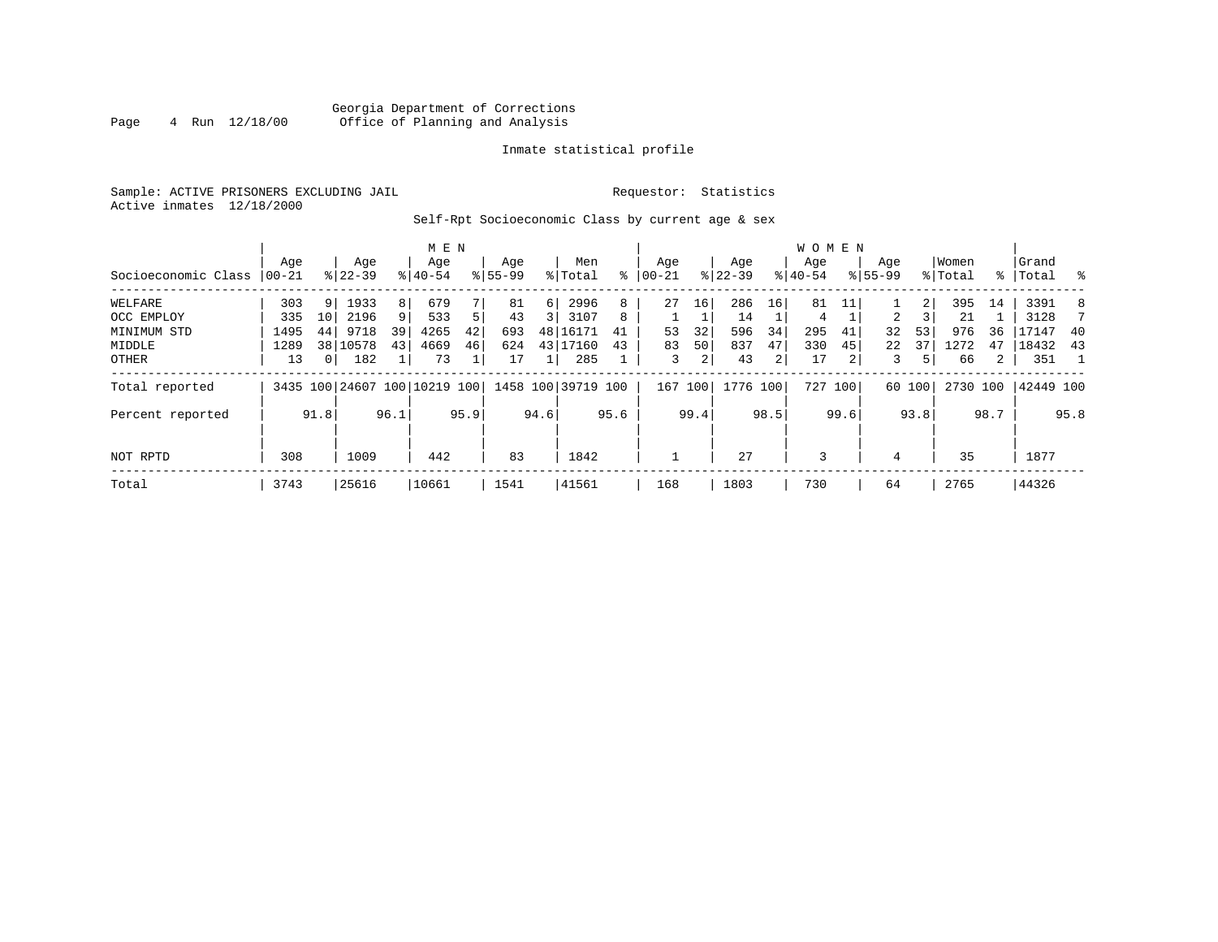Georgia Department of Corrections
Office of Planning and Analysis

Inmate statistical profile

Sample: ACTIVE PRISONERS EXCLUDING JAIL    Requestor: Statistics
Active inmates 12/18/2000

Self-Rpt Socioeconomic Class by current age & sex

| | MEN | | | | | | | | | | WOMEN | | | | | | | | | | | |
|---|---|---|---|---|---|---|---|---|---|---|---|---|---|---|---|---|---|---|---|---|---|---|
| Socioeconomic Class | Age 00-21 | % | Age 22-39 | % | Age 40-54 | % | Age 55-99 | % | Men Total | % | Age 00-21 | % | Age 22-39 | % | Age 40-54 | % | Age 55-99 | % | Women Total | % | Grand Total | % |
| WELFARE | 303 | 9 | 1933 | 8 | 679 | 7 | 81 | 6 | 2996 | 8 | 27 | 16 | 286 | 16 | 81 | 11 | 1 | 2 | 395 | 14 | 3391 | 8 |
| OCC EMPLOY | 335 | 10 | 2196 | 9 | 533 | 5 | 43 | 3 | 3107 | 8 | 1 | 1 | 14 | 1 | 4 | 1 | 2 | 3 | 21 | 1 | 3128 | 7 |
| MINIMUM STD | 1495 | 44 | 9718 | 39 | 4265 | 42 | 693 | 48 | 16171 | 41 | 53 | 32 | 596 | 34 | 295 | 41 | 32 | 53 | 976 | 36 | 17147 | 40 |
| MIDDLE | 1289 | 38 | 10578 | 43 | 4669 | 46 | 624 | 43 | 17160 | 43 | 83 | 50 | 837 | 47 | 330 | 45 | 22 | 37 | 1272 | 47 | 18432 | 43 |
| OTHER | 13 | 0 | 182 | 1 | 73 | 1 | 17 | 1 | 285 | 1 | 3 | 2 | 43 | 2 | 17 | 2 | 3 | 5 | 66 | 2 | 351 | 1 |
| Total reported | 3435 | 100 | 24607 | 100 | 10219 | 100 | 1458 | 100 | 39719 | 100 | 167 | 100 | 1776 | 100 | 727 | 100 | 60 | 100 | 2730 | 100 | 42449 | 100 |
| Percent reported | | 91.8 | | 96.1 | | 95.9 | | 94.6 | | 95.6 | | 99.4 | | 98.5 | | 99.6 | | 93.8 | | 98.7 | | 95.8 |
| NOT RPTD | 308 | | 1009 | | 442 | | 83 | | 1842 | | 1 | | 27 | | 3 | | 4 | | 35 | | 1877 | |
| Total | 3743 | | 25616 | | 10661 | | 1541 | | 41561 | | 168 | | 1803 | | 730 | | 64 | | 2765 | | 44326 | |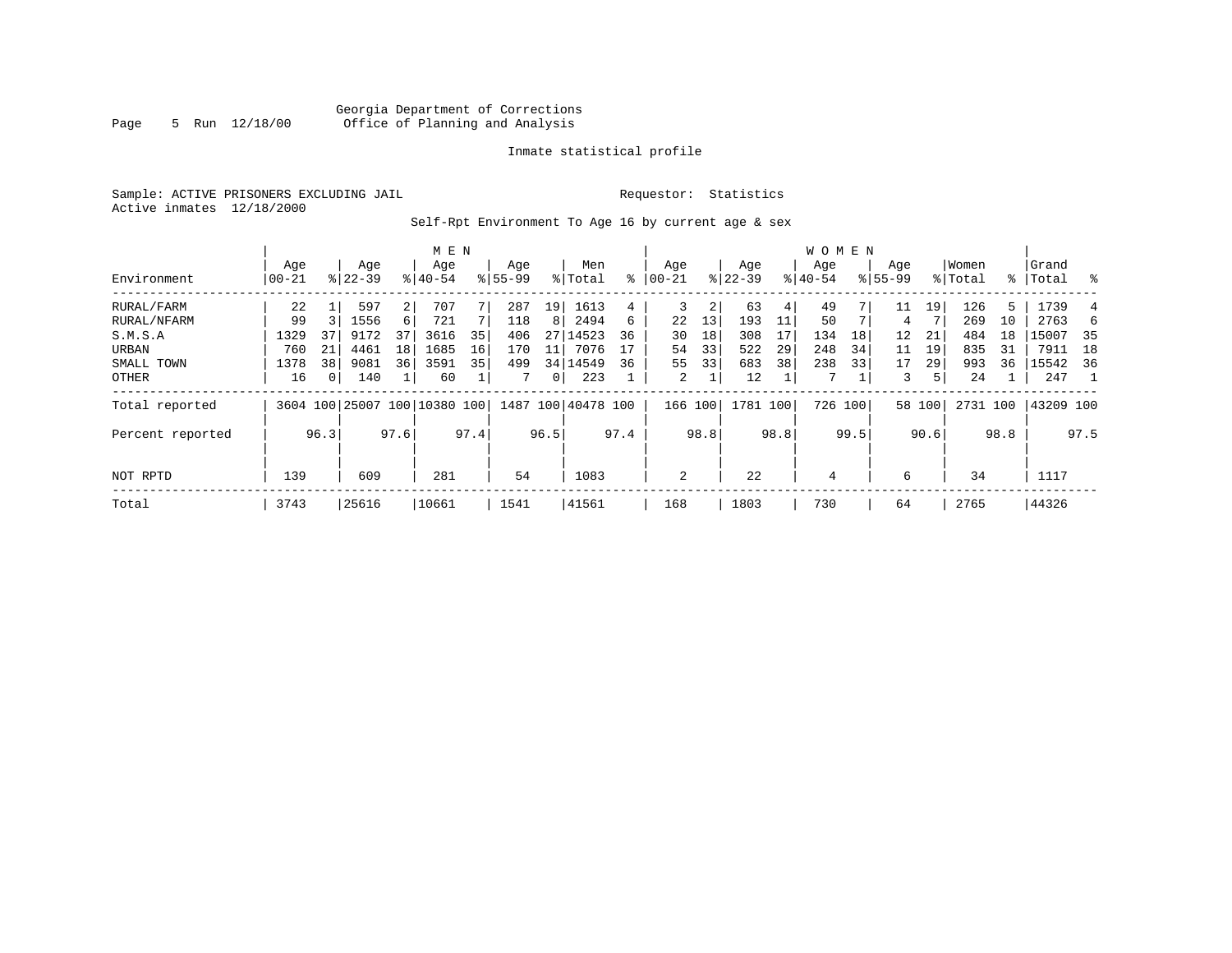Georgia Department of Corrections
Office of Planning and Analysis

Inmate statistical profile

Sample: ACTIVE PRISONERS EXCLUDING JAIL

Requestor: Statistics

Active inmates 12/18/2000

Self-Rpt Environment To Age 16 by current age & sex

| Environment | MEN Age 00-21 | % | Age 22-39 | % | Age 40-54 | % | Age 55-99 | % | Men Total | % | WOMEN Age 00-21 | % | Age 22-39 | % | Age 40-54 | % | Age 55-99 | % | Women Total | % | Grand Total | % |
|---|---|---|---|---|---|---|---|---|---|---|---|---|---|---|---|---|---|---|---|---|---|---|
| RURAL/FARM | 22 | 1 | 597 | 2 | 707 | 7 | 287 | 19 | 1613 | 4 | 3 | 2 | 63 | 4 | 49 | 7 | 11 | 19 | 126 | 5 | 1739 | 4 |
| RURAL/NFARM | 99 | 3 | 1556 | 6 | 721 | 7 | 118 | 8 | 2494 | 6 | 22 | 13 | 193 | 11 | 50 | 7 | 4 | 7 | 269 | 10 | 2763 | 6 |
| S.M.S.A | 1329 | 37 | 9172 | 37 | 3616 | 35 | 406 | 27 | 14523 | 36 | 30 | 18 | 308 | 17 | 134 | 18 | 12 | 21 | 484 | 18 | 15007 | 35 |
| URBAN | 760 | 21 | 4461 | 18 | 1685 | 16 | 170 | 11 | 7076 | 17 | 54 | 33 | 522 | 29 | 248 | 34 | 11 | 19 | 835 | 31 | 7911 | 18 |
| SMALL TOWN | 1378 | 38 | 9081 | 36 | 3591 | 35 | 499 | 34 | 14549 | 36 | 55 | 33 | 683 | 38 | 238 | 33 | 17 | 29 | 993 | 36 | 15542 | 36 |
| OTHER | 16 | 0 | 140 | 1 | 60 | 1 | 7 | 0 | 223 | 1 | 2 | 1 | 12 | 1 | 7 | 1 | 3 | 5 | 24 | 1 | 247 | 1 |
| Total reported | 3604 | 100 | 25007 | 100 | 10380 | 100 | 1487 | 100 | 40478 | 100 | 166 | 100 | 1781 | 100 | 726 | 100 | 58 | 100 | 2731 | 100 | 43209 | 100 |
| Percent reported | | 96.3 | | 97.6 | | 97.4 | | 96.5 | | 97.4 | | 98.8 | | 98.8 | | 99.5 | | 90.6 | | 98.8 | | 97.5 |
| NOT RPTD | 139 | | 609 | | 281 | | 54 | | 1083 | | 2 | | 22 | | 4 | | 6 | | 34 | | 1117 | |
| Total | 3743 | | 25616 | | 10661 | | 1541 | | 41561 | | 168 | | 1803 | | 730 | | 64 | | 2765 | | 44326 | |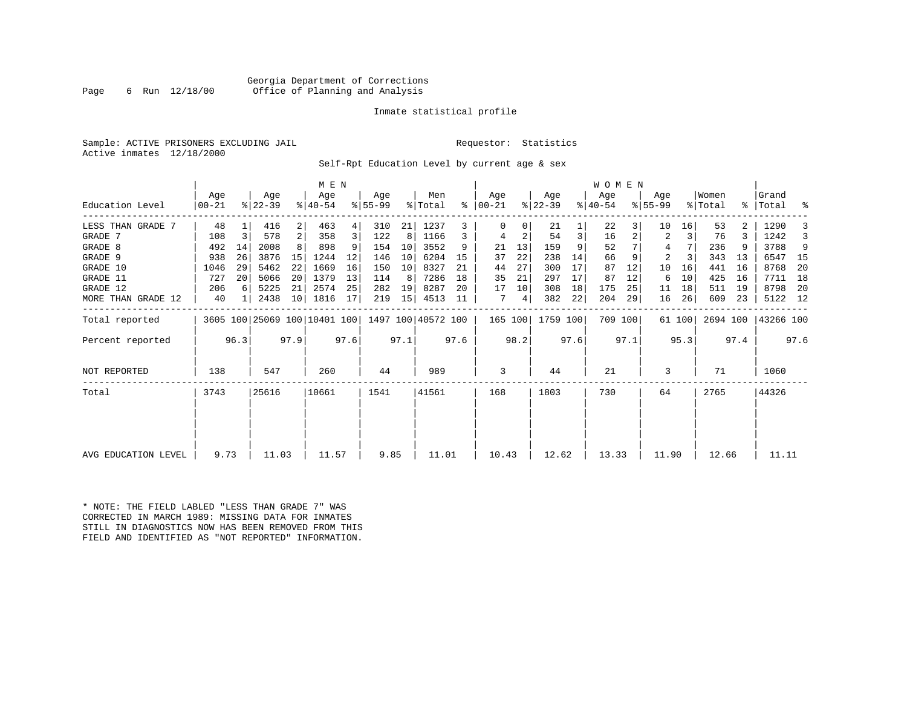Georgia Department of Corrections
Office of Planning and Analysis

Inmate statistical profile

Sample: ACTIVE PRISONERS EXCLUDING JAIL

Requestor: Statistics

Active inmates 12/18/2000

Self-Rpt Education Level by current age & sex

| Education Level | MEN Age 00-21 | % | Age 22-39 | % | Age 40-54 | % | Age 55-99 | % | Men Total | % | WOMEN Age 00-21 | % | Age 22-39 | % | Age 40-54 | % | Age 55-99 | % | Women Total | % | Grand Total | % |
|---|---|---|---|---|---|---|---|---|---|---|---|---|---|---|---|---|---|---|---|---|---|---|
| LESS THAN GRADE 7 | 48 | 1 | 416 | 2 | 463 | 4 | 310 | 21 | 1237 | 3 | 0 | 0 | 21 | 1 | 22 | 3 | 10 | 16 | 53 | 2 | 1290 | 3 |
| GRADE 7 | 108 | 3 | 578 | 2 | 358 | 3 | 122 | 8 | 1166 | 3 | 4 | 2 | 54 | 3 | 16 | 2 | 2 | 3 | 76 | 3 | 1242 | 3 |
| GRADE 8 | 492 | 14 | 2008 | 8 | 898 | 9 | 154 | 10 | 3552 | 9 | 21 | 13 | 159 | 9 | 52 | 7 | 4 | 7 | 236 | 9 | 3788 | 9 |
| GRADE 9 | 938 | 26 | 3876 | 15 | 1244 | 12 | 146 | 10 | 6204 | 15 | 37 | 22 | 238 | 14 | 66 | 9 | 2 | 3 | 343 | 13 | 6547 | 15 |
| GRADE 10 | 1046 | 29 | 5462 | 22 | 1669 | 16 | 150 | 10 | 8327 | 21 | 44 | 27 | 300 | 17 | 87 | 12 | 10 | 16 | 441 | 16 | 8768 | 20 |
| GRADE 11 | 727 | 20 | 5066 | 20 | 1379 | 13 | 114 | 8 | 7286 | 18 | 35 | 21 | 297 | 17 | 87 | 12 | 6 | 10 | 425 | 16 | 7711 | 18 |
| GRADE 12 | 206 | 6 | 5225 | 21 | 2574 | 25 | 282 | 19 | 8287 | 20 | 17 | 10 | 308 | 18 | 175 | 25 | 11 | 18 | 511 | 19 | 8798 | 20 |
| MORE THAN GRADE 12 | 40 | 1 | 2438 | 10 | 1816 | 17 | 219 | 15 | 4513 | 11 | 7 | 4 | 382 | 22 | 204 | 29 | 16 | 26 | 609 | 23 | 5122 | 12 |
| Total reported | 3605 | 100 | 25069 | 100 | 10401 | 100 | 1497 | 100 | 40572 | 100 | 165 | 100 | 1759 | 100 | 709 | 100 | 61 | 100 | 2694 | 100 | 43266 | 100 |
| Percent reported | | 96.3 | | 97.9 | | 97.6 | | 97.1 | | 97.6 | | 98.2 | | 97.6 | | 97.1 | | 95.3 | | 97.4 | | 97.6 |
| NOT REPORTED | 138 | | 547 | | 260 | | 44 | | 989 | | 3 | | 44 | | 21 | | 3 | | 71 | | 1060 | |
| Total | 3743 | | 25616 | | 10661 | | 1541 | | 41561 | | 168 | | 1803 | | 730 | | 64 | | 2765 | | 44326 | |
| AVG EDUCATION LEVEL | 9.73 | | 11.03 | | 11.57 | | 9.85 | | 11.01 | | 10.43 | | 12.62 | | 13.33 | | 11.90 | | 12.66 | | 11.11 | |

* NOTE: THE FIELD LABLED "LESS THAN GRADE 7" WAS CORRECTED IN MARCH 1989: MISSING DATA FOR INMATES STILL IN DIAGNOSTICS NOW HAS BEEN REMOVED FROM THIS FIELD AND IDENTIFIED AS "NOT REPORTED" INFORMATION.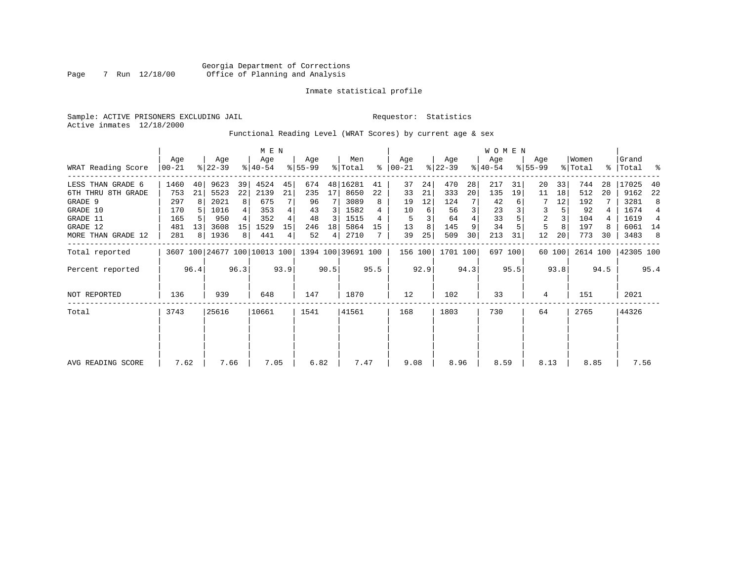Georgia Department of Corrections
Office of Planning and Analysis

Inmate statistical profile

Sample: ACTIVE PRISONERS EXCLUDING JAIL

Requestor: Statistics

Active inmates 12/18/2000

Functional Reading Level (WRAT Scores) by current age & sex

| WRAT Reading Score | MEN Age 00-21 | % | Age 22-39 | % | Age 40-54 | % | Age 55-99 | % | Men Total | % | WOMEN Age 00-21 | % | Age 22-39 | % | Age 40-54 | % | Age 55-99 | % | Women Total | % | Grand Total | % |
|---|---|---|---|---|---|---|---|---|---|---|---|---|---|---|---|---|---|---|---|---|---|---|
| LESS THAN GRADE 6 | 1460 | 40 | 9623 | 39 | 4524 | 45 | 674 | 48 | 16281 | 41 | 37 | 24 | 470 | 28 | 217 | 31 | 20 | 33 | 744 | 28 | 17025 | 40 |
| 6TH THRU 8TH GRADE | 753 | 21 | 5523 | 22 | 2139 | 21 | 235 | 17 | 8650 | 22 | 33 | 21 | 333 | 20 | 135 | 19 | 11 | 18 | 512 | 20 | 9162 | 22 |
| GRADE 9 | 297 | 8 | 2021 | 8 | 675 | 7 | 96 | 7 | 3089 | 8 | 19 | 12 | 124 | 7 | 42 | 6 | 7 | 12 | 192 | 7 | 3281 | 8 |
| GRADE 10 | 170 | 5 | 1016 | 4 | 353 | 4 | 43 | 3 | 1582 | 4 | 10 | 6 | 56 | 3 | 23 | 3 | 3 | 5 | 92 | 4 | 1674 | 4 |
| GRADE 11 | 165 | 5 | 950 | 4 | 352 | 4 | 48 | 3 | 1515 | 4 | 5 | 3 | 64 | 4 | 33 | 5 | 2 | 3 | 104 | 4 | 1619 | 4 |
| GRADE 12 | 481 | 13 | 3608 | 15 | 1529 | 15 | 246 | 18 | 5864 | 15 | 13 | 8 | 145 | 9 | 34 | 5 | 5 | 8 | 197 | 8 | 6061 | 14 |
| MORE THAN GRADE 12 | 281 | 8 | 1936 | 8 | 441 | 4 | 52 | 4 | 2710 | 7 | 39 | 25 | 509 | 30 | 213 | 31 | 12 | 20 | 773 | 30 | 3483 | 8 |
| Total reported | 3607 | 100 | 24677 | 100 | 10013 | 100 | 1394 | 100 | 39691 | 100 | 156 | 100 | 1701 | 100 | 697 | 100 | 60 | 100 | 2614 | 100 | 42305 | 100 |
| Percent reported | | 96.4 | | 96.3 | | 93.9 | | 90.5 | | 95.5 | | 92.9 | | 94.3 | | 95.5 | | 93.8 | | 94.5 | | 95.4 |
| NOT REPORTED | 136 | | 939 | | 648 | | 147 | | 1870 | | 12 | | 102 | | 33 | | 4 | | 151 | | 2021 | |
| Total | 3743 | | 25616 | | 10661 | | 1541 | | 41561 | | 168 | | 1803 | | 730 | | 64 | | 2765 | | 44326 | |
| AVG READING SCORE | 7.62 | | 7.66 | | 7.05 | | 6.82 | | 7.47 | | 9.08 | | 8.96 | | 8.59 | | 8.13 | | 8.85 | | 7.56 | |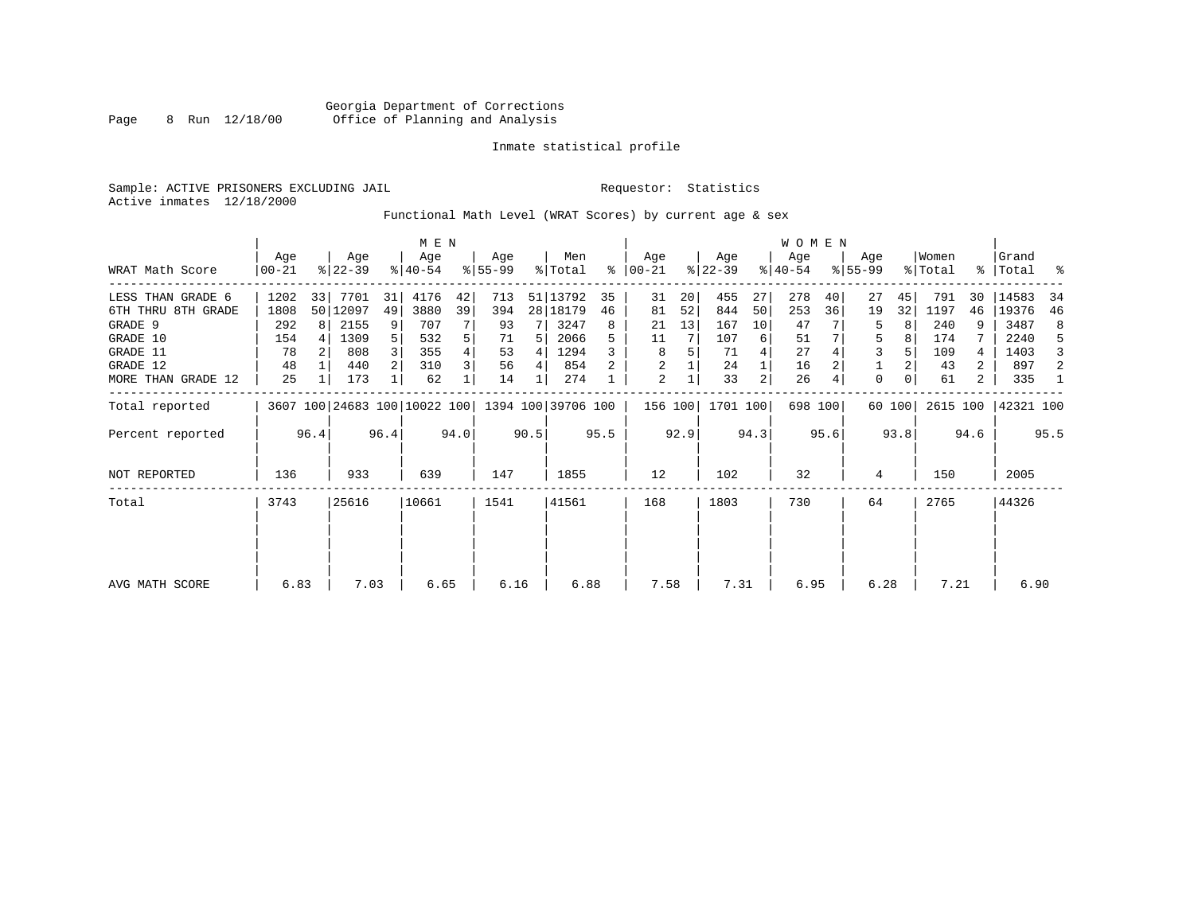Georgia Department of Corrections
Office of Planning and Analysis

Inmate statistical profile

Sample: ACTIVE PRISONERS EXCLUDING JAIL

Requestor: Statistics

Active inmates 12/18/2000

Functional Math Level (WRAT Scores) by current age & sex

| WRAT Math Score | MEN Age 00-21 | % | Age 22-39 | % | Age 40-54 | % | Age 55-99 | % | Men Total | % | WOMEN Age 00-21 | % | Age 22-39 | % | Age 40-54 | % | Age 55-99 | % | Women Total | % | Grand Total | % |
|---|---|---|---|---|---|---|---|---|---|---|---|---|---|---|---|---|---|---|---|---|---|---|
| LESS THAN GRADE 6 | 1202 | 33 | 7701 | 31 | 4176 | 42 | 713 | 51 | 13792 | 35 | 31 | 20 | 455 | 27 | 278 | 40 | 27 | 45 | 791 | 30 | 14583 | 34 |
| 6TH THRU 8TH GRADE | 1808 | 50 | 12097 | 49 | 3880 | 39 | 394 | 28 | 18179 | 46 | 81 | 52 | 844 | 50 | 253 | 36 | 19 | 32 | 1197 | 46 | 19376 | 46 |
| GRADE 9 | 292 | 8 | 2155 | 9 | 707 | 7 | 93 | 7 | 3247 | 8 | 21 | 13 | 167 | 10 | 47 | 7 | 5 | 8 | 240 | 9 | 3487 | 8 |
| GRADE 10 | 154 | 4 | 1309 | 5 | 532 | 5 | 71 | 5 | 2066 | 5 | 11 | 7 | 107 | 6 | 51 | 7 | 5 | 8 | 174 | 7 | 2240 | 5 |
| GRADE 11 | 78 | 2 | 808 | 3 | 355 | 4 | 53 | 4 | 1294 | 3 | 8 | 5 | 71 | 4 | 27 | 4 | 3 | 5 | 109 | 4 | 1403 | 3 |
| GRADE 12 | 48 | 1 | 440 | 2 | 310 | 3 | 56 | 4 | 854 | 2 | 2 | 1 | 24 | 1 | 16 | 2 | 1 | 2 | 43 | 2 | 897 | 2 |
| MORE THAN GRADE 12 | 25 | 1 | 173 | 1 | 62 | 1 | 14 | 1 | 274 | 1 | 2 | 1 | 33 | 2 | 26 | 4 | 0 | 0 | 61 | 2 | 335 | 1 |
| Total reported | 3607 | 100 | 24683 | 100 | 10022 | 100 | 1394 | 100 | 39706 | 100 | 156 | 100 | 1701 | 100 | 698 | 100 | 60 | 100 | 2615 | 100 | 42321 | 100 |
| Percent reported | | 96.4 | | 96.4 | | 94.0 | | 90.5 | | 95.5 | | 92.9 | | 94.3 | | 95.6 | | 93.8 | | 94.6 | | 95.5 |
| NOT REPORTED | 136 | | 933 | | 639 | | 147 | | 1855 | | 12 | | 102 | | 32 | | 4 | | 150 | | 2005 | |
| Total | 3743 | | 25616 | | 10661 | | 1541 | | 41561 | | 168 | | 1803 | | 730 | | 64 | | 2765 | | 44326 | |
| AVG MATH SCORE | 6.83 | | 7.03 | | 6.65 | | 6.16 | | 6.88 | | 7.58 | | 7.31 | | 6.95 | | 6.28 | | 7.21 | | 6.90 | |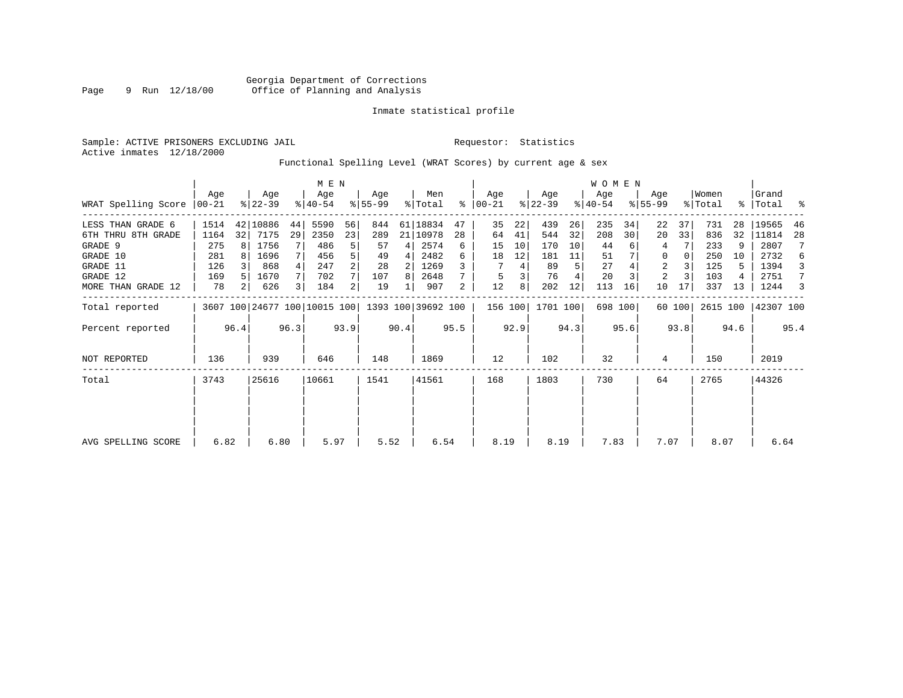Georgia Department of Corrections
Office of Planning and Analysis

Inmate statistical profile

Sample: ACTIVE PRISONERS EXCLUDING JAIL

Requestor: Statistics

Active inmates 12/18/2000

Functional Spelling Level (WRAT Scores) by current age & sex

| WRAT Spelling Score | MEN Age 00-21 | % | Age 22-39 | % | Age 40-54 | % | Age 55-99 | % | Men Total | % | WOMEN Age 00-21 | % | Age 22-39 | % | Age 40-54 | % | Age 55-99 | % | Women Total | % | Grand Total | % |
|---|---|---|---|---|---|---|---|---|---|---|---|---|---|---|---|---|---|---|---|---|---|---|
| LESS THAN GRADE 6 | 1514 | 42 | 10886 | 44 | 5590 | 56 | 844 | 61 | 18834 | 47 | 35 | 22 | 439 | 26 | 235 | 34 | 22 | 37 | 731 | 28 | 19565 | 46 |
| 6TH THRU 8TH GRADE | 1164 | 32 | 7175 | 29 | 2350 | 23 | 289 | 21 | 10978 | 28 | 64 | 41 | 544 | 32 | 208 | 30 | 20 | 33 | 836 | 32 | 11814 | 28 |
| GRADE 9 | 275 | 8 | 1756 | 7 | 486 | 5 | 57 | 4 | 2574 | 6 | 15 | 10 | 170 | 10 | 44 | 6 | 4 | 7 | 233 | 9 | 2807 | 7 |
| GRADE 10 | 281 | 8 | 1696 | 7 | 456 | 5 | 49 | 4 | 2482 | 6 | 18 | 12 | 181 | 11 | 51 | 7 | 0 | 0 | 250 | 10 | 2732 | 6 |
| GRADE 11 | 126 | 3 | 868 | 4 | 247 | 2 | 28 | 2 | 1269 | 3 | 7 | 4 | 89 | 5 | 27 | 4 | 2 | 3 | 125 | 5 | 1394 | 3 |
| GRADE 12 | 169 | 5 | 1670 | 7 | 702 | 7 | 107 | 8 | 2648 | 7 | 5 | 3 | 76 | 4 | 20 | 3 | 2 | 3 | 103 | 4 | 2751 | 7 |
| MORE THAN GRADE 12 | 78 | 2 | 626 | 3 | 184 | 2 | 19 | 1 | 907 | 2 | 12 | 8 | 202 | 12 | 113 | 16 | 10 | 17 | 337 | 13 | 1244 | 3 |
| Total reported | 3607 | 100 | 24677 | 100 | 10015 | 100 | 1393 | 100 | 39692 | 100 | 156 | 100 | 1701 | 100 | 698 | 100 | 60 | 100 | 2615 | 100 | 42307 | 100 |
| Percent reported | | 96.4 | | 96.3 | | 93.9 | | 90.4 | | 95.5 | | 92.9 | | 94.3 | | 95.6 | | 93.8 | | 94.6 | | 95.4 |
| NOT REPORTED | 136 | | 939 | | 646 | | 148 | | 1869 | | 12 | | 102 | | 32 | | 4 | | 150 | | 2019 | |
| Total | 3743 | | 25616 | | 10661 | | 1541 | | 41561 | | 168 | | 1803 | | 730 | | 64 | | 2765 | | 44326 | |
| AVG SPELLING SCORE | 6.82 | | 6.80 | | 5.97 | | 5.52 | | 6.54 | | 8.19 | | 8.19 | | 7.83 | | 7.07 | | 8.07 | | 6.64 | |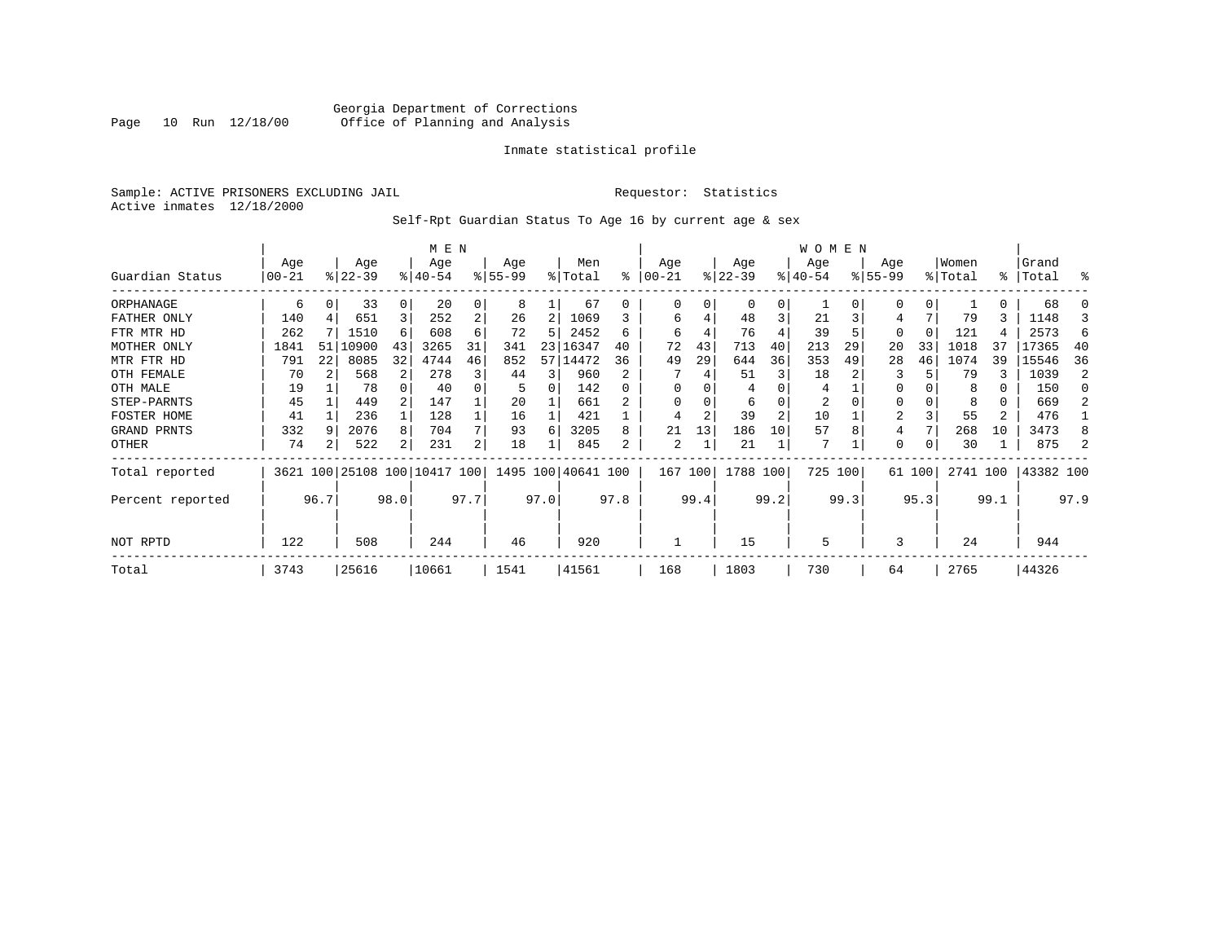Georgia Department of Corrections
Office of Planning and Analysis

Inmate statistical profile

Sample: ACTIVE PRISONERS EXCLUDING JAIL

Requestor: Statistics

Active inmates 12/18/2000

Self-Rpt Guardian Status To Age 16 by current age & sex

| Guardian Status | MEN Age 00-21 | % | Age 22-39 | % | Age 40-54 | % | Age 55-99 | % | Men Total | % | WOMEN Age 00-21 | % | Age 22-39 | % | Age 40-54 | % | Age 55-99 | % | Women Total | % | Grand Total | % |
|---|---|---|---|---|---|---|---|---|---|---|---|---|---|---|---|---|---|---|---|---|---|---|
| ORPHANAGE | 6 | 0 | 33 | 0 | 20 | 0 | 8 | 1 | 67 | 0 | 0 | 0 | 0 | 0 | 1 | 0 | 0 | 0 | 1 | 0 | 68 | 0 |
| FATHER ONLY | 140 | 4 | 651 | 3 | 252 | 2 | 26 | 2 | 1069 | 3 | 6 | 4 | 48 | 3 | 21 | 3 | 4 | 7 | 79 | 3 | 1148 | 3 |
| FTR MTR HD | 262 | 7 | 1510 | 6 | 608 | 6 | 72 | 5 | 2452 | 6 | 6 | 4 | 76 | 4 | 39 | 5 | 0 | 0 | 121 | 4 | 2573 | 6 |
| MOTHER ONLY | 1841 | 51 | 10900 | 43 | 3265 | 31 | 341 | 23 | 16347 | 40 | 72 | 43 | 713 | 40 | 213 | 29 | 20 | 33 | 1018 | 37 | 17365 | 40 |
| MTR FTR HD | 791 | 22 | 8085 | 32 | 4744 | 46 | 852 | 57 | 14472 | 36 | 49 | 29 | 644 | 36 | 353 | 49 | 28 | 46 | 1074 | 39 | 15546 | 36 |
| OTH FEMALE | 70 | 2 | 568 | 2 | 278 | 3 | 44 | 3 | 960 | 2 | 7 | 4 | 51 | 3 | 18 | 2 | 3 | 5 | 79 | 3 | 1039 | 2 |
| OTH MALE | 19 | 1 | 78 | 0 | 40 | 0 | 5 | 0 | 142 | 0 | 0 | 0 | 4 | 0 | 4 | 1 | 0 | 0 | 8 | 0 | 150 | 0 |
| STEP-PARNTS | 45 | 1 | 449 | 2 | 147 | 1 | 20 | 1 | 661 | 2 | 0 | 0 | 6 | 0 | 2 | 0 | 0 | 0 | 8 | 0 | 669 | 2 |
| FOSTER HOME | 41 | 1 | 236 | 1 | 128 | 1 | 16 | 1 | 421 | 1 | 4 | 2 | 39 | 2 | 10 | 1 | 2 | 3 | 55 | 2 | 476 | 1 |
| GRAND PRNTS | 332 | 9 | 2076 | 8 | 704 | 7 | 93 | 6 | 3205 | 8 | 21 | 13 | 186 | 10 | 57 | 8 | 4 | 7 | 268 | 10 | 3473 | 8 |
| OTHER | 74 | 2 | 522 | 2 | 231 | 2 | 18 | 1 | 845 | 2 | 2 | 1 | 21 | 1 | 7 | 1 | 0 | 0 | 30 | 1 | 875 | 2 |
| Total reported | 3621 | 100 | 25108 | 100 | 10417 | 100 | 1495 | 100 | 40641 | 100 | 167 | 100 | 1788 | 100 | 725 | 100 | 61 | 100 | 2741 | 100 | 43382 | 100 |
| Percent reported | | 96.7 | | 98.0 | | 97.7 | | 97.0 | | 97.8 | | 99.4 | | 99.2 | | 99.3 | | 95.3 | | 99.1 | | 97.9 |
| NOT RPTD | 122 | | 508 | | 244 | | 46 | | 920 | | 1 | | 15 | | 5 | | 3 | | 24 | | 944 | |
| Total | 3743 | | 25616 | | 10661 | | 1541 | | 41561 | | 168 | | 1803 | | 730 | | 64 | | 2765 | | 44326 | |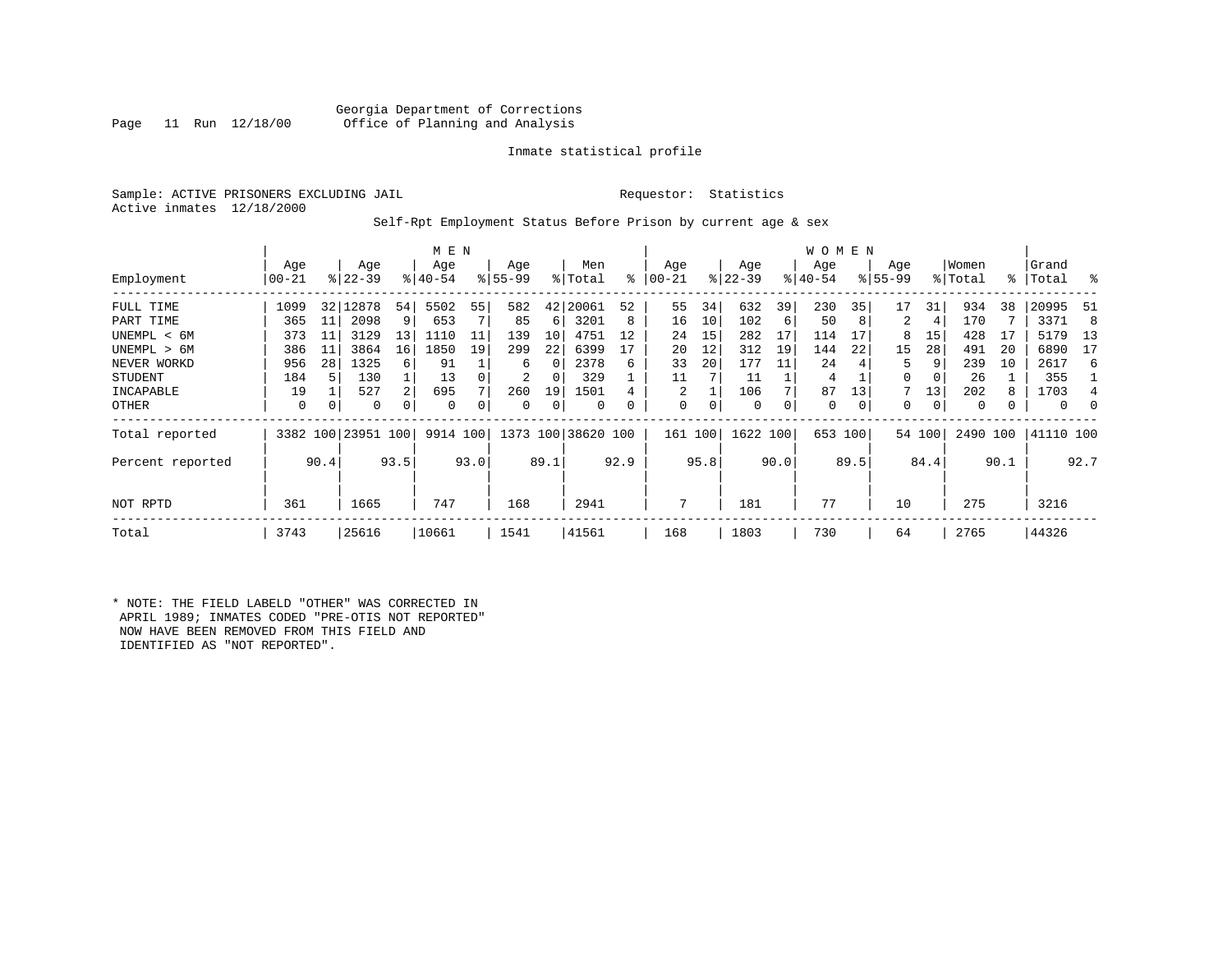Georgia Department of Corrections
Office of Planning and Analysis

Inmate statistical profile

Sample: ACTIVE PRISONERS EXCLUDING JAIL

Requestor: Statistics

Active inmates 12/18/2000

Self-Rpt Employment Status Before Prison by current age & sex

| Employment | MEN Age 00-21 | % | Age 22-39 | % | Age 40-54 | % | Age 55-99 | % | Men Total | % | WOMEN Age 00-21 | % | Age 22-39 | % | Age 40-54 | % | Age 55-99 | % | Women Total | % | Grand Total | % |
|---|---|---|---|---|---|---|---|---|---|---|---|---|---|---|---|---|---|---|---|---|---|---|
| FULL TIME | 1099 | 32 | 12878 | 54 | 5502 | 55 | 582 | 42 | 20061 | 52 | 55 | 34 | 632 | 39 | 230 | 35 | 17 | 31 | 934 | 38 | 20995 | 51 |
| PART TIME | 365 | 11 | 2098 | 9 | 653 | 7 | 85 | 6 | 3201 | 8 | 16 | 10 | 102 | 6 | 50 | 8 | 2 | 4 | 170 | 7 | 3371 | 8 |
| UNEMPL < 6M | 373 | 11 | 3129 | 13 | 1110 | 11 | 139 | 10 | 4751 | 12 | 24 | 15 | 282 | 17 | 114 | 17 | 8 | 15 | 428 | 17 | 5179 | 13 |
| UNEMPL > 6M | 386 | 11 | 3864 | 16 | 1850 | 19 | 299 | 22 | 6399 | 17 | 20 | 12 | 312 | 19 | 144 | 22 | 15 | 28 | 491 | 20 | 6890 | 17 |
| NEVER WORKD | 956 | 28 | 1325 | 6 | 91 | 1 | 6 | 0 | 2378 | 6 | 33 | 20 | 177 | 11 | 24 | 4 | 5 | 9 | 239 | 10 | 2617 | 6 |
| STUDENT | 184 | 5 | 130 | 1 | 13 | 0 | 2 | 0 | 329 | 1 | 11 | 7 | 11 | 1 | 4 | 1 | 0 | 0 | 26 | 1 | 355 | 1 |
| INCAPABLE | 19 | 1 | 527 | 2 | 695 | 7 | 260 | 19 | 1501 | 4 | 2 | 1 | 106 | 7 | 87 | 13 | 7 | 13 | 202 | 8 | 1703 | 4 |
| OTHER | 0 | 0 | 0 | 0 | 0 | 0 | 0 | 0 | 0 | 0 | 0 | 0 | 0 | 0 | 0 | 0 | 0 | 0 | 0 | 0 | 0 | 0 |
| Total reported | 3382 | 100 | 23951 | 100 | 9914 | 100 | 1373 | 100 | 38620 | 100 | 161 | 100 | 1622 | 100 | 653 | 100 | 54 | 100 | 2490 | 100 | 41110 | 100 |
| Percent reported | | 90.4 | | 93.5 | | 93.0 | | 89.1 | | 92.9 | | 95.8 | | 90.0 | | 89.5 | | 84.4 | | 90.1 | | 92.7 |
| NOT RPTD | 361 | | 1665 | | 747 | | 168 | | 2941 | | 7 | | 181 | | 77 | | 10 | | 275 | | 3216 | |
| Total | 3743 | | 25616 | | 10661 | | 1541 | | 41561 | | 168 | | 1803 | | 730 | | 64 | | 2765 | | 44326 | |

* NOTE: THE FIELD LABELD "OTHER" WAS CORRECTED IN APRIL 1989; INMATES CODED "PRE-OTIS NOT REPORTED" NOW HAVE BEEN REMOVED FROM THIS FIELD AND IDENTIFIED AS "NOT REPORTED".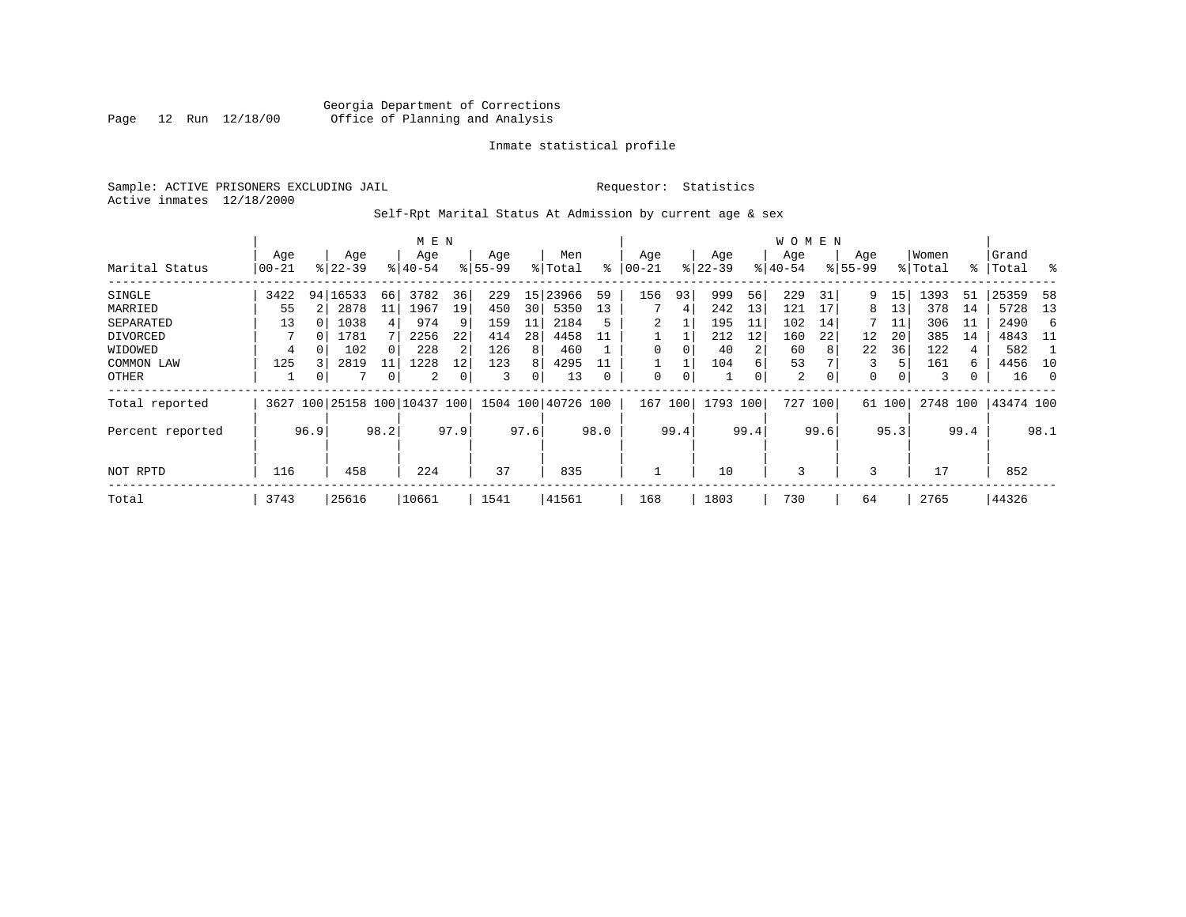Georgia Department of Corrections
Office of Planning and Analysis

Inmate statistical profile

Sample: ACTIVE PRISONERS EXCLUDING JAIL

Requestor: Statistics

Active inmates 12/18/2000

Self-Rpt Marital Status At Admission by current age & sex

| Marital Status | MEN Age 00-21 | % | Age 22-39 | % | Age 40-54 | % | Age 55-99 | % | Men Total | % | WOMEN Age 00-21 | % | Age 22-39 | % | Age 40-54 | % | Age 55-99 | % | Women Total | % | Grand Total | % |
|---|---|---|---|---|---|---|---|---|---|---|---|---|---|---|---|---|---|---|---|---|---|---|
| SINGLE | 3422 | 94 | 16533 | 66 | 3782 | 36 | 229 | 15 | 23966 | 59 | 156 | 93 | 999 | 56 | 229 | 31 | 9 | 15 | 1393 | 51 | 25359 | 58 |
| MARRIED | 55 | 2 | 2878 | 11 | 1967 | 19 | 450 | 30 | 5350 | 13 | 7 | 4 | 242 | 13 | 121 | 17 | 8 | 13 | 378 | 14 | 5728 | 13 |
| SEPARATED | 13 | 0 | 1038 | 4 | 974 | 9 | 159 | 11 | 2184 | 5 | 2 | 1 | 195 | 11 | 102 | 14 | 7 | 11 | 306 | 11 | 2490 | 6 |
| DIVORCED | 7 | 0 | 1781 | 7 | 2256 | 22 | 414 | 28 | 4458 | 11 | 1 | 1 | 212 | 12 | 160 | 22 | 12 | 20 | 385 | 14 | 4843 | 11 |
| WIDOWED | 4 | 0 | 102 | 0 | 228 | 2 | 126 | 8 | 460 | 1 | 0 | 0 | 40 | 2 | 60 | 8 | 22 | 36 | 122 | 4 | 582 | 1 |
| COMMON LAW | 125 | 3 | 2819 | 11 | 1228 | 12 | 123 | 8 | 4295 | 11 | 1 | 1 | 104 | 6 | 53 | 7 | 3 | 5 | 161 | 6 | 4456 | 10 |
| OTHER | 1 | 0 | 7 | 0 | 2 | 0 | 3 | 0 | 13 | 0 | 0 | 0 | 1 | 0 | 2 | 0 | 0 | 0 | 3 | 0 | 16 | 0 |
| Total reported | 3627 | 100 | 25158 | 100 | 10437 | 100 | 1504 | 100 | 40726 | 100 | 167 | 100 | 1793 | 100 | 727 | 100 | 61 | 100 | 2748 | 100 | 43474 | 100 |
| Percent reported | | 96.9 | | 98.2 | | 97.9 | | 97.6 | | 98.0 | | 99.4 | | 99.4 | | 99.6 | | 95.3 | | 99.4 | | 98.1 |
| NOT RPTD | 116 | | 458 | | 224 | | 37 | | 835 | | 1 | | 10 | | 3 | | 3 | | 17 | | 852 | |
| Total | 3743 | | 25616 | | 10661 | | 1541 | | 41561 | | 168 | | 1803 | | 730 | | 64 | | 2765 | | 44326 | |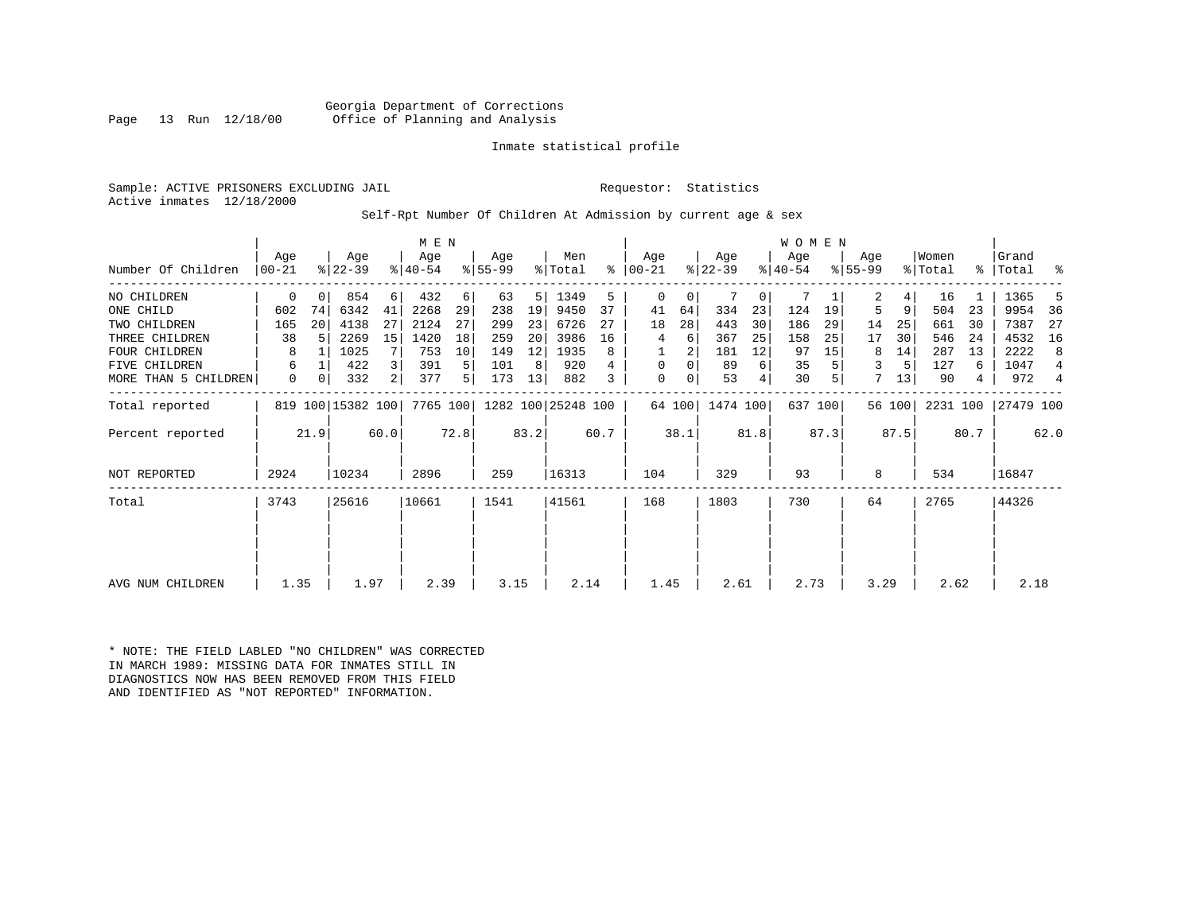Georgia Department of Corrections
Office of Planning and Analysis

Inmate statistical profile

Sample: ACTIVE PRISONERS EXCLUDING JAIL

Requestor: Statistics

Active inmates 12/18/2000

Self-Rpt Number Of Children At Admission by current age & sex

| Number Of Children | MEN Age 00-21 | % | Age 22-39 | % | Age 40-54 | % | Age 55-99 | % | Men Total | % | WOMEN Age 00-21 | % | Age 22-39 | % | Age 40-54 | % | Age 55-99 | % | Women Total | % | Grand Total | % |
|---|---|---|---|---|---|---|---|---|---|---|---|---|---|---|---|---|---|---|---|---|---|---|
| NO CHILDREN | 0 | 0 | 854 | 6 | 432 | 6 | 63 | 5 | 1349 | 5 | 0 | 0 | 7 | 0 | 7 | 1 | 2 | 4 | 16 | 1 | 1365 | 5 |
| ONE CHILD | 602 | 74 | 6342 | 41 | 2268 | 29 | 238 | 19 | 9450 | 37 | 41 | 64 | 334 | 23 | 124 | 19 | 5 | 9 | 504 | 23 | 9954 | 36 |
| TWO CHILDREN | 165 | 20 | 4138 | 27 | 2124 | 27 | 299 | 23 | 6726 | 27 | 18 | 28 | 443 | 30 | 186 | 29 | 14 | 25 | 661 | 30 | 7387 | 27 |
| THREE CHILDREN | 38 | 5 | 2269 | 15 | 1420 | 18 | 259 | 20 | 3986 | 16 | 4 | 6 | 367 | 25 | 158 | 25 | 17 | 30 | 546 | 24 | 4532 | 16 |
| FOUR CHILDREN | 8 | 1 | 1025 | 7 | 753 | 10 | 149 | 12 | 1935 | 8 | 1 | 2 | 181 | 12 | 97 | 15 | 8 | 14 | 287 | 13 | 2222 | 8 |
| FIVE CHILDREN | 6 | 1 | 422 | 3 | 391 | 5 | 101 | 8 | 920 | 4 | 0 | 0 | 89 | 6 | 35 | 5 | 3 | 5 | 127 | 6 | 1047 | 4 |
| MORE THAN 5 CHILDREN | 0 | 0 | 332 | 2 | 377 | 5 | 173 | 13 | 882 | 3 | 0 | 0 | 53 | 4 | 30 | 5 | 7 | 13 | 90 | 4 | 972 | 4 |
| Total reported | 819 | 100 | 15382 | 100 | 7765 | 100 | 1282 | 100 | 25248 | 100 | 64 | 100 | 1474 | 100 | 637 | 100 | 56 | 100 | 2231 | 100 | 27479 | 100 |
| Percent reported | | 21.9 | | 60.0 | | 72.8 | | 83.2 | | 60.7 | | 38.1 | | 81.8 | | 87.3 | | 87.5 | | 80.7 | | 62.0 |
| NOT REPORTED | 2924 | | 10234 | | 2896 | | 259 | | 16313 | | 104 | | 329 | | 93 | | 8 | | 534 | | 16847 | |
| Total | 3743 | | 25616 | | 10661 | | 1541 | | 41561 | | 168 | | 1803 | | 730 | | 64 | | 2765 | | 44326 | |
| AVG NUM CHILDREN | 1.35 | | 1.97 | | 2.39 | | 3.15 | | 2.14 | | 1.45 | | 2.61 | | 2.73 | | 3.29 | | 2.62 | | 2.18 | |

* NOTE: THE FIELD LABLED "NO CHILDREN" WAS CORRECTED IN MARCH 1989: MISSING DATA FOR INMATES STILL IN DIAGNOSTICS NOW HAS BEEN REMOVED FROM THIS FIELD AND IDENTIFIED AS "NOT REPORTED" INFORMATION.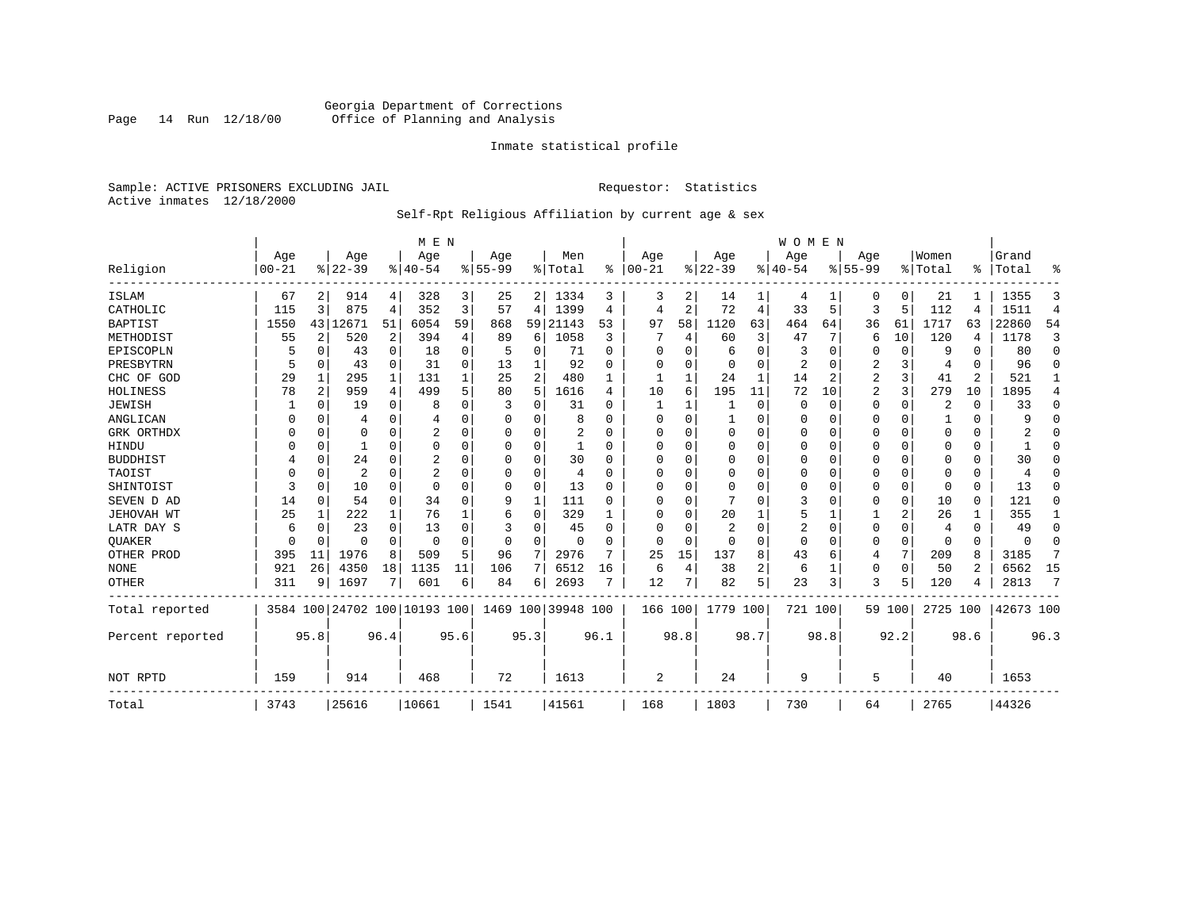Georgia Department of Corrections
Office of Planning and Analysis

Inmate statistical profile

Sample: ACTIVE PRISONERS EXCLUDING JAIL

Requestor: Statistics

Active inmates 12/18/2000

Self-Rpt Religious Affiliation by current age & sex

| Religion | MEN Age 00-21 | % | Age 22-39 | % | Age 40-54 | % | Age 55-99 | % | Men Total | % | WOMEN Age 00-21 | % | Age 22-39 | % | Age 40-54 | % | Age 55-99 | % | Women Total | % | Grand Total | % |
|---|---|---|---|---|---|---|---|---|---|---|---|---|---|---|---|---|---|---|---|---|---|---|
| ISLAM | 67 | 2 | 914 | 4 | 328 | 3 | 25 | 2 | 1334 | 3 | 3 | 2 | 14 | 1 | 4 | 1 | 0 | 0 | 21 | 1 | 1355 | 3 |
| CATHOLIC | 115 | 3 | 875 | 4 | 352 | 3 | 57 | 4 | 1399 | 4 | 4 | 2 | 72 | 4 | 33 | 5 | 3 | 5 | 112 | 4 | 1511 | 4 |
| BAPTIST | 1550 | 43 | 12671 | 51 | 6054 | 59 | 868 | 59 | 21143 | 53 | 97 | 58 | 1120 | 63 | 464 | 64 | 36 | 61 | 1717 | 63 | 22860 | 54 |
| METHODIST | 55 | 2 | 520 | 2 | 394 | 4 | 89 | 6 | 1058 | 3 | 7 | 4 | 60 | 3 | 47 | 7 | 6 | 10 | 120 | 4 | 1178 | 3 |
| EPISCOPLN | 5 | 0 | 43 | 0 | 18 | 0 | 5 | 0 | 71 | 0 | 0 | 0 | 6 | 0 | 3 | 0 | 0 | 0 | 9 | 0 | 80 | 0 |
| PRESBYTRN | 5 | 0 | 43 | 0 | 31 | 0 | 13 | 1 | 92 | 0 | 0 | 0 | 0 | 0 | 2 | 0 | 2 | 3 | 4 | 0 | 96 | 0 |
| CHC OF GOD | 29 | 1 | 295 | 1 | 131 | 1 | 25 | 2 | 480 | 1 | 1 | 1 | 24 | 1 | 14 | 2 | 2 | 3 | 41 | 2 | 521 | 1 |
| HOLINESS | 78 | 2 | 959 | 4 | 499 | 5 | 80 | 5 | 1616 | 4 | 10 | 6 | 195 | 11 | 72 | 10 | 2 | 3 | 279 | 10 | 1895 | 4 |
| JEWISH | 1 | 0 | 19 | 0 | 8 | 0 | 3 | 0 | 31 | 0 | 1 | 1 | 1 | 0 | 0 | 0 | 0 | 0 | 2 | 0 | 33 | 0 |
| ANGLICAN | 0 | 0 | 4 | 0 | 4 | 0 | 0 | 0 | 8 | 0 | 0 | 0 | 1 | 0 | 0 | 0 | 0 | 0 | 1 | 0 | 9 | 0 |
| GRK ORTHDX | 0 | 0 | 0 | 0 | 2 | 0 | 0 | 0 | 2 | 0 | 0 | 0 | 0 | 0 | 0 | 0 | 0 | 0 | 0 | 0 | 2 | 0 |
| HINDU | 0 | 0 | 1 | 0 | 0 | 0 | 0 | 0 | 1 | 0 | 0 | 0 | 0 | 0 | 0 | 0 | 0 | 0 | 0 | 0 | 1 | 0 |
| BUDDHIST | 4 | 0 | 24 | 0 | 2 | 0 | 0 | 0 | 30 | 0 | 0 | 0 | 0 | 0 | 0 | 0 | 0 | 0 | 0 | 0 | 30 | 0 |
| TAOIST | 0 | 0 | 2 | 0 | 2 | 0 | 0 | 0 | 4 | 0 | 0 | 0 | 0 | 0 | 0 | 0 | 0 | 0 | 0 | 0 | 4 | 0 |
| SHINTOIST | 3 | 0 | 10 | 0 | 0 | 0 | 0 | 0 | 13 | 0 | 0 | 0 | 0 | 0 | 0 | 0 | 0 | 0 | 0 | 0 | 13 | 0 |
| SEVEN D AD | 14 | 0 | 54 | 0 | 34 | 0 | 9 | 1 | 111 | 0 | 0 | 0 | 7 | 0 | 3 | 0 | 0 | 0 | 10 | 0 | 121 | 0 |
| JEHOVAH WT | 25 | 1 | 222 | 1 | 76 | 1 | 6 | 0 | 329 | 1 | 0 | 0 | 20 | 1 | 5 | 1 | 1 | 2 | 26 | 1 | 355 | 1 |
| LATR DAY S | 6 | 0 | 23 | 0 | 13 | 0 | 3 | 0 | 45 | 0 | 0 | 0 | 2 | 0 | 2 | 0 | 0 | 0 | 4 | 0 | 49 | 0 |
| QUAKER | 0 | 0 | 0 | 0 | 0 | 0 | 0 | 0 | 0 | 0 | 0 | 0 | 0 | 0 | 0 | 0 | 0 | 0 | 0 | 0 | 0 | 0 |
| OTHER PROD | 395 | 11 | 1976 | 8 | 509 | 5 | 96 | 7 | 2976 | 7 | 25 | 15 | 137 | 8 | 43 | 6 | 4 | 7 | 209 | 8 | 3185 | 7 |
| NONE | 921 | 26 | 4350 | 18 | 1135 | 11 | 106 | 7 | 6512 | 16 | 6 | 4 | 38 | 2 | 6 | 1 | 0 | 0 | 50 | 2 | 6562 | 15 |
| OTHER | 311 | 9 | 1697 | 7 | 601 | 6 | 84 | 6 | 2693 | 7 | 12 | 7 | 82 | 5 | 23 | 3 | 3 | 5 | 120 | 4 | 2813 | 7 |
| Total reported | 3584 | 100 | 24702 | 100 | 10193 | 100 | 1469 | 100 | 39948 | 100 | 166 | 100 | 1779 | 100 | 721 | 100 | 59 | 100 | 2725 | 100 | 42673 | 100 |
| Percent reported | | 95.8 | | 96.4 | | 95.6 | | 95.3 | | 96.1 | | 98.8 | | 98.7 | | 98.8 | | 92.2 | | 98.6 | | 96.3 |
| NOT RPTD | 159 | | 914 | | 468 | | 72 | | 1613 | | 2 | | 24 | | 9 | | 5 | | 40 | | 1653 | |
| Total | 3743 | | 25616 | | 10661 | | 1541 | | 41561 | | 168 | | 1803 | | 730 | | 64 | | 2765 | | 44326 | |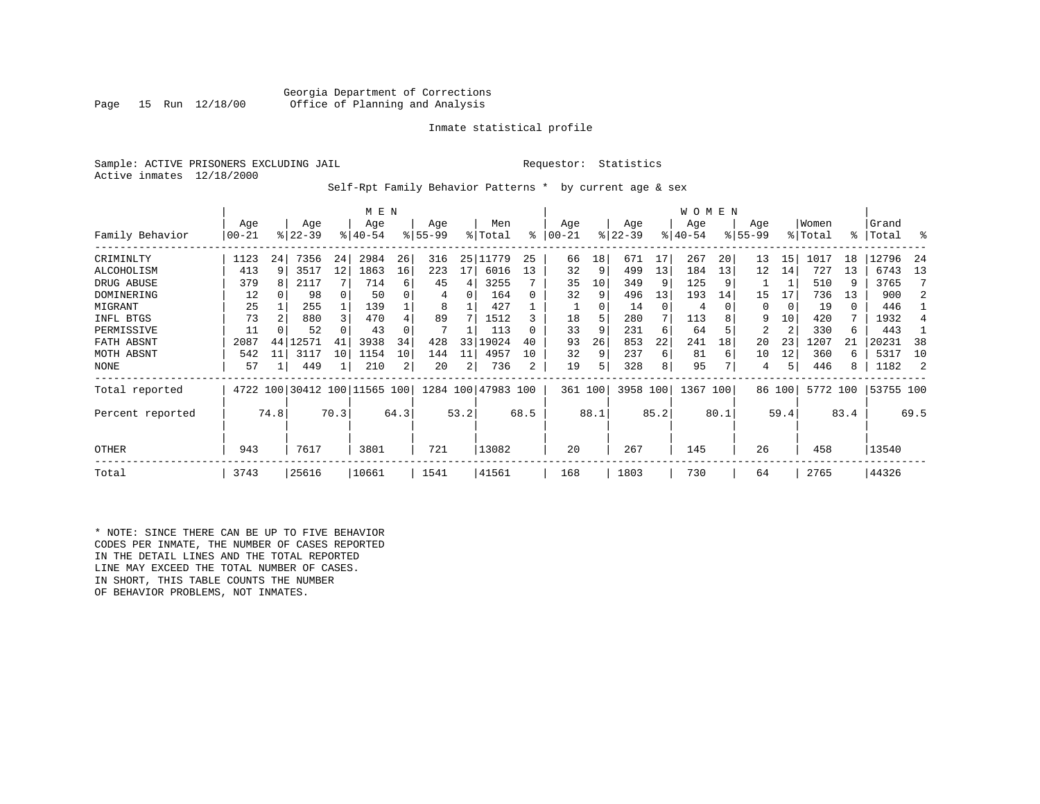Georgia Department of Corrections
Office of Planning and Analysis

Inmate statistical profile

Sample: ACTIVE PRISONERS EXCLUDING JAIL     Requestor: Statistics
Active inmates 12/18/2000

Self-Rpt Family Behavior Patterns * by current age & sex

| Family Behavior | MEN Age 00-21 | % | Age 22-39 | % | Age 40-54 | % | Age 55-99 | % | Men Total | % | WOMEN Age 00-21 | % | Age 22-39 | % | Age 40-54 | % | Age 55-99 | % | Women Total | % | Grand Total | % |
|---|---|---|---|---|---|---|---|---|---|---|---|---|---|---|---|---|---|---|---|---|---|---|
| CRIMINLTY | 1123 | 24 | 7356 | 24 | 2984 | 26 | 316 | 25 | 11779 | 25 | 66 | 18 | 671 | 17 | 267 | 20 | 13 | 15 | 1017 | 18 | 12796 | 24 |
| ALCOHOLISM | 413 | 9 | 3517 | 12 | 1863 | 16 | 223 | 17 | 6016 | 13 | 32 | 9 | 499 | 13 | 184 | 13 | 12 | 14 | 727 | 13 | 6743 | 13 |
| DRUG ABUSE | 379 | 8 | 2117 | 7 | 714 | 6 | 45 | 4 | 3255 | 7 | 35 | 10 | 349 | 9 | 125 | 9 | 1 | 1 | 510 | 9 | 3765 | 7 |
| DOMINERING | 12 | 0 | 98 | 0 | 50 | 0 | 4 | 0 | 164 | 0 | 32 | 9 | 496 | 13 | 193 | 14 | 15 | 17 | 736 | 13 | 900 | 2 |
| MIGRANT | 25 | 1 | 255 | 1 | 139 | 1 | 8 | 1 | 427 | 1 | 1 | 0 | 14 | 0 | 4 | 0 | 0 | 0 | 19 | 0 | 446 | 1 |
| INFL BTGS | 73 | 2 | 880 | 3 | 470 | 4 | 89 | 7 | 1512 | 3 | 18 | 5 | 280 | 7 | 113 | 8 | 9 | 10 | 420 | 7 | 1932 | 4 |
| PERMISSIVE | 11 | 0 | 52 | 0 | 43 | 0 | 7 | 1 | 113 | 0 | 33 | 9 | 231 | 6 | 64 | 5 | 2 | 2 | 330 | 6 | 443 | 1 |
| FATH ABSNT | 2087 | 44 | 12571 | 41 | 3938 | 34 | 428 | 33 | 19024 | 40 | 93 | 26 | 853 | 22 | 241 | 18 | 20 | 23 | 1207 | 21 | 20231 | 38 |
| MOTH ABSNT | 542 | 11 | 3117 | 10 | 1154 | 10 | 144 | 11 | 4957 | 10 | 32 | 9 | 237 | 6 | 81 | 6 | 10 | 12 | 360 | 6 | 5317 | 10 |
| NONE | 57 | 1 | 449 | 1 | 210 | 2 | 20 | 2 | 736 | 2 | 19 | 5 | 328 | 8 | 95 | 7 | 4 | 5 | 446 | 8 | 1182 | 2 |
| Total reported | 4722 | 100 | 30412 | 100 | 11565 | 100 | 1284 | 100 | 47983 | 100 | 361 | 100 | 3958 | 100 | 1367 | 100 | 86 | 100 | 5772 | 100 | 53755 | 100 |
| Percent reported | | 74.8 | | 70.3 | | 64.3 | | 53.2 | | 68.5 | | 88.1 | | 85.2 | | 80.1 | | 59.4 | | 83.4 | | 69.5 |
| OTHER | 943 | | 7617 | | 3801 | | 721 | | 13082 | | 20 | | 267 | | 145 | | 26 | | 458 | | 13540 | |
| Total | 3743 | | 25616 | | 10661 | | 1541 | | 41561 | | 168 | | 1803 | | 730 | | 64 | | 2765 | | 44326 | |

* NOTE: SINCE THERE CAN BE UP TO FIVE BEHAVIOR CODES PER INMATE, THE NUMBER OF CASES REPORTED IN THE DETAIL LINES AND THE TOTAL REPORTED LINE MAY EXCEED THE TOTAL NUMBER OF CASES. IN SHORT, THIS TABLE COUNTS THE NUMBER OF BEHAVIOR PROBLEMS, NOT INMATES.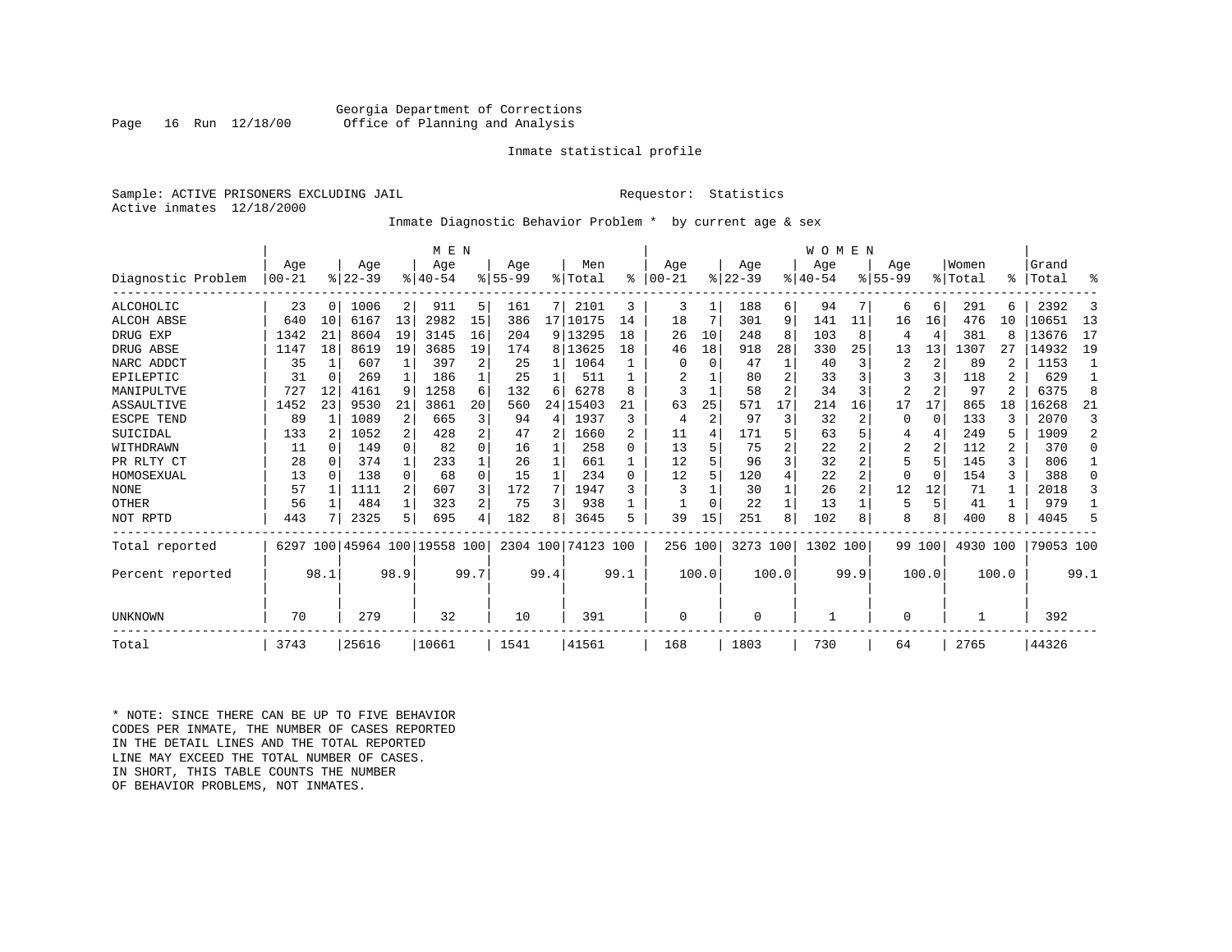Georgia Department of Corrections
Office of Planning and Analysis

Inmate statistical profile

Sample: ACTIVE PRISONERS EXCLUDING JAIL    Requestor: Statistics
Active inmates 12/18/2000

Inmate Diagnostic Behavior Problem * by current age & sex

| | MEN | | | | | | | | | | WOMEN | | | | | | | | | | | |
|---|---|---|---|---|---|---|---|---|---|---|---|---|---|---|---|---|---|---|---|---|---|---|
| Diagnostic Problem | Age 00-21 | % | Age 22-39 | % | Age 40-54 | % | Age 55-99 | % | Men Total | % | Age 00-21 | % | Age 22-39 | % | Age 40-54 | % | Age 55-99 | % | Women Total | % | Grand Total | % |
| ALCOHOLIC | 23 | 0 | 1006 | 2 | 911 | 5 | 161 | 7 | 2101 | 3 | 3 | 1 | 188 | 6 | 94 | 7 | 6 | 6 | 291 | 6 | 2392 | 3 |
| ALCOH ABSE | 640 | 10 | 6167 | 13 | 2982 | 15 | 386 | 17 | 10175 | 14 | 18 | 7 | 301 | 9 | 141 | 11 | 16 | 16 | 476 | 10 | 10651 | 13 |
| DRUG EXP | 1342 | 21 | 8604 | 19 | 3145 | 16 | 204 | 9 | 13295 | 18 | 26 | 10 | 248 | 8 | 103 | 8 | 4 | 4 | 381 | 8 | 13676 | 17 |
| DRUG ABSE | 1147 | 18 | 8619 | 19 | 3685 | 19 | 174 | 8 | 13625 | 18 | 46 | 18 | 918 | 28 | 330 | 25 | 13 | 13 | 1307 | 27 | 14932 | 19 |
| NARC ADDCT | 35 | 1 | 607 | 1 | 397 | 2 | 25 | 1 | 1064 | 1 | 0 | 0 | 47 | 1 | 40 | 3 | 2 | 2 | 89 | 2 | 1153 | 1 |
| EPILEPTIC | 31 | 0 | 269 | 1 | 186 | 1 | 25 | 1 | 511 | 1 | 2 | 1 | 80 | 2 | 33 | 3 | 3 | 3 | 118 | 2 | 629 | 1 |
| MANIPULTVE | 727 | 12 | 4161 | 9 | 1258 | 6 | 132 | 6 | 6278 | 8 | 3 | 1 | 58 | 2 | 34 | 3 | 2 | 2 | 97 | 2 | 6375 | 8 |
| ASSAULTIVE | 1452 | 23 | 9530 | 21 | 3861 | 20 | 560 | 24 | 15403 | 21 | 63 | 25 | 571 | 17 | 214 | 16 | 17 | 17 | 865 | 18 | 16268 | 21 |
| ESCPE TEND | 89 | 1 | 1089 | 2 | 665 | 3 | 94 | 4 | 1937 | 3 | 4 | 2 | 97 | 3 | 32 | 2 | 0 | 0 | 133 | 3 | 2070 | 3 |
| SUICIDAL | 133 | 2 | 1052 | 2 | 428 | 2 | 47 | 2 | 1660 | 2 | 11 | 4 | 171 | 5 | 63 | 5 | 4 | 4 | 249 | 5 | 1909 | 2 |
| WITHDRAWN | 11 | 0 | 149 | 0 | 82 | 0 | 16 | 1 | 258 | 0 | 13 | 5 | 75 | 2 | 22 | 2 | 2 | 2 | 112 | 2 | 370 | 0 |
| PR RLTY CT | 28 | 0 | 374 | 1 | 233 | 1 | 26 | 1 | 661 | 1 | 12 | 5 | 96 | 3 | 32 | 2 | 5 | 5 | 145 | 3 | 806 | 1 |
| HOMOSEXUAL | 13 | 0 | 138 | 0 | 68 | 0 | 15 | 1 | 234 | 0 | 12 | 5 | 120 | 4 | 22 | 2 | 0 | 0 | 154 | 3 | 388 | 0 |
| NONE | 57 | 1 | 1111 | 2 | 607 | 3 | 172 | 7 | 1947 | 3 | 3 | 1 | 30 | 1 | 26 | 2 | 12 | 12 | 71 | 1 | 2018 | 3 |
| OTHER | 56 | 1 | 484 | 1 | 323 | 2 | 75 | 3 | 938 | 1 | 1 | 0 | 22 | 1 | 13 | 1 | 5 | 5 | 41 | 1 | 979 | 1 |
| NOT RPTD | 443 | 7 | 2325 | 5 | 695 | 4 | 182 | 8 | 3645 | 5 | 39 | 15 | 251 | 8 | 102 | 8 | 8 | 8 | 400 | 8 | 4045 | 5 |
| Total reported | 6297 | 100 | 45964 | 100 | 19558 | 100 | 2304 | 100 | 74123 | 100 | 256 | 100 | 3273 | 100 | 1302 | 100 | 99 | 100 | 4930 | 100 | 79053 | 100 |
| Percent reported | | 98.1 | | 98.9 | | 99.7 | | 99.4 | | 99.1 | | 100.0 | | 100.0 | | 99.9 | | 100.0 | | 100.0 | | 99.1 |
| UNKNOWN | 70 | | 279 | | 32 | | 10 | | 391 | | 0 | | 0 | | 1 | | 0 | | 1 | | 392 | |
| Total | 3743 | | 25616 | | 10661 | | 1541 | | 41561 | | 168 | | 1803 | | 730 | | 64 | | 2765 | | 44326 | |

* NOTE: SINCE THERE CAN BE UP TO FIVE BEHAVIOR CODES PER INMATE, THE NUMBER OF CASES REPORTED IN THE DETAIL LINES AND THE TOTAL REPORTED LINE MAY EXCEED THE TOTAL NUMBER OF CASES. IN SHORT, THIS TABLE COUNTS THE NUMBER OF BEHAVIOR PROBLEMS, NOT INMATES.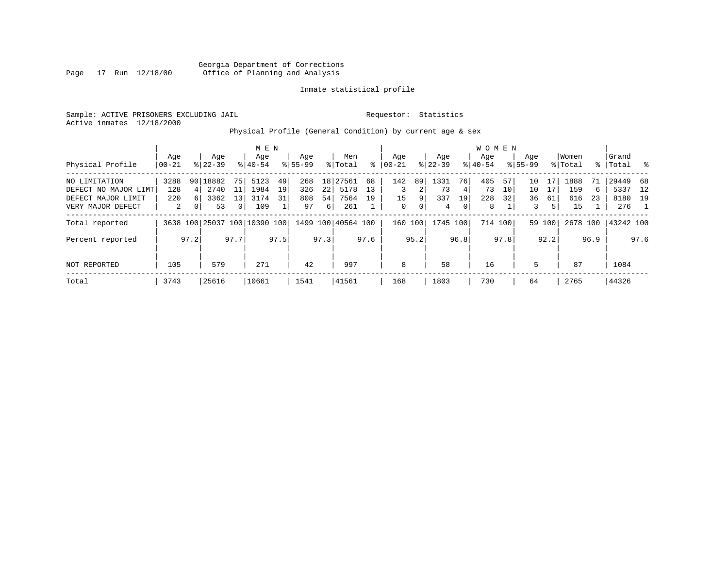Georgia Department of Corrections
Office of Planning and Analysis

Inmate statistical profile

Sample: ACTIVE PRISONERS EXCLUDING JAIL

Requestor: Statistics

Active inmates 12/18/2000

Physical Profile (General Condition) by current age & sex

| Physical Profile | MEN Age 00-21 | % | Age 22-39 | % | Age 40-54 | % | Age 55-99 | % | Men Total | % | WOMEN Age 00-21 | % | Age 22-39 | % | Age 40-54 | % | Age 55-99 | % | Women Total | % | Grand Total | % |
|---|---|---|---|---|---|---|---|---|---|---|---|---|---|---|---|---|---|---|---|---|---|---|
| NO LIMITATION | 3288 | 90 | 18882 | 75 | 5123 | 49 | 268 | 18 | 27561 | 68 | 142 | 89 | 1331 | 76 | 405 | 57 | 10 | 17 | 1888 | 71 | 29449 | 68 |
| DEFECT NO MAJOR LIMT | 128 | 4 | 2740 | 11 | 1984 | 19 | 326 | 22 | 5178 | 13 | 3 | 2 | 73 | 4 | 73 | 10 | 10 | 17 | 159 | 6 | 5337 | 12 |
| DEFECT MAJOR LIMIT | 220 | 6 | 3362 | 13 | 3174 | 31 | 808 | 54 | 7564 | 19 | 15 | 9 | 337 | 19 | 228 | 32 | 36 | 61 | 616 | 23 | 8180 | 19 |
| VERY MAJOR DEFECT | 2 | 0 | 53 | 0 | 109 | 1 | 97 | 6 | 261 | 1 | 0 | 0 | 4 | 0 | 8 | 1 | 3 | 5 | 15 | 1 | 276 | 1 |
| Total reported | 3638 | 100 | 25037 | 100 | 10390 | 100 | 1499 | 100 | 40564 | 100 | 160 | 100 | 1745 | 100 | 714 | 100 | 59 | 100 | 2678 | 100 | 43242 | 100 |
| Percent reported | | 97.2 | | 97.7 | | 97.5 | | 97.3 | | 97.6 | | 95.2 | | 96.8 | | 97.8 | | 92.2 | | 96.9 | | 97.6 |
| NOT REPORTED | 105 | | 579 | | 271 | | 42 | | 997 | | 8 | | 58 | | 16 | | 5 | | 87 | | 1084 | |
| Total | 3743 | | 25616 | | 10661 | | 1541 | | 41561 | | 168 | | 1803 | | 730 | | 64 | | 2765 | | 44326 | |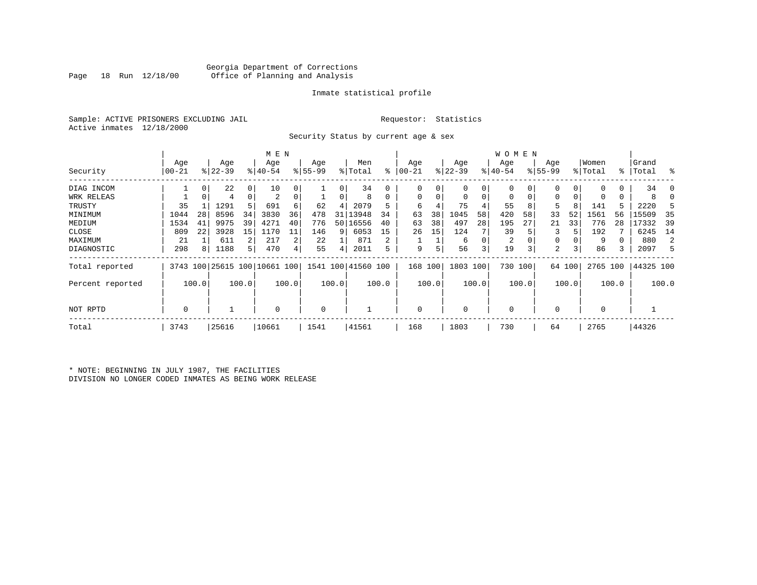Georgia Department of Corrections
Office of Planning and Analysis

Inmate statistical profile

Sample: ACTIVE PRISONERS EXCLUDING JAIL

Requestor: Statistics

Active inmates 12/18/2000

Security Status by current age & sex

| Security | MEN Age 00-21 | % | Age 22-39 | % | Age 40-54 | % | Age 55-99 | % | Men Total | % | WOMEN Age 00-21 | % | Age 22-39 | % | Age 40-54 | % | Age 55-99 | % | Women Total | % | Grand Total | % |
|---|---|---|---|---|---|---|---|---|---|---|---|---|---|---|---|---|---|---|---|---|---|---|
| DIAG INCOM | 1 | 0 | 22 | 0 | 10 | 0 | 1 | 0 | 34 | 0 | 0 | 0 | 0 | 0 | 0 | 0 | 0 | 0 | 0 | 0 | 34 | 0 |
| WRK RELEAS | 1 | 0 | 4 | 0 | 2 | 0 | 1 | 0 | 8 | 0 | 0 | 0 | 0 | 0 | 0 | 0 | 0 | 0 | 0 | 0 | 8 | 0 |
| TRUSTY | 35 | 1 | 1291 | 5 | 691 | 6 | 62 | 4 | 2079 | 5 | 6 | 4 | 75 | 4 | 55 | 8 | 5 | 8 | 141 | 5 | 2220 | 5 |
| MINIMUM | 1044 | 28 | 8596 | 34 | 3830 | 36 | 478 | 31 | 13948 | 34 | 63 | 38 | 1045 | 58 | 420 | 58 | 33 | 52 | 1561 | 56 | 15509 | 35 |
| MEDIUM | 1534 | 41 | 9975 | 39 | 4271 | 40 | 776 | 50 | 16556 | 40 | 63 | 38 | 497 | 28 | 195 | 27 | 21 | 33 | 776 | 28 | 17332 | 39 |
| CLOSE | 809 | 22 | 3928 | 15 | 1170 | 11 | 146 | 9 | 6053 | 15 | 26 | 15 | 124 | 7 | 39 | 5 | 3 | 5 | 192 | 7 | 6245 | 14 |
| MAXIMUM | 21 | 1 | 611 | 2 | 217 | 2 | 22 | 1 | 871 | 2 | 1 | 1 | 6 | 0 | 2 | 0 | 0 | 0 | 9 | 0 | 880 | 2 |
| DIAGNOSTIC | 298 | 8 | 1188 | 5 | 470 | 4 | 55 | 4 | 2011 | 5 | 9 | 5 | 56 | 3 | 19 | 3 | 2 | 3 | 86 | 3 | 2097 | 5 |
| Total reported | 3743 | 100 | 25615 | 100 | 10661 | 100 | 1541 | 100 | 41560 | 100 | 168 | 100 | 1803 | 100 | 730 | 100 | 64 | 100 | 2765 | 100 | 44325 | 100 |
| Percent reported | | 100.0 | | 100.0 | | 100.0 | | 100.0 | | 100.0 | | 100.0 | | 100.0 | | 100.0 | | 100.0 | | 100.0 | | 100.0 |
| NOT RPTD | 0 | | 1 | | 0 | | 0 | | 1 | | 0 | | 0 | | 0 | | 0 | | 0 | | 1 | |
| Total | 3743 | | 25616 | | 10661 | | 1541 | | 41561 | | 168 | | 1803 | | 730 | | 64 | | 2765 | | 44326 | |

* NOTE: BEGINNING IN JULY 1987, THE FACILITIES DIVISION NO LONGER CODED INMATES AS BEING WORK RELEASE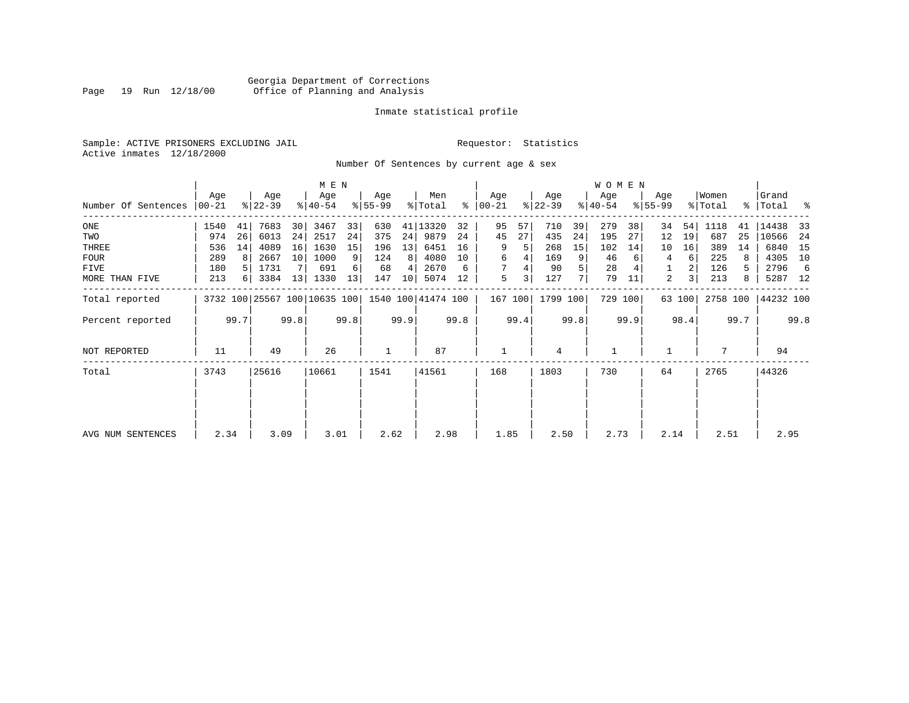Georgia Department of Corrections
Office of Planning and Analysis

Inmate statistical profile

Sample: ACTIVE PRISONERS EXCLUDING JAIL

Requestor: Statistics

Active inmates 12/18/2000

Number Of Sentences by current age & sex

| Number Of Sentences | MEN Age 00-21 | % | Age 22-39 | % | Age 40-54 | % | Age 55-99 | % | Men Total | % | WOMEN Age 00-21 | % | Age 22-39 | % | Age 40-54 | % | Age 55-99 | % | Women Total | % | Grand Total | % |
|---|---|---|---|---|---|---|---|---|---|---|---|---|---|---|---|---|---|---|---|---|---|---|
| ONE | 1540 | 41 | 7683 | 30 | 3467 | 33 | 630 | 41 | 13320 | 32 | 95 | 57 | 710 | 39 | 279 | 38 | 34 | 54 | 1118 | 41 | 14438 | 33 |
| TWO | 974 | 26 | 6013 | 24 | 2517 | 24 | 375 | 24 | 9879 | 24 | 45 | 27 | 435 | 24 | 195 | 27 | 12 | 19 | 687 | 25 | 10566 | 24 |
| THREE | 536 | 14 | 4089 | 16 | 1630 | 15 | 196 | 13 | 6451 | 16 | 9 | 5 | 268 | 15 | 102 | 14 | 10 | 16 | 389 | 14 | 6840 | 15 |
| FOUR | 289 | 8 | 2667 | 10 | 1000 | 9 | 124 | 8 | 4080 | 10 | 6 | 4 | 169 | 9 | 46 | 6 | 4 | 6 | 225 | 8 | 4305 | 10 |
| FIVE | 180 | 5 | 1731 | 7 | 691 | 6 | 68 | 4 | 2670 | 6 | 7 | 4 | 90 | 5 | 28 | 4 | 1 | 2 | 126 | 5 | 2796 | 6 |
| MORE THAN FIVE | 213 | 6 | 3384 | 13 | 1330 | 13 | 147 | 10 | 5074 | 12 | 5 | 3 | 127 | 7 | 79 | 11 | 2 | 3 | 213 | 8 | 5287 | 12 |
| Total reported | 3732 | 100 | 25567 | 100 | 10635 | 100 | 1540 | 100 | 41474 | 100 | 167 | 100 | 1799 | 100 | 729 | 100 | 63 | 100 | 2758 | 100 | 44232 | 100 |
| Percent reported | | 99.7 | | 99.8 | | 99.8 | | 99.9 | | 99.8 | | 99.4 | | 99.8 | | 99.9 | | 98.4 | | 99.7 | | 99.8 |
| NOT REPORTED | 11 | | 49 | | 26 | | 1 | | 87 | | 1 | | 4 | | 1 | | 1 | | 7 | | 94 | |
| Total | 3743 | | 25616 | | 10661 | | 1541 | | 41561 | | 168 | | 1803 | | 730 | | 64 | | 2765 | | 44326 | |
| AVG NUM SENTENCES | 2.34 | | 3.09 | | 3.01 | | 2.62 | | 2.98 | | 1.85 | | 2.50 | | 2.73 | | 2.14 | | 2.51 | | 2.95 | |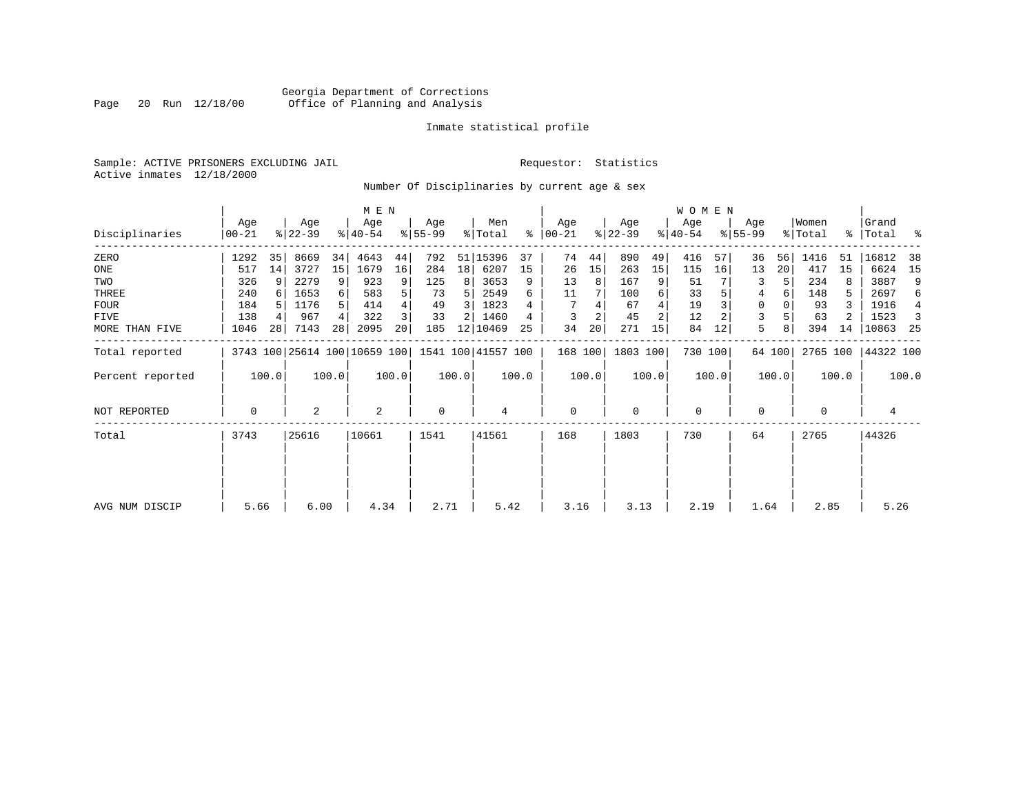Georgia Department of Corrections
Office of Planning and Analysis

Inmate statistical profile

Sample: ACTIVE PRISONERS EXCLUDING JAIL
Active inmates 12/18/2000

Requestor: Statistics

Number Of Disciplinaries by current age & sex

| Disciplinaries | MEN Age 00-21 | % | Age 22-39 | % | Age 40-54 | % | Age 55-99 | % | Men Total | % | WOMEN Age 00-21 | % | Age 22-39 | % | Age 40-54 | % | Age 55-99 | % | Women Total | % | Grand Total | % |
|---|---|---|---|---|---|---|---|---|---|---|---|---|---|---|---|---|---|---|---|---|---|---|
| ZERO | 1292 | 35 | 8669 | 34 | 4643 | 44 | 792 | 51 | 15396 | 37 | 74 | 44 | 890 | 49 | 416 | 57 | 36 | 56 | 1416 | 51 | 16812 | 38 |
| ONE | 517 | 14 | 3727 | 15 | 1679 | 16 | 284 | 18 | 6207 | 15 | 26 | 15 | 263 | 15 | 115 | 16 | 13 | 20 | 417 | 15 | 6624 | 15 |
| TWO | 326 | 9 | 2279 | 9 | 923 | 9 | 125 | 8 | 3653 | 9 | 13 | 8 | 167 | 9 | 51 | 7 | 3 | 5 | 234 | 8 | 3887 | 9 |
| THREE | 240 | 6 | 1653 | 6 | 583 | 5 | 73 | 5 | 2549 | 6 | 11 | 7 | 100 | 6 | 33 | 5 | 4 | 6 | 148 | 5 | 2697 | 6 |
| FOUR | 184 | 5 | 1176 | 5 | 414 | 4 | 49 | 3 | 1823 | 4 | 7 | 4 | 67 | 4 | 19 | 3 | 0 | 0 | 93 | 3 | 1916 | 4 |
| FIVE | 138 | 4 | 967 | 4 | 322 | 3 | 33 | 2 | 1460 | 4 | 3 | 2 | 45 | 2 | 12 | 2 | 3 | 5 | 63 | 2 | 1523 | 3 |
| MORE THAN FIVE | 1046 | 28 | 7143 | 28 | 2095 | 20 | 185 | 12 | 10469 | 25 | 34 | 20 | 271 | 15 | 84 | 12 | 5 | 8 | 394 | 14 | 10863 | 25 |
| Total reported | 3743 | 100 | 25614 | 100 | 10659 | 100 | 1541 | 100 | 41557 | 100 | 168 | 100 | 1803 | 100 | 730 | 100 | 64 | 100 | 2765 | 100 | 44322 | 100 |
| Percent reported | | 100.0 | | 100.0 | | 100.0 | | 100.0 | | 100.0 | | 100.0 | | 100.0 | | 100.0 | | 100.0 | | 100.0 | | 100.0 |
| NOT REPORTED | 0 | | 2 | | 2 | | 0 | | 4 | | 0 | | 0 | | 0 | | 0 | | 0 | | 4 | |
| Total | 3743 | | 25616 | | 10661 | | 1541 | | 41561 | | 168 | | 1803 | | 730 | | 64 | | 2765 | | 44326 | |
| AVG NUM DISCIP | 5.66 | | 6.00 | | 4.34 | | 2.71 | | 5.42 | | 3.16 | | 3.13 | | 2.19 | | 1.64 | | 2.85 | | 5.26 | |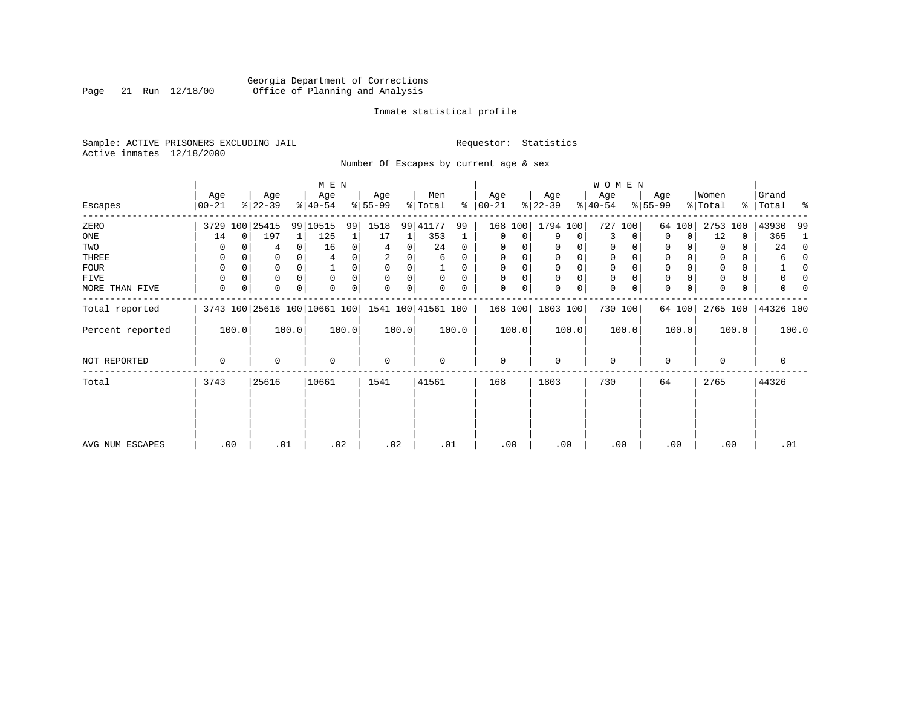Georgia Department of Corrections
Office of Planning and Analysis

Inmate statistical profile

Sample: ACTIVE PRISONERS EXCLUDING JAIL
Active inmates 12/18/2000

Requestor: Statistics

Number Of Escapes by current age & sex

| Escapes | MEN Age 00-21 | % | Age 22-39 | % | Age 40-54 | % | Age 55-99 | % | Men Total | % | WOMEN Age 00-21 | % | Age 22-39 | % | Age 40-54 | % | Age 55-99 | % | Women Total | % | Grand Total | % |
|---|---|---|---|---|---|---|---|---|---|---|---|---|---|---|---|---|---|---|---|---|---|---|
| ZERO | 3729 | 100 | 25415 | 99 | 10515 | 99 | 1518 | 99 | 41177 | 99 | 168 | 100 | 1794 | 100 | 727 | 100 | 64 | 100 | 2753 | 100 | 43930 | 99 |
| ONE | 14 | 0 | 197 | 1 | 125 | 1 | 17 | 1 | 353 | 1 | 0 | 0 | 9 | 0 | 3 | 0 | 0 | 0 | 12 | 0 | 365 | 1 |
| TWO | 0 | 0 | 4 | 0 | 16 | 0 | 4 | 0 | 24 | 0 | 0 | 0 | 0 | 0 | 0 | 0 | 0 | 0 | 0 | 0 | 24 | 0 |
| THREE | 0 | 0 | 0 | 0 | 4 | 0 | 2 | 0 | 6 | 0 | 0 | 0 | 0 | 0 | 0 | 0 | 0 | 0 | 0 | 0 | 6 | 0 |
| FOUR | 0 | 0 | 0 | 0 | 1 | 0 | 0 | 0 | 1 | 0 | 0 | 0 | 0 | 0 | 0 | 0 | 0 | 0 | 0 | 0 | 1 | 0 |
| FIVE | 0 | 0 | 0 | 0 | 0 | 0 | 0 | 0 | 0 | 0 | 0 | 0 | 0 | 0 | 0 | 0 | 0 | 0 | 0 | 0 | 0 | 0 |
| MORE THAN FIVE | 0 | 0 | 0 | 0 | 0 | 0 | 0 | 0 | 0 | 0 | 0 | 0 | 0 | 0 | 0 | 0 | 0 | 0 | 0 | 0 | 0 | 0 |
| Total reported | 3743 | 100 | 25616 | 100 | 10661 | 100 | 1541 | 100 | 41561 | 100 | 168 | 100 | 1803 | 100 | 730 | 100 | 64 | 100 | 2765 | 100 | 44326 | 100 |
| Percent reported | 100.0 | | 100.0 | | 100.0 | | 100.0 | | 100.0 | | 100.0 | | 100.0 | | 100.0 | | 100.0 | | 100.0 | | 100.0 | |
| NOT REPORTED | 0 | | 0 | | 0 | | 0 | | 0 | | 0 | | 0 | | 0 | | 0 | | 0 | | 0 | |
| Total | 3743 | | 25616 | | 10661 | | 1541 | | 41561 | | 168 | | 1803 | | 730 | | 64 | | 2765 | | 44326 | |
| AVG NUM ESCAPES | .00 | | .01 | | .02 | | .02 | | .01 | | .00 | | .00 | | .00 | | .00 | | .00 | | .01 | |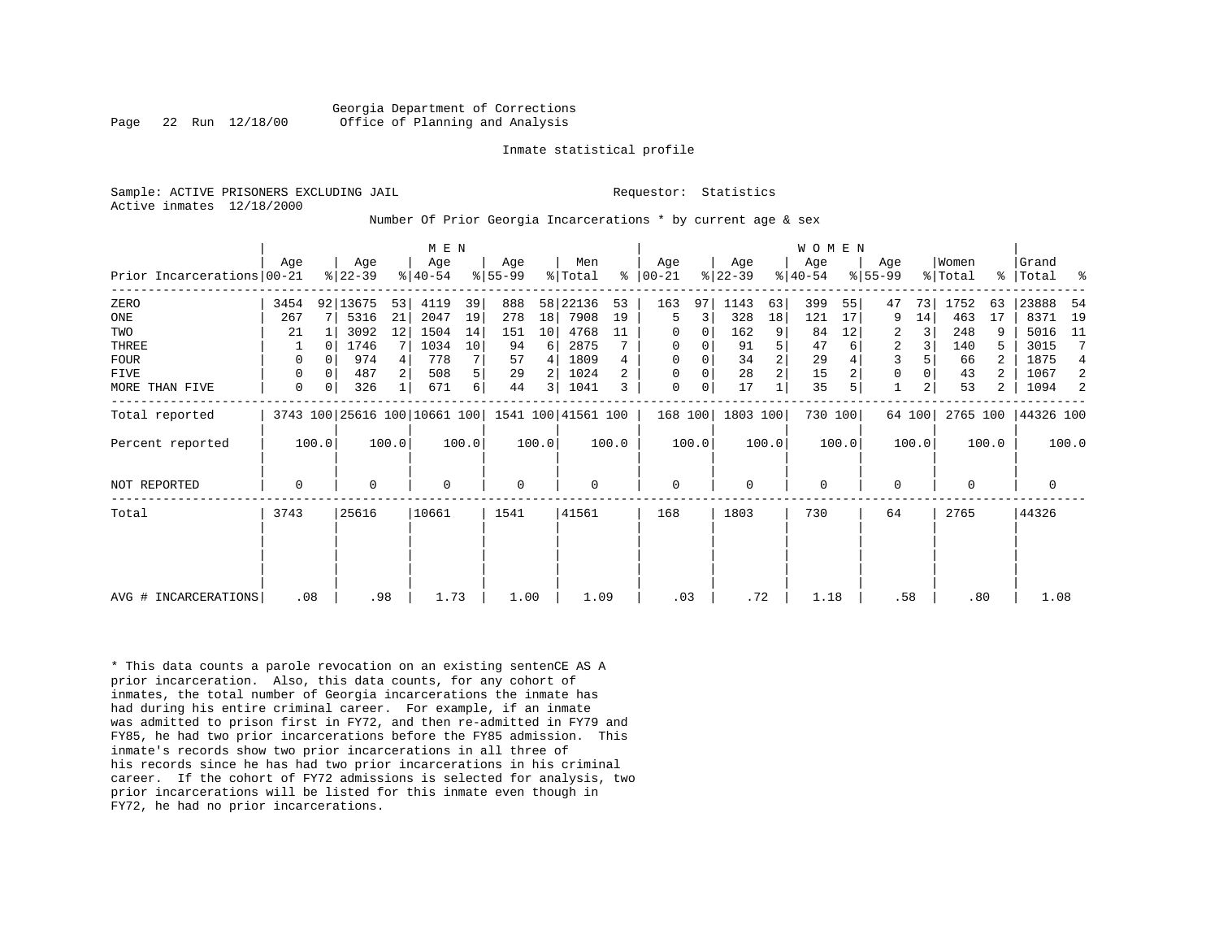Georgia Department of Corrections
Office of Planning and Analysis

Inmate statistical profile

Sample: ACTIVE PRISONERS EXCLUDING JAIL  Requestor: Statistics
Active inmates 12/18/2000

Number Of Prior Georgia Incarcerations * by current age & sex

| Prior Incarcerations | MEN Age 00-21 | % | Age 22-39 | % | Age 40-54 | % | Age 55-99 | % | Men Total | % | WOMEN Age 00-21 | % | Age 22-39 | % | Age 40-54 | % | Age 55-99 | % | Women Total | % | Grand Total | % |
|---|---|---|---|---|---|---|---|---|---|---|---|---|---|---|---|---|---|---|---|---|---|---|
| ZERO | 3454 | 92 | 13675 | 53 | 4119 | 39 | 888 | 58 | 22136 | 53 | 163 | 97 | 1143 | 63 | 399 | 55 | 47 | 73 | 1752 | 63 | 23888 | 54 |
| ONE | 267 | 7 | 5316 | 21 | 2047 | 19 | 278 | 18 | 7908 | 19 | 5 | 3 | 328 | 18 | 121 | 17 | 9 | 14 | 463 | 17 | 8371 | 19 |
| TWO | 21 | 1 | 3092 | 12 | 1504 | 14 | 151 | 10 | 4768 | 11 | 0 | 0 | 162 | 9 | 84 | 12 | 2 | 3 | 248 | 9 | 5016 | 11 |
| THREE | 1 | 0 | 1746 | 7 | 1034 | 10 | 94 | 6 | 2875 | 7 | 0 | 0 | 91 | 5 | 47 | 6 | 2 | 3 | 140 | 5 | 3015 | 7 |
| FOUR | 0 | 0 | 974 | 4 | 778 | 7 | 57 | 4 | 1809 | 4 | 0 | 0 | 34 | 2 | 29 | 4 | 3 | 5 | 66 | 2 | 1875 | 4 |
| FIVE | 0 | 0 | 487 | 2 | 508 | 5 | 29 | 2 | 1024 | 2 | 0 | 0 | 28 | 2 | 15 | 2 | 0 | 0 | 43 | 2 | 1067 | 2 |
| MORE THAN FIVE | 0 | 0 | 326 | 1 | 671 | 6 | 44 | 3 | 1041 | 3 | 0 | 0 | 17 | 1 | 35 | 5 | 1 | 2 | 53 | 2 | 1094 | 2 |
| Total reported | 3743 | 100 | 25616 | 100 | 10661 | 100 | 1541 | 100 | 41561 | 100 | 168 | 100 | 1803 | 100 | 730 | 100 | 64 | 100 | 2765 | 100 | 44326 | 100 |
| Percent reported | 100.0 | | 100.0 | | 100.0 | | 100.0 | | 100.0 | | 100.0 | | 100.0 | | 100.0 | | 100.0 | | 100.0 | | 100.0 | |
| NOT REPORTED | 0 | | 0 | | 0 | | 0 | | 0 | | 0 | | 0 | | 0 | | 0 | | 0 | | 0 | |
| Total | 3743 | | 25616 | | 10661 | | 1541 | | 41561 | | 168 | | 1803 | | 730 | | 64 | | 2765 | | 44326 | |
| AVG # INCARCERATIONS | .08 | | .98 | | 1.73 | | 1.00 | | 1.09 | | .03 | | .72 | | 1.18 | | .58 | | .80 | | 1.08 | |

* This data counts a parole revocation on an existing sentenCE AS A prior incarceration. Also, this data counts, for any cohort of inmates, the total number of Georgia incarcerations the inmate has had during his entire criminal career. For example, if an inmate was admitted to prison first in FY72, and then re-admitted in FY79 and FY85, he had two prior incarcerations before the FY85 admission. This inmate's records show two prior incarcerations in all three of his records since he has had two prior incarcerations in his criminal career. If the cohort of FY72 admissions is selected for analysis, two prior incarcerations will be listed for this inmate even though in FY72, he had no prior incarcerations.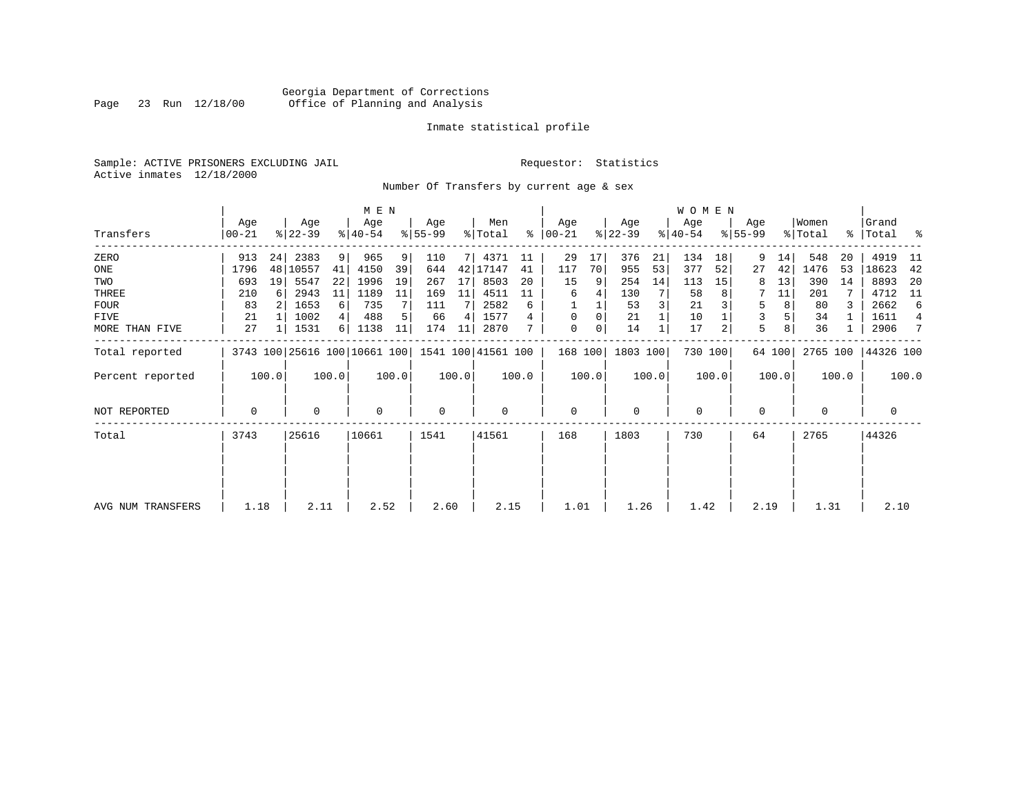Georgia Department of Corrections
Office of Planning and Analysis

Inmate statistical profile

Sample: ACTIVE PRISONERS EXCLUDING JAIL
Active inmates 12/18/2000

Requestor: Statistics

Number Of Transfers by current age & sex

| Transfers | MEN Age 00-21 | % | Age 22-39 | % | Age 40-54 | % | Age 55-99 | % | Men Total | % | WOMEN Age 00-21 | % | Age 22-39 | % | Age 40-54 | % | Age 55-99 | % | Women Total | % | Grand Total | % |
|---|---|---|---|---|---|---|---|---|---|---|---|---|---|---|---|---|---|---|---|---|---|---|
| ZERO | 913 | 24 | 2383 | 9 | 965 | 9 | 110 | 7 | 4371 | 11 | 29 | 17 | 376 | 21 | 134 | 18 | 9 | 14 | 548 | 20 | 4919 | 11 |
| ONE | 1796 | 48 | 10557 | 41 | 4150 | 39 | 644 | 42 | 17147 | 41 | 117 | 70 | 955 | 53 | 377 | 52 | 27 | 42 | 1476 | 53 | 18623 | 42 |
| TWO | 693 | 19 | 5547 | 22 | 1996 | 19 | 267 | 17 | 8503 | 20 | 15 | 9 | 254 | 14 | 113 | 15 | 8 | 13 | 390 | 14 | 8893 | 20 |
| THREE | 210 | 6 | 2943 | 11 | 1189 | 11 | 169 | 11 | 4511 | 11 | 6 | 4 | 130 | 7 | 58 | 8 | 7 | 11 | 201 | 7 | 4712 | 11 |
| FOUR | 83 | 2 | 1653 | 6 | 735 | 7 | 111 | 7 | 2582 | 6 | 1 | 1 | 53 | 3 | 21 | 3 | 5 | 8 | 80 | 3 | 2662 | 6 |
| FIVE | 21 | 1 | 1002 | 4 | 488 | 5 | 66 | 4 | 1577 | 4 | 0 | 0 | 21 | 1 | 10 | 1 | 3 | 5 | 34 | 1 | 1611 | 4 |
| MORE THAN FIVE | 27 | 1 | 1531 | 6 | 1138 | 11 | 174 | 11 | 2870 | 7 | 0 | 0 | 14 | 1 | 17 | 2 | 5 | 8 | 36 | 1 | 2906 | 7 |
| Total reported | 3743 | 100 | 25616 | 100 | 10661 | 100 | 1541 | 100 | 41561 | 100 | 168 | 100 | 1803 | 100 | 730 | 100 | 64 | 100 | 2765 | 100 | 44326 | 100 |
| Percent reported | | 100.0 | | 100.0 | | 100.0 | | 100.0 | | 100.0 | | 100.0 | | 100.0 | | 100.0 | | 100.0 | | 100.0 | | 100.0 |
| NOT REPORTED | 0 | | 0 | | 0 | | 0 | | 0 | | 0 | | 0 | | 0 | | 0 | | 0 | | 0 | |
| Total | 3743 | | 25616 | | 10661 | | 1541 | | 41561 | | 168 | | 1803 | | 730 | | 64 | | 2765 | | 44326 | |
| AVG NUM TRANSFERS | 1.18 | | 2.11 | | 2.52 | | 2.60 | | 2.15 | | 1.01 | | 1.26 | | 1.42 | | 2.19 | | 1.31 | | 2.10 | |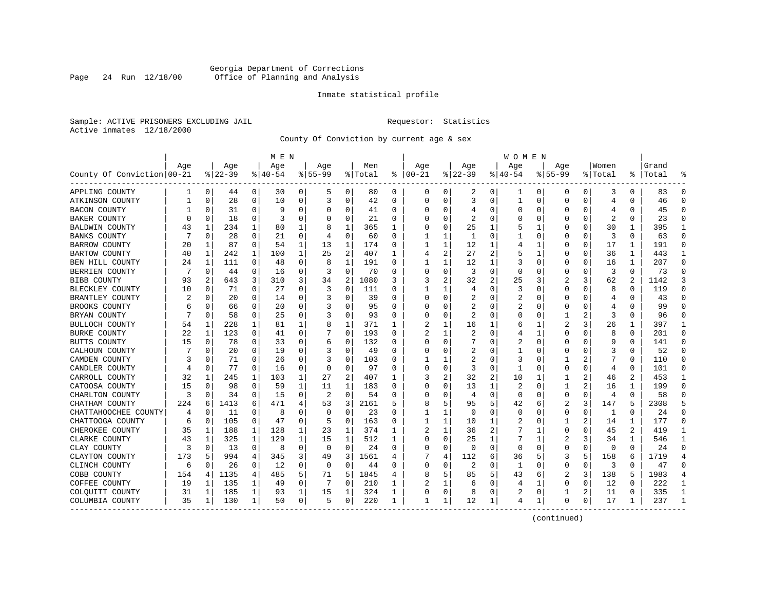Georgia Department of Corrections
Office of Planning and Analysis

Inmate statistical profile

Sample: ACTIVE PRISONERS EXCLUDING JAIL    Requestor: Statistics
Active inmates 12/18/2000

County Of Conviction by current age & sex

| County Of Conviction | MEN Age 00-21 | % | Age 22-39 | % | Age 40-54 | % | Age 55-99 | % | Men Total | % | WOMEN Age 00-21 | % | Age 22-39 | % | Age 40-54 | % | Age 55-99 | % | Women Total | % | Grand Total | % |
|---|---|---|---|---|---|---|---|---|---|---|---|---|---|---|---|---|---|---|---|---|---|---|
| APPLING COUNTY | 1 | 0 | 44 | 0 | 30 | 0 | 5 | 0 | 80 | 0 | 0 | 0 | 2 | 0 | 1 | 0 | 0 | 0 | 3 | 0 | 83 | 0 |
| ATKINSON COUNTY | 1 | 0 | 28 | 0 | 10 | 0 | 3 | 0 | 42 | 0 | 0 | 0 | 3 | 0 | 1 | 0 | 0 | 0 | 4 | 0 | 46 | 0 |
| BACON COUNTY | 1 | 0 | 31 | 0 | 9 | 0 | 0 | 0 | 41 | 0 | 0 | 0 | 4 | 0 | 0 | 0 | 0 | 0 | 4 | 0 | 45 | 0 |
| BAKER COUNTY | 0 | 0 | 18 | 0 | 3 | 0 | 0 | 0 | 21 | 0 | 0 | 0 | 2 | 0 | 0 | 0 | 0 | 0 | 2 | 0 | 23 | 0 |
| BALDWIN COUNTY | 43 | 1 | 234 | 1 | 80 | 1 | 8 | 1 | 365 | 1 | 0 | 0 | 25 | 1 | 5 | 1 | 0 | 0 | 30 | 1 | 395 | 1 |
| BANKS COUNTY | 7 | 0 | 28 | 0 | 21 | 0 | 4 | 0 | 60 | 0 | 1 | 1 | 1 | 0 | 1 | 0 | 0 | 0 | 3 | 0 | 63 | 0 |
| BARROW COUNTY | 20 | 1 | 87 | 0 | 54 | 1 | 13 | 1 | 174 | 0 | 1 | 1 | 12 | 1 | 4 | 1 | 0 | 0 | 17 | 1 | 191 | 0 |
| BARTOW COUNTY | 40 | 1 | 242 | 1 | 100 | 1 | 25 | 2 | 407 | 1 | 4 | 2 | 27 | 2 | 5 | 1 | 0 | 0 | 36 | 1 | 443 | 1 |
| BEN HILL COUNTY | 24 | 1 | 111 | 0 | 48 | 0 | 8 | 1 | 191 | 0 | 1 | 1 | 12 | 1 | 3 | 0 | 0 | 0 | 16 | 1 | 207 | 0 |
| BERRIEN COUNTY | 7 | 0 | 44 | 0 | 16 | 0 | 3 | 0 | 70 | 0 | 0 | 0 | 3 | 0 | 0 | 0 | 0 | 0 | 3 | 0 | 73 | 0 |
| BIBB COUNTY | 93 | 2 | 643 | 3 | 310 | 3 | 34 | 2 | 1080 | 3 | 3 | 2 | 32 | 2 | 25 | 3 | 2 | 3 | 62 | 2 | 1142 | 3 |
| BLECKLEY COUNTY | 10 | 0 | 71 | 0 | 27 | 0 | 3 | 0 | 111 | 0 | 1 | 1 | 4 | 0 | 3 | 0 | 0 | 0 | 8 | 0 | 119 | 0 |
| BRANTLEY COUNTY | 2 | 0 | 20 | 0 | 14 | 0 | 3 | 0 | 39 | 0 | 0 | 0 | 2 | 0 | 2 | 0 | 0 | 0 | 4 | 0 | 43 | 0 |
| BROOKS COUNTY | 6 | 0 | 66 | 0 | 20 | 0 | 3 | 0 | 95 | 0 | 0 | 0 | 2 | 0 | 2 | 0 | 0 | 0 | 4 | 0 | 99 | 0 |
| BRYAN COUNTY | 7 | 0 | 58 | 0 | 25 | 0 | 3 | 0 | 93 | 0 | 0 | 0 | 2 | 0 | 0 | 0 | 1 | 2 | 3 | 0 | 96 | 0 |
| BULLOCH COUNTY | 54 | 1 | 228 | 1 | 81 | 1 | 8 | 1 | 371 | 1 | 2 | 1 | 16 | 1 | 6 | 1 | 2 | 3 | 26 | 1 | 397 | 1 |
| BURKE COUNTY | 22 | 1 | 123 | 0 | 41 | 0 | 7 | 0 | 193 | 0 | 2 | 1 | 2 | 0 | 4 | 1 | 0 | 0 | 8 | 0 | 201 | 0 |
| BUTTS COUNTY | 15 | 0 | 78 | 0 | 33 | 0 | 6 | 0 | 132 | 0 | 0 | 0 | 7 | 0 | 2 | 0 | 0 | 0 | 9 | 0 | 141 | 0 |
| CALHOUN COUNTY | 7 | 0 | 20 | 0 | 19 | 0 | 3 | 0 | 49 | 0 | 0 | 0 | 2 | 0 | 1 | 0 | 0 | 0 | 3 | 0 | 52 | 0 |
| CAMDEN COUNTY | 3 | 0 | 71 | 0 | 26 | 0 | 3 | 0 | 103 | 0 | 1 | 1 | 2 | 0 | 3 | 0 | 1 | 2 | 7 | 0 | 110 | 0 |
| CANDLER COUNTY | 4 | 0 | 77 | 0 | 16 | 0 | 0 | 0 | 97 | 0 | 0 | 0 | 3 | 0 | 1 | 0 | 0 | 0 | 4 | 0 | 101 | 0 |
| CARROLL COUNTY | 32 | 1 | 245 | 1 | 103 | 1 | 27 | 2 | 407 | 1 | 3 | 2 | 32 | 2 | 10 | 1 | 1 | 2 | 46 | 2 | 453 | 1 |
| CATOOSA COUNTY | 15 | 0 | 98 | 0 | 59 | 1 | 11 | 1 | 183 | 0 | 0 | 0 | 13 | 1 | 2 | 0 | 1 | 2 | 16 | 1 | 199 | 0 |
| CHARLTON COUNTY | 3 | 0 | 34 | 0 | 15 | 0 | 2 | 0 | 54 | 0 | 0 | 0 | 4 | 0 | 0 | 0 | 0 | 0 | 4 | 0 | 58 | 0 |
| CHATHAM COUNTY | 224 | 6 | 1413 | 6 | 471 | 4 | 53 | 3 | 2161 | 5 | 8 | 5 | 95 | 5 | 42 | 6 | 2 | 3 | 147 | 5 | 2308 | 5 |
| CHATTAHOOCHEE COUNTY | 4 | 0 | 11 | 0 | 8 | 0 | 0 | 0 | 23 | 0 | 1 | 1 | 0 | 0 | 0 | 0 | 0 | 0 | 1 | 0 | 24 | 0 |
| CHATTOOGA COUNTY | 6 | 0 | 105 | 0 | 47 | 0 | 5 | 0 | 163 | 0 | 1 | 1 | 10 | 1 | 2 | 0 | 1 | 2 | 14 | 1 | 177 | 0 |
| CHEROKEE COUNTY | 35 | 1 | 188 | 1 | 128 | 1 | 23 | 1 | 374 | 1 | 2 | 1 | 36 | 2 | 7 | 1 | 0 | 0 | 45 | 2 | 419 | 1 |
| CLARKE COUNTY | 43 | 1 | 325 | 1 | 129 | 1 | 15 | 1 | 512 | 1 | 0 | 0 | 25 | 1 | 7 | 1 | 2 | 3 | 34 | 1 | 546 | 1 |
| CLAY COUNTY | 3 | 0 | 13 | 0 | 8 | 0 | 0 | 0 | 24 | 0 | 0 | 0 | 0 | 0 | 0 | 0 | 0 | 0 | 0 | 0 | 24 | 0 |
| CLAYTON COUNTY | 173 | 5 | 994 | 4 | 345 | 3 | 49 | 3 | 1561 | 4 | 7 | 4 | 112 | 6 | 36 | 5 | 3 | 5 | 158 | 6 | 1719 | 4 |
| CLINCH COUNTY | 6 | 0 | 26 | 0 | 12 | 0 | 0 | 0 | 44 | 0 | 0 | 0 | 2 | 0 | 1 | 0 | 0 | 0 | 3 | 0 | 47 | 0 |
| COBB COUNTY | 154 | 4 | 1135 | 4 | 485 | 5 | 71 | 5 | 1845 | 4 | 8 | 5 | 85 | 5 | 43 | 6 | 2 | 3 | 138 | 5 | 1983 | 4 |
| COFFEE COUNTY | 19 | 1 | 135 | 1 | 49 | 0 | 7 | 0 | 210 | 1 | 2 | 1 | 6 | 0 | 4 | 1 | 0 | 0 | 12 | 0 | 222 | 1 |
| COLQUITT COUNTY | 31 | 1 | 185 | 1 | 93 | 1 | 15 | 1 | 324 | 1 | 0 | 0 | 8 | 0 | 2 | 0 | 1 | 2 | 11 | 0 | 335 | 1 |
| COLUMBIA COUNTY | 35 | 1 | 130 | 1 | 50 | 0 | 5 | 0 | 220 | 1 | 1 | 1 | 12 | 1 | 4 | 1 | 0 | 0 | 17 | 1 | 237 | 1 |

(continued)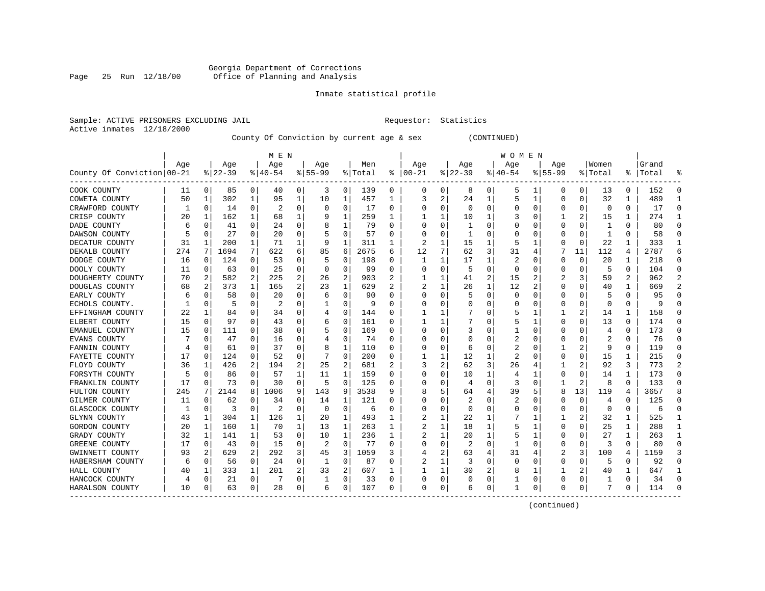Georgia Department of Corrections
Office of Planning and Analysis

Inmate statistical profile

Sample: ACTIVE PRISONERS EXCLUDING JAIL    Requestor: Statistics
Active inmates 12/18/2000

County Of Conviction by current age & sex (CONTINUED)

| County Of Conviction | MEN Age 00-21 | % | Age 22-39 | % | Age 40-54 | % | Age 55-99 | % | Men Total | % | WOMEN Age 00-21 | % | Age 22-39 | % | Age 40-54 | % | Age 55-99 | % | Women Total | % | Grand Total | % |
|---|---|---|---|---|---|---|---|---|---|---|---|---|---|---|---|---|---|---|---|---|---|---|
| COOK COUNTY | 11 | 0 | 85 | 0 | 40 | 0 | 3 | 0 | 139 | 0 | 0 | 0 | 8 | 0 | 5 | 1 | 0 | 0 | 13 | 0 | 152 | 0 |
| COWETA COUNTY | 50 | 1 | 302 | 1 | 95 | 1 | 10 | 1 | 457 | 1 | 3 | 2 | 24 | 1 | 5 | 1 | 0 | 0 | 32 | 1 | 489 | 1 |
| CRAWFORD COUNTY | 1 | 0 | 14 | 0 | 2 | 0 | 0 | 0 | 17 | 0 | 0 | 0 | 0 | 0 | 0 | 0 | 0 | 0 | 0 | 0 | 17 | 0 |
| CRISP COUNTY | 20 | 1 | 162 | 1 | 68 | 1 | 9 | 1 | 259 | 1 | 1 | 1 | 10 | 1 | 3 | 0 | 1 | 2 | 15 | 1 | 274 | 1 |
| DADE COUNTY | 6 | 0 | 41 | 0 | 24 | 0 | 8 | 1 | 79 | 0 | 0 | 0 | 1 | 0 | 0 | 0 | 0 | 0 | 1 | 0 | 80 | 0 |
| DAWSON COUNTY | 5 | 0 | 27 | 0 | 20 | 0 | 5 | 0 | 57 | 0 | 0 | 0 | 1 | 0 | 0 | 0 | 0 | 0 | 1 | 0 | 58 | 0 |
| DECATUR COUNTY | 31 | 1 | 200 | 1 | 71 | 1 | 9 | 1 | 311 | 1 | 2 | 1 | 15 | 1 | 5 | 1 | 0 | 0 | 22 | 1 | 333 | 1 |
| DEKALB COUNTY | 274 | 7 | 1694 | 7 | 622 | 6 | 85 | 6 | 2675 | 6 | 12 | 7 | 62 | 3 | 31 | 4 | 7 | 11 | 112 | 4 | 2787 | 6 |
| DODGE COUNTY | 16 | 0 | 124 | 0 | 53 | 0 | 5 | 0 | 198 | 0 | 1 | 1 | 17 | 1 | 2 | 0 | 0 | 0 | 20 | 1 | 218 | 0 |
| DOOLY COUNTY | 11 | 0 | 63 | 0 | 25 | 0 | 0 | 0 | 99 | 0 | 0 | 0 | 5 | 0 | 0 | 0 | 0 | 0 | 5 | 0 | 104 | 0 |
| DOUGHERTY COUNTY | 70 | 2 | 582 | 2 | 225 | 2 | 26 | 2 | 903 | 2 | 1 | 1 | 41 | 2 | 15 | 2 | 2 | 3 | 59 | 2 | 962 | 2 |
| DOUGLAS COUNTY | 68 | 2 | 373 | 1 | 165 | 2 | 23 | 1 | 629 | 2 | 2 | 1 | 26 | 1 | 12 | 2 | 0 | 0 | 40 | 1 | 669 | 2 |
| EARLY COUNTY | 6 | 0 | 58 | 0 | 20 | 0 | 6 | 0 | 90 | 0 | 0 | 0 | 5 | 0 | 0 | 0 | 0 | 0 | 5 | 0 | 95 | 0 |
| ECHOLS COUNTY. | 1 | 0 | 5 | 0 | 2 | 0 | 1 | 0 | 9 | 0 | 0 | 0 | 0 | 0 | 0 | 0 | 0 | 0 | 0 | 0 | 9 | 0 |
| EFFINGHAM COUNTY | 22 | 1 | 84 | 0 | 34 | 0 | 4 | 0 | 144 | 0 | 1 | 1 | 7 | 0 | 5 | 1 | 1 | 2 | 14 | 1 | 158 | 0 |
| ELBERT COUNTY | 15 | 0 | 97 | 0 | 43 | 0 | 6 | 0 | 161 | 0 | 1 | 1 | 7 | 0 | 5 | 1 | 0 | 0 | 13 | 0 | 174 | 0 |
| EMANUEL COUNTY | 15 | 0 | 111 | 0 | 38 | 0 | 5 | 0 | 169 | 0 | 0 | 0 | 3 | 0 | 1 | 0 | 0 | 0 | 4 | 0 | 173 | 0 |
| EVANS COUNTY | 7 | 0 | 47 | 0 | 16 | 0 | 4 | 0 | 74 | 0 | 0 | 0 | 0 | 0 | 2 | 0 | 0 | 0 | 2 | 0 | 76 | 0 |
| FANNIN COUNTY | 4 | 0 | 61 | 0 | 37 | 0 | 8 | 1 | 110 | 0 | 0 | 0 | 6 | 0 | 2 | 0 | 1 | 2 | 9 | 0 | 119 | 0 |
| FAYETTE COUNTY | 17 | 0 | 124 | 0 | 52 | 0 | 7 | 0 | 200 | 0 | 1 | 1 | 12 | 1 | 2 | 0 | 0 | 0 | 15 | 1 | 215 | 0 |
| FLOYD COUNTY | 36 | 1 | 426 | 2 | 194 | 2 | 25 | 2 | 681 | 2 | 3 | 2 | 62 | 3 | 26 | 4 | 1 | 2 | 92 | 3 | 773 | 2 |
| FORSYTH COUNTY | 5 | 0 | 86 | 0 | 57 | 1 | 11 | 1 | 159 | 0 | 0 | 0 | 10 | 1 | 4 | 1 | 0 | 0 | 14 | 1 | 173 | 0 |
| FRANKLIN COUNTY | 17 | 0 | 73 | 0 | 30 | 0 | 5 | 0 | 125 | 0 | 0 | 0 | 4 | 0 | 3 | 0 | 1 | 2 | 8 | 0 | 133 | 0 |
| FULTON COUNTY | 245 | 7 | 2144 | 8 | 1006 | 9 | 143 | 9 | 3538 | 9 | 8 | 5 | 64 | 4 | 39 | 5 | 8 | 13 | 119 | 4 | 3657 | 8 |
| GILMER COUNTY | 11 | 0 | 62 | 0 | 34 | 0 | 14 | 1 | 121 | 0 | 0 | 0 | 2 | 0 | 2 | 0 | 0 | 0 | 4 | 0 | 125 | 0 |
| GLASCOCK COUNTY | 1 | 0 | 3 | 0 | 2 | 0 | 0 | 0 | 6 | 0 | 0 | 0 | 0 | 0 | 0 | 0 | 0 | 0 | 0 | 0 | 6 | 0 |
| GLYNN COUNTY | 43 | 1 | 304 | 1 | 126 | 1 | 20 | 1 | 493 | 1 | 2 | 1 | 22 | 1 | 7 | 1 | 1 | 2 | 32 | 1 | 525 | 1 |
| GORDON COUNTY | 20 | 1 | 160 | 1 | 70 | 1 | 13 | 1 | 263 | 1 | 2 | 1 | 18 | 1 | 5 | 1 | 0 | 0 | 25 | 1 | 288 | 1 |
| GRADY COUNTY | 32 | 1 | 141 | 1 | 53 | 0 | 10 | 1 | 236 | 1 | 2 | 1 | 20 | 1 | 5 | 1 | 0 | 0 | 27 | 1 | 263 | 1 |
| GREENE COUNTY | 17 | 0 | 43 | 0 | 15 | 0 | 2 | 0 | 77 | 0 | 0 | 0 | 2 | 0 | 1 | 0 | 0 | 0 | 3 | 0 | 80 | 0 |
| GWINNETT COUNTY | 93 | 2 | 629 | 2 | 292 | 3 | 45 | 3 | 1059 | 3 | 4 | 2 | 63 | 4 | 31 | 4 | 2 | 3 | 100 | 4 | 1159 | 3 |
| HABERSHAM COUNTY | 6 | 0 | 56 | 0 | 24 | 0 | 1 | 0 | 87 | 0 | 2 | 1 | 3 | 0 | 0 | 0 | 0 | 0 | 5 | 0 | 92 | 0 |
| HALL COUNTY | 40 | 1 | 333 | 1 | 201 | 2 | 33 | 2 | 607 | 1 | 1 | 1 | 30 | 2 | 8 | 1 | 1 | 2 | 40 | 1 | 647 | 1 |
| HANCOCK COUNTY | 4 | 0 | 21 | 0 | 7 | 0 | 1 | 0 | 33 | 0 | 0 | 0 | 0 | 0 | 1 | 0 | 0 | 0 | 1 | 0 | 34 | 0 |
| HARALSON COUNTY | 10 | 0 | 63 | 0 | 28 | 0 | 6 | 0 | 107 | 0 | 0 | 0 | 6 | 0 | 1 | 0 | 0 | 0 | 7 | 0 | 114 | 0 |

(continued)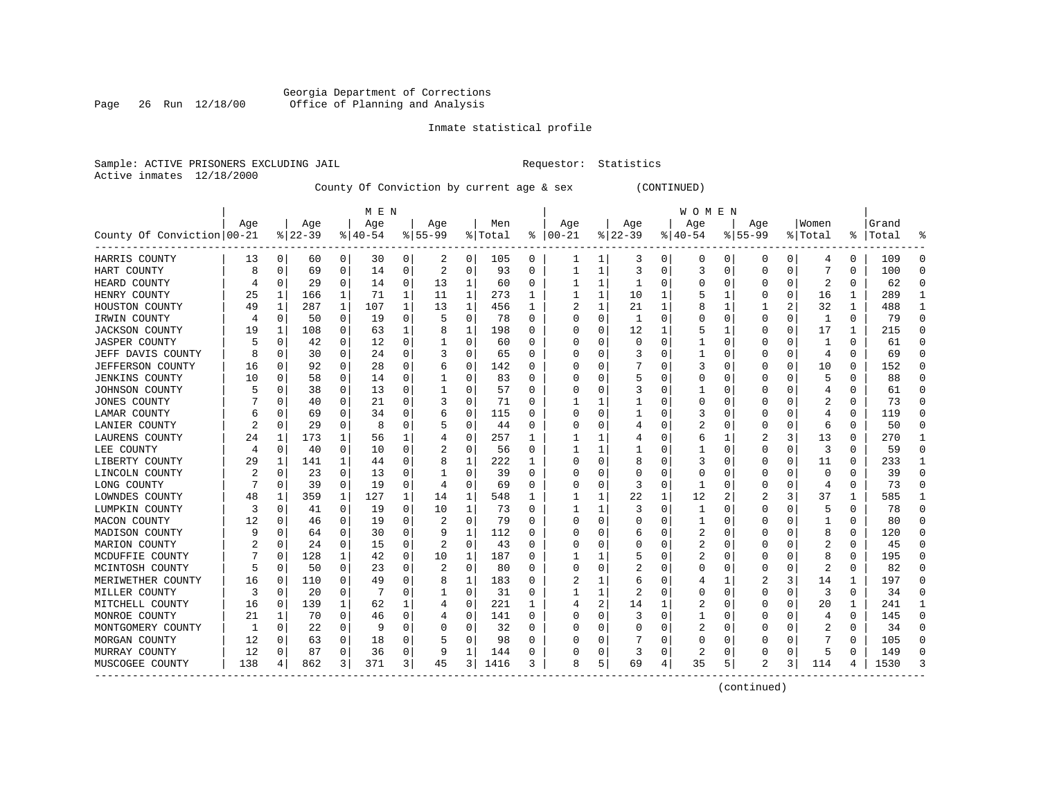Georgia Department of Corrections
Office of Planning and Analysis

Inmate statistical profile

Sample: ACTIVE PRISONERS EXCLUDING JAIL    Requestor: Statistics
Active inmates 12/18/2000

County Of Conviction by current age & sex (CONTINUED)

| County Of Conviction | MEN Age 00-21 | % | Age 22-39 | % | Age 40-54 | % | Age 55-99 | % | Men Total | % | WOMEN Age 00-21 | % | Age 22-39 | % | Age 40-54 | % | Age 55-99 | % | Women Total | % | Grand Total | % |
|---|---|---|---|---|---|---|---|---|---|---|---|---|---|---|---|---|---|---|---|---|---|---|
| HARRIS COUNTY | 13 | 0 | 60 | 0 | 30 | 0 | 2 | 0 | 105 | 0 | 1 | 1 | 3 | 0 | 0 | 0 | 0 | 0 | 4 | 0 | 109 | 0 |
| HART COUNTY | 8 | 0 | 69 | 0 | 14 | 0 | 2 | 0 | 93 | 0 | 1 | 1 | 3 | 0 | 3 | 0 | 0 | 0 | 7 | 0 | 100 | 0 |
| HEARD COUNTY | 4 | 0 | 29 | 0 | 14 | 0 | 13 | 1 | 60 | 0 | 1 | 1 | 1 | 0 | 0 | 0 | 0 | 0 | 2 | 0 | 62 | 0 |
| HENRY COUNTY | 25 | 1 | 166 | 1 | 71 | 1 | 11 | 1 | 273 | 1 | 1 | 1 | 10 | 1 | 5 | 1 | 0 | 0 | 16 | 1 | 289 | 1 |
| HOUSTON COUNTY | 49 | 1 | 287 | 1 | 107 | 1 | 13 | 1 | 456 | 1 | 2 | 1 | 21 | 1 | 8 | 1 | 1 | 2 | 32 | 1 | 488 | 1 |
| IRWIN COUNTY | 4 | 0 | 50 | 0 | 19 | 0 | 5 | 0 | 78 | 0 | 0 | 0 | 1 | 0 | 0 | 0 | 0 | 0 | 1 | 0 | 79 | 0 |
| JACKSON COUNTY | 19 | 1 | 108 | 0 | 63 | 1 | 8 | 1 | 198 | 0 | 0 | 0 | 12 | 1 | 5 | 1 | 0 | 0 | 17 | 1 | 215 | 0 |
| JASPER COUNTY | 5 | 0 | 42 | 0 | 12 | 0 | 1 | 0 | 60 | 0 | 0 | 0 | 0 | 0 | 1 | 0 | 0 | 0 | 1 | 0 | 61 | 0 |
| JEFF DAVIS COUNTY | 8 | 0 | 30 | 0 | 24 | 0 | 3 | 0 | 65 | 0 | 0 | 0 | 3 | 0 | 1 | 0 | 0 | 0 | 4 | 0 | 69 | 0 |
| JEFFERSON COUNTY | 16 | 0 | 92 | 0 | 28 | 0 | 6 | 0 | 142 | 0 | 0 | 0 | 7 | 0 | 3 | 0 | 0 | 0 | 10 | 0 | 152 | 0 |
| JENKINS COUNTY | 10 | 0 | 58 | 0 | 14 | 0 | 1 | 0 | 83 | 0 | 0 | 0 | 5 | 0 | 0 | 0 | 0 | 0 | 5 | 0 | 88 | 0 |
| JOHNSON COUNTY | 5 | 0 | 38 | 0 | 13 | 0 | 1 | 0 | 57 | 0 | 0 | 0 | 3 | 0 | 1 | 0 | 0 | 0 | 4 | 0 | 61 | 0 |
| JONES COUNTY | 7 | 0 | 40 | 0 | 21 | 0 | 3 | 0 | 71 | 0 | 1 | 1 | 1 | 0 | 0 | 0 | 0 | 0 | 2 | 0 | 73 | 0 |
| LAMAR COUNTY | 6 | 0 | 69 | 0 | 34 | 0 | 6 | 0 | 115 | 0 | 0 | 0 | 1 | 0 | 3 | 0 | 0 | 0 | 4 | 0 | 119 | 0 |
| LANIER COUNTY | 2 | 0 | 29 | 0 | 8 | 0 | 5 | 0 | 44 | 0 | 0 | 0 | 4 | 0 | 2 | 0 | 0 | 0 | 6 | 0 | 50 | 0 |
| LAURENS COUNTY | 24 | 1 | 173 | 1 | 56 | 1 | 4 | 0 | 257 | 1 | 1 | 1 | 4 | 0 | 6 | 1 | 2 | 3 | 13 | 0 | 270 | 1 |
| LEE COUNTY | 4 | 0 | 40 | 0 | 10 | 0 | 2 | 0 | 56 | 0 | 1 | 1 | 1 | 0 | 1 | 0 | 0 | 0 | 3 | 0 | 59 | 0 |
| LIBERTY COUNTY | 29 | 1 | 141 | 1 | 44 | 0 | 8 | 1 | 222 | 1 | 0 | 0 | 8 | 0 | 3 | 0 | 0 | 0 | 11 | 0 | 233 | 1 |
| LINCOLN COUNTY | 2 | 0 | 23 | 0 | 13 | 0 | 1 | 0 | 39 | 0 | 0 | 0 | 0 | 0 | 0 | 0 | 0 | 0 | 0 | 0 | 39 | 0 |
| LONG COUNTY | 7 | 0 | 39 | 0 | 19 | 0 | 4 | 0 | 69 | 0 | 0 | 0 | 3 | 0 | 1 | 0 | 0 | 0 | 4 | 0 | 73 | 0 |
| LOWNDES COUNTY | 48 | 1 | 359 | 1 | 127 | 1 | 14 | 1 | 548 | 1 | 1 | 1 | 22 | 1 | 12 | 2 | 2 | 3 | 37 | 1 | 585 | 1 |
| LUMPKIN COUNTY | 3 | 0 | 41 | 0 | 19 | 0 | 10 | 1 | 73 | 0 | 1 | 1 | 3 | 0 | 1 | 0 | 0 | 0 | 5 | 0 | 78 | 0 |
| MACON COUNTY | 12 | 0 | 46 | 0 | 19 | 0 | 2 | 0 | 79 | 0 | 0 | 0 | 0 | 0 | 1 | 0 | 0 | 0 | 1 | 0 | 80 | 0 |
| MADISON COUNTY | 9 | 0 | 64 | 0 | 30 | 0 | 9 | 1 | 112 | 0 | 0 | 0 | 6 | 0 | 2 | 0 | 0 | 0 | 8 | 0 | 120 | 0 |
| MARION COUNTY | 2 | 0 | 24 | 0 | 15 | 0 | 2 | 0 | 43 | 0 | 0 | 0 | 0 | 0 | 2 | 0 | 0 | 0 | 2 | 0 | 45 | 0 |
| MCDUFFIE COUNTY | 7 | 0 | 128 | 1 | 42 | 0 | 10 | 1 | 187 | 0 | 1 | 1 | 5 | 0 | 2 | 0 | 0 | 0 | 8 | 0 | 195 | 0 |
| MCINTOSH COUNTY | 5 | 0 | 50 | 0 | 23 | 0 | 2 | 0 | 80 | 0 | 0 | 0 | 2 | 0 | 0 | 0 | 0 | 0 | 2 | 0 | 82 | 0 |
| MERIWETHER COUNTY | 16 | 0 | 110 | 0 | 49 | 0 | 8 | 1 | 183 | 0 | 2 | 1 | 6 | 0 | 4 | 1 | 2 | 3 | 14 | 1 | 197 | 0 |
| MILLER COUNTY | 3 | 0 | 20 | 0 | 7 | 0 | 1 | 0 | 31 | 0 | 1 | 1 | 2 | 0 | 0 | 0 | 0 | 0 | 3 | 0 | 34 | 0 |
| MITCHELL COUNTY | 16 | 0 | 139 | 1 | 62 | 1 | 4 | 0 | 221 | 1 | 4 | 2 | 14 | 1 | 2 | 0 | 0 | 0 | 20 | 1 | 241 | 1 |
| MONROE COUNTY | 21 | 1 | 70 | 0 | 46 | 0 | 4 | 0 | 141 | 0 | 0 | 0 | 3 | 0 | 1 | 0 | 0 | 0 | 4 | 0 | 145 | 0 |
| MONTGOMERY COUNTY | 1 | 0 | 22 | 0 | 9 | 0 | 0 | 0 | 32 | 0 | 0 | 0 | 0 | 0 | 2 | 0 | 0 | 0 | 2 | 0 | 34 | 0 |
| MORGAN COUNTY | 12 | 0 | 63 | 0 | 18 | 0 | 5 | 0 | 98 | 0 | 0 | 0 | 7 | 0 | 0 | 0 | 0 | 0 | 7 | 0 | 105 | 0 |
| MURRAY COUNTY | 12 | 0 | 87 | 0 | 36 | 0 | 9 | 1 | 144 | 0 | 0 | 0 | 3 | 0 | 2 | 0 | 0 | 0 | 5 | 0 | 149 | 0 |
| MUSCOGEE COUNTY | 138 | 4 | 862 | 3 | 371 | 3 | 45 | 3 | 1416 | 3 | 8 | 5 | 69 | 4 | 35 | 5 | 2 | 3 | 114 | 4 | 1530 | 3 |

(continued)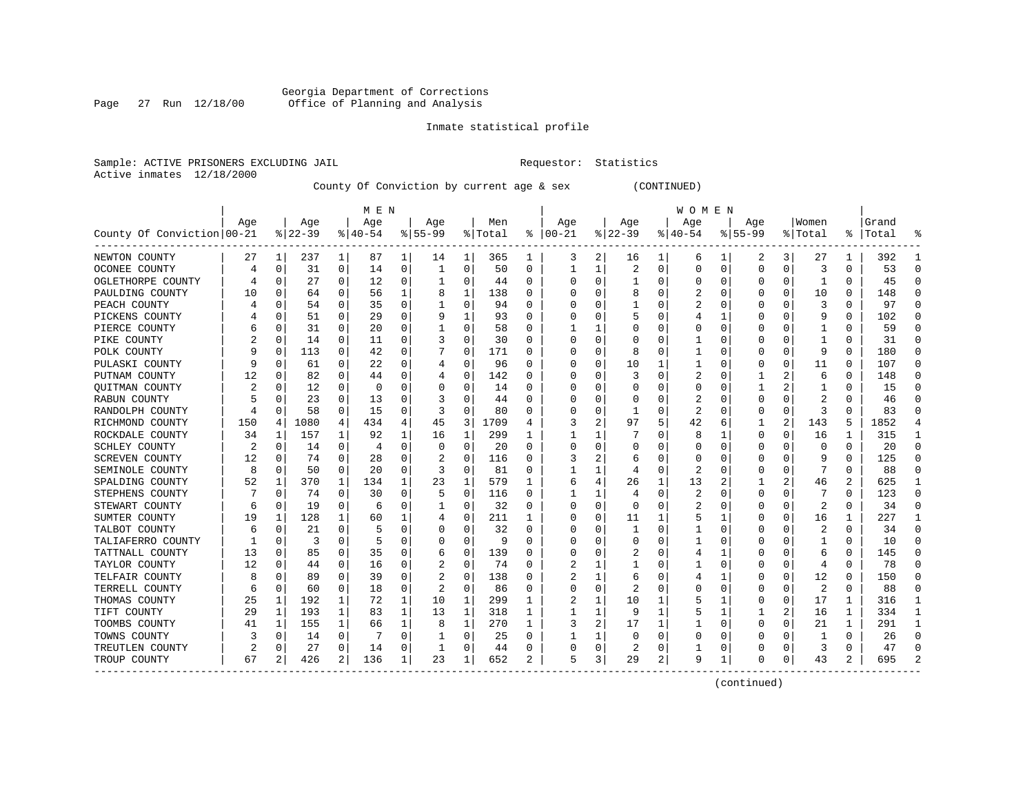Georgia Department of Corrections
Office of Planning and Analysis

Inmate statistical profile

Sample: ACTIVE PRISONERS EXCLUDING JAIL                Requestor: Statistics
Active inmates 12/18/2000

County Of Conviction by current age & sex (CONTINUED)

| County Of Conviction | MEN Age 00-21 | % | Age 22-39 | % | Age 40-54 | % | Age 55-99 | % | Men Total | % | WOMEN Age 00-21 | % | Age 22-39 | % | Age 40-54 | % | Age 55-99 | % | Women Total | % | Grand Total | % |
|---|---|---|---|---|---|---|---|---|---|---|---|---|---|---|---|---|---|---|---|---|---|---|
| NEWTON COUNTY | 27 | 1 | 237 | 1 | 87 | 1 | 14 | 1 | 365 | 1 | 3 | 2 | 16 | 1 | 6 | 1 | 2 | 3 | 27 | 1 | 392 | 1 |
| OCONEE COUNTY | 4 | 0 | 31 | 0 | 14 | 0 | 1 | 0 | 50 | 0 | 1 | 1 | 2 | 0 | 0 | 0 | 0 | 0 | 3 | 0 | 53 | 0 |
| OGLETHORPE COUNTY | 4 | 0 | 27 | 0 | 12 | 0 | 1 | 0 | 44 | 0 | 0 | 0 | 1 | 0 | 0 | 0 | 0 | 0 | 1 | 0 | 45 | 0 |
| PAULDING COUNTY | 10 | 0 | 64 | 0 | 56 | 1 | 8 | 1 | 138 | 0 | 0 | 0 | 8 | 0 | 2 | 0 | 0 | 0 | 10 | 0 | 148 | 0 |
| PEACH COUNTY | 4 | 0 | 54 | 0 | 35 | 0 | 1 | 0 | 94 | 0 | 0 | 0 | 1 | 0 | 2 | 0 | 0 | 0 | 3 | 0 | 97 | 0 |
| PICKENS COUNTY | 4 | 0 | 51 | 0 | 29 | 0 | 9 | 1 | 93 | 0 | 0 | 0 | 5 | 0 | 4 | 1 | 0 | 0 | 9 | 0 | 102 | 0 |
| PIERCE COUNTY | 6 | 0 | 31 | 0 | 20 | 0 | 1 | 0 | 58 | 0 | 1 | 1 | 0 | 0 | 0 | 0 | 0 | 0 | 1 | 0 | 59 | 0 |
| PIKE COUNTY | 2 | 0 | 14 | 0 | 11 | 0 | 3 | 0 | 30 | 0 | 0 | 0 | 0 | 0 | 1 | 0 | 0 | 0 | 1 | 0 | 31 | 0 |
| POLK COUNTY | 9 | 0 | 113 | 0 | 42 | 0 | 7 | 0 | 171 | 0 | 0 | 0 | 8 | 0 | 1 | 0 | 0 | 0 | 9 | 0 | 180 | 0 |
| PULASKI COUNTY | 9 | 0 | 61 | 0 | 22 | 0 | 4 | 0 | 96 | 0 | 0 | 0 | 10 | 1 | 1 | 0 | 0 | 0 | 11 | 0 | 107 | 0 |
| PUTNAM COUNTY | 12 | 0 | 82 | 0 | 44 | 0 | 4 | 0 | 142 | 0 | 0 | 0 | 3 | 0 | 2 | 0 | 1 | 2 | 6 | 0 | 148 | 0 |
| QUITMAN COUNTY | 2 | 0 | 12 | 0 | 0 | 0 | 0 | 0 | 14 | 0 | 0 | 0 | 0 | 0 | 0 | 0 | 1 | 2 | 1 | 0 | 15 | 0 |
| RABUN COUNTY | 5 | 0 | 23 | 0 | 13 | 0 | 3 | 0 | 44 | 0 | 0 | 0 | 0 | 0 | 2 | 0 | 0 | 0 | 2 | 0 | 46 | 0 |
| RANDOLPH COUNTY | 4 | 0 | 58 | 0 | 15 | 0 | 3 | 0 | 80 | 0 | 0 | 0 | 1 | 0 | 2 | 0 | 0 | 0 | 3 | 0 | 83 | 0 |
| RICHMOND COUNTY | 150 | 4 | 1080 | 4 | 434 | 4 | 45 | 3 | 1709 | 4 | 3 | 2 | 97 | 5 | 42 | 6 | 1 | 2 | 143 | 5 | 1852 | 4 |
| ROCKDALE COUNTY | 34 | 1 | 157 | 1 | 92 | 1 | 16 | 1 | 299 | 1 | 1 | 1 | 7 | 0 | 8 | 1 | 0 | 0 | 16 | 1 | 315 | 1 |
| SCHLEY COUNTY | 2 | 0 | 14 | 0 | 4 | 0 | 0 | 0 | 20 | 0 | 0 | 0 | 0 | 0 | 0 | 0 | 0 | 0 | 0 | 0 | 20 | 0 |
| SCREVEN COUNTY | 12 | 0 | 74 | 0 | 28 | 0 | 2 | 0 | 116 | 0 | 3 | 2 | 6 | 0 | 0 | 0 | 0 | 0 | 9 | 0 | 125 | 0 |
| SEMINOLE COUNTY | 8 | 0 | 50 | 0 | 20 | 0 | 3 | 0 | 81 | 0 | 1 | 1 | 4 | 0 | 2 | 0 | 0 | 0 | 7 | 0 | 88 | 0 |
| SPALDING COUNTY | 52 | 1 | 370 | 1 | 134 | 1 | 23 | 1 | 579 | 1 | 6 | 4 | 26 | 1 | 13 | 2 | 1 | 2 | 46 | 2 | 625 | 1 |
| STEPHENS COUNTY | 7 | 0 | 74 | 0 | 30 | 0 | 5 | 0 | 116 | 0 | 1 | 1 | 4 | 0 | 2 | 0 | 0 | 0 | 7 | 0 | 123 | 0 |
| STEWART COUNTY | 6 | 0 | 19 | 0 | 6 | 0 | 1 | 0 | 32 | 0 | 0 | 0 | 0 | 0 | 2 | 0 | 0 | 0 | 2 | 0 | 34 | 0 |
| SUMTER COUNTY | 19 | 1 | 128 | 1 | 60 | 1 | 4 | 0 | 211 | 1 | 0 | 0 | 11 | 1 | 5 | 1 | 0 | 0 | 16 | 1 | 227 | 1 |
| TALBOT COUNTY | 6 | 0 | 21 | 0 | 5 | 0 | 0 | 0 | 32 | 0 | 0 | 0 | 1 | 0 | 1 | 0 | 0 | 0 | 2 | 0 | 34 | 0 |
| TALIAFERRO COUNTY | 1 | 0 | 3 | 0 | 5 | 0 | 0 | 0 | 9 | 0 | 0 | 0 | 0 | 0 | 1 | 0 | 0 | 0 | 1 | 0 | 10 | 0 |
| TATTNALL COUNTY | 13 | 0 | 85 | 0 | 35 | 0 | 6 | 0 | 139 | 0 | 0 | 0 | 2 | 0 | 4 | 1 | 0 | 0 | 6 | 0 | 145 | 0 |
| TAYLOR COUNTY | 12 | 0 | 44 | 0 | 16 | 0 | 2 | 0 | 74 | 0 | 2 | 1 | 1 | 0 | 1 | 0 | 0 | 0 | 4 | 0 | 78 | 0 |
| TELFAIR COUNTY | 8 | 0 | 89 | 0 | 39 | 0 | 2 | 0 | 138 | 0 | 2 | 1 | 6 | 0 | 4 | 1 | 0 | 0 | 12 | 0 | 150 | 0 |
| TERRELL COUNTY | 6 | 0 | 60 | 0 | 18 | 0 | 2 | 0 | 86 | 0 | 0 | 0 | 2 | 0 | 0 | 0 | 0 | 0 | 2 | 0 | 88 | 0 |
| THOMAS COUNTY | 25 | 1 | 192 | 1 | 72 | 1 | 10 | 1 | 299 | 1 | 2 | 1 | 10 | 1 | 5 | 1 | 0 | 0 | 17 | 1 | 316 | 1 |
| TIFT COUNTY | 29 | 1 | 193 | 1 | 83 | 1 | 13 | 1 | 318 | 1 | 1 | 1 | 9 | 1 | 5 | 1 | 1 | 2 | 16 | 1 | 334 | 1 |
| TOOMBS COUNTY | 41 | 1 | 155 | 1 | 66 | 1 | 8 | 1 | 270 | 1 | 3 | 2 | 17 | 1 | 1 | 0 | 0 | 0 | 21 | 1 | 291 | 1 |
| TOWNS COUNTY | 3 | 0 | 14 | 0 | 7 | 0 | 1 | 0 | 25 | 0 | 1 | 1 | 0 | 0 | 0 | 0 | 0 | 0 | 1 | 0 | 26 | 0 |
| TREUTLEN COUNTY | 2 | 0 | 27 | 0 | 14 | 0 | 1 | 0 | 44 | 0 | 0 | 0 | 2 | 0 | 1 | 0 | 0 | 0 | 3 | 0 | 47 | 0 |
| TROUP COUNTY | 67 | 2 | 426 | 2 | 136 | 1 | 23 | 1 | 652 | 2 | 5 | 3 | 29 | 2 | 9 | 1 | 0 | 0 | 43 | 2 | 695 | 2 |

(continued)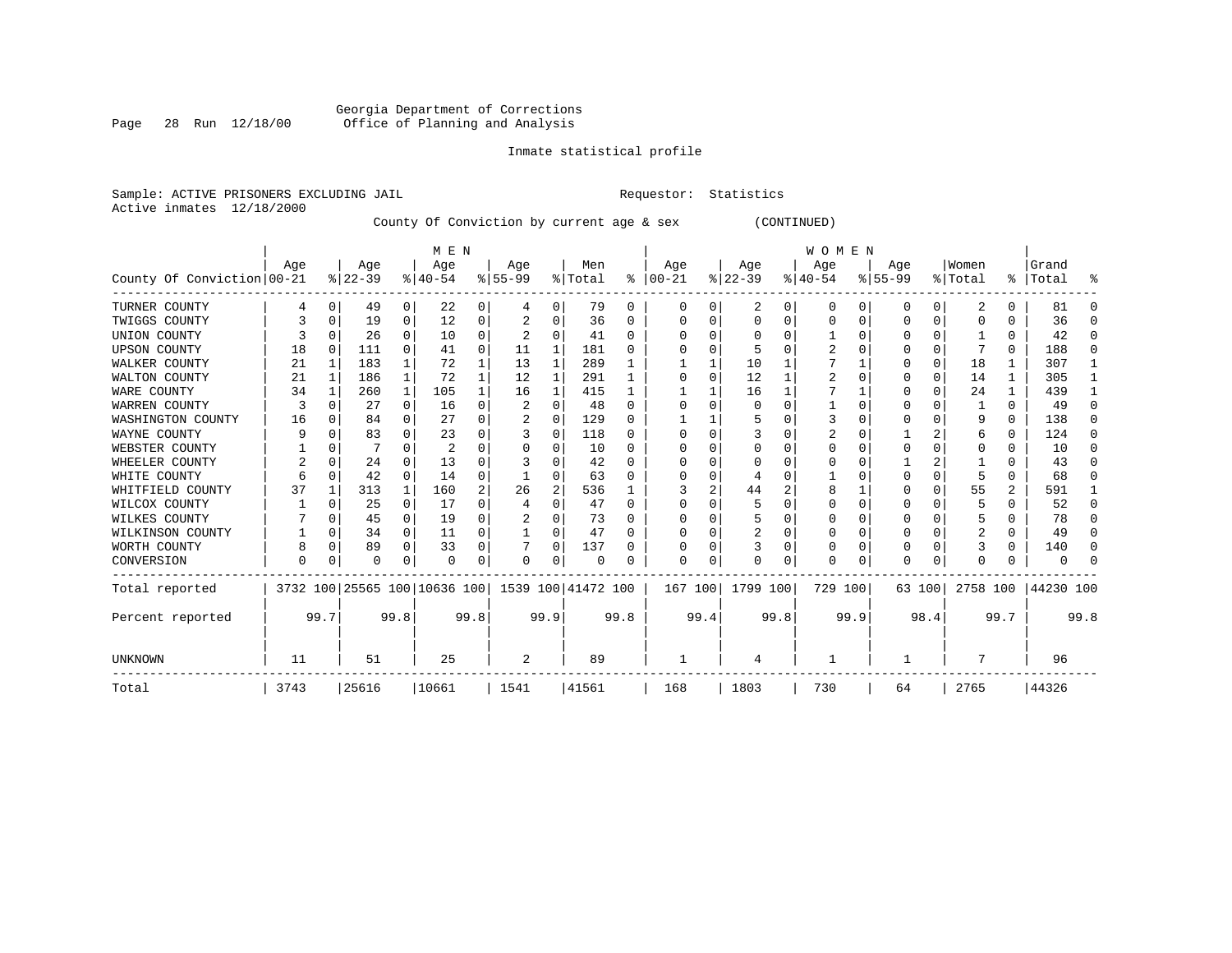Georgia Department of Corrections
Office of Planning and Analysis

Inmate statistical profile

Sample: ACTIVE PRISONERS EXCLUDING JAIL    Requestor: Statistics
Active inmates 12/18/2000

County Of Conviction by current age & sex (CONTINUED)

| County Of Conviction | MEN Age 00-21 | % | Age 22-39 | % | Age 40-54 | % | Age 55-99 | % | Men Total | % | WOMEN Age 00-21 | % | Age 22-39 | % | Age 40-54 | % | Age 55-99 | % | Women Total | % | Grand Total | % |
|---|---|---|---|---|---|---|---|---|---|---|---|---|---|---|---|---|---|---|---|---|---|---|
| TURNER COUNTY | 4 | 0 | 49 | 0 | 22 | 0 | 4 | 0 | 79 | 0 | 0 | 0 | 2 | 0 | 0 | 0 | 0 | 0 | 2 | 0 | 81 | 0 |
| TWIGGS COUNTY | 3 | 0 | 19 | 0 | 12 | 0 | 2 | 0 | 36 | 0 | 0 | 0 | 0 | 0 | 0 | 0 | 0 | 0 | 0 | 0 | 36 | 0 |
| UNION COUNTY | 3 | 0 | 26 | 0 | 10 | 0 | 2 | 0 | 41 | 0 | 0 | 0 | 0 | 0 | 1 | 0 | 0 | 0 | 1 | 0 | 42 | 0 |
| UPSON COUNTY | 18 | 0 | 111 | 0 | 41 | 0 | 11 | 1 | 181 | 0 | 0 | 0 | 5 | 0 | 2 | 0 | 0 | 0 | 7 | 0 | 188 | 0 |
| WALKER COUNTY | 21 | 1 | 183 | 1 | 72 | 1 | 13 | 1 | 289 | 1 | 1 | 1 | 10 | 1 | 7 | 1 | 0 | 0 | 18 | 1 | 307 | 1 |
| WALTON COUNTY | 21 | 1 | 186 | 1 | 72 | 1 | 12 | 1 | 291 | 1 | 0 | 0 | 12 | 1 | 2 | 0 | 0 | 0 | 14 | 1 | 305 | 1 |
| WARE COUNTY | 34 | 1 | 260 | 1 | 105 | 1 | 16 | 1 | 415 | 1 | 1 | 1 | 16 | 1 | 7 | 1 | 0 | 0 | 24 | 1 | 439 | 1 |
| WARREN COUNTY | 3 | 0 | 27 | 0 | 16 | 0 | 2 | 0 | 48 | 0 | 0 | 0 | 0 | 0 | 1 | 0 | 0 | 0 | 1 | 0 | 49 | 0 |
| WASHINGTON COUNTY | 16 | 0 | 84 | 0 | 27 | 0 | 2 | 0 | 129 | 0 | 1 | 1 | 5 | 0 | 3 | 0 | 0 | 0 | 9 | 0 | 138 | 0 |
| WAYNE COUNTY | 9 | 0 | 83 | 0 | 23 | 0 | 3 | 0 | 118 | 0 | 0 | 0 | 3 | 0 | 2 | 0 | 1 | 2 | 6 | 0 | 124 | 0 |
| WEBSTER COUNTY | 1 | 0 | 7 | 0 | 2 | 0 | 0 | 0 | 10 | 0 | 0 | 0 | 0 | 0 | 0 | 0 | 0 | 0 | 0 | 0 | 10 | 0 |
| WHEELER COUNTY | 2 | 0 | 24 | 0 | 13 | 0 | 3 | 0 | 42 | 0 | 0 | 0 | 0 | 0 | 0 | 0 | 1 | 2 | 1 | 0 | 43 | 0 |
| WHITE COUNTY | 6 | 0 | 42 | 0 | 14 | 0 | 1 | 0 | 63 | 0 | 0 | 0 | 4 | 0 | 1 | 0 | 0 | 0 | 5 | 0 | 68 | 0 |
| WHITFIELD COUNTY | 37 | 1 | 313 | 1 | 160 | 2 | 26 | 2 | 536 | 1 | 3 | 2 | 44 | 2 | 8 | 1 | 0 | 0 | 55 | 2 | 591 | 1 |
| WILCOX COUNTY | 1 | 0 | 25 | 0 | 17 | 0 | 4 | 0 | 47 | 0 | 0 | 0 | 5 | 0 | 0 | 0 | 0 | 0 | 5 | 0 | 52 | 0 |
| WILKES COUNTY | 7 | 0 | 45 | 0 | 19 | 0 | 2 | 0 | 73 | 0 | 0 | 0 | 5 | 0 | 0 | 0 | 0 | 0 | 5 | 0 | 78 | 0 |
| WILKINSON COUNTY | 1 | 0 | 34 | 0 | 11 | 0 | 1 | 0 | 47 | 0 | 0 | 0 | 2 | 0 | 0 | 0 | 0 | 0 | 2 | 0 | 49 | 0 |
| WORTH COUNTY | 8 | 0 | 89 | 0 | 33 | 0 | 7 | 0 | 137 | 0 | 0 | 0 | 3 | 0 | 0 | 0 | 0 | 0 | 3 | 0 | 140 | 0 |
| CONVERSION | 0 | 0 | 0 | 0 | 0 | 0 | 0 | 0 | 0 | 0 | 0 | 0 | 0 | 0 | 0 | 0 | 0 | 0 | 0 | 0 | 0 | 0 |
| Total reported | 3732 | 100 | 25565 | 100 | 10636 | 100 | 1539 | 100 | 41472 | 100 | 167 | 100 | 1799 | 100 | 729 | 100 | 63 | 100 | 2758 | 100 | 44230 | 100 |
| Percent reported | | 99.7 | | 99.8 | | 99.8 | | 99.9 | | 99.8 | | 99.4 | | 99.8 | | 99.9 | | 98.4 | | 99.7 | | 99.8 |
| UNKNOWN | 11 | | 51 | | 25 | | 2 | | 89 | | 1 | | 4 | | 1 | | 1 | | 7 | | 96 | |
| Total | 3743 | | 25616 | | 10661 | | 1541 | | 41561 | | 168 | | 1803 | | 730 | | 64 | | 2765 | | 44326 | |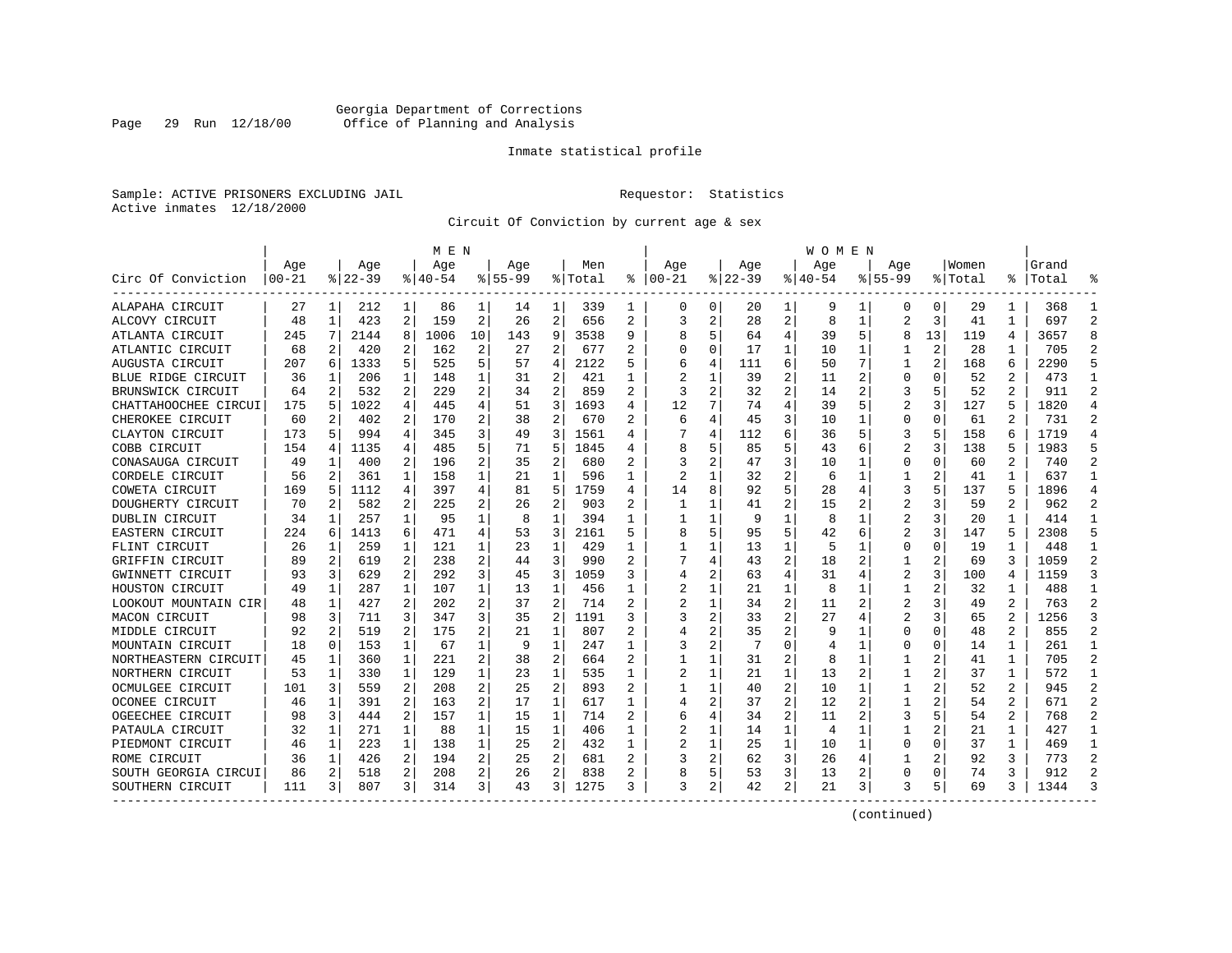Georgia Department of Corrections
Office of Planning and Analysis

Inmate statistical profile

Sample: ACTIVE PRISONERS EXCLUDING JAIL

Requestor: Statistics

Active inmates 12/18/2000

Circuit Of Conviction by current age & sex

| Circ Of Conviction | MEN Age 00-21 | % | Age 22-39 | % | Age 40-54 | % | Age 55-99 | % | Men Total | % | WOMEN Age 00-21 | % | Age 22-39 | % | Age 40-54 | % | Age 55-99 | % | Women Total | % | Grand Total | % |
|---|---|---|---|---|---|---|---|---|---|---|---|---|---|---|---|---|---|---|---|---|---|---|
| ALAPAHA CIRCUIT | 27 | 1 | 212 | 1 | 86 | 1 | 14 | 1 | 339 | 1 | 0 | 0 | 20 | 1 | 9 | 1 | 0 | 0 | 29 | 1 | 368 | 1 |
| ALCOVY CIRCUIT | 48 | 1 | 423 | 2 | 159 | 2 | 26 | 2 | 656 | 2 | 3 | 2 | 28 | 2 | 8 | 1 | 2 | 3 | 41 | 1 | 697 | 2 |
| ATLANTA CIRCUIT | 245 | 7 | 2144 | 8 | 1006 | 10 | 143 | 9 | 3538 | 9 | 8 | 5 | 64 | 4 | 39 | 5 | 8 | 13 | 119 | 4 | 3657 | 8 |
| ATLANTIC CIRCUIT | 68 | 2 | 420 | 2 | 162 | 2 | 27 | 2 | 677 | 2 | 0 | 0 | 17 | 1 | 10 | 1 | 1 | 2 | 28 | 1 | 705 | 2 |
| AUGUSTA CIRCUIT | 207 | 6 | 1333 | 5 | 525 | 5 | 57 | 4 | 2122 | 5 | 6 | 4 | 111 | 6 | 50 | 7 | 1 | 2 | 168 | 6 | 2290 | 5 |
| BLUE RIDGE CIRCUIT | 36 | 1 | 206 | 1 | 148 | 1 | 31 | 2 | 421 | 1 | 2 | 1 | 39 | 2 | 11 | 2 | 0 | 0 | 52 | 2 | 473 | 1 |
| BRUNSWICK CIRCUIT | 64 | 2 | 532 | 2 | 229 | 2 | 34 | 2 | 859 | 2 | 3 | 2 | 32 | 2 | 14 | 2 | 3 | 5 | 52 | 2 | 911 | 2 |
| CHATTAHOOCHEE CIRCUI | 175 | 5 | 1022 | 4 | 445 | 4 | 51 | 3 | 1693 | 4 | 12 | 7 | 74 | 4 | 39 | 5 | 2 | 3 | 127 | 5 | 1820 | 4 |
| CHEROKEE CIRCUIT | 60 | 2 | 402 | 2 | 170 | 2 | 38 | 2 | 670 | 2 | 6 | 4 | 45 | 3 | 10 | 1 | 0 | 0 | 61 | 2 | 731 | 2 |
| CLAYTON CIRCUIT | 173 | 5 | 994 | 4 | 345 | 3 | 49 | 3 | 1561 | 4 | 7 | 4 | 112 | 6 | 36 | 5 | 3 | 5 | 158 | 6 | 1719 | 4 |
| COBB CIRCUIT | 154 | 4 | 1135 | 4 | 485 | 5 | 71 | 5 | 1845 | 4 | 8 | 5 | 85 | 5 | 43 | 6 | 2 | 3 | 138 | 5 | 1983 | 5 |
| CONASAUGA CIRCUIT | 49 | 1 | 400 | 2 | 196 | 2 | 35 | 2 | 680 | 2 | 3 | 2 | 47 | 3 | 10 | 1 | 0 | 0 | 60 | 2 | 740 | 2 |
| CORDELE CIRCUIT | 56 | 2 | 361 | 1 | 158 | 1 | 21 | 1 | 596 | 1 | 2 | 1 | 32 | 2 | 6 | 1 | 1 | 2 | 41 | 1 | 637 | 1 |
| COWETA CIRCUIT | 169 | 5 | 1112 | 4 | 397 | 4 | 81 | 5 | 1759 | 4 | 14 | 8 | 92 | 5 | 28 | 4 | 3 | 5 | 137 | 5 | 1896 | 4 |
| DOUGHERTY CIRCUIT | 70 | 2 | 582 | 2 | 225 | 2 | 26 | 2 | 903 | 2 | 1 | 1 | 41 | 2 | 15 | 2 | 2 | 3 | 59 | 2 | 962 | 2 |
| DUBLIN CIRCUIT | 34 | 1 | 257 | 1 | 95 | 1 | 8 | 1 | 394 | 1 | 1 | 1 | 9 | 1 | 8 | 1 | 2 | 3 | 20 | 1 | 414 | 1 |
| EASTERN CIRCUIT | 224 | 6 | 1413 | 6 | 471 | 4 | 53 | 3 | 2161 | 5 | 8 | 5 | 95 | 5 | 42 | 6 | 2 | 3 | 147 | 5 | 2308 | 5 |
| FLINT CIRCUIT | 26 | 1 | 259 | 1 | 121 | 1 | 23 | 1 | 429 | 1 | 1 | 1 | 13 | 1 | 5 | 1 | 0 | 0 | 19 | 1 | 448 | 1 |
| GRIFFIN CIRCUIT | 89 | 2 | 619 | 2 | 238 | 2 | 44 | 3 | 990 | 2 | 7 | 4 | 43 | 2 | 18 | 2 | 1 | 2 | 69 | 3 | 1059 | 2 |
| GWINNETT CIRCUIT | 93 | 3 | 629 | 2 | 292 | 3 | 45 | 3 | 1059 | 3 | 4 | 2 | 63 | 4 | 31 | 4 | 2 | 3 | 100 | 4 | 1159 | 3 |
| HOUSTON CIRCUIT | 49 | 1 | 287 | 1 | 107 | 1 | 13 | 1 | 456 | 1 | 2 | 1 | 21 | 1 | 8 | 1 | 1 | 2 | 32 | 1 | 488 | 1 |
| LOOKOUT MOUNTAIN CIR | 48 | 1 | 427 | 2 | 202 | 2 | 37 | 2 | 714 | 2 | 2 | 1 | 34 | 2 | 11 | 2 | 2 | 3 | 49 | 2 | 763 | 2 |
| MACON CIRCUIT | 98 | 3 | 711 | 3 | 347 | 3 | 35 | 2 | 1191 | 3 | 3 | 2 | 33 | 2 | 27 | 4 | 2 | 3 | 65 | 2 | 1256 | 3 |
| MIDDLE CIRCUIT | 92 | 2 | 519 | 2 | 175 | 2 | 21 | 1 | 807 | 2 | 4 | 2 | 35 | 2 | 9 | 1 | 0 | 0 | 48 | 2 | 855 | 2 |
| MOUNTAIN CIRCUIT | 18 | 0 | 153 | 1 | 67 | 1 | 9 | 1 | 247 | 1 | 3 | 2 | 7 | 0 | 4 | 1 | 0 | 0 | 14 | 1 | 261 | 1 |
| NORTHEASTERN CIRCUIT | 45 | 1 | 360 | 1 | 221 | 2 | 38 | 2 | 664 | 2 | 1 | 1 | 31 | 2 | 8 | 1 | 1 | 2 | 41 | 1 | 705 | 2 |
| NORTHERN CIRCUIT | 53 | 1 | 330 | 1 | 129 | 1 | 23 | 1 | 535 | 1 | 2 | 1 | 21 | 1 | 13 | 2 | 1 | 2 | 37 | 1 | 572 | 1 |
| OCMULGEE CIRCUIT | 101 | 3 | 559 | 2 | 208 | 2 | 25 | 2 | 893 | 2 | 1 | 1 | 40 | 2 | 10 | 1 | 1 | 2 | 52 | 2 | 945 | 2 |
| OCONEE CIRCUIT | 46 | 1 | 391 | 2 | 163 | 2 | 17 | 1 | 617 | 1 | 4 | 2 | 37 | 2 | 12 | 2 | 1 | 2 | 54 | 2 | 671 | 2 |
| OGEECHEE CIRCUIT | 98 | 3 | 444 | 2 | 157 | 1 | 15 | 1 | 714 | 2 | 6 | 4 | 34 | 2 | 11 | 2 | 3 | 5 | 54 | 2 | 768 | 2 |
| PATAULA CIRCUIT | 32 | 1 | 271 | 1 | 88 | 1 | 15 | 1 | 406 | 1 | 2 | 1 | 14 | 1 | 4 | 1 | 1 | 2 | 21 | 1 | 427 | 1 |
| PIEDMONT CIRCUIT | 46 | 1 | 223 | 1 | 138 | 1 | 25 | 2 | 432 | 1 | 2 | 1 | 25 | 1 | 10 | 1 | 0 | 0 | 37 | 1 | 469 | 1 |
| ROME CIRCUIT | 36 | 1 | 426 | 2 | 194 | 2 | 25 | 2 | 681 | 2 | 3 | 2 | 62 | 3 | 26 | 4 | 1 | 2 | 92 | 3 | 773 | 2 |
| SOUTH GEORGIA CIRCUI | 86 | 2 | 518 | 2 | 208 | 2 | 26 | 2 | 838 | 2 | 8 | 5 | 53 | 3 | 13 | 2 | 0 | 0 | 74 | 3 | 912 | 2 |
| SOUTHERN CIRCUIT | 111 | 3 | 807 | 3 | 314 | 3 | 43 | 3 | 1275 | 3 | 3 | 2 | 42 | 2 | 21 | 3 | 3 | 5 | 69 | 3 | 1344 | 3 |

(continued)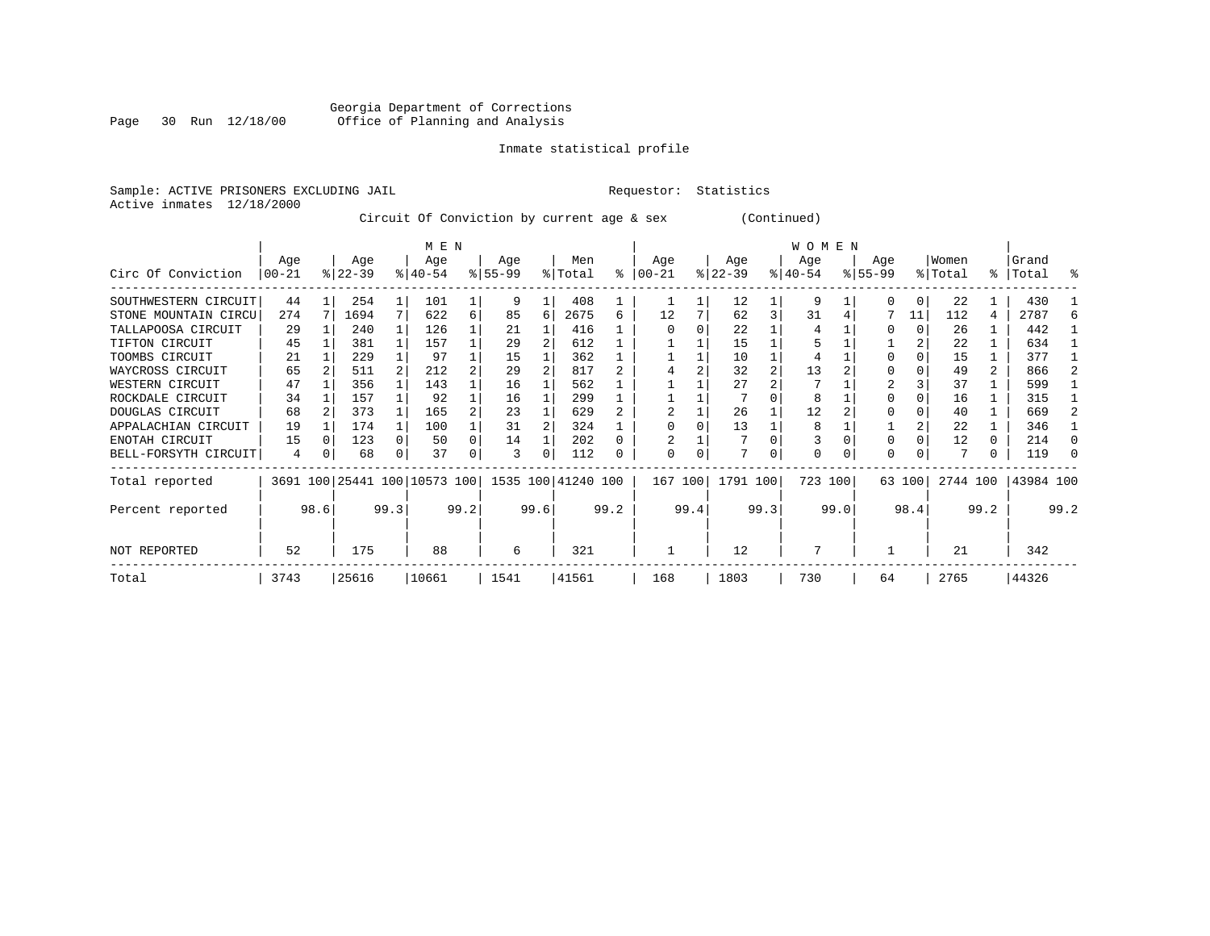Georgia Department of Corrections
Office of Planning and Analysis

Inmate statistical profile

Sample: ACTIVE PRISONERS EXCLUDING JAIL                Requestor: Statistics
Active inmates 12/18/2000

Circuit Of Conviction by current age & sex (Continued)

| Circ Of Conviction | MEN Age 00-21 | % | Age 22-39 | % | Age 40-54 | % | Age 55-99 | % | Men Total | % | WOMEN Age 00-21 | % | Age 22-39 | % | Age 40-54 | % | Age 55-99 | % | Women Total | % | Grand Total | % |
|---|---|---|---|---|---|---|---|---|---|---|---|---|---|---|---|---|---|---|---|---|---|---|
| SOUTHWESTERN CIRCUIT | 44 | 1 | 254 | 1 | 101 | 1 | 9 | 1 | 408 | 1 | 1 | 1 | 12 | 1 | 9 | 1 | 0 | 0 | 22 | 1 | 430 | 1 |
| STONE MOUNTAIN CIRCU | 274 | 7 | 1694 | 7 | 622 | 6 | 85 | 6 | 2675 | 6 | 12 | 7 | 62 | 3 | 31 | 4 | 7 | 11 | 112 | 4 | 2787 | 6 |
| TALLAPOOSA CIRCUIT | 29 | 1 | 240 | 1 | 126 | 1 | 21 | 1 | 416 | 1 | 0 | 0 | 22 | 1 | 4 | 1 | 0 | 0 | 26 | 1 | 442 | 1 |
| TIFTON CIRCUIT | 45 | 1 | 381 | 1 | 157 | 1 | 29 | 2 | 612 | 1 | 1 | 1 | 15 | 1 | 5 | 1 | 1 | 2 | 22 | 1 | 634 | 1 |
| TOOMBS CIRCUIT | 21 | 1 | 229 | 1 | 97 | 1 | 15 | 1 | 362 | 1 | 1 | 1 | 10 | 1 | 4 | 1 | 0 | 0 | 15 | 1 | 377 | 1 |
| WAYCROSS CIRCUIT | 65 | 2 | 511 | 2 | 212 | 2 | 29 | 2 | 817 | 2 | 4 | 2 | 32 | 2 | 13 | 2 | 0 | 0 | 49 | 2 | 866 | 2 |
| WESTERN CIRCUIT | 47 | 1 | 356 | 1 | 143 | 1 | 16 | 1 | 562 | 1 | 1 | 1 | 27 | 2 | 7 | 1 | 2 | 3 | 37 | 1 | 599 | 1 |
| ROCKDALE CIRCUIT | 34 | 1 | 157 | 1 | 92 | 1 | 16 | 1 | 299 | 1 | 1 | 1 | 7 | 0 | 8 | 1 | 0 | 0 | 16 | 1 | 315 | 1 |
| DOUGLAS CIRCUIT | 68 | 2 | 373 | 1 | 165 | 2 | 23 | 1 | 629 | 2 | 2 | 1 | 26 | 1 | 12 | 2 | 0 | 0 | 40 | 1 | 669 | 2 |
| APPALACHIAN CIRCUIT | 19 | 1 | 174 | 1 | 100 | 1 | 31 | 2 | 324 | 1 | 0 | 0 | 13 | 1 | 8 | 1 | 1 | 2 | 22 | 1 | 346 | 1 |
| ENOTAH CIRCUIT | 15 | 0 | 123 | 0 | 50 | 0 | 14 | 1 | 202 | 0 | 2 | 1 | 7 | 0 | 3 | 0 | 0 | 0 | 12 | 0 | 214 | 0 |
| BELL-FORSYTH CIRCUIT | 4 | 0 | 68 | 0 | 37 | 0 | 3 | 0 | 112 | 0 | 0 | 0 | 7 | 0 | 0 | 0 | 0 | 0 | 7 | 0 | 119 | 0 |
| Total reported | 3691 | 100 | 25441 | 100 | 10573 | 100 | 1535 | 100 | 41240 | 100 | 167 | 100 | 1791 | 100 | 723 | 100 | 63 | 100 | 2744 | 100 | 43984 | 100 |
| Percent reported | | 98.6 | | 99.3 | | 99.2 | | 99.6 | | 99.2 | | 99.4 | | 99.3 | | 99.0 | | 98.4 | | 99.2 | | 99.2 |
| NOT REPORTED | 52 | | 175 | | 88 | | 6 | | 321 | | 1 | | 12 | | 7 | | 1 | | 21 | | 342 | |
| Total | 3743 | | 25616 | | 10661 | | 1541 | | 41561 | | 168 | | 1803 | | 730 | | 64 | | 2765 | | 44326 | |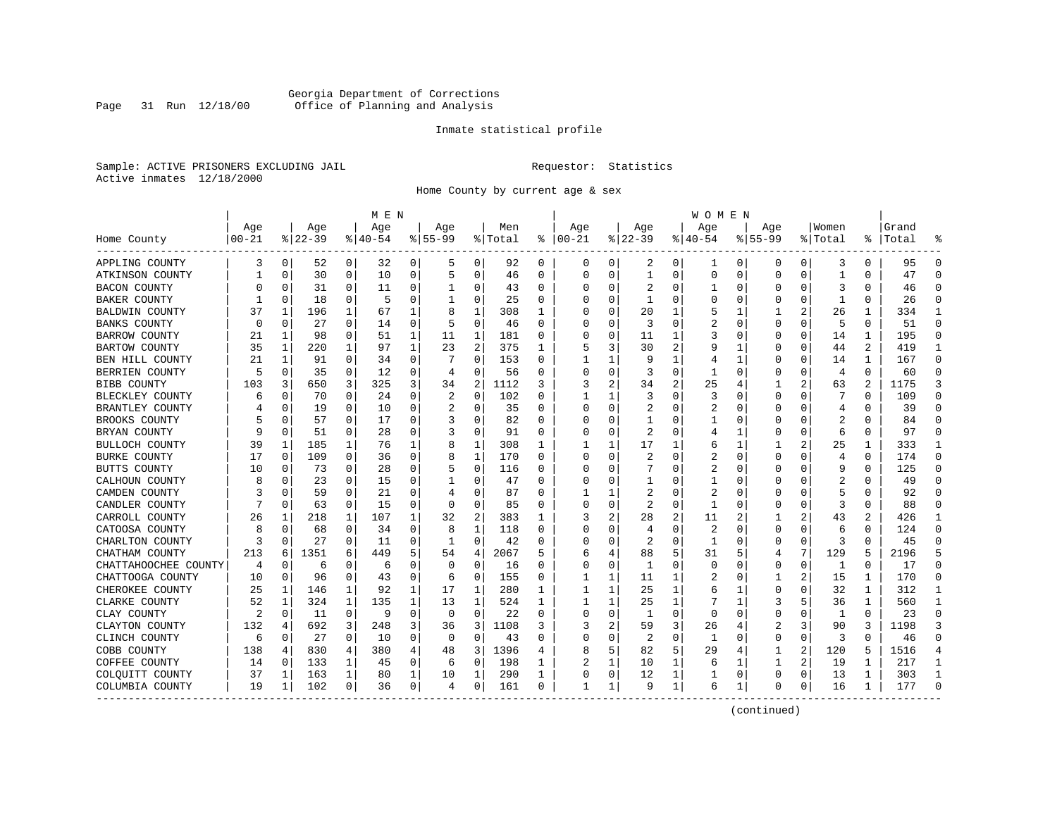Georgia Department of Corrections
Office of Planning and Analysis

Inmate statistical profile

Sample: ACTIVE PRISONERS EXCLUDING JAIL                                   Requestor: Statistics
Active inmates 12/18/2000

Home County by current age & sex

| Home County | MEN Age 00-21 | % | Age 22-39 | % | Age 40-54 | % | Age 55-99 | % | Men Total | % | WOMEN Age 00-21 | % | Age 22-39 | % | Age 40-54 | % | Age 55-99 | % | Women Total | % | Grand Total | % |
|---|---|---|---|---|---|---|---|---|---|---|---|---|---|---|---|---|---|---|---|---|---|---|
| APPLING COUNTY | 3 | 0 | 52 | 0 | 32 | 0 | 5 | 0 | 92 | 0 | 0 | 0 | 2 | 0 | 1 | 0 | 0 | 0 | 3 | 0 | 95 | 0 |
| ATKINSON COUNTY | 1 | 0 | 30 | 0 | 10 | 0 | 5 | 0 | 46 | 0 | 0 | 0 | 1 | 0 | 0 | 0 | 0 | 0 | 1 | 0 | 47 | 0 |
| BACON COUNTY | 0 | 0 | 31 | 0 | 11 | 0 | 1 | 0 | 43 | 0 | 0 | 0 | 2 | 0 | 1 | 0 | 0 | 0 | 3 | 0 | 46 | 0 |
| BAKER COUNTY | 1 | 0 | 18 | 0 | 5 | 0 | 1 | 0 | 25 | 0 | 0 | 0 | 1 | 0 | 0 | 0 | 0 | 0 | 1 | 0 | 26 | 0 |
| BALDWIN COUNTY | 37 | 1 | 196 | 1 | 67 | 1 | 8 | 1 | 308 | 1 | 0 | 0 | 20 | 1 | 5 | 1 | 1 | 2 | 26 | 1 | 334 | 1 |
| BANKS COUNTY | 0 | 0 | 27 | 0 | 14 | 0 | 5 | 0 | 46 | 0 | 0 | 0 | 3 | 0 | 2 | 0 | 0 | 0 | 5 | 0 | 51 | 0 |
| BARROW COUNTY | 21 | 1 | 98 | 0 | 51 | 1 | 11 | 1 | 181 | 0 | 0 | 0 | 11 | 1 | 3 | 0 | 0 | 0 | 14 | 1 | 195 | 0 |
| BARTOW COUNTY | 35 | 1 | 220 | 1 | 97 | 1 | 23 | 2 | 375 | 1 | 5 | 3 | 30 | 2 | 9 | 1 | 0 | 0 | 44 | 2 | 419 | 1 |
| BEN HILL COUNTY | 21 | 1 | 91 | 0 | 34 | 0 | 7 | 0 | 153 | 0 | 1 | 1 | 9 | 1 | 4 | 1 | 0 | 0 | 14 | 1 | 167 | 0 |
| BERRIEN COUNTY | 5 | 0 | 35 | 0 | 12 | 0 | 4 | 0 | 56 | 0 | 0 | 0 | 3 | 0 | 1 | 0 | 0 | 0 | 4 | 0 | 60 | 0 |
| BIBB COUNTY | 103 | 3 | 650 | 3 | 325 | 3 | 34 | 2 | 1112 | 3 | 3 | 2 | 34 | 2 | 25 | 4 | 1 | 2 | 63 | 2 | 1175 | 3 |
| BLECKLEY COUNTY | 6 | 0 | 70 | 0 | 24 | 0 | 2 | 0 | 102 | 0 | 1 | 1 | 3 | 0 | 3 | 0 | 0 | 0 | 7 | 0 | 109 | 0 |
| BRANTLEY COUNTY | 4 | 0 | 19 | 0 | 10 | 0 | 2 | 0 | 35 | 0 | 0 | 0 | 2 | 0 | 2 | 0 | 0 | 0 | 4 | 0 | 39 | 0 |
| BROOKS COUNTY | 5 | 0 | 57 | 0 | 17 | 0 | 3 | 0 | 82 | 0 | 0 | 0 | 1 | 0 | 1 | 0 | 0 | 0 | 2 | 0 | 84 | 0 |
| BRYAN COUNTY | 9 | 0 | 51 | 0 | 28 | 0 | 3 | 0 | 91 | 0 | 0 | 0 | 2 | 0 | 4 | 1 | 0 | 0 | 6 | 0 | 97 | 0 |
| BULLOCH COUNTY | 39 | 1 | 185 | 1 | 76 | 1 | 8 | 1 | 308 | 1 | 1 | 1 | 17 | 1 | 6 | 1 | 1 | 2 | 25 | 1 | 333 | 1 |
| BURKE COUNTY | 17 | 0 | 109 | 0 | 36 | 0 | 8 | 1 | 170 | 0 | 0 | 0 | 2 | 0 | 2 | 0 | 0 | 0 | 4 | 0 | 174 | 0 |
| BUTTS COUNTY | 10 | 0 | 73 | 0 | 28 | 0 | 5 | 0 | 116 | 0 | 0 | 0 | 7 | 0 | 2 | 0 | 0 | 0 | 9 | 0 | 125 | 0 |
| CALHOUN COUNTY | 8 | 0 | 23 | 0 | 15 | 0 | 1 | 0 | 47 | 0 | 0 | 0 | 1 | 0 | 1 | 0 | 0 | 0 | 2 | 0 | 49 | 0 |
| CAMDEN COUNTY | 3 | 0 | 59 | 0 | 21 | 0 | 4 | 0 | 87 | 0 | 1 | 1 | 2 | 0 | 2 | 0 | 0 | 0 | 5 | 0 | 92 | 0 |
| CANDLER COUNTY | 7 | 0 | 63 | 0 | 15 | 0 | 0 | 0 | 85 | 0 | 0 | 0 | 2 | 0 | 1 | 0 | 0 | 0 | 3 | 0 | 88 | 0 |
| CARROLL COUNTY | 26 | 1 | 218 | 1 | 107 | 1 | 32 | 2 | 383 | 1 | 3 | 2 | 28 | 2 | 11 | 2 | 1 | 2 | 43 | 2 | 426 | 1 |
| CATOOSA COUNTY | 8 | 0 | 68 | 0 | 34 | 0 | 8 | 1 | 118 | 0 | 0 | 0 | 4 | 0 | 2 | 0 | 0 | 0 | 6 | 0 | 124 | 0 |
| CHARLTON COUNTY | 3 | 0 | 27 | 0 | 11 | 0 | 1 | 0 | 42 | 0 | 0 | 0 | 2 | 0 | 1 | 0 | 0 | 0 | 3 | 0 | 45 | 0 |
| CHATHAM COUNTY | 213 | 6 | 1351 | 6 | 449 | 5 | 54 | 4 | 2067 | 5 | 6 | 4 | 88 | 5 | 31 | 5 | 4 | 7 | 129 | 5 | 2196 | 5 |
| CHATTAHOOCHEE COUNTY | 4 | 0 | 6 | 0 | 6 | 0 | 0 | 0 | 16 | 0 | 0 | 0 | 1 | 0 | 0 | 0 | 0 | 0 | 1 | 0 | 17 | 0 |
| CHATTOOGA COUNTY | 10 | 0 | 96 | 0 | 43 | 0 | 6 | 0 | 155 | 0 | 1 | 1 | 11 | 1 | 2 | 0 | 1 | 2 | 15 | 1 | 170 | 0 |
| CHEROKEE COUNTY | 25 | 1 | 146 | 1 | 92 | 1 | 17 | 1 | 280 | 1 | 1 | 1 | 25 | 1 | 6 | 1 | 0 | 0 | 32 | 1 | 312 | 1 |
| CLARKE COUNTY | 52 | 1 | 324 | 1 | 135 | 1 | 13 | 1 | 524 | 1 | 1 | 1 | 25 | 1 | 7 | 1 | 3 | 5 | 36 | 1 | 560 | 1 |
| CLAY COUNTY | 2 | 0 | 11 | 0 | 9 | 0 | 0 | 0 | 22 | 0 | 0 | 0 | 1 | 0 | 0 | 0 | 0 | 0 | 1 | 0 | 23 | 0 |
| CLAYTON COUNTY | 132 | 4 | 692 | 3 | 248 | 3 | 36 | 3 | 1108 | 3 | 3 | 2 | 59 | 3 | 26 | 4 | 2 | 3 | 90 | 3 | 1198 | 3 |
| CLINCH COUNTY | 6 | 0 | 27 | 0 | 10 | 0 | 0 | 0 | 43 | 0 | 0 | 0 | 2 | 0 | 1 | 0 | 0 | 0 | 3 | 0 | 46 | 0 |
| COBB COUNTY | 138 | 4 | 830 | 4 | 380 | 4 | 48 | 3 | 1396 | 4 | 8 | 5 | 82 | 5 | 29 | 4 | 1 | 2 | 120 | 5 | 1516 | 4 |
| COFFEE COUNTY | 14 | 0 | 133 | 1 | 45 | 0 | 6 | 0 | 198 | 1 | 2 | 1 | 10 | 1 | 6 | 1 | 1 | 2 | 19 | 1 | 217 | 1 |
| COLQUITT COUNTY | 37 | 1 | 163 | 1 | 80 | 1 | 10 | 1 | 290 | 1 | 0 | 0 | 12 | 1 | 1 | 0 | 0 | 0 | 13 | 1 | 303 | 1 |
| COLUMBIA COUNTY | 19 | 1 | 102 | 0 | 36 | 0 | 4 | 0 | 161 | 0 | 1 | 1 | 9 | 1 | 6 | 1 | 0 | 0 | 16 | 1 | 177 | 0 |

(continued)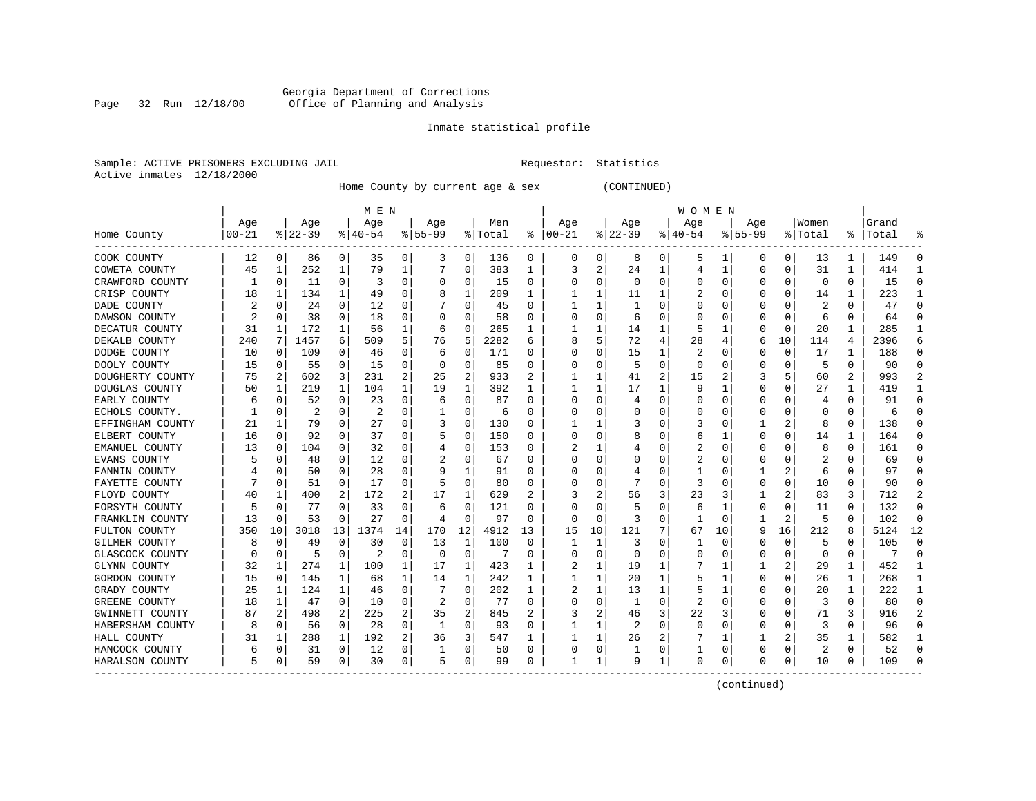Georgia Department of Corrections
Office of Planning and Analysis

Inmate statistical profile

Sample: ACTIVE PRISONERS EXCLUDING JAIL                    Requestor: Statistics
Active inmates 12/18/2000

Home County by current age & sex (CONTINUED)

| Home County | MEN Age 00-21 | % | Age 22-39 | % | Age 40-54 | % | Age 55-99 | % | Men Total | % | WOMEN Age 00-21 | % | Age 22-39 | % | Age 40-54 | % | Age 55-99 | % | Women Total | % | Grand Total | % |
|---|---|---|---|---|---|---|---|---|---|---|---|---|---|---|---|---|---|---|---|---|---|---|
| COOK COUNTY | 12 | 0 | 86 | 0 | 35 | 0 | 3 | 0 | 136 | 0 | 0 | 0 | 8 | 0 | 5 | 1 | 0 | 0 | 13 | 1 | 149 | 0 |
| COWETA COUNTY | 45 | 1 | 252 | 1 | 79 | 1 | 7 | 0 | 383 | 1 | 3 | 2 | 24 | 1 | 4 | 1 | 0 | 0 | 31 | 1 | 414 | 1 |
| CRAWFORD COUNTY | 1 | 0 | 11 | 0 | 3 | 0 | 0 | 0 | 15 | 0 | 0 | 0 | 0 | 0 | 0 | 0 | 0 | 0 | 0 | 0 | 15 | 0 |
| CRISP COUNTY | 18 | 1 | 134 | 1 | 49 | 0 | 8 | 1 | 209 | 1 | 1 | 1 | 11 | 1 | 2 | 0 | 0 | 0 | 14 | 1 | 223 | 1 |
| DADE COUNTY | 2 | 0 | 24 | 0 | 12 | 0 | 7 | 0 | 45 | 0 | 1 | 1 | 1 | 0 | 0 | 0 | 0 | 0 | 2 | 0 | 47 | 0 |
| DAWSON COUNTY | 2 | 0 | 38 | 0 | 18 | 0 | 0 | 0 | 58 | 0 | 0 | 0 | 6 | 0 | 0 | 0 | 0 | 0 | 6 | 0 | 64 | 0 |
| DECATUR COUNTY | 31 | 1 | 172 | 1 | 56 | 1 | 6 | 0 | 265 | 1 | 1 | 1 | 14 | 1 | 5 | 1 | 0 | 0 | 20 | 1 | 285 | 1 |
| DEKALB COUNTY | 240 | 7 | 1457 | 6 | 509 | 5 | 76 | 5 | 2282 | 6 | 8 | 5 | 72 | 4 | 28 | 4 | 6 | 10 | 114 | 4 | 2396 | 6 |
| DODGE COUNTY | 10 | 0 | 109 | 0 | 46 | 0 | 6 | 0 | 171 | 0 | 0 | 0 | 15 | 1 | 2 | 0 | 0 | 0 | 17 | 1 | 188 | 0 |
| DOOLY COUNTY | 15 | 0 | 55 | 0 | 15 | 0 | 0 | 0 | 85 | 0 | 0 | 0 | 5 | 0 | 0 | 0 | 0 | 0 | 5 | 0 | 90 | 0 |
| DOUGHERTY COUNTY | 75 | 2 | 602 | 3 | 231 | 2 | 25 | 2 | 933 | 2 | 1 | 1 | 41 | 2 | 15 | 2 | 3 | 5 | 60 | 2 | 993 | 2 |
| DOUGLAS COUNTY | 50 | 1 | 219 | 1 | 104 | 1 | 19 | 1 | 392 | 1 | 1 | 1 | 17 | 1 | 9 | 1 | 0 | 0 | 27 | 1 | 419 | 1 |
| EARLY COUNTY | 6 | 0 | 52 | 0 | 23 | 0 | 6 | 0 | 87 | 0 | 0 | 0 | 4 | 0 | 0 | 0 | 0 | 0 | 4 | 0 | 91 | 0 |
| ECHOLS COUNTY. | 1 | 0 | 2 | 0 | 2 | 0 | 1 | 0 | 6 | 0 | 0 | 0 | 0 | 0 | 0 | 0 | 0 | 0 | 0 | 0 | 6 | 0 |
| EFFINGHAM COUNTY | 21 | 1 | 79 | 0 | 27 | 0 | 3 | 0 | 130 | 0 | 1 | 1 | 3 | 0 | 3 | 0 | 1 | 2 | 8 | 0 | 138 | 0 |
| ELBERT COUNTY | 16 | 0 | 92 | 0 | 37 | 0 | 5 | 0 | 150 | 0 | 0 | 0 | 8 | 0 | 6 | 1 | 0 | 0 | 14 | 1 | 164 | 0 |
| EMANUEL COUNTY | 13 | 0 | 104 | 0 | 32 | 0 | 4 | 0 | 153 | 0 | 2 | 1 | 4 | 0 | 2 | 0 | 0 | 0 | 8 | 0 | 161 | 0 |
| EVANS COUNTY | 5 | 0 | 48 | 0 | 12 | 0 | 2 | 0 | 67 | 0 | 0 | 0 | 0 | 0 | 2 | 0 | 0 | 0 | 2 | 0 | 69 | 0 |
| FANNIN COUNTY | 4 | 0 | 50 | 0 | 28 | 0 | 9 | 1 | 91 | 0 | 0 | 0 | 4 | 0 | 1 | 0 | 1 | 2 | 6 | 0 | 97 | 0 |
| FAYETTE COUNTY | 7 | 0 | 51 | 0 | 17 | 0 | 5 | 0 | 80 | 0 | 0 | 0 | 7 | 0 | 3 | 0 | 0 | 0 | 10 | 0 | 90 | 0 |
| FLOYD COUNTY | 40 | 1 | 400 | 2 | 172 | 2 | 17 | 1 | 629 | 2 | 3 | 2 | 56 | 3 | 23 | 3 | 1 | 2 | 83 | 3 | 712 | 2 |
| FORSYTH COUNTY | 5 | 0 | 77 | 0 | 33 | 0 | 6 | 0 | 121 | 0 | 0 | 0 | 5 | 0 | 6 | 1 | 0 | 0 | 11 | 0 | 132 | 0 |
| FRANKLIN COUNTY | 13 | 0 | 53 | 0 | 27 | 0 | 4 | 0 | 97 | 0 | 0 | 0 | 3 | 0 | 1 | 0 | 1 | 2 | 5 | 0 | 102 | 0 |
| FULTON COUNTY | 350 | 10 | 3018 | 13 | 1374 | 14 | 170 | 12 | 4912 | 13 | 15 | 10 | 121 | 7 | 67 | 10 | 9 | 16 | 212 | 8 | 5124 | 12 |
| GILMER COUNTY | 8 | 0 | 49 | 0 | 30 | 0 | 13 | 1 | 100 | 0 | 1 | 1 | 3 | 0 | 1 | 0 | 0 | 0 | 5 | 0 | 105 | 0 |
| GLASCOCK COUNTY | 0 | 0 | 5 | 0 | 2 | 0 | 0 | 0 | 7 | 0 | 0 | 0 | 0 | 0 | 0 | 0 | 0 | 0 | 0 | 0 | 7 | 0 |
| GLYNN COUNTY | 32 | 1 | 274 | 1 | 100 | 1 | 17 | 1 | 423 | 1 | 2 | 1 | 19 | 1 | 7 | 1 | 1 | 2 | 29 | 1 | 452 | 1 |
| GORDON COUNTY | 15 | 0 | 145 | 1 | 68 | 1 | 14 | 1 | 242 | 1 | 1 | 1 | 20 | 1 | 5 | 1 | 0 | 0 | 26 | 1 | 268 | 1 |
| GRADY COUNTY | 25 | 1 | 124 | 1 | 46 | 0 | 7 | 0 | 202 | 1 | 2 | 1 | 13 | 1 | 5 | 1 | 0 | 0 | 20 | 1 | 222 | 1 |
| GREENE COUNTY | 18 | 1 | 47 | 0 | 10 | 0 | 2 | 0 | 77 | 0 | 0 | 0 | 1 | 0 | 2 | 0 | 0 | 0 | 3 | 0 | 80 | 0 |
| GWINNETT COUNTY | 87 | 2 | 498 | 2 | 225 | 2 | 35 | 2 | 845 | 2 | 3 | 2 | 46 | 3 | 22 | 3 | 0 | 0 | 71 | 3 | 916 | 2 |
| HABERSHAM COUNTY | 8 | 0 | 56 | 0 | 28 | 0 | 1 | 0 | 93 | 0 | 1 | 1 | 2 | 0 | 0 | 0 | 0 | 0 | 3 | 0 | 96 | 0 |
| HALL COUNTY | 31 | 1 | 288 | 1 | 192 | 2 | 36 | 3 | 547 | 1 | 1 | 1 | 26 | 2 | 7 | 1 | 1 | 2 | 35 | 1 | 582 | 1 |
| HANCOCK COUNTY | 6 | 0 | 31 | 0 | 12 | 0 | 1 | 0 | 50 | 0 | 0 | 0 | 1 | 0 | 1 | 0 | 0 | 0 | 2 | 0 | 52 | 0 |
| HARALSON COUNTY | 5 | 0 | 59 | 0 | 30 | 0 | 5 | 0 | 99 | 0 | 1 | 1 | 9 | 1 | 0 | 0 | 0 | 0 | 10 | 0 | 109 | 0 |

(continued)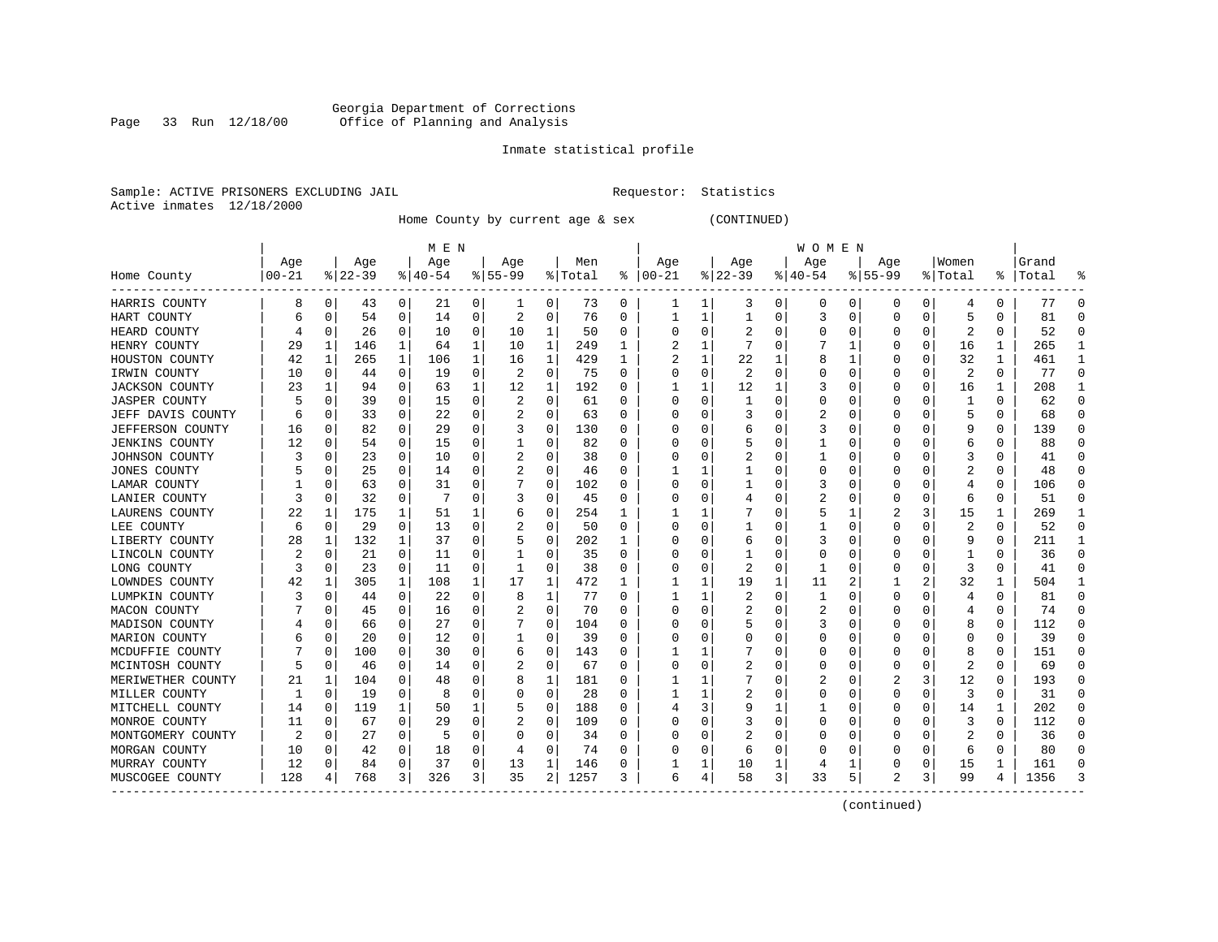Georgia Department of Corrections
Office of Planning and Analysis

Inmate statistical profile

Sample: ACTIVE PRISONERS EXCLUDING JAIL    Requestor: Statistics
Active inmates 12/18/2000

Home County by current age & sex (CONTINUED)

| Home County | MEN Age 00-21 | % | Age 22-39 | % | Age 40-54 | % | Age 55-99 | % | Men Total | % | WOMEN Age 00-21 | % | Age 22-39 | % | Age 40-54 | % | Age 55-99 | % | Women Total | % | Grand Total | % |
|---|---|---|---|---|---|---|---|---|---|---|---|---|---|---|---|---|---|---|---|---|---|---|
| HARRIS COUNTY | 8 | 0 | 43 | 0 | 21 | 0 | 1 | 0 | 73 | 0 | 1 | 1 | 3 | 0 | 0 | 0 | 0 | 0 | 4 | 0 | 77 | 0 |
| HART COUNTY | 6 | 0 | 54 | 0 | 14 | 0 | 2 | 0 | 76 | 0 | 1 | 1 | 1 | 0 | 3 | 0 | 0 | 0 | 5 | 0 | 81 | 0 |
| HEARD COUNTY | 4 | 0 | 26 | 0 | 10 | 0 | 10 | 1 | 50 | 0 | 0 | 0 | 2 | 0 | 0 | 0 | 0 | 0 | 2 | 0 | 52 | 0 |
| HENRY COUNTY | 29 | 1 | 146 | 1 | 64 | 1 | 10 | 1 | 249 | 1 | 2 | 1 | 7 | 0 | 7 | 1 | 0 | 0 | 16 | 1 | 265 | 1 |
| HOUSTON COUNTY | 42 | 1 | 265 | 1 | 106 | 1 | 16 | 1 | 429 | 1 | 2 | 1 | 22 | 1 | 8 | 1 | 0 | 0 | 32 | 1 | 461 | 1 |
| IRWIN COUNTY | 10 | 0 | 44 | 0 | 19 | 0 | 2 | 0 | 75 | 0 | 0 | 0 | 2 | 0 | 0 | 0 | 0 | 0 | 2 | 0 | 77 | 0 |
| JACKSON COUNTY | 23 | 1 | 94 | 0 | 63 | 1 | 12 | 1 | 192 | 0 | 1 | 1 | 12 | 1 | 3 | 0 | 0 | 0 | 16 | 1 | 208 | 1 |
| JASPER COUNTY | 5 | 0 | 39 | 0 | 15 | 0 | 2 | 0 | 61 | 0 | 0 | 0 | 1 | 0 | 0 | 0 | 0 | 0 | 1 | 0 | 62 | 0 |
| JEFF DAVIS COUNTY | 6 | 0 | 33 | 0 | 22 | 0 | 2 | 0 | 63 | 0 | 0 | 0 | 3 | 0 | 2 | 0 | 0 | 0 | 5 | 0 | 68 | 0 |
| JEFFERSON COUNTY | 16 | 0 | 82 | 0 | 29 | 0 | 3 | 0 | 130 | 0 | 0 | 0 | 6 | 0 | 3 | 0 | 0 | 0 | 9 | 0 | 139 | 0 |
| JENKINS COUNTY | 12 | 0 | 54 | 0 | 15 | 0 | 1 | 0 | 82 | 0 | 0 | 0 | 5 | 0 | 1 | 0 | 0 | 0 | 6 | 0 | 88 | 0 |
| JOHNSON COUNTY | 3 | 0 | 23 | 0 | 10 | 0 | 2 | 0 | 38 | 0 | 0 | 0 | 2 | 0 | 1 | 0 | 0 | 0 | 3 | 0 | 41 | 0 |
| JONES COUNTY | 5 | 0 | 25 | 0 | 14 | 0 | 2 | 0 | 46 | 0 | 1 | 1 | 1 | 0 | 0 | 0 | 0 | 0 | 2 | 0 | 48 | 0 |
| LAMAR COUNTY | 1 | 0 | 63 | 0 | 31 | 0 | 7 | 0 | 102 | 0 | 0 | 0 | 1 | 0 | 3 | 0 | 0 | 0 | 4 | 0 | 106 | 0 |
| LANIER COUNTY | 3 | 0 | 32 | 0 | 7 | 0 | 3 | 0 | 45 | 0 | 0 | 0 | 4 | 0 | 2 | 0 | 0 | 0 | 6 | 0 | 51 | 0 |
| LAURENS COUNTY | 22 | 1 | 175 | 1 | 51 | 1 | 6 | 0 | 254 | 1 | 1 | 1 | 7 | 0 | 5 | 1 | 2 | 3 | 15 | 1 | 269 | 1 |
| LEE COUNTY | 6 | 0 | 29 | 0 | 13 | 0 | 2 | 0 | 50 | 0 | 0 | 0 | 1 | 0 | 1 | 0 | 0 | 0 | 2 | 0 | 52 | 0 |
| LIBERTY COUNTY | 28 | 1 | 132 | 1 | 37 | 0 | 5 | 0 | 202 | 1 | 0 | 0 | 6 | 0 | 3 | 0 | 0 | 0 | 9 | 0 | 211 | 1 |
| LINCOLN COUNTY | 2 | 0 | 21 | 0 | 11 | 0 | 1 | 0 | 35 | 0 | 0 | 0 | 1 | 0 | 0 | 0 | 0 | 0 | 1 | 0 | 36 | 0 |
| LONG COUNTY | 3 | 0 | 23 | 0 | 11 | 0 | 1 | 0 | 38 | 0 | 0 | 0 | 2 | 0 | 1 | 0 | 0 | 0 | 3 | 0 | 41 | 0 |
| LOWNDES COUNTY | 42 | 1 | 305 | 1 | 108 | 1 | 17 | 1 | 472 | 1 | 1 | 1 | 19 | 1 | 11 | 2 | 1 | 2 | 32 | 1 | 504 | 1 |
| LUMPKIN COUNTY | 3 | 0 | 44 | 0 | 22 | 0 | 8 | 1 | 77 | 0 | 1 | 1 | 2 | 0 | 1 | 0 | 0 | 0 | 4 | 0 | 81 | 0 |
| MACON COUNTY | 7 | 0 | 45 | 0 | 16 | 0 | 2 | 0 | 70 | 0 | 0 | 0 | 2 | 0 | 2 | 0 | 0 | 0 | 4 | 0 | 74 | 0 |
| MADISON COUNTY | 4 | 0 | 66 | 0 | 27 | 0 | 7 | 0 | 104 | 0 | 0 | 0 | 5 | 0 | 3 | 0 | 0 | 0 | 8 | 0 | 112 | 0 |
| MARION COUNTY | 6 | 0 | 20 | 0 | 12 | 0 | 1 | 0 | 39 | 0 | 0 | 0 | 0 | 0 | 0 | 0 | 0 | 0 | 0 | 0 | 39 | 0 |
| MCDUFFIE COUNTY | 7 | 0 | 100 | 0 | 30 | 0 | 6 | 0 | 143 | 0 | 1 | 1 | 7 | 0 | 0 | 0 | 0 | 0 | 8 | 0 | 151 | 0 |
| MCINTOSH COUNTY | 5 | 0 | 46 | 0 | 14 | 0 | 2 | 0 | 67 | 0 | 0 | 0 | 2 | 0 | 0 | 0 | 0 | 0 | 2 | 0 | 69 | 0 |
| MERIWETHER COUNTY | 21 | 1 | 104 | 0 | 48 | 0 | 8 | 1 | 181 | 0 | 1 | 1 | 7 | 0 | 2 | 0 | 2 | 3 | 12 | 0 | 193 | 0 |
| MILLER COUNTY | 1 | 0 | 19 | 0 | 8 | 0 | 0 | 0 | 28 | 0 | 1 | 1 | 2 | 0 | 0 | 0 | 0 | 0 | 3 | 0 | 31 | 0 |
| MITCHELL COUNTY | 14 | 0 | 119 | 1 | 50 | 1 | 5 | 0 | 188 | 0 | 4 | 3 | 9 | 1 | 1 | 0 | 0 | 0 | 14 | 1 | 202 | 0 |
| MONROE COUNTY | 11 | 0 | 67 | 0 | 29 | 0 | 2 | 0 | 109 | 0 | 0 | 0 | 3 | 0 | 0 | 0 | 0 | 0 | 3 | 0 | 112 | 0 |
| MONTGOMERY COUNTY | 2 | 0 | 27 | 0 | 5 | 0 | 0 | 0 | 34 | 0 | 0 | 0 | 2 | 0 | 0 | 0 | 0 | 0 | 2 | 0 | 36 | 0 |
| MORGAN COUNTY | 10 | 0 | 42 | 0 | 18 | 0 | 4 | 0 | 74 | 0 | 0 | 0 | 6 | 0 | 0 | 0 | 0 | 0 | 6 | 0 | 80 | 0 |
| MURRAY COUNTY | 12 | 0 | 84 | 0 | 37 | 0 | 13 | 1 | 146 | 0 | 1 | 1 | 10 | 1 | 4 | 1 | 0 | 0 | 15 | 1 | 161 | 0 |
| MUSCOGEE COUNTY | 128 | 4 | 768 | 3 | 326 | 3 | 35 | 2 | 1257 | 3 | 6 | 4 | 58 | 3 | 33 | 5 | 2 | 3 | 99 | 4 | 1356 | 3 |

(continued)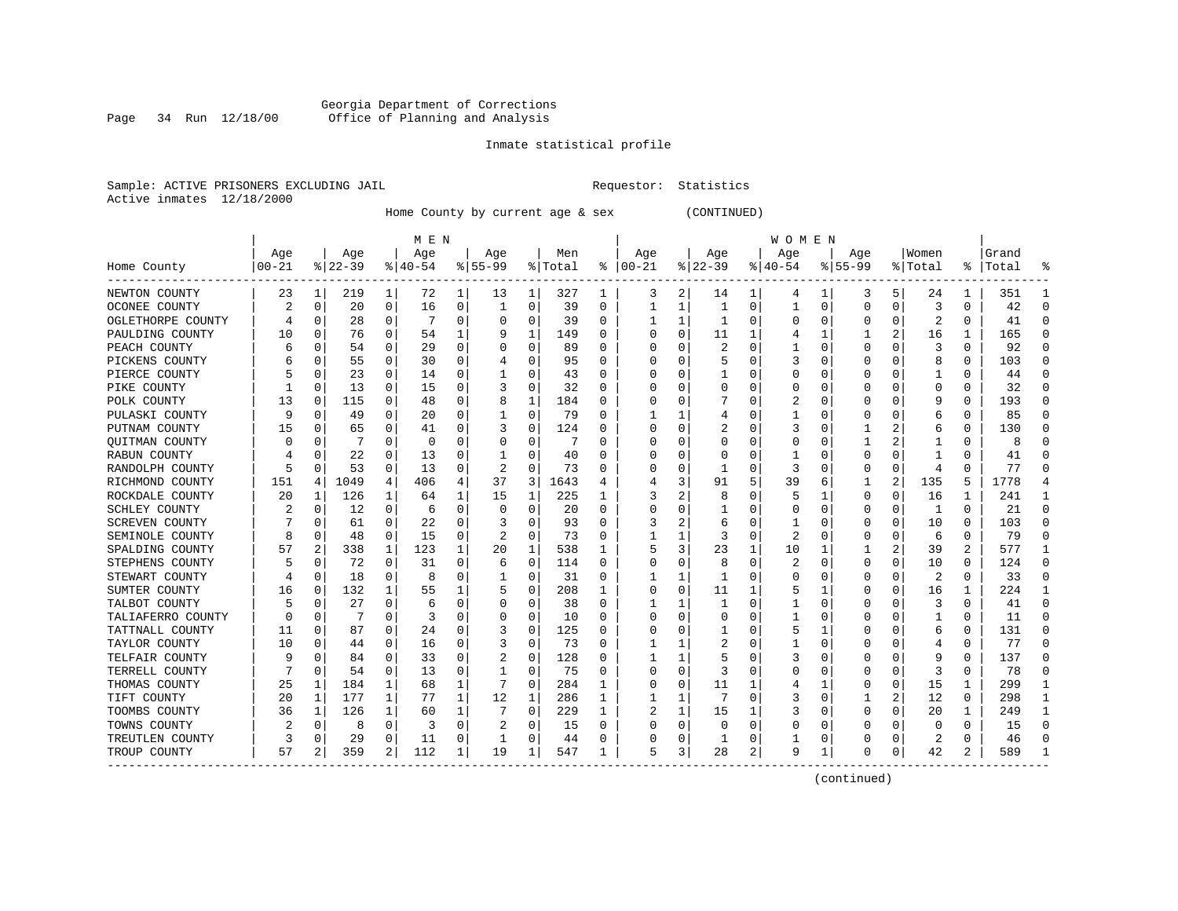Georgia Department of Corrections
Office of Planning and Analysis

Inmate statistical profile

Sample: ACTIVE PRISONERS EXCLUDING JAIL

Requestor: Statistics

Active inmates 12/18/2000

Home County by current age & sex (CONTINUED)

| Home County | MEN Age 00-21 | % | Age 22-39 | % | Age 40-54 | % | Age 55-99 | % | Men Total | % | WOMEN Age 00-21 | % | Age 22-39 | % | Age 40-54 | % | Age 55-99 | % | Women Total | % | Grand Total | % |
|---|---|---|---|---|---|---|---|---|---|---|---|---|---|---|---|---|---|---|---|---|---|---|
| NEWTON COUNTY | 23 | 1 | 219 | 1 | 72 | 1 | 13 | 1 | 327 | 1 | 3 | 2 | 14 | 1 | 4 | 1 | 3 | 5 | 24 | 1 | 351 | 1 |
| OCONEE COUNTY | 2 | 0 | 20 | 0 | 16 | 0 | 1 | 0 | 39 | 0 | 1 | 1 | 1 | 0 | 1 | 0 | 0 | 0 | 3 | 0 | 42 | 0 |
| OGLETHORPE COUNTY | 4 | 0 | 28 | 0 | 7 | 0 | 0 | 0 | 39 | 0 | 1 | 1 | 1 | 0 | 0 | 0 | 0 | 0 | 2 | 0 | 41 | 0 |
| PAULDING COUNTY | 10 | 0 | 76 | 0 | 54 | 1 | 9 | 1 | 149 | 0 | 0 | 0 | 11 | 1 | 4 | 1 | 1 | 2 | 16 | 1 | 165 | 0 |
| PEACH COUNTY | 6 | 0 | 54 | 0 | 29 | 0 | 0 | 0 | 89 | 0 | 0 | 0 | 2 | 0 | 1 | 0 | 0 | 0 | 3 | 0 | 92 | 0 |
| PICKENS COUNTY | 6 | 0 | 55 | 0 | 30 | 0 | 4 | 0 | 95 | 0 | 0 | 0 | 5 | 0 | 3 | 0 | 0 | 0 | 8 | 0 | 103 | 0 |
| PIERCE COUNTY | 5 | 0 | 23 | 0 | 14 | 0 | 1 | 0 | 43 | 0 | 0 | 0 | 1 | 0 | 0 | 0 | 0 | 0 | 1 | 0 | 44 | 0 |
| PIKE COUNTY | 1 | 0 | 13 | 0 | 15 | 0 | 3 | 0 | 32 | 0 | 0 | 0 | 0 | 0 | 0 | 0 | 0 | 0 | 0 | 0 | 32 | 0 |
| POLK COUNTY | 13 | 0 | 115 | 0 | 48 | 0 | 8 | 1 | 184 | 0 | 0 | 0 | 7 | 0 | 2 | 0 | 0 | 0 | 9 | 0 | 193 | 0 |
| PULASKI COUNTY | 9 | 0 | 49 | 0 | 20 | 0 | 1 | 0 | 79 | 0 | 1 | 1 | 4 | 0 | 1 | 0 | 0 | 0 | 6 | 0 | 85 | 0 |
| PUTNAM COUNTY | 15 | 0 | 65 | 0 | 41 | 0 | 3 | 0 | 124 | 0 | 0 | 0 | 2 | 0 | 3 | 0 | 1 | 2 | 6 | 0 | 130 | 0 |
| QUITMAN COUNTY | 0 | 0 | 7 | 0 | 0 | 0 | 0 | 0 | 7 | 0 | 0 | 0 | 0 | 0 | 0 | 0 | 1 | 2 | 1 | 0 | 8 | 0 |
| RABUN COUNTY | 4 | 0 | 22 | 0 | 13 | 0 | 1 | 0 | 40 | 0 | 0 | 0 | 0 | 0 | 1 | 0 | 0 | 0 | 1 | 0 | 41 | 0 |
| RANDOLPH COUNTY | 5 | 0 | 53 | 0 | 13 | 0 | 2 | 0 | 73 | 0 | 0 | 0 | 1 | 0 | 3 | 0 | 0 | 0 | 4 | 0 | 77 | 0 |
| RICHMOND COUNTY | 151 | 4 | 1049 | 4 | 406 | 4 | 37 | 3 | 1643 | 4 | 4 | 3 | 91 | 5 | 39 | 6 | 1 | 2 | 135 | 5 | 1778 | 4 |
| ROCKDALE COUNTY | 20 | 1 | 126 | 1 | 64 | 1 | 15 | 1 | 225 | 1 | 3 | 2 | 8 | 0 | 5 | 1 | 0 | 0 | 16 | 1 | 241 | 1 |
| SCHLEY COUNTY | 2 | 0 | 12 | 0 | 6 | 0 | 0 | 0 | 20 | 0 | 0 | 0 | 1 | 0 | 0 | 0 | 0 | 0 | 1 | 0 | 21 | 0 |
| SCREVEN COUNTY | 7 | 0 | 61 | 0 | 22 | 0 | 3 | 0 | 93 | 0 | 3 | 2 | 6 | 0 | 1 | 0 | 0 | 0 | 10 | 0 | 103 | 0 |
| SEMINOLE COUNTY | 8 | 0 | 48 | 0 | 15 | 0 | 2 | 0 | 73 | 0 | 1 | 1 | 3 | 0 | 2 | 0 | 0 | 0 | 6 | 0 | 79 | 0 |
| SPALDING COUNTY | 57 | 2 | 338 | 1 | 123 | 1 | 20 | 1 | 538 | 1 | 5 | 3 | 23 | 1 | 10 | 1 | 1 | 2 | 39 | 2 | 577 | 1 |
| STEPHENS COUNTY | 5 | 0 | 72 | 0 | 31 | 0 | 6 | 0 | 114 | 0 | 0 | 0 | 8 | 0 | 2 | 0 | 0 | 0 | 10 | 0 | 124 | 0 |
| STEWART COUNTY | 4 | 0 | 18 | 0 | 8 | 0 | 1 | 0 | 31 | 0 | 1 | 1 | 1 | 0 | 0 | 0 | 0 | 0 | 2 | 0 | 33 | 0 |
| SUMTER COUNTY | 16 | 0 | 132 | 1 | 55 | 1 | 5 | 0 | 208 | 1 | 0 | 0 | 11 | 1 | 5 | 1 | 0 | 0 | 16 | 1 | 224 | 1 |
| TALBOT COUNTY | 5 | 0 | 27 | 0 | 6 | 0 | 0 | 0 | 38 | 0 | 1 | 1 | 1 | 0 | 1 | 0 | 0 | 0 | 3 | 0 | 41 | 0 |
| TALIAFERRO COUNTY | 0 | 0 | 7 | 0 | 3 | 0 | 0 | 0 | 10 | 0 | 0 | 0 | 0 | 0 | 1 | 0 | 0 | 0 | 1 | 0 | 11 | 0 |
| TATTNALL COUNTY | 11 | 0 | 87 | 0 | 24 | 0 | 3 | 0 | 125 | 0 | 0 | 0 | 1 | 0 | 5 | 1 | 0 | 0 | 6 | 0 | 131 | 0 |
| TAYLOR COUNTY | 10 | 0 | 44 | 0 | 16 | 0 | 3 | 0 | 73 | 0 | 1 | 1 | 2 | 0 | 1 | 0 | 0 | 0 | 4 | 0 | 77 | 0 |
| TELFAIR COUNTY | 9 | 0 | 84 | 0 | 33 | 0 | 2 | 0 | 128 | 0 | 1 | 1 | 5 | 0 | 3 | 0 | 0 | 0 | 9 | 0 | 137 | 0 |
| TERRELL COUNTY | 7 | 0 | 54 | 0 | 13 | 0 | 1 | 0 | 75 | 0 | 0 | 0 | 3 | 0 | 0 | 0 | 0 | 0 | 3 | 0 | 78 | 0 |
| THOMAS COUNTY | 25 | 1 | 184 | 1 | 68 | 1 | 7 | 0 | 284 | 1 | 0 | 0 | 11 | 1 | 4 | 1 | 0 | 0 | 15 | 1 | 299 | 1 |
| TIFT COUNTY | 20 | 1 | 177 | 1 | 77 | 1 | 12 | 1 | 286 | 1 | 1 | 1 | 7 | 0 | 3 | 0 | 1 | 2 | 12 | 0 | 298 | 1 |
| TOOMBS COUNTY | 36 | 1 | 126 | 1 | 60 | 1 | 7 | 0 | 229 | 1 | 2 | 1 | 15 | 1 | 3 | 0 | 0 | 0 | 20 | 1 | 249 | 1 |
| TOWNS COUNTY | 2 | 0 | 8 | 0 | 3 | 0 | 2 | 0 | 15 | 0 | 0 | 0 | 0 | 0 | 0 | 0 | 0 | 0 | 0 | 0 | 15 | 0 |
| TREUTLEN COUNTY | 3 | 0 | 29 | 0 | 11 | 0 | 1 | 0 | 44 | 0 | 0 | 0 | 1 | 0 | 1 | 0 | 0 | 0 | 2 | 0 | 46 | 0 |
| TROUP COUNTY | 57 | 2 | 359 | 2 | 112 | 1 | 19 | 1 | 547 | 1 | 5 | 3 | 28 | 2 | 9 | 1 | 0 | 0 | 42 | 2 | 589 | 1 |

(continued)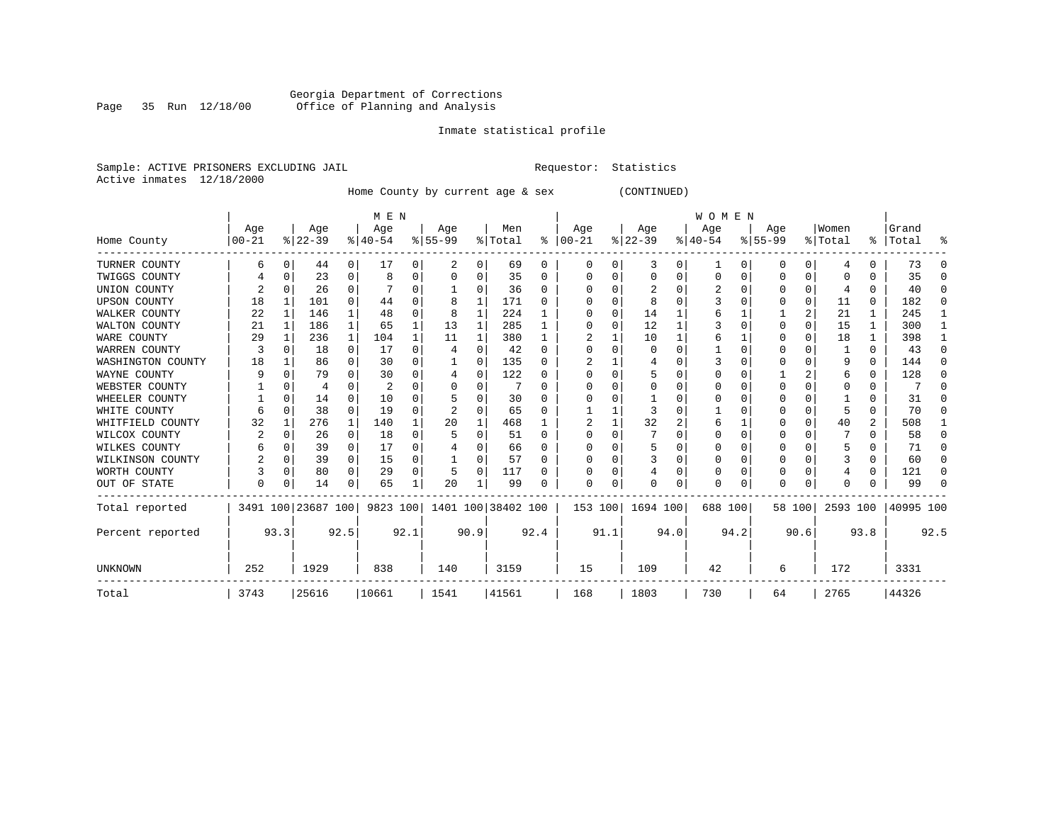Georgia Department of Corrections
Office of Planning and Analysis

Inmate statistical profile

Sample: ACTIVE PRISONERS EXCLUDING JAIL    Requestor: Statistics
Active inmates 12/18/2000

Home County by current age & sex (CONTINUED)

| Home County | MEN Age 00-21 | % | Age 22-39 | % | Age 40-54 | % | Age 55-99 | % | Men Total | % | WOMEN Age 00-21 | % | Age 22-39 | % | Age 40-54 | % | Age 55-99 | % | Women Total | % | Grand Total | % |
|---|---|---|---|---|---|---|---|---|---|---|---|---|---|---|---|---|---|---|---|---|---|---|
| TURNER COUNTY | 6 | 0 | 44 | 0 | 17 | 0 | 2 | 0 | 69 | 0 | 0 | 0 | 3 | 0 | 1 | 0 | 0 | 0 | 4 | 0 | 73 | 0 |
| TWIGGS COUNTY | 4 | 0 | 23 | 0 | 8 | 0 | 0 | 0 | 35 | 0 | 0 | 0 | 0 | 0 | 0 | 0 | 0 | 0 | 0 | 0 | 35 | 0 |
| UNION COUNTY | 2 | 0 | 26 | 0 | 7 | 0 | 1 | 0 | 36 | 0 | 0 | 0 | 2 | 0 | 2 | 0 | 0 | 0 | 4 | 0 | 40 | 0 |
| UPSON COUNTY | 18 | 1 | 101 | 0 | 44 | 0 | 8 | 1 | 171 | 0 | 0 | 0 | 8 | 0 | 3 | 0 | 0 | 0 | 11 | 0 | 182 | 0 |
| WALKER COUNTY | 22 | 1 | 146 | 1 | 48 | 0 | 8 | 1 | 224 | 1 | 0 | 0 | 14 | 1 | 6 | 1 | 1 | 2 | 21 | 1 | 245 | 1 |
| WALTON COUNTY | 21 | 1 | 186 | 1 | 65 | 1 | 13 | 1 | 285 | 1 | 0 | 0 | 12 | 1 | 3 | 0 | 0 | 0 | 15 | 1 | 300 | 1 |
| WARE COUNTY | 29 | 1 | 236 | 1 | 104 | 1 | 11 | 1 | 380 | 1 | 2 | 1 | 10 | 1 | 6 | 1 | 0 | 0 | 18 | 1 | 398 | 1 |
| WARREN COUNTY | 3 | 0 | 18 | 0 | 17 | 0 | 4 | 0 | 42 | 0 | 0 | 0 | 0 | 0 | 1 | 0 | 0 | 0 | 1 | 0 | 43 | 0 |
| WASHINGTON COUNTY | 18 | 1 | 86 | 0 | 30 | 0 | 1 | 0 | 135 | 0 | 2 | 1 | 4 | 0 | 3 | 0 | 0 | 0 | 9 | 0 | 144 | 0 |
| WAYNE COUNTY | 9 | 0 | 79 | 0 | 30 | 0 | 4 | 0 | 122 | 0 | 0 | 0 | 5 | 0 | 0 | 0 | 1 | 2 | 6 | 0 | 128 | 0 |
| WEBSTER COUNTY | 1 | 0 | 4 | 0 | 2 | 0 | 0 | 0 | 7 | 0 | 0 | 0 | 0 | 0 | 0 | 0 | 0 | 0 | 0 | 0 | 7 | 0 |
| WHEELER COUNTY | 1 | 0 | 14 | 0 | 10 | 0 | 5 | 0 | 30 | 0 | 0 | 0 | 1 | 0 | 0 | 0 | 0 | 0 | 1 | 0 | 31 | 0 |
| WHITE COUNTY | 6 | 0 | 38 | 0 | 19 | 0 | 2 | 0 | 65 | 0 | 1 | 1 | 3 | 0 | 1 | 0 | 0 | 0 | 5 | 0 | 70 | 0 |
| WHITFIELD COUNTY | 32 | 1 | 276 | 1 | 140 | 1 | 20 | 1 | 468 | 1 | 2 | 1 | 32 | 2 | 6 | 1 | 0 | 0 | 40 | 2 | 508 | 1 |
| WILCOX COUNTY | 2 | 0 | 26 | 0 | 18 | 0 | 5 | 0 | 51 | 0 | 0 | 0 | 7 | 0 | 0 | 0 | 0 | 0 | 7 | 0 | 58 | 0 |
| WILKES COUNTY | 6 | 0 | 39 | 0 | 17 | 0 | 4 | 0 | 66 | 0 | 0 | 0 | 5 | 0 | 0 | 0 | 0 | 0 | 5 | 0 | 71 | 0 |
| WILKINSON COUNTY | 2 | 0 | 39 | 0 | 15 | 0 | 1 | 0 | 57 | 0 | 0 | 0 | 3 | 0 | 0 | 0 | 0 | 0 | 3 | 0 | 60 | 0 |
| WORTH COUNTY | 3 | 0 | 80 | 0 | 29 | 0 | 5 | 0 | 117 | 0 | 0 | 0 | 4 | 0 | 0 | 0 | 0 | 0 | 4 | 0 | 121 | 0 |
| OUT OF STATE | 0 | 0 | 14 | 0 | 65 | 1 | 20 | 1 | 99 | 0 | 0 | 0 | 0 | 0 | 0 | 0 | 0 | 0 | 0 | 0 | 99 | 0 |
| Total reported | 3491 | 100 | 23687 | 100 | 9823 | 100 | 1401 | 100 | 38402 | 100 | 153 | 100 | 1694 | 100 | 688 | 100 | 58 | 100 | 2593 | 100 | 40995 | 100 |
| Percent reported | | 93.3 | | 92.5 | | 92.1 | | 90.9 | | 92.4 | | 91.1 | | 94.0 | | 94.2 | | 90.6 | | 93.8 | | 92.5 |
| UNKNOWN | 252 | | 1929 | | 838 | | 140 | | 3159 | | 15 | | 109 | | 42 | | 6 | | 172 | | 3331 | |
| Total | 3743 | | 25616 | | 10661 | | 1541 | | 41561 | | 168 | | 1803 | | 730 | | 64 | | 2765 | | 44326 | |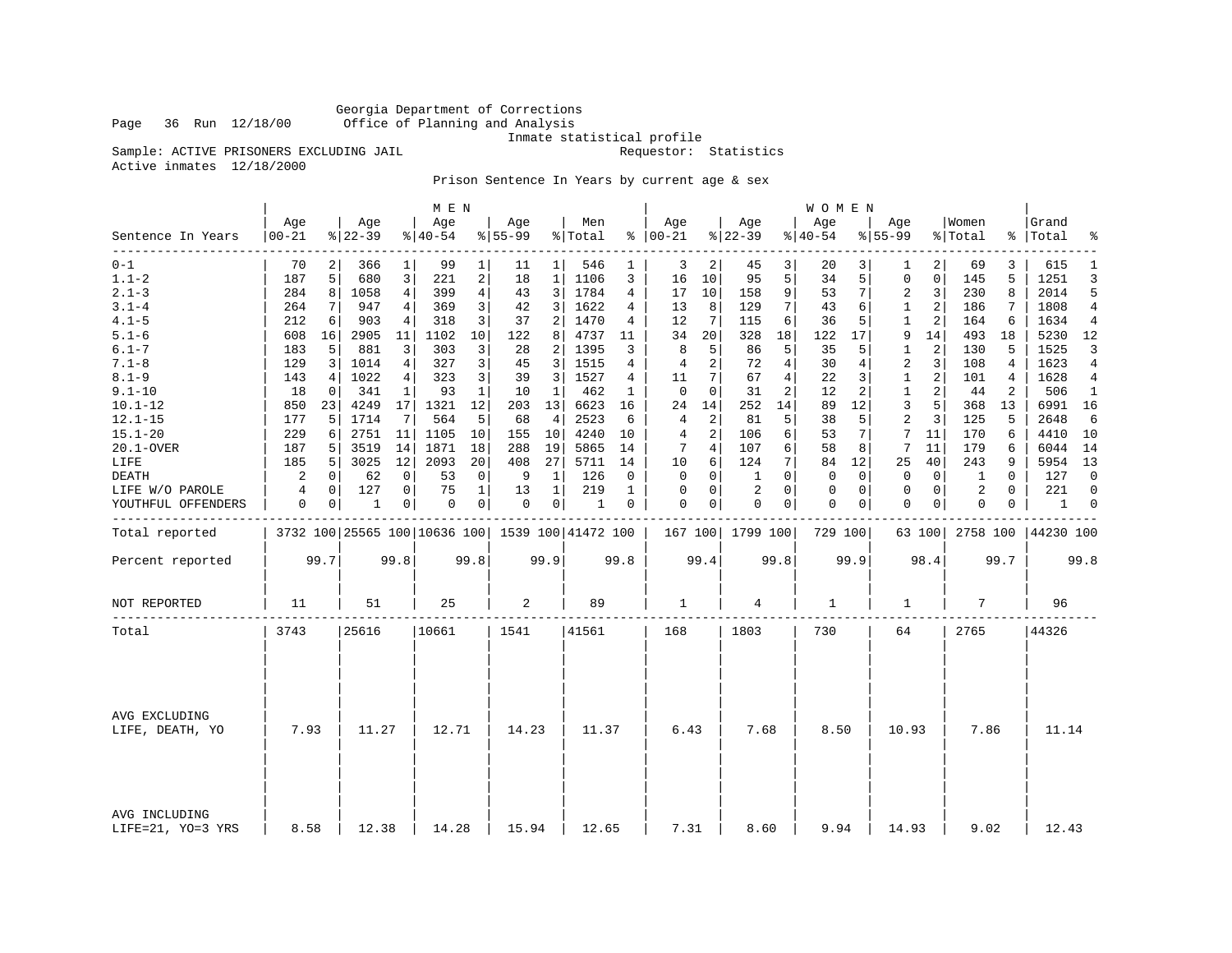Georgia Department of Corrections
Office of Planning and Analysis
Inmate statistical profile

Page 36 Run 12/18/00

Sample: ACTIVE PRISONERS EXCLUDING JAIL Requestor: Statistics
Active inmates 12/18/2000

Prison Sentence In Years by current age & sex

| | MEN | | | | | | | | | | WOMEN | | | | | | | | | | | |
|---|---|---|---|---|---|---|---|---|---|---|---|---|---|---|---|---|---|---|---|---|---|---|
| Sentence In Years | Age 00-21 | % | Age 22-39 | % | Age 40-54 | % | Age 55-99 | % | Men Total | % | Age 00-21 | % | Age 22-39 | % | Age 40-54 | % | Age 55-99 | % | Women Total | % | Grand Total | % |
| 0-1 | 70 | 2 | 366 | 1 | 99 | 1 | 11 | 1 | 546 | 1 | 3 | 2 | 45 | 3 | 20 | 3 | 1 | 2 | 69 | 3 | 615 | 1 |
| 1.1-2 | 187 | 5 | 680 | 3 | 221 | 2 | 18 | 1 | 1106 | 3 | 16 | 10 | 95 | 5 | 34 | 5 | 0 | 0 | 145 | 5 | 1251 | 3 |
| 2.1-3 | 284 | 8 | 1058 | 4 | 399 | 4 | 43 | 3 | 1784 | 4 | 17 | 10 | 158 | 9 | 53 | 7 | 2 | 3 | 230 | 8 | 2014 | 5 |
| 3.1-4 | 264 | 7 | 947 | 4 | 369 | 3 | 42 | 3 | 1622 | 4 | 13 | 8 | 129 | 7 | 43 | 6 | 1 | 2 | 186 | 7 | 1808 | 4 |
| 4.1-5 | 212 | 6 | 903 | 4 | 318 | 3 | 37 | 2 | 1470 | 4 | 12 | 7 | 115 | 6 | 36 | 5 | 1 | 2 | 164 | 6 | 1634 | 4 |
| 5.1-6 | 608 | 16 | 2905 | 11 | 1102 | 10 | 122 | 8 | 4737 | 11 | 34 | 20 | 328 | 18 | 122 | 17 | 9 | 14 | 493 | 18 | 5230 | 12 |
| 6.1-7 | 183 | 5 | 881 | 3 | 303 | 3 | 28 | 2 | 1395 | 3 | 8 | 5 | 86 | 5 | 35 | 5 | 1 | 2 | 130 | 5 | 1525 | 3 |
| 7.1-8 | 129 | 3 | 1014 | 4 | 327 | 3 | 45 | 3 | 1515 | 4 | 4 | 2 | 72 | 4 | 30 | 4 | 2 | 3 | 108 | 4 | 1623 | 4 |
| 8.1-9 | 143 | 4 | 1022 | 4 | 323 | 3 | 39 | 3 | 1527 | 4 | 11 | 7 | 67 | 4 | 22 | 3 | 1 | 2 | 101 | 4 | 1628 | 4 |
| 9.1-10 | 18 | 0 | 341 | 1 | 93 | 1 | 10 | 1 | 462 | 1 | 0 | 0 | 31 | 2 | 12 | 2 | 1 | 2 | 44 | 2 | 506 | 1 |
| 10.1-12 | 850 | 23 | 4249 | 17 | 1321 | 12 | 203 | 13 | 6623 | 16 | 24 | 14 | 252 | 14 | 89 | 12 | 3 | 5 | 368 | 13 | 6991 | 16 |
| 12.1-15 | 177 | 5 | 1714 | 7 | 564 | 5 | 68 | 4 | 2523 | 6 | 4 | 2 | 81 | 5 | 38 | 5 | 2 | 3 | 125 | 5 | 2648 | 6 |
| 15.1-20 | 229 | 6 | 2751 | 11 | 1105 | 10 | 155 | 10 | 4240 | 10 | 4 | 2 | 106 | 6 | 53 | 7 | 7 | 11 | 170 | 6 | 4410 | 10 |
| 20.1-OVER | 187 | 5 | 3519 | 14 | 1871 | 18 | 288 | 19 | 5865 | 14 | 7 | 4 | 107 | 6 | 58 | 8 | 7 | 11 | 179 | 6 | 6044 | 14 |
| LIFE | 185 | 5 | 3025 | 12 | 2093 | 20 | 408 | 27 | 5711 | 14 | 10 | 6 | 124 | 7 | 84 | 12 | 25 | 40 | 243 | 9 | 5954 | 13 |
| DEATH | 2 | 0 | 62 | 0 | 53 | 0 | 9 | 1 | 126 | 0 | 0 | 0 | 1 | 0 | 0 | 0 | 0 | 0 | 1 | 0 | 127 | 0 |
| LIFE W/O PAROLE | 4 | 0 | 127 | 0 | 75 | 1 | 13 | 1 | 219 | 1 | 0 | 0 | 2 | 0 | 0 | 0 | 0 | 0 | 2 | 0 | 221 | 0 |
| YOUTHFUL OFFENDERS | 0 | 0 | 1 | 0 | 0 | 0 | 0 | 0 | 1 | 0 | 0 | 0 | 0 | 0 | 0 | 0 | 0 | 0 | 0 | 0 | 1 | 0 |
| Total reported | 3732 | 100 | 25565 | 100 | 10636 | 100 | 1539 | 100 | 41472 | 100 | 167 | 100 | 1799 | 100 | 729 | 100 | 63 | 100 | 2758 | 100 | 44230 | 100 |
| Percent reported | | 99.7 | | 99.8 | | 99.8 | | 99.9 | | 99.8 | | 99.4 | | 99.8 | | 99.9 | | 98.4 | | 99.7 | | 99.8 |
| NOT REPORTED | 11 | | 51 | | 25 | | 2 | | 89 | | 1 | | 4 | | 1 | | 1 | | 7 | | 96 | |
| Total | 3743 | | 25616 | | 10661 | | 1541 | | 41561 | | 168 | | 1803 | | 730 | | 64 | | 2765 | | 44326 | |
| AVG EXCLUDING LIFE, DEATH, YO | 7.93 | | 11.27 | | 12.71 | | 14.23 | | 11.37 | | 6.43 | | 7.68 | | 8.50 | | 10.93 | | 7.86 | | 11.14 | |
| AVG INCLUDING LIFE=21, YO=3 YRS | 8.58 | | 12.38 | | 14.28 | | 15.94 | | 12.65 | | 7.31 | | 8.60 | | 9.94 | | 14.93 | | 9.02 | | 12.43 | |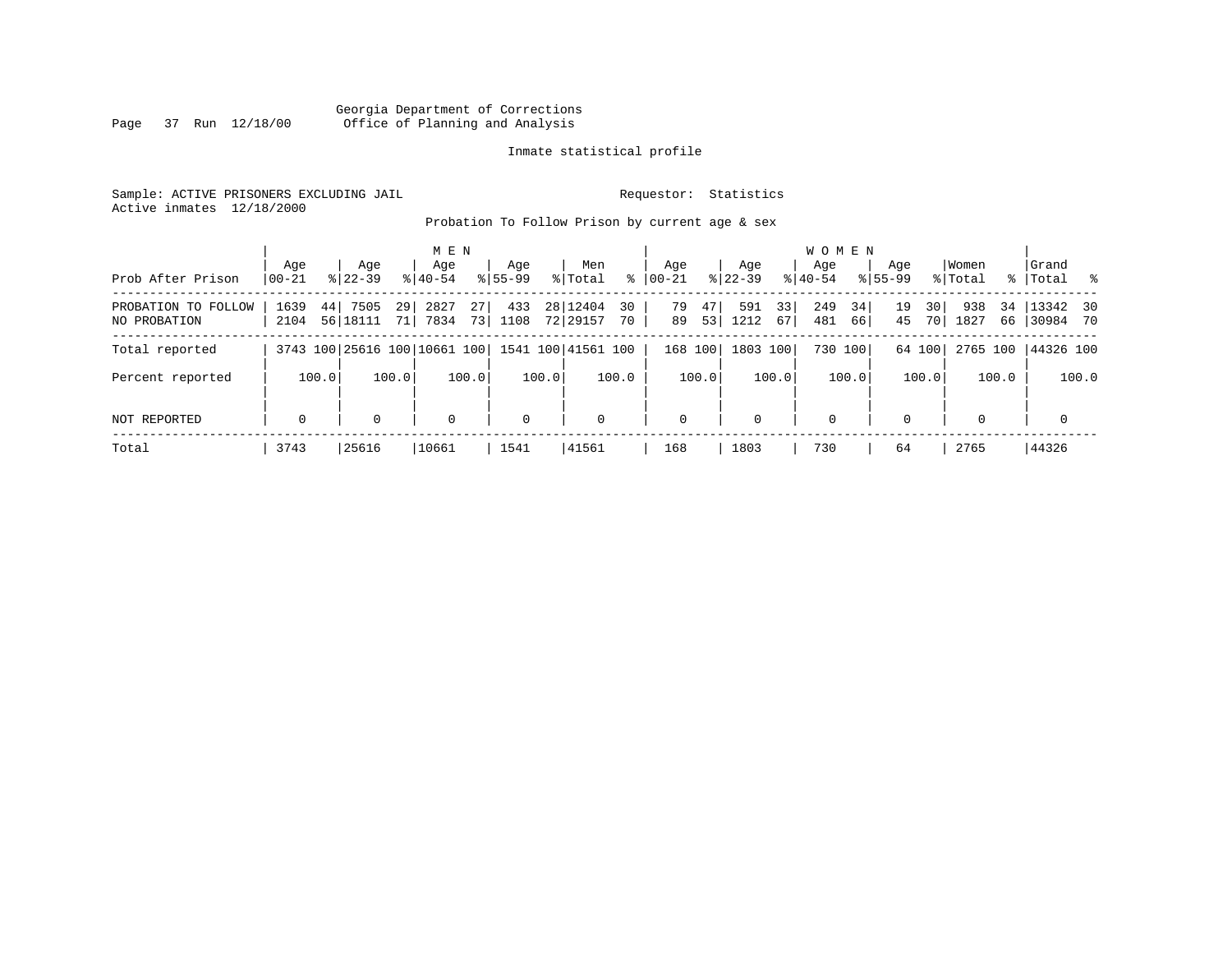Georgia Department of Corrections
Office of Planning and Analysis

Inmate statistical profile

Sample: ACTIVE PRISONERS EXCLUDING JAIL

Requestor: Statistics

Active inmates 12/18/2000

Probation To Follow Prison by current age & sex

| Prob After Prison | MEN Age 00-21 | % | Age 22-39 | % | Age 40-54 | % | Age 55-99 | % | Men Total | % | WOMEN Age 00-21 | % | Age 22-39 | % | Age 40-54 | % | Age 55-99 | % | Women Total | % | Grand Total | % |
|---|---|---|---|---|---|---|---|---|---|---|---|---|---|---|---|---|---|---|---|---|---|---|
| PROBATION TO FOLLOW | 1639 | 44 | 7505 | 29 | 2827 | 27 | 433 | 28 | 12404 | 30 | 79 | 47 | 591 | 33 | 249 | 34 | 19 | 30 | 938 | 34 | 13342 | 30 |
| NO PROBATION | 2104 | 56 | 18111 | 71 | 7834 | 73 | 1108 | 72 | 29157 | 70 | 89 | 53 | 1212 | 67 | 481 | 66 | 45 | 70 | 1827 | 66 | 30984 | 70 |
| Total reported | 3743 | 100 | 25616 | 100 | 10661 | 100 | 1541 | 100 | 41561 | 100 | 168 | 100 | 1803 | 100 | 730 | 100 | 64 | 100 | 2765 | 100 | 44326 | 100 |
| Percent reported | | 100.0 | | 100.0 | | 100.0 | | 100.0 | | 100.0 | | 100.0 | | 100.0 | | 100.0 | | 100.0 | | 100.0 | | 100.0 |
| NOT REPORTED | 0 | | 0 | | 0 | | 0 | | 0 | | 0 | | 0 | | 0 | | 0 | | 0 | | 0 | |
| Total | 3743 | | 25616 | | 10661 | | 1541 | | 41561 | | 168 | | 1803 | | 730 | | 64 | | 2765 | | 44326 | |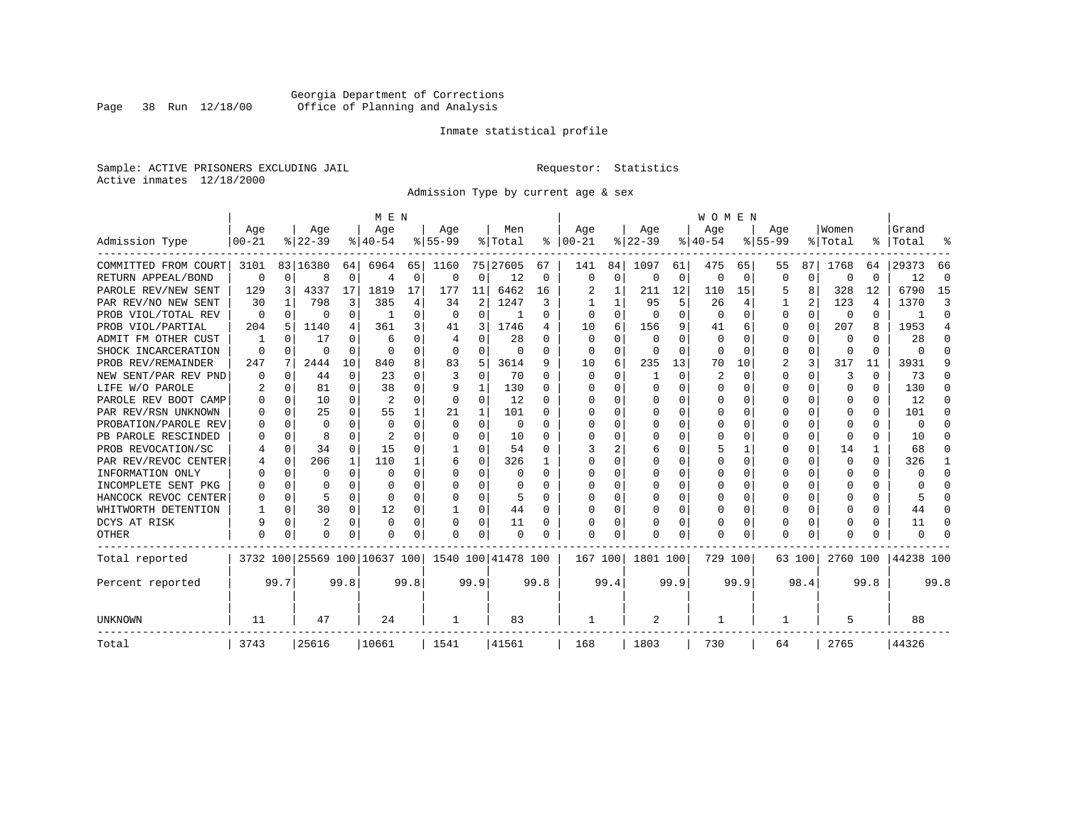Georgia Department of Corrections
Office of Planning and Analysis

Inmate statistical profile

Sample: ACTIVE PRISONERS EXCLUDING JAIL

Requestor: Statistics

Active inmates 12/18/2000

Admission Type by current age & sex

| Admission Type | MEN Age 00-21 | % | Age 22-39 | % | Age 40-54 | % | Age 55-99 | % | Men Total | % | WOMEN Age 00-21 | % | Age 22-39 | % | Age 40-54 | % | Age 55-99 | % | Women Total | % | Grand Total | % |
|---|---|---|---|---|---|---|---|---|---|---|---|---|---|---|---|---|---|---|---|---|---|---|
| COMMITTED FROM COURT | 3101 | 83 | 16380 | 64 | 6964 | 65 | 1160 | 75 | 27605 | 67 | 141 | 84 | 1097 | 61 | 475 | 65 | 55 | 87 | 1768 | 64 | 29373 | 66 |
| RETURN APPEAL/BOND | 0 | 0 | 8 | 0 | 4 | 0 | 0 | 0 | 12 | 0 | 0 | 0 | 0 | 0 | 0 | 0 | 0 | 0 | 0 | 0 | 12 | 0 |
| PAROLE REV/NEW SENT | 129 | 3 | 4337 | 17 | 1819 | 17 | 177 | 11 | 6462 | 16 | 2 | 1 | 211 | 12 | 110 | 15 | 5 | 8 | 328 | 12 | 6790 | 15 |
| PAR REV/NO NEW SENT | 30 | 1 | 798 | 3 | 385 | 4 | 34 | 2 | 1247 | 3 | 1 | 1 | 95 | 5 | 26 | 4 | 1 | 2 | 123 | 4 | 1370 | 3 |
| PROB VIOL/TOTAL REV | 0 | 0 | 0 | 0 | 1 | 0 | 0 | 0 | 1 | 0 | 0 | 0 | 0 | 0 | 0 | 0 | 0 | 0 | 0 | 0 | 1 | 0 |
| PROB VIOL/PARTIAL | 204 | 5 | 1140 | 4 | 361 | 3 | 41 | 3 | 1746 | 4 | 10 | 6 | 156 | 9 | 41 | 6 | 0 | 0 | 207 | 8 | 1953 | 4 |
| ADMIT FM OTHER CUST | 1 | 0 | 17 | 0 | 6 | 0 | 4 | 0 | 28 | 0 | 0 | 0 | 0 | 0 | 0 | 0 | 0 | 0 | 0 | 0 | 28 | 0 |
| SHOCK INCARCERATION | 0 | 0 | 0 | 0 | 0 | 0 | 0 | 0 | 0 | 0 | 0 | 0 | 0 | 0 | 0 | 0 | 0 | 0 | 0 | 0 | 0 | 0 |
| PROB REV/REMAINDER | 247 | 7 | 2444 | 10 | 840 | 8 | 83 | 5 | 3614 | 9 | 10 | 6 | 235 | 13 | 70 | 10 | 2 | 3 | 317 | 11 | 3931 | 9 |
| NEW SENT/PAR REV PND | 0 | 0 | 44 | 0 | 23 | 0 | 3 | 0 | 70 | 0 | 0 | 0 | 1 | 0 | 2 | 0 | 0 | 0 | 3 | 0 | 73 | 0 |
| LIFE W/O PAROLE | 2 | 0 | 81 | 0 | 38 | 0 | 9 | 1 | 130 | 0 | 0 | 0 | 0 | 0 | 0 | 0 | 0 | 0 | 0 | 0 | 130 | 0 |
| PAROLE REV BOOT CAMP | 0 | 0 | 10 | 0 | 2 | 0 | 0 | 0 | 12 | 0 | 0 | 0 | 0 | 0 | 0 | 0 | 0 | 0 | 0 | 0 | 12 | 0 |
| PAR REV/RSN UNKNOWN | 0 | 0 | 25 | 0 | 55 | 1 | 21 | 1 | 101 | 0 | 0 | 0 | 0 | 0 | 0 | 0 | 0 | 0 | 0 | 0 | 101 | 0 |
| PROBATION/PAROLE REV | 0 | 0 | 0 | 0 | 0 | 0 | 0 | 0 | 0 | 0 | 0 | 0 | 0 | 0 | 0 | 0 | 0 | 0 | 0 | 0 | 0 | 0 |
| PB PAROLE RESCINDED | 0 | 0 | 8 | 0 | 2 | 0 | 0 | 0 | 10 | 0 | 0 | 0 | 0 | 0 | 0 | 0 | 0 | 0 | 0 | 0 | 10 | 0 |
| PROB REVOCATION/SC | 4 | 0 | 34 | 0 | 15 | 0 | 1 | 0 | 54 | 0 | 3 | 2 | 6 | 0 | 5 | 1 | 0 | 0 | 14 | 1 | 68 | 0 |
| PAR REV/REVOC CENTER | 4 | 0 | 206 | 1 | 110 | 1 | 6 | 0 | 326 | 1 | 0 | 0 | 0 | 0 | 0 | 0 | 0 | 0 | 0 | 0 | 326 | 1 |
| INFORMATION ONLY | 0 | 0 | 0 | 0 | 0 | 0 | 0 | 0 | 0 | 0 | 0 | 0 | 0 | 0 | 0 | 0 | 0 | 0 | 0 | 0 | 0 | 0 |
| INCOMPLETE SENT PKG | 0 | 0 | 0 | 0 | 0 | 0 | 0 | 0 | 0 | 0 | 0 | 0 | 0 | 0 | 0 | 0 | 0 | 0 | 0 | 0 | 0 | 0 |
| HANCOCK REVOC CENTER | 0 | 0 | 5 | 0 | 0 | 0 | 0 | 0 | 5 | 0 | 0 | 0 | 0 | 0 | 0 | 0 | 0 | 0 | 0 | 0 | 5 | 0 |
| WHITWORTH DETENTION | 1 | 0 | 30 | 0 | 12 | 0 | 1 | 0 | 44 | 0 | 0 | 0 | 0 | 0 | 0 | 0 | 0 | 0 | 0 | 0 | 44 | 0 |
| DCYS AT RISK | 9 | 0 | 2 | 0 | 0 | 0 | 0 | 0 | 11 | 0 | 0 | 0 | 0 | 0 | 0 | 0 | 0 | 0 | 0 | 0 | 11 | 0 |
| OTHER | 0 | 0 | 0 | 0 | 0 | 0 | 0 | 0 | 0 | 0 | 0 | 0 | 0 | 0 | 0 | 0 | 0 | 0 | 0 | 0 | 0 | 0 |
| Total reported | 3732 | 100 | 25569 | 100 | 10637 | 100 | 1540 | 100 | 41478 | 100 | 167 | 100 | 1801 | 100 | 729 | 100 | 63 | 100 | 2760 | 100 | 44238 | 100 |
| Percent reported | | 99.7 | | 99.8 | | 99.8 | | 99.9 | | 99.8 | | 99.4 | | 99.9 | | 99.9 | | 98.4 | | 99.8 | | 99.8 |
| UNKNOWN | 11 | | 47 | | 24 | | 1 | | 83 | | 1 | | 2 | | 1 | | 1 | | 5 | | 88 | |
| Total | 3743 | | 25616 | | 10661 | | 1541 | | 41561 | | 168 | | 1803 | | 730 | | 64 | | 2765 | | 44326 | |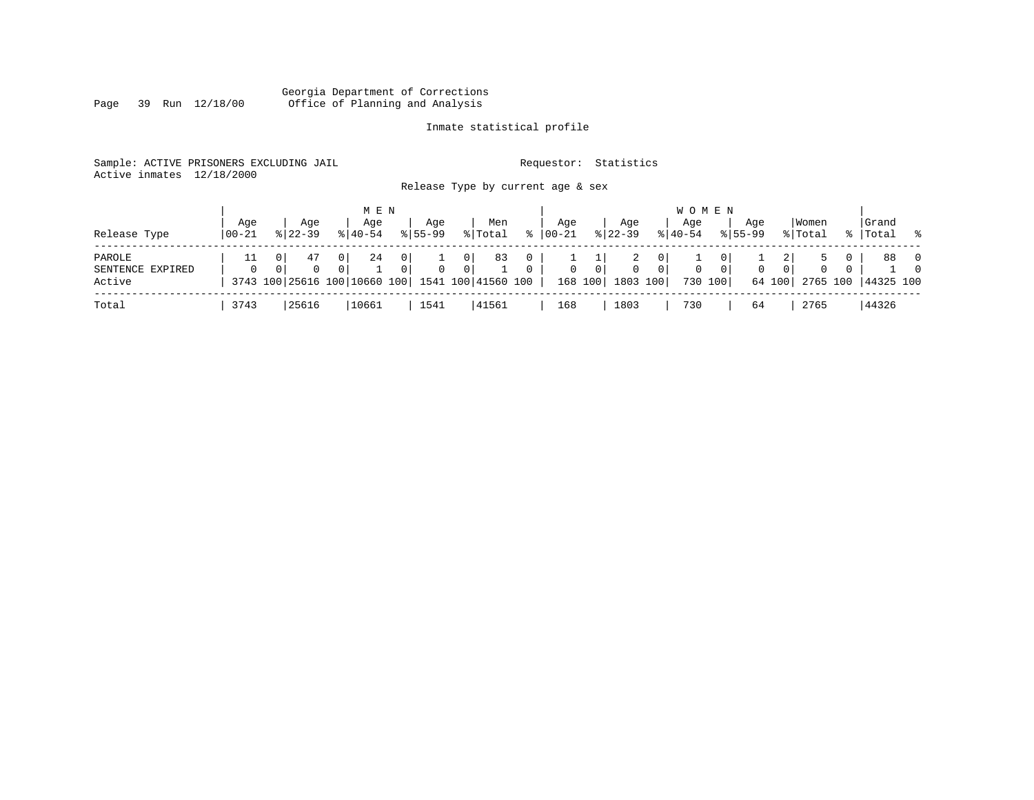Georgia Department of Corrections
Office of Planning and Analysis

Inmate statistical profile

Sample: ACTIVE PRISONERS EXCLUDING JAIL

Requestor: Statistics

Active inmates 12/18/2000

Release Type by current age & sex

| Release Type | MEN Age 00-21 | % | Age 22-39 | % | Age 40-54 | % | Age 55-99 | % | Men Total | % | WOMEN Age 00-21 | % | Age 22-39 | % | Age 40-54 | % | Age 55-99 | % | Women Total | % | Grand Total | % |
|---|---|---|---|---|---|---|---|---|---|---|---|---|---|---|---|---|---|---|---|---|---|---|
| PAROLE | 11 | 0 | 47 | 0 | 24 | 0 | 1 | 0 | 83 | 0 | 1 | 1 | 2 | 0 | 1 | 0 | 1 | 2 | 5 | 0 | 88 | 0 |
| SENTENCE EXPIRED | 0 | 0 | 0 | 0 | 1 | 0 | 0 | 0 | 1 | 0 | 0 | 0 | 0 | 0 | 0 | 0 | 0 | 0 | 0 | 0 | 1 | 0 |
| Active | 3743 | 100 | 25616 | 100 | 10660 | 100 | 1541 | 100 | 41560 | 100 | 168 | 100 | 1803 | 100 | 730 | 100 | 64 | 100 | 2765 | 100 | 44325 | 100 |
| Total | 3743 | | 25616 | | 10661 | | 1541 | | 41561 | | 168 | | 1803 | | 730 | | 64 | | 2765 | | 44326 | |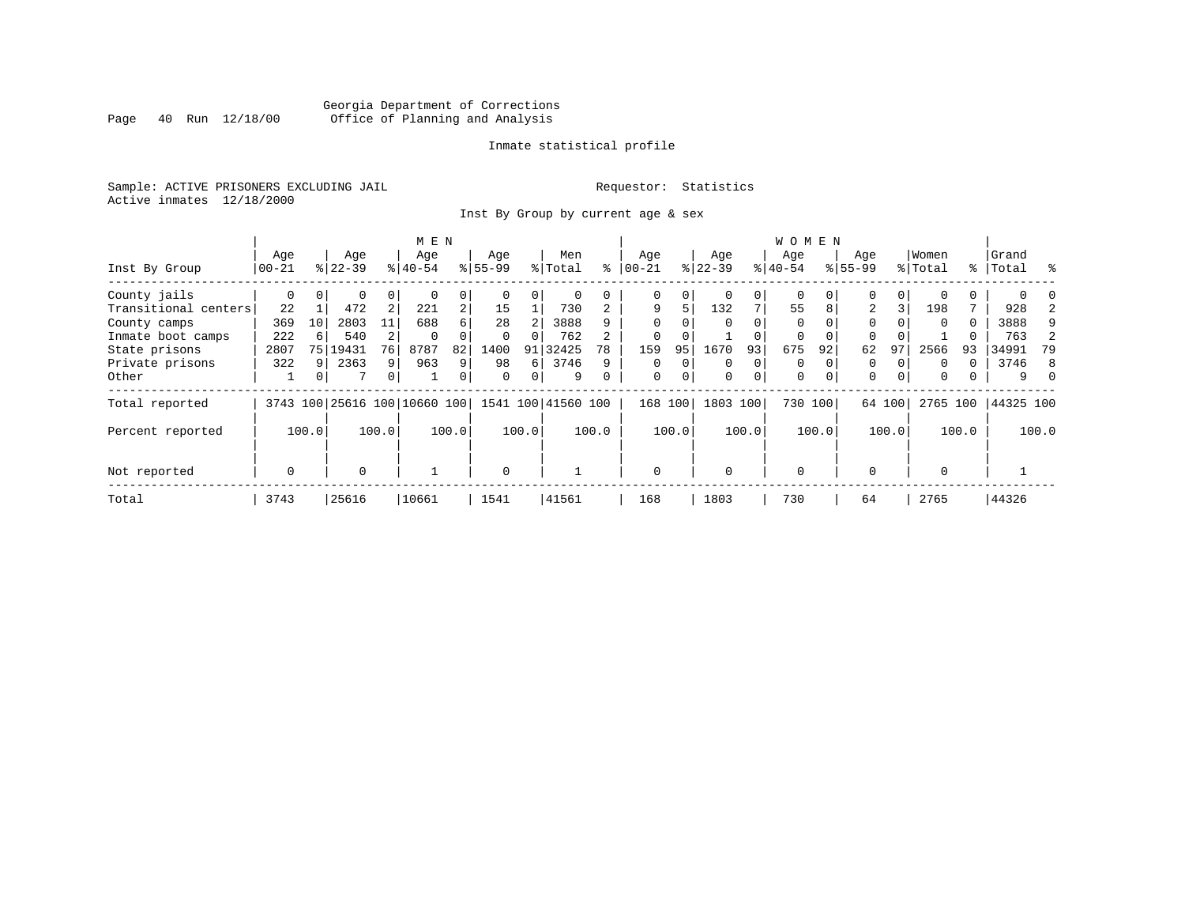Georgia Department of Corrections
Office of Planning and Analysis

Inmate statistical profile

Sample: ACTIVE PRISONERS EXCLUDING JAIL

Requestor: Statistics

Active inmates 12/18/2000

Inst By Group by current age & sex

| Inst By Group | MEN Age 00-21 | % | Age 22-39 | % | Age 40-54 | % | Age 55-99 | % | Men Total | % | WOMEN Age 00-21 | % | Age 22-39 | % | Age 40-54 | % | Age 55-99 | % | Women Total | % | Grand Total | % |
|---|---|---|---|---|---|---|---|---|---|---|---|---|---|---|---|---|---|---|---|---|---|---|
| County jails | 0 | 0 | 0 | 0 | 0 | 0 | 0 | 0 | 0 | 0 | 0 | 0 | 0 | 0 | 0 | 0 | 0 | 0 | 0 | 0 | 0 | 0 |
| Transitional centers | 22 | 1 | 472 | 2 | 221 | 2 | 15 | 1 | 730 | 2 | 9 | 5 | 132 | 7 | 55 | 8 | 2 | 3 | 198 | 7 | 928 | 2 |
| County camps | 369 | 10 | 2803 | 11 | 688 | 6 | 28 | 2 | 3888 | 9 | 0 | 0 | 0 | 0 | 0 | 0 | 0 | 0 | 0 | 0 | 3888 | 9 |
| Inmate boot camps | 222 | 6 | 540 | 2 | 0 | 0 | 0 | 0 | 762 | 2 | 0 | 0 | 1 | 0 | 0 | 0 | 0 | 0 | 1 | 0 | 763 | 2 |
| State prisons | 2807 | 75 | 19431 | 76 | 8787 | 82 | 1400 | 91 | 32425 | 78 | 159 | 95 | 1670 | 93 | 675 | 92 | 62 | 97 | 2566 | 93 | 34991 | 79 |
| Private prisons | 322 | 9 | 2363 | 9 | 963 | 9 | 98 | 6 | 3746 | 9 | 0 | 0 | 0 | 0 | 0 | 0 | 0 | 0 | 0 | 0 | 3746 | 8 |
| Other | 1 | 0 | 7 | 0 | 1 | 0 | 0 | 0 | 9 | 0 | 0 | 0 | 0 | 0 | 0 | 0 | 0 | 0 | 0 | 0 | 9 | 0 |
| Total reported | 3743 | 100 | 25616 | 100 | 10660 | 100 | 1541 | 100 | 41560 | 100 | 168 | 100 | 1803 | 100 | 730 | 100 | 64 | 100 | 2765 | 100 | 44325 | 100 |
| Percent reported | 100.0 | | 100.0 | | 100.0 | | 100.0 | | 100.0 | | 100.0 | | 100.0 | | 100.0 | | 100.0 | | 100.0 | | 100.0 | |
| Not reported | 0 | | 0 | | 1 | | 0 | | 1 | | 0 | | 0 | | 0 | | 0 | | 0 | | 1 | |
| Total | 3743 | | 25616 | | 10661 | | 1541 | | 41561 | | 168 | | 1803 | | 730 | | 64 | | 2765 | | 44326 | |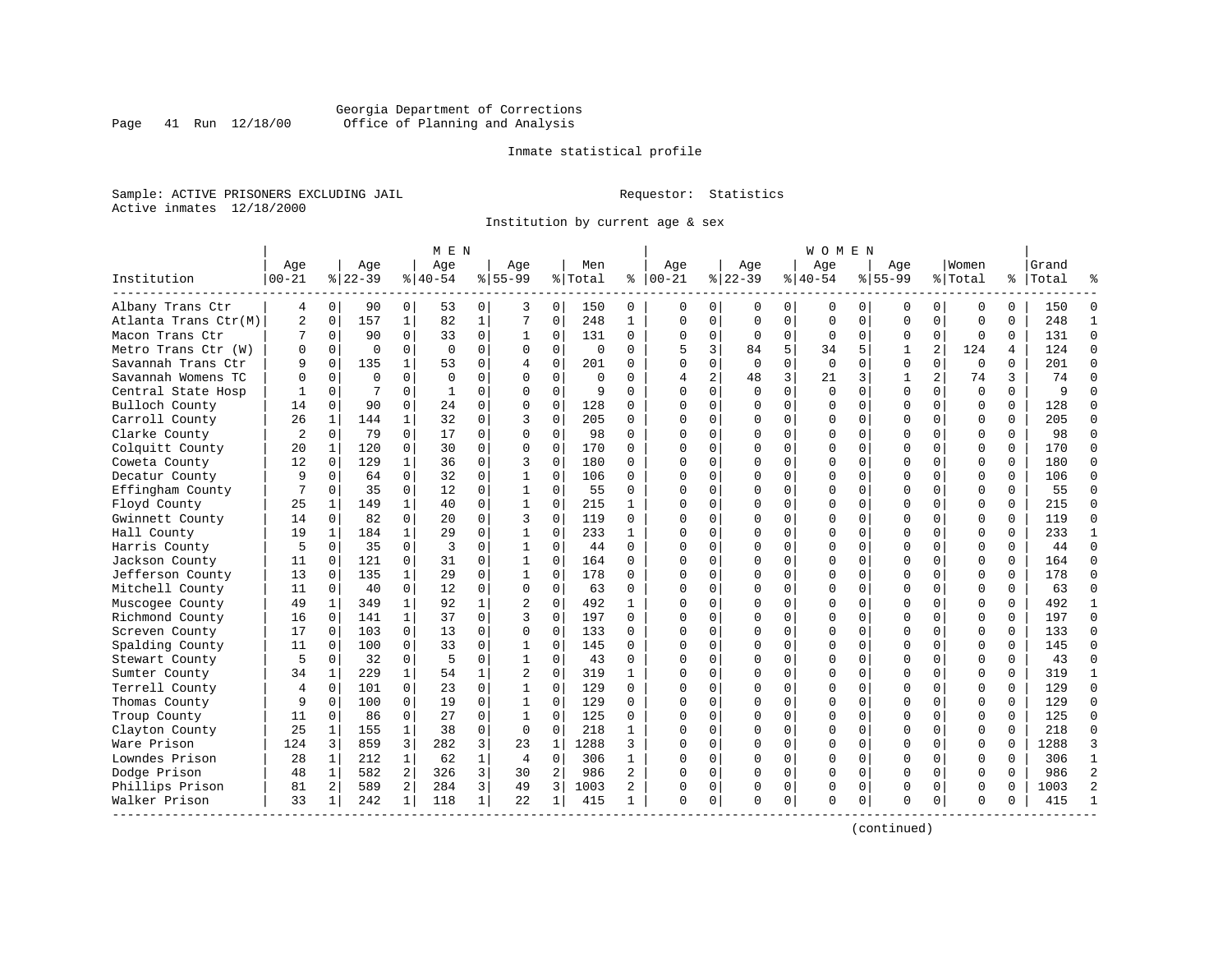Georgia Department of Corrections
Office of Planning and Analysis

Inmate statistical profile

Sample: ACTIVE PRISONERS EXCLUDING JAIL    Requestor: Statistics
Active inmates 12/18/2000

Institution by current age & sex

| Institution | MEN Age 00-21 | % | Age 22-39 | % | Age 40-54 | % | Age 55-99 | % | Men Total | % | WOMEN Age 00-21 | % | Age 22-39 | % | Age 40-54 | % | Age 55-99 | % | Women Total | % | Grand Total | % |
|---|---|---|---|---|---|---|---|---|---|---|---|---|---|---|---|---|---|---|---|---|---|---|
| Albany Trans Ctr | 4 | 0 | 90 | 0 | 53 | 0 | 3 | 0 | 150 | 0 | 0 | 0 | 0 | 0 | 0 | 0 | 0 | 0 | 0 | 0 | 150 | 0 |
| Atlanta Trans Ctr(M) | 2 | 0 | 157 | 1 | 82 | 1 | 7 | 0 | 248 | 1 | 0 | 0 | 0 | 0 | 0 | 0 | 0 | 0 | 0 | 0 | 248 | 1 |
| Macon Trans Ctr | 7 | 0 | 90 | 0 | 33 | 0 | 1 | 0 | 131 | 0 | 0 | 0 | 0 | 0 | 0 | 0 | 0 | 0 | 0 | 0 | 131 | 0 |
| Metro Trans Ctr (W) | 0 | 0 | 0 | 0 | 0 | 0 | 0 | 0 | 0 | 0 | 5 | 3 | 84 | 5 | 34 | 5 | 1 | 2 | 124 | 4 | 124 | 0 |
| Savannah Trans Ctr | 9 | 0 | 135 | 1 | 53 | 0 | 4 | 0 | 201 | 0 | 0 | 0 | 0 | 0 | 0 | 0 | 0 | 0 | 0 | 0 | 201 | 0 |
| Savannah Womens TC | 0 | 0 | 0 | 0 | 0 | 0 | 0 | 0 | 0 | 0 | 4 | 2 | 48 | 3 | 21 | 3 | 1 | 2 | 74 | 3 | 74 | 0 |
| Central State Hosp | 1 | 0 | 7 | 0 | 1 | 0 | 0 | 0 | 9 | 0 | 0 | 0 | 0 | 0 | 0 | 0 | 0 | 0 | 0 | 0 | 9 | 0 |
| Bulloch County | 14 | 0 | 90 | 0 | 24 | 0 | 0 | 0 | 128 | 0 | 0 | 0 | 0 | 0 | 0 | 0 | 0 | 0 | 0 | 0 | 128 | 0 |
| Carroll County | 26 | 1 | 144 | 1 | 32 | 0 | 3 | 0 | 205 | 0 | 0 | 0 | 0 | 0 | 0 | 0 | 0 | 0 | 0 | 0 | 205 | 0 |
| Clarke County | 2 | 0 | 79 | 0 | 17 | 0 | 0 | 0 | 98 | 0 | 0 | 0 | 0 | 0 | 0 | 0 | 0 | 0 | 0 | 0 | 98 | 0 |
| Colquitt County | 20 | 1 | 120 | 0 | 30 | 0 | 0 | 0 | 170 | 0 | 0 | 0 | 0 | 0 | 0 | 0 | 0 | 0 | 0 | 0 | 170 | 0 |
| Coweta County | 12 | 0 | 129 | 1 | 36 | 0 | 3 | 0 | 180 | 0 | 0 | 0 | 0 | 0 | 0 | 0 | 0 | 0 | 0 | 0 | 180 | 0 |
| Decatur County | 9 | 0 | 64 | 0 | 32 | 0 | 1 | 0 | 106 | 0 | 0 | 0 | 0 | 0 | 0 | 0 | 0 | 0 | 0 | 0 | 106 | 0 |
| Effingham County | 7 | 0 | 35 | 0 | 12 | 0 | 1 | 0 | 55 | 0 | 0 | 0 | 0 | 0 | 0 | 0 | 0 | 0 | 0 | 0 | 55 | 0 |
| Floyd County | 25 | 1 | 149 | 1 | 40 | 0 | 1 | 0 | 215 | 1 | 0 | 0 | 0 | 0 | 0 | 0 | 0 | 0 | 0 | 0 | 215 | 0 |
| Gwinnett County | 14 | 0 | 82 | 0 | 20 | 0 | 3 | 0 | 119 | 0 | 0 | 0 | 0 | 0 | 0 | 0 | 0 | 0 | 0 | 0 | 119 | 0 |
| Hall County | 19 | 1 | 184 | 1 | 29 | 0 | 1 | 0 | 233 | 1 | 0 | 0 | 0 | 0 | 0 | 0 | 0 | 0 | 0 | 0 | 233 | 1 |
| Harris County | 5 | 0 | 35 | 0 | 3 | 0 | 1 | 0 | 44 | 0 | 0 | 0 | 0 | 0 | 0 | 0 | 0 | 0 | 0 | 0 | 44 | 0 |
| Jackson County | 11 | 0 | 121 | 0 | 31 | 0 | 1 | 0 | 164 | 0 | 0 | 0 | 0 | 0 | 0 | 0 | 0 | 0 | 0 | 0 | 164 | 0 |
| Jefferson County | 13 | 0 | 135 | 1 | 29 | 0 | 1 | 0 | 178 | 0 | 0 | 0 | 0 | 0 | 0 | 0 | 0 | 0 | 0 | 0 | 178 | 0 |
| Mitchell County | 11 | 0 | 40 | 0 | 12 | 0 | 0 | 0 | 63 | 0 | 0 | 0 | 0 | 0 | 0 | 0 | 0 | 0 | 0 | 0 | 63 | 0 |
| Muscogee County | 49 | 1 | 349 | 1 | 92 | 1 | 2 | 0 | 492 | 1 | 0 | 0 | 0 | 0 | 0 | 0 | 0 | 0 | 0 | 0 | 492 | 1 |
| Richmond County | 16 | 0 | 141 | 1 | 37 | 0 | 3 | 0 | 197 | 0 | 0 | 0 | 0 | 0 | 0 | 0 | 0 | 0 | 0 | 0 | 197 | 0 |
| Screven County | 17 | 0 | 103 | 0 | 13 | 0 | 0 | 0 | 133 | 0 | 0 | 0 | 0 | 0 | 0 | 0 | 0 | 0 | 0 | 0 | 133 | 0 |
| Spalding County | 11 | 0 | 100 | 0 | 33 | 0 | 1 | 0 | 145 | 0 | 0 | 0 | 0 | 0 | 0 | 0 | 0 | 0 | 0 | 0 | 145 | 0 |
| Stewart County | 5 | 0 | 32 | 0 | 5 | 0 | 1 | 0 | 43 | 0 | 0 | 0 | 0 | 0 | 0 | 0 | 0 | 0 | 0 | 0 | 43 | 0 |
| Sumter County | 34 | 1 | 229 | 1 | 54 | 1 | 2 | 0 | 319 | 1 | 0 | 0 | 0 | 0 | 0 | 0 | 0 | 0 | 0 | 0 | 319 | 1 |
| Terrell County | 4 | 0 | 101 | 0 | 23 | 0 | 1 | 0 | 129 | 0 | 0 | 0 | 0 | 0 | 0 | 0 | 0 | 0 | 0 | 0 | 129 | 0 |
| Thomas County | 9 | 0 | 100 | 0 | 19 | 0 | 1 | 0 | 129 | 0 | 0 | 0 | 0 | 0 | 0 | 0 | 0 | 0 | 0 | 0 | 129 | 0 |
| Troup County | 11 | 0 | 86 | 0 | 27 | 0 | 1 | 0 | 125 | 0 | 0 | 0 | 0 | 0 | 0 | 0 | 0 | 0 | 0 | 0 | 125 | 0 |
| Clayton County | 25 | 1 | 155 | 1 | 38 | 0 | 0 | 0 | 218 | 1 | 0 | 0 | 0 | 0 | 0 | 0 | 0 | 0 | 0 | 0 | 218 | 0 |
| Ware Prison | 124 | 3 | 859 | 3 | 282 | 3 | 23 | 1 | 1288 | 3 | 0 | 0 | 0 | 0 | 0 | 0 | 0 | 0 | 0 | 0 | 1288 | 3 |
| Lowndes Prison | 28 | 1 | 212 | 1 | 62 | 1 | 4 | 0 | 306 | 1 | 0 | 0 | 0 | 0 | 0 | 0 | 0 | 0 | 0 | 0 | 306 | 1 |
| Dodge Prison | 48 | 1 | 582 | 2 | 326 | 3 | 30 | 2 | 986 | 2 | 0 | 0 | 0 | 0 | 0 | 0 | 0 | 0 | 0 | 0 | 986 | 2 |
| Phillips Prison | 81 | 2 | 589 | 2 | 284 | 3 | 49 | 3 | 1003 | 2 | 0 | 0 | 0 | 0 | 0 | 0 | 0 | 0 | 0 | 0 | 1003 | 2 |
| Walker Prison | 33 | 1 | 242 | 1 | 118 | 1 | 22 | 1 | 415 | 1 | 0 | 0 | 0 | 0 | 0 | 0 | 0 | 0 | 0 | 0 | 415 | 1 |

(continued)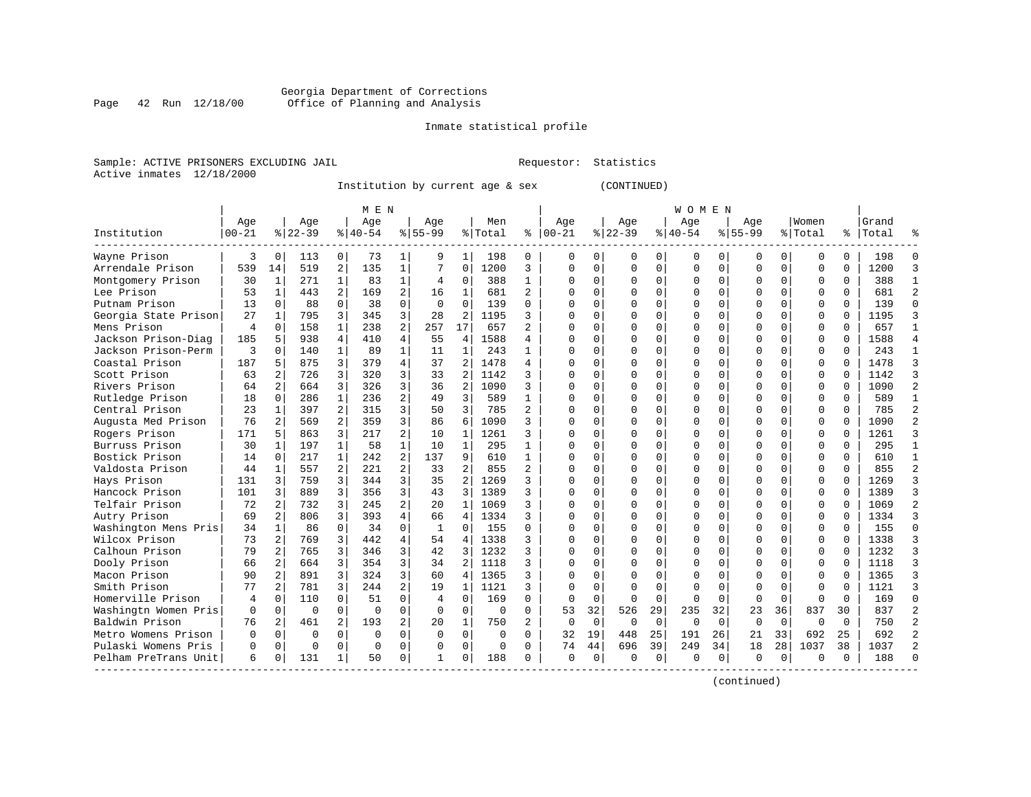Georgia Department of Corrections
Office of Planning and Analysis

Inmate statistical profile

Sample: ACTIVE PRISONERS EXCLUDING JAIL                    Requestor: Statistics
Active inmates 12/18/2000

Institution by current age & sex (CONTINUED)

| Institution | MEN Age 00-21 | % | Age 22-39 | % | Age 40-54 | % | Age 55-99 | % | Men Total | % | WOMEN Age 00-21 | % | Age 22-39 | % | Age 40-54 | % | Age 55-99 | % | Women Total | % | Grand Total | % |
|---|---|---|---|---|---|---|---|---|---|---|---|---|---|---|---|---|---|---|---|---|---|---|
| Wayne Prison | 3 | 0 | 113 | 0 | 73 | 1 | 9 | 1 | 198 | 0 | 0 | 0 | 0 | 0 | 0 | 0 | 0 | 0 | 0 | 0 | 198 | 0 |
| Arrendale Prison | 539 | 14 | 519 | 2 | 135 | 1 | 7 | 0 | 1200 | 3 | 0 | 0 | 0 | 0 | 0 | 0 | 0 | 0 | 0 | 0 | 1200 | 3 |
| Montgomery Prison | 30 | 1 | 271 | 1 | 83 | 1 | 4 | 0 | 388 | 1 | 0 | 0 | 0 | 0 | 0 | 0 | 0 | 0 | 0 | 0 | 388 | 1 |
| Lee Prison | 53 | 1 | 443 | 2 | 169 | 2 | 16 | 1 | 681 | 2 | 0 | 0 | 0 | 0 | 0 | 0 | 0 | 0 | 0 | 0 | 681 | 2 |
| Putnam Prison | 13 | 0 | 88 | 0 | 38 | 0 | 0 | 0 | 139 | 0 | 0 | 0 | 0 | 0 | 0 | 0 | 0 | 0 | 0 | 0 | 139 | 0 |
| Georgia State Prison | 27 | 1 | 795 | 3 | 345 | 3 | 28 | 2 | 1195 | 3 | 0 | 0 | 0 | 0 | 0 | 0 | 0 | 0 | 0 | 0 | 1195 | 3 |
| Mens Prison | 4 | 0 | 158 | 1 | 238 | 2 | 257 | 17 | 657 | 2 | 0 | 0 | 0 | 0 | 0 | 0 | 0 | 0 | 0 | 0 | 657 | 1 |
| Jackson Prison-Diag | 185 | 5 | 938 | 4 | 410 | 4 | 55 | 4 | 1588 | 4 | 0 | 0 | 0 | 0 | 0 | 0 | 0 | 0 | 0 | 0 | 1588 | 4 |
| Jackson Prison-Perm | 3 | 0 | 140 | 1 | 89 | 1 | 11 | 1 | 243 | 1 | 0 | 0 | 0 | 0 | 0 | 0 | 0 | 0 | 0 | 0 | 243 | 1 |
| Coastal Prison | 187 | 5 | 875 | 3 | 379 | 4 | 37 | 2 | 1478 | 4 | 0 | 0 | 0 | 0 | 0 | 0 | 0 | 0 | 0 | 0 | 1478 | 3 |
| Scott Prison | 63 | 2 | 726 | 3 | 320 | 3 | 33 | 2 | 1142 | 3 | 0 | 0 | 0 | 0 | 0 | 0 | 0 | 0 | 0 | 0 | 1142 | 3 |
| Rivers Prison | 64 | 2 | 664 | 3 | 326 | 3 | 36 | 2 | 1090 | 3 | 0 | 0 | 0 | 0 | 0 | 0 | 0 | 0 | 0 | 0 | 1090 | 2 |
| Rutledge Prison | 18 | 0 | 286 | 1 | 236 | 2 | 49 | 3 | 589 | 1 | 0 | 0 | 0 | 0 | 0 | 0 | 0 | 0 | 0 | 0 | 589 | 1 |
| Central Prison | 23 | 1 | 397 | 2 | 315 | 3 | 50 | 3 | 785 | 2 | 0 | 0 | 0 | 0 | 0 | 0 | 0 | 0 | 0 | 0 | 785 | 2 |
| Augusta Med Prison | 76 | 2 | 569 | 2 | 359 | 3 | 86 | 6 | 1090 | 3 | 0 | 0 | 0 | 0 | 0 | 0 | 0 | 0 | 0 | 0 | 1090 | 2 |
| Rogers Prison | 171 | 5 | 863 | 3 | 217 | 2 | 10 | 1 | 1261 | 3 | 0 | 0 | 0 | 0 | 0 | 0 | 0 | 0 | 0 | 0 | 1261 | 3 |
| Burruss Prison | 30 | 1 | 197 | 1 | 58 | 1 | 10 | 1 | 295 | 1 | 0 | 0 | 0 | 0 | 0 | 0 | 0 | 0 | 0 | 0 | 295 | 1 |
| Bostick Prison | 14 | 0 | 217 | 1 | 242 | 2 | 137 | 9 | 610 | 1 | 0 | 0 | 0 | 0 | 0 | 0 | 0 | 0 | 0 | 0 | 610 | 1 |
| Valdosta Prison | 44 | 1 | 557 | 2 | 221 | 2 | 33 | 2 | 855 | 2 | 0 | 0 | 0 | 0 | 0 | 0 | 0 | 0 | 0 | 0 | 855 | 2 |
| Hays Prison | 131 | 3 | 759 | 3 | 344 | 3 | 35 | 2 | 1269 | 3 | 0 | 0 | 0 | 0 | 0 | 0 | 0 | 0 | 0 | 0 | 1269 | 3 |
| Hancock Prison | 101 | 3 | 889 | 3 | 356 | 3 | 43 | 3 | 1389 | 3 | 0 | 0 | 0 | 0 | 0 | 0 | 0 | 0 | 0 | 0 | 1389 | 3 |
| Telfair Prison | 72 | 2 | 732 | 3 | 245 | 2 | 20 | 1 | 1069 | 3 | 0 | 0 | 0 | 0 | 0 | 0 | 0 | 0 | 0 | 0 | 1069 | 2 |
| Autry Prison | 69 | 2 | 806 | 3 | 393 | 4 | 66 | 4 | 1334 | 3 | 0 | 0 | 0 | 0 | 0 | 0 | 0 | 0 | 0 | 0 | 1334 | 3 |
| Washington Mens Pris | 34 | 1 | 86 | 0 | 34 | 0 | 1 | 0 | 155 | 0 | 0 | 0 | 0 | 0 | 0 | 0 | 0 | 0 | 0 | 0 | 155 | 0 |
| Wilcox Prison | 73 | 2 | 769 | 3 | 442 | 4 | 54 | 4 | 1338 | 3 | 0 | 0 | 0 | 0 | 0 | 0 | 0 | 0 | 0 | 0 | 1338 | 3 |
| Calhoun Prison | 79 | 2 | 765 | 3 | 346 | 3 | 42 | 3 | 1232 | 3 | 0 | 0 | 0 | 0 | 0 | 0 | 0 | 0 | 0 | 0 | 1232 | 3 |
| Dooly Prison | 66 | 2 | 664 | 3 | 354 | 3 | 34 | 2 | 1118 | 3 | 0 | 0 | 0 | 0 | 0 | 0 | 0 | 0 | 0 | 0 | 1118 | 3 |
| Macon Prison | 90 | 2 | 891 | 3 | 324 | 3 | 60 | 4 | 1365 | 3 | 0 | 0 | 0 | 0 | 0 | 0 | 0 | 0 | 0 | 0 | 1365 | 3 |
| Smith Prison | 77 | 2 | 781 | 3 | 244 | 2 | 19 | 1 | 1121 | 3 | 0 | 0 | 0 | 0 | 0 | 0 | 0 | 0 | 0 | 0 | 1121 | 3 |
| Homerville Prison | 4 | 0 | 110 | 0 | 51 | 0 | 4 | 0 | 169 | 0 | 0 | 0 | 0 | 0 | 0 | 0 | 0 | 0 | 0 | 0 | 169 | 0 |
| Washingtn Women Pris | 0 | 0 | 0 | 0 | 0 | 0 | 0 | 0 | 0 | 0 | 53 | 32 | 526 | 29 | 235 | 32 | 23 | 36 | 837 | 30 | 837 | 2 |
| Baldwin Prison | 76 | 2 | 461 | 2 | 193 | 2 | 20 | 1 | 750 | 2 | 0 | 0 | 0 | 0 | 0 | 0 | 0 | 0 | 0 | 0 | 750 | 2 |
| Metro Womens Prison | 0 | 0 | 0 | 0 | 0 | 0 | 0 | 0 | 0 | 0 | 32 | 19 | 448 | 25 | 191 | 26 | 21 | 33 | 692 | 25 | 692 | 2 |
| Pulaski Womens Pris | 0 | 0 | 0 | 0 | 0 | 0 | 0 | 0 | 0 | 0 | 74 | 44 | 696 | 39 | 249 | 34 | 18 | 28 | 1037 | 38 | 1037 | 2 |
| Pelham PreTrans Unit | 6 | 0 | 131 | 1 | 50 | 0 | 1 | 0 | 188 | 0 | 0 | 0 | 0 | 0 | 0 | 0 | 0 | 0 | 0 | 0 | 188 | 0 |

(continued)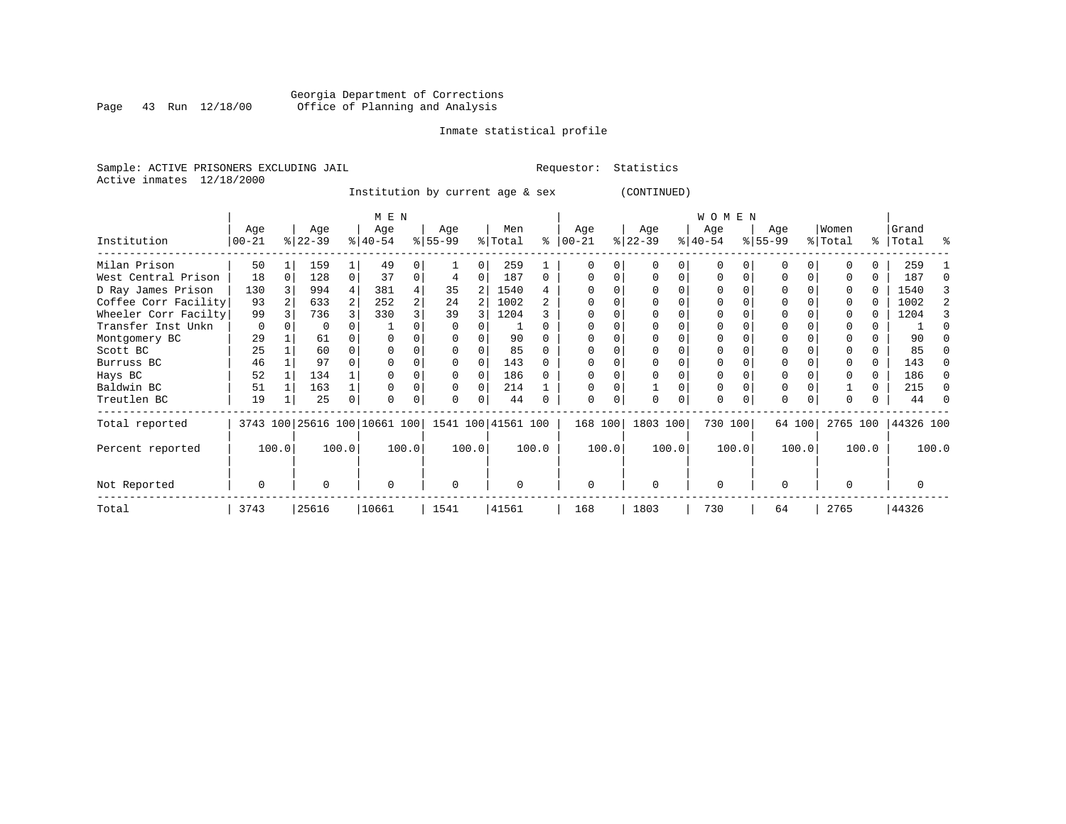Georgia Department of Corrections
Office of Planning and Analysis

Inmate statistical profile

Sample: ACTIVE PRISONERS EXCLUDING JAIL    Requestor: Statistics
Active inmates 12/18/2000

Institution by current age & sex (CONTINUED)

| Institution | MEN Age 00-21 | % | Age 22-39 | % | Age 40-54 | % | Age 55-99 | % | Men Total | % | WOMEN Age 00-21 | % | Age 22-39 | % | Age 40-54 | % | Age 55-99 | % | Women Total | % | Grand Total | % |
|---|---|---|---|---|---|---|---|---|---|---|---|---|---|---|---|---|---|---|---|---|---|---|
| Milan Prison | 50 | 1 | 159 | 1 | 49 | 0 | 1 | 0 | 259 | 1 | 0 | 0 | 0 | 0 | 0 | 0 | 0 | 0 | 0 | 0 | 259 | 1 |
| West Central Prison | 18 | 0 | 128 | 0 | 37 | 0 | 4 | 0 | 187 | 0 | 0 | 0 | 0 | 0 | 0 | 0 | 0 | 0 | 0 | 0 | 187 | 0 |
| D Ray James Prison | 130 | 3 | 994 | 4 | 381 | 4 | 35 | 2 | 1540 | 4 | 0 | 0 | 0 | 0 | 0 | 0 | 0 | 0 | 0 | 0 | 1540 | 3 |
| Coffee Corr Facility | 93 | 2 | 633 | 2 | 252 | 2 | 24 | 2 | 1002 | 2 | 0 | 0 | 0 | 0 | 0 | 0 | 0 | 0 | 0 | 0 | 1002 | 2 |
| Wheeler Corr Facilty | 99 | 3 | 736 | 3 | 330 | 3 | 39 | 3 | 1204 | 3 | 0 | 0 | 0 | 0 | 0 | 0 | 0 | 0 | 0 | 0 | 1204 | 3 |
| Transfer Inst Unkn | 0 | 0 | 0 | 0 | 1 | 0 | 0 | 0 | 1 | 0 | 0 | 0 | 0 | 0 | 0 | 0 | 0 | 0 | 0 | 0 | 1 | 0 |
| Montgomery BC | 29 | 1 | 61 | 0 | 0 | 0 | 0 | 0 | 90 | 0 | 0 | 0 | 0 | 0 | 0 | 0 | 0 | 0 | 0 | 0 | 90 | 0 |
| Scott BC | 25 | 1 | 60 | 0 | 0 | 0 | 0 | 0 | 85 | 0 | 0 | 0 | 0 | 0 | 0 | 0 | 0 | 0 | 0 | 0 | 85 | 0 |
| Burruss BC | 46 | 1 | 97 | 0 | 0 | 0 | 0 | 0 | 143 | 0 | 0 | 0 | 0 | 0 | 0 | 0 | 0 | 0 | 0 | 0 | 143 | 0 |
| Hays BC | 52 | 1 | 134 | 1 | 0 | 0 | 0 | 0 | 186 | 0 | 0 | 0 | 0 | 0 | 0 | 0 | 0 | 0 | 0 | 0 | 186 | 0 |
| Baldwin BC | 51 | 1 | 163 | 1 | 0 | 0 | 0 | 0 | 214 | 1 | 0 | 0 | 1 | 0 | 0 | 0 | 0 | 0 | 1 | 0 | 215 | 0 |
| Treutlen BC | 19 | 1 | 25 | 0 | 0 | 0 | 0 | 0 | 44 | 0 | 0 | 0 | 0 | 0 | 0 | 0 | 0 | 0 | 0 | 0 | 44 | 0 |
| Total reported | 3743 | 100 | 25616 | 100 | 10661 | 100 | 1541 | 100 | 41561 | 100 | 168 | 100 | 1803 | 100 | 730 | 100 | 64 | 100 | 2765 | 100 | 44326 | 100 |
| Percent reported | | 100.0 | | 100.0 | | 100.0 | | 100.0 | | 100.0 | | 100.0 | | 100.0 | | 100.0 | | 100.0 | | 100.0 | | 100.0 |
| Not Reported | 0 | | 0 | | 0 | | 0 | | 0 | | 0 | | 0 | | 0 | | 0 | | 0 | | 0 | |
| Total | 3743 | | 25616 | | 10661 | | 1541 | | 41561 | | 168 | | 1803 | | 730 | | 64 | | 2765 | | 44326 | |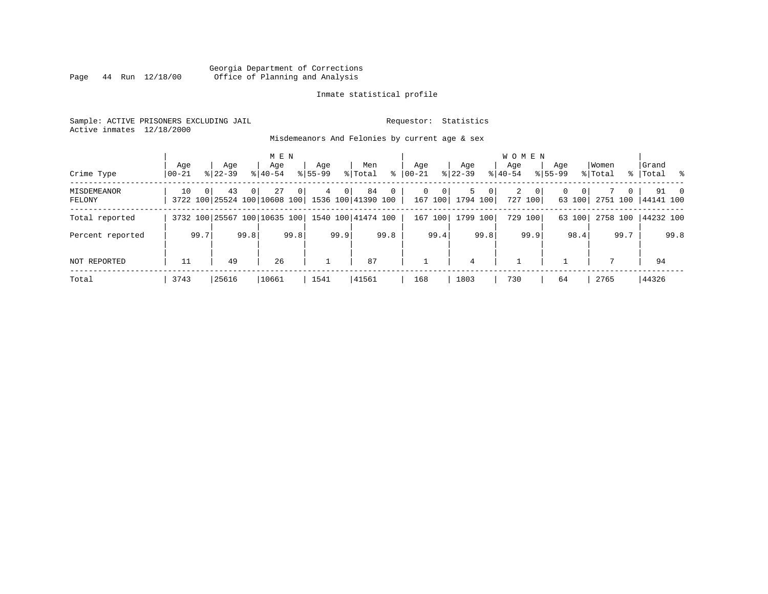Georgia Department of Corrections
Office of Planning and Analysis

Inmate statistical profile

Sample: ACTIVE PRISONERS EXCLUDING JAIL

Requestor: Statistics

Active inmates 12/18/2000

Misdemeanors And Felonies by current age & sex

| | MEN | | | | | | | | | | WOMEN | | | | | | | | | | | |
|---|---|---|---|---|---|---|---|---|---|---|---|---|---|---|---|---|---|---|---|---|---|---|
| Crime Type | Age 00-21 | % | Age 22-39 | % | Age 40-54 | % | Age 55-99 | % | Men Total | % | Age 00-21 | % | Age 22-39 | % | Age 40-54 | % | Age 55-99 | % | Women Total | % | Grand Total | % |
| MISDEMEANOR | 10 | 0 | 43 | 0 | 27 | 0 | 4 | 0 | 84 | 0 | 0 | 0 | 5 | 0 | 2 | 0 | 0 | 0 | 7 | 0 | 91 | 0 |
| FELONY | 3722 | 100 | 25524 | 100 | 10608 | 100 | 1536 | 100 | 41390 | 100 | 167 | 100 | 1794 | 100 | 727 | 100 | 63 | 100 | 2751 | 100 | 44141 | 100 |
| Total reported | 3732 | 100 | 25567 | 100 | 10635 | 100 | 1540 | 100 | 41474 | 100 | 167 | 100 | 1799 | 100 | 729 | 100 | 63 | 100 | 2758 | 100 | 44232 | 100 |
| Percent reported | | 99.7 | | 99.8 | | 99.8 | | 99.9 | | 99.8 | | 99.4 | | 99.8 | | 99.9 | | 98.4 | | 99.7 | | 99.8 |
| NOT REPORTED | 11 | | 49 | | 26 | | 1 | | 87 | | 1 | | 4 | | 1 | | 1 | | 7 | | 94 | |
| Total | 3743 | | 25616 | | 10661 | | 1541 | | 41561 | | 168 | | 1803 | | 730 | | 64 | | 2765 | | 44326 | |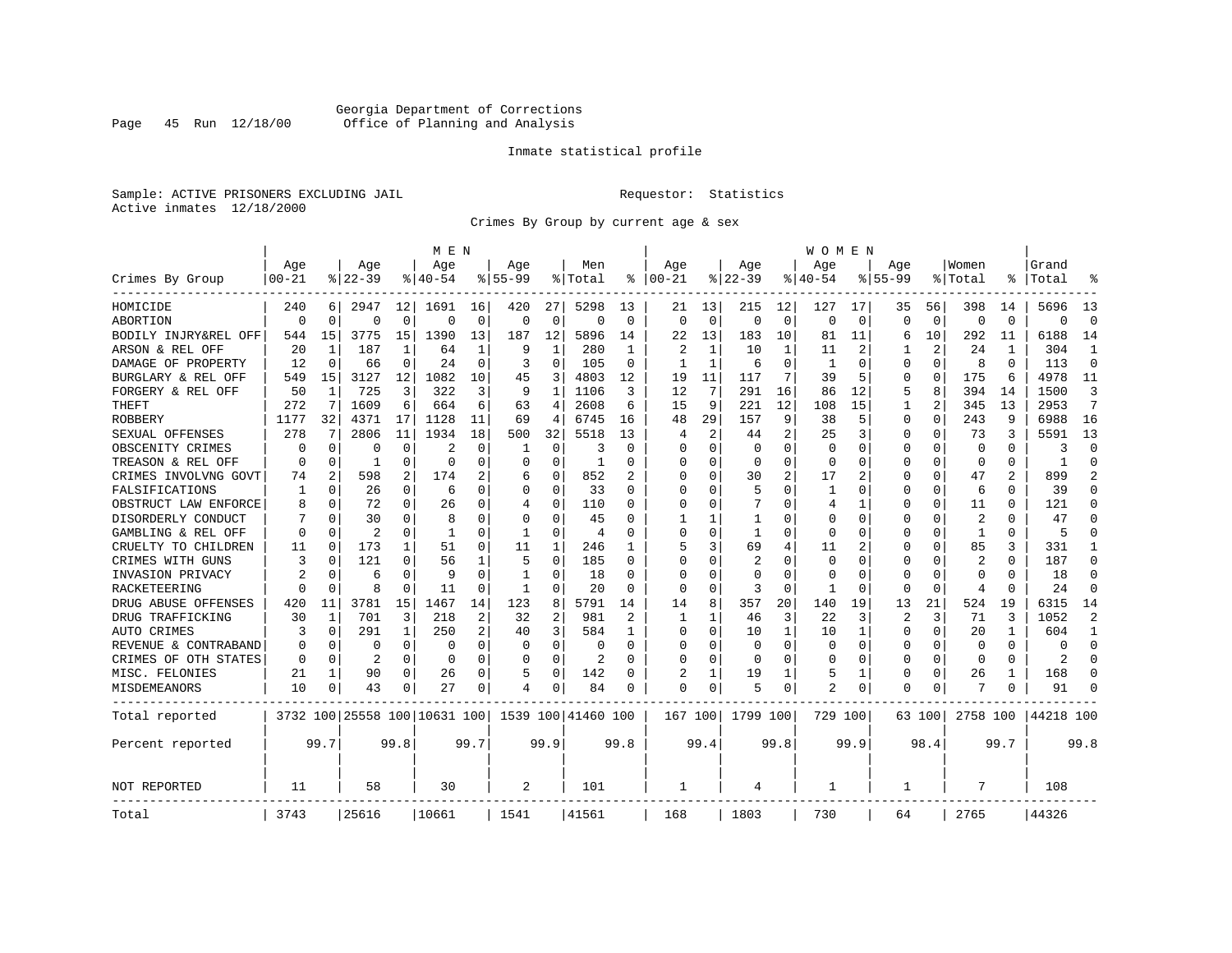Georgia Department of Corrections
Office of Planning and Analysis

Inmate statistical profile

Sample: ACTIVE PRISONERS EXCLUDING JAIL

Requestor: Statistics

Active inmates 12/18/2000

Crimes By Group by current age & sex

| Crimes By Group | MEN Age 00-21 | % | Age 22-39 | % | Age 40-54 | % | Age 55-99 | % | Men Total | % | WOMEN Age 00-21 | % | Age 22-39 | % | Age 40-54 | % | Age 55-99 | % | Women Total | % | Grand Total | % |
|---|---|---|---|---|---|---|---|---|---|---|---|---|---|---|---|---|---|---|---|---|---|---|
| HOMICIDE | 240 | 6 | 2947 | 12 | 1691 | 16 | 420 | 27 | 5298 | 13 | 21 | 13 | 215 | 12 | 127 | 17 | 35 | 56 | 398 | 14 | 5696 | 13 |
| ABORTION | 0 | 0 | 0 | 0 | 0 | 0 | 0 | 0 | 0 | 0 | 0 | 0 | 0 | 0 | 0 | 0 | 0 | 0 | 0 | 0 | 0 | 0 |
| BODILY INJRY&REL OFF | 544 | 15 | 3775 | 15 | 1390 | 13 | 187 | 12 | 5896 | 14 | 22 | 13 | 183 | 10 | 81 | 11 | 6 | 10 | 292 | 11 | 6188 | 14 |
| ARSON & REL OFF | 20 | 1 | 187 | 1 | 64 | 1 | 9 | 1 | 280 | 1 | 2 | 1 | 10 | 1 | 11 | 2 | 1 | 2 | 24 | 1 | 304 | 1 |
| DAMAGE OF PROPERTY | 12 | 0 | 66 | 0 | 24 | 0 | 3 | 0 | 105 | 0 | 1 | 1 | 6 | 0 | 1 | 0 | 0 | 0 | 8 | 0 | 113 | 0 |
| BURGLARY & REL OFF | 549 | 15 | 3127 | 12 | 1082 | 10 | 45 | 3 | 4803 | 12 | 19 | 11 | 117 | 7 | 39 | 5 | 0 | 0 | 175 | 6 | 4978 | 11 |
| FORGERY & REL OFF | 50 | 1 | 725 | 3 | 322 | 3 | 9 | 1 | 1106 | 3 | 12 | 7 | 291 | 16 | 86 | 12 | 5 | 8 | 394 | 14 | 1500 | 3 |
| THEFT | 272 | 7 | 1609 | 6 | 664 | 6 | 63 | 4 | 2608 | 6 | 15 | 9 | 221 | 12 | 108 | 15 | 1 | 2 | 345 | 13 | 2953 | 7 |
| ROBBERY | 1177 | 32 | 4371 | 17 | 1128 | 11 | 69 | 4 | 6745 | 16 | 48 | 29 | 157 | 9 | 38 | 5 | 0 | 0 | 243 | 9 | 6988 | 16 |
| SEXUAL OFFENSES | 278 | 7 | 2806 | 11 | 1934 | 18 | 500 | 32 | 5518 | 13 | 4 | 2 | 44 | 2 | 25 | 3 | 0 | 0 | 73 | 3 | 5591 | 13 |
| OBSCENITY CRIMES | 0 | 0 | 0 | 0 | 2 | 0 | 1 | 0 | 3 | 0 | 0 | 0 | 0 | 0 | 0 | 0 | 0 | 0 | 0 | 0 | 3 | 0 |
| TREASON & REL OFF | 0 | 0 | 1 | 0 | 0 | 0 | 0 | 0 | 1 | 0 | 0 | 0 | 0 | 0 | 0 | 0 | 0 | 0 | 0 | 0 | 1 | 0 |
| CRIMES INVOLVNG GOVT | 74 | 2 | 598 | 2 | 174 | 2 | 6 | 0 | 852 | 2 | 0 | 0 | 30 | 2 | 17 | 2 | 0 | 0 | 47 | 2 | 899 | 2 |
| FALSIFICATIONS | 1 | 0 | 26 | 0 | 6 | 0 | 0 | 0 | 33 | 0 | 0 | 0 | 5 | 0 | 1 | 0 | 0 | 0 | 6 | 0 | 39 | 0 |
| OBSTRUCT LAW ENFORCE | 8 | 0 | 72 | 0 | 26 | 0 | 4 | 0 | 110 | 0 | 0 | 0 | 7 | 0 | 4 | 1 | 0 | 0 | 11 | 0 | 121 | 0 |
| DISORDERLY CONDUCT | 7 | 0 | 30 | 0 | 8 | 0 | 0 | 0 | 45 | 0 | 1 | 1 | 1 | 0 | 0 | 0 | 0 | 0 | 2 | 0 | 47 | 0 |
| GAMBLING & REL OFF | 0 | 0 | 2 | 0 | 1 | 0 | 1 | 0 | 4 | 0 | 0 | 0 | 1 | 0 | 0 | 0 | 0 | 0 | 1 | 0 | 5 | 0 |
| CRUELTY TO CHILDREN | 11 | 0 | 173 | 1 | 51 | 0 | 11 | 1 | 246 | 1 | 5 | 3 | 69 | 4 | 11 | 2 | 0 | 0 | 85 | 3 | 331 | 1 |
| CRIMES WITH GUNS | 3 | 0 | 121 | 0 | 56 | 1 | 5 | 0 | 185 | 0 | 0 | 0 | 2 | 0 | 0 | 0 | 0 | 0 | 2 | 0 | 187 | 0 |
| INVASION PRIVACY | 2 | 0 | 6 | 0 | 9 | 0 | 1 | 0 | 18 | 0 | 0 | 0 | 0 | 0 | 0 | 0 | 0 | 0 | 0 | 0 | 18 | 0 |
| RACKETEERING | 0 | 0 | 8 | 0 | 11 | 0 | 1 | 0 | 20 | 0 | 0 | 0 | 3 | 0 | 1 | 0 | 0 | 0 | 4 | 0 | 24 | 0 |
| DRUG ABUSE OFFENSES | 420 | 11 | 3781 | 15 | 1467 | 14 | 123 | 8 | 5791 | 14 | 14 | 8 | 357 | 20 | 140 | 19 | 13 | 21 | 524 | 19 | 6315 | 14 |
| DRUG TRAFFICKING | 30 | 1 | 701 | 3 | 218 | 2 | 32 | 2 | 981 | 2 | 1 | 1 | 46 | 3 | 22 | 3 | 2 | 3 | 71 | 3 | 1052 | 2 |
| AUTO CRIMES | 3 | 0 | 291 | 1 | 250 | 2 | 40 | 3 | 584 | 1 | 0 | 0 | 10 | 1 | 10 | 1 | 0 | 0 | 20 | 1 | 604 | 1 |
| REVENUE & CONTRABAND | 0 | 0 | 0 | 0 | 0 | 0 | 0 | 0 | 0 | 0 | 0 | 0 | 0 | 0 | 0 | 0 | 0 | 0 | 0 | 0 | 0 | 0 |
| CRIMES OF OTH STATES | 0 | 0 | 2 | 0 | 0 | 0 | 0 | 0 | 2 | 0 | 0 | 0 | 0 | 0 | 0 | 0 | 0 | 0 | 0 | 0 | 2 | 0 |
| MISC. FELONIES | 21 | 1 | 90 | 0 | 26 | 0 | 5 | 0 | 142 | 0 | 2 | 1 | 19 | 1 | 5 | 1 | 0 | 0 | 26 | 1 | 168 | 0 |
| MISDEMEANORS | 10 | 0 | 43 | 0 | 27 | 0 | 4 | 0 | 84 | 0 | 0 | 0 | 5 | 0 | 2 | 0 | 0 | 0 | 7 | 0 | 91 | 0 |
| Total reported | 3732 | 100 | 25558 | 100 | 10631 | 100 | 1539 | 100 | 41460 | 100 | 167 | 100 | 1799 | 100 | 729 | 100 | 63 | 100 | 2758 | 100 | 44218 | 100 |
| Percent reported | | 99.7 | | 99.8 | | 99.7 | | 99.9 | | 99.8 | | 99.4 | | 99.8 | | 99.9 | | 98.4 | | 99.7 | | 99.8 |
| NOT REPORTED | 11 | | 58 | | 30 | | 2 | | 101 | | 1 | | 4 | | 1 | | 1 | | 7 | | 108 | |
| Total | 3743 | | 25616 | | 10661 | | 1541 | | 41561 | | 168 | | 1803 | | 730 | | 64 | | 2765 | | 44326 | |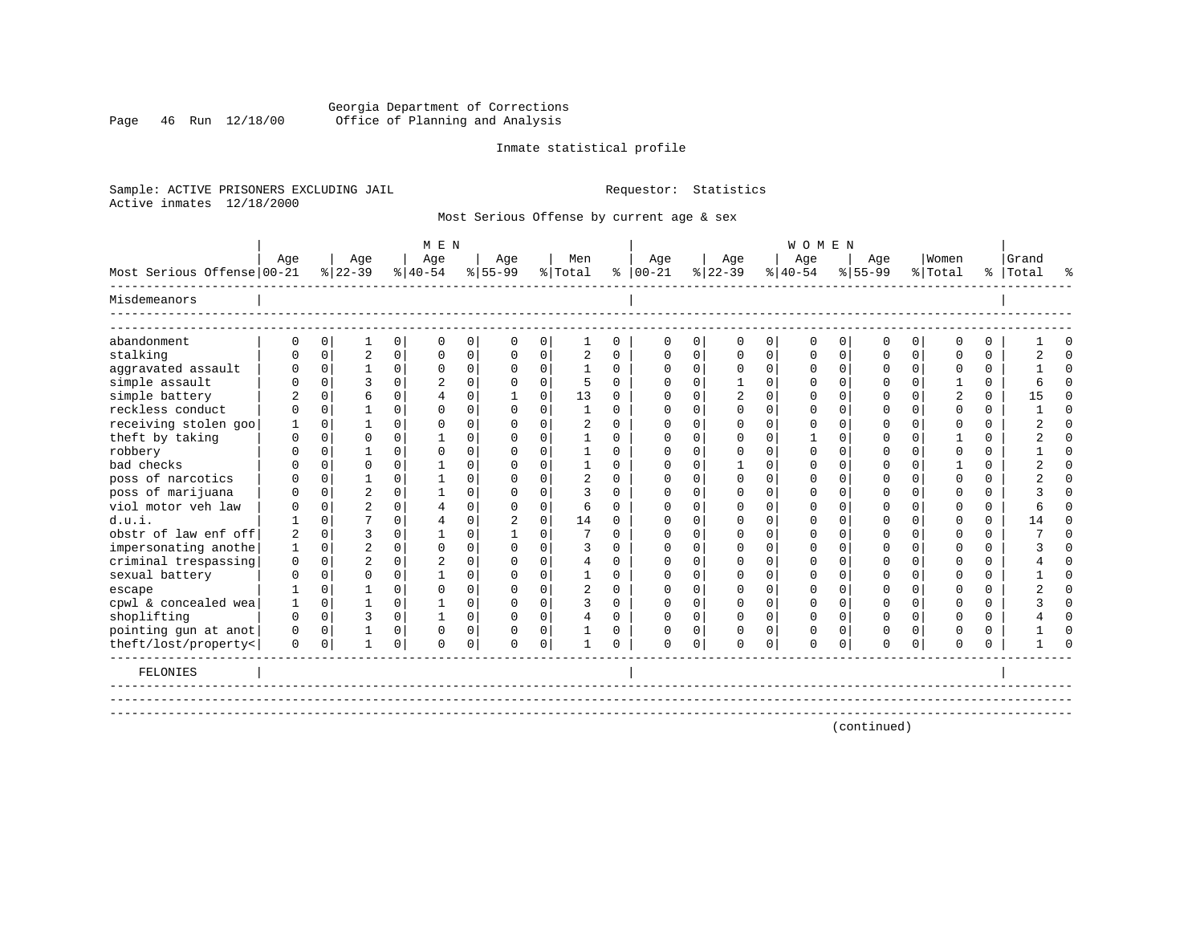Georgia Department of Corrections
Office of Planning and Analysis

Inmate statistical profile

Sample: ACTIVE PRISONERS EXCLUDING JAIL
Active inmates 12/18/2000

Requestor: Statistics

Most Serious Offense by current age & sex

| Most Serious Offense | MEN Age 00-21 | % | Age 22-39 | % | Age 40-54 | % | Age 55-99 | % | Men Total | % | WOMEN Age 00-21 | % | Age 22-39 | % | Age 40-54 | % | Age 55-99 | % | Women Total | % | Grand Total | % |
|---|---|---|---|---|---|---|---|---|---|---|---|---|---|---|---|---|---|---|---|---|---|---|
| **Misdemeanors** | | | | | | | | | | | | | | | | | | | | | | |
| abandonment | 0 | 0 | 1 | 0 | 0 | 0 | 0 | 0 | 1 | 0 | 0 | 0 | 0 | 0 | 0 | 0 | 0 | 0 | 0 | 0 | 1 | 0 |
| stalking | 0 | 0 | 2 | 0 | 0 | 0 | 0 | 0 | 2 | 0 | 0 | 0 | 0 | 0 | 0 | 0 | 0 | 0 | 0 | 0 | 2 | 0 |
| aggravated assault | 0 | 0 | 1 | 0 | 0 | 0 | 0 | 0 | 1 | 0 | 0 | 0 | 0 | 0 | 0 | 0 | 0 | 0 | 0 | 0 | 1 | 0 |
| simple assault | 0 | 0 | 3 | 0 | 2 | 0 | 0 | 0 | 5 | 0 | 0 | 0 | 1 | 0 | 0 | 0 | 0 | 0 | 1 | 0 | 6 | 0 |
| simple battery | 2 | 0 | 6 | 0 | 4 | 0 | 1 | 0 | 13 | 0 | 0 | 0 | 2 | 0 | 0 | 0 | 0 | 0 | 2 | 0 | 15 | 0 |
| reckless conduct | 0 | 0 | 1 | 0 | 0 | 0 | 0 | 0 | 1 | 0 | 0 | 0 | 0 | 0 | 0 | 0 | 0 | 0 | 0 | 0 | 1 | 0 |
| receiving stolen goo | 1 | 0 | 1 | 0 | 0 | 0 | 0 | 0 | 2 | 0 | 0 | 0 | 0 | 0 | 0 | 0 | 0 | 0 | 0 | 0 | 2 | 0 |
| theft by taking | 0 | 0 | 0 | 0 | 1 | 0 | 0 | 0 | 1 | 0 | 0 | 0 | 0 | 0 | 1 | 0 | 0 | 0 | 1 | 0 | 2 | 0 |
| robbery | 0 | 0 | 1 | 0 | 0 | 0 | 0 | 0 | 1 | 0 | 0 | 0 | 0 | 0 | 0 | 0 | 0 | 0 | 0 | 0 | 1 | 0 |
| bad checks | 0 | 0 | 0 | 0 | 1 | 0 | 0 | 0 | 1 | 0 | 0 | 0 | 1 | 0 | 0 | 0 | 0 | 0 | 1 | 0 | 2 | 0 |
| poss of narcotics | 0 | 0 | 1 | 0 | 1 | 0 | 0 | 0 | 2 | 0 | 0 | 0 | 0 | 0 | 0 | 0 | 0 | 0 | 0 | 0 | 2 | 0 |
| poss of marijuana | 0 | 0 | 2 | 0 | 1 | 0 | 0 | 0 | 3 | 0 | 0 | 0 | 0 | 0 | 0 | 0 | 0 | 0 | 0 | 0 | 3 | 0 |
| viol motor veh law | 0 | 0 | 2 | 0 | 4 | 0 | 0 | 0 | 6 | 0 | 0 | 0 | 0 | 0 | 0 | 0 | 0 | 0 | 0 | 0 | 6 | 0 |
| d.u.i. | 1 | 0 | 7 | 0 | 4 | 0 | 2 | 0 | 14 | 0 | 0 | 0 | 0 | 0 | 0 | 0 | 0 | 0 | 0 | 0 | 14 | 0 |
| obstr of law enf off | 2 | 0 | 3 | 0 | 1 | 0 | 1 | 0 | 7 | 0 | 0 | 0 | 0 | 0 | 0 | 0 | 0 | 0 | 0 | 0 | 7 | 0 |
| impersonating anothe | 1 | 0 | 2 | 0 | 0 | 0 | 0 | 0 | 3 | 0 | 0 | 0 | 0 | 0 | 0 | 0 | 0 | 0 | 0 | 0 | 3 | 0 |
| criminal trespassing | 0 | 0 | 2 | 0 | 2 | 0 | 0 | 0 | 4 | 0 | 0 | 0 | 0 | 0 | 0 | 0 | 0 | 0 | 0 | 0 | 4 | 0 |
| sexual battery | 0 | 0 | 0 | 0 | 1 | 0 | 0 | 0 | 1 | 0 | 0 | 0 | 0 | 0 | 0 | 0 | 0 | 0 | 0 | 0 | 1 | 0 |
| escape | 1 | 0 | 1 | 0 | 0 | 0 | 0 | 0 | 2 | 0 | 0 | 0 | 0 | 0 | 0 | 0 | 0 | 0 | 0 | 0 | 2 | 0 |
| cpwl & concealed wea | 1 | 0 | 1 | 0 | 1 | 0 | 0 | 0 | 3 | 0 | 0 | 0 | 0 | 0 | 0 | 0 | 0 | 0 | 0 | 0 | 3 | 0 |
| shoplifting | 0 | 0 | 3 | 0 | 1 | 0 | 0 | 0 | 4 | 0 | 0 | 0 | 0 | 0 | 0 | 0 | 0 | 0 | 0 | 0 | 4 | 0 |
| pointing gun at anot | 0 | 0 | 1 | 0 | 0 | 0 | 0 | 0 | 1 | 0 | 0 | 0 | 0 | 0 | 0 | 0 | 0 | 0 | 0 | 0 | 1 | 0 |
| theft/lost/property< | 0 | 0 | 1 | 0 | 0 | 0 | 0 | 0 | 1 | 0 | 0 | 0 | 0 | 0 | 0 | 0 | 0 | 0 | 0 | 0 | 1 | 0 |
| **FELONIES** | | | | | | | | | | | | | | | | | | | | | | |

(continued)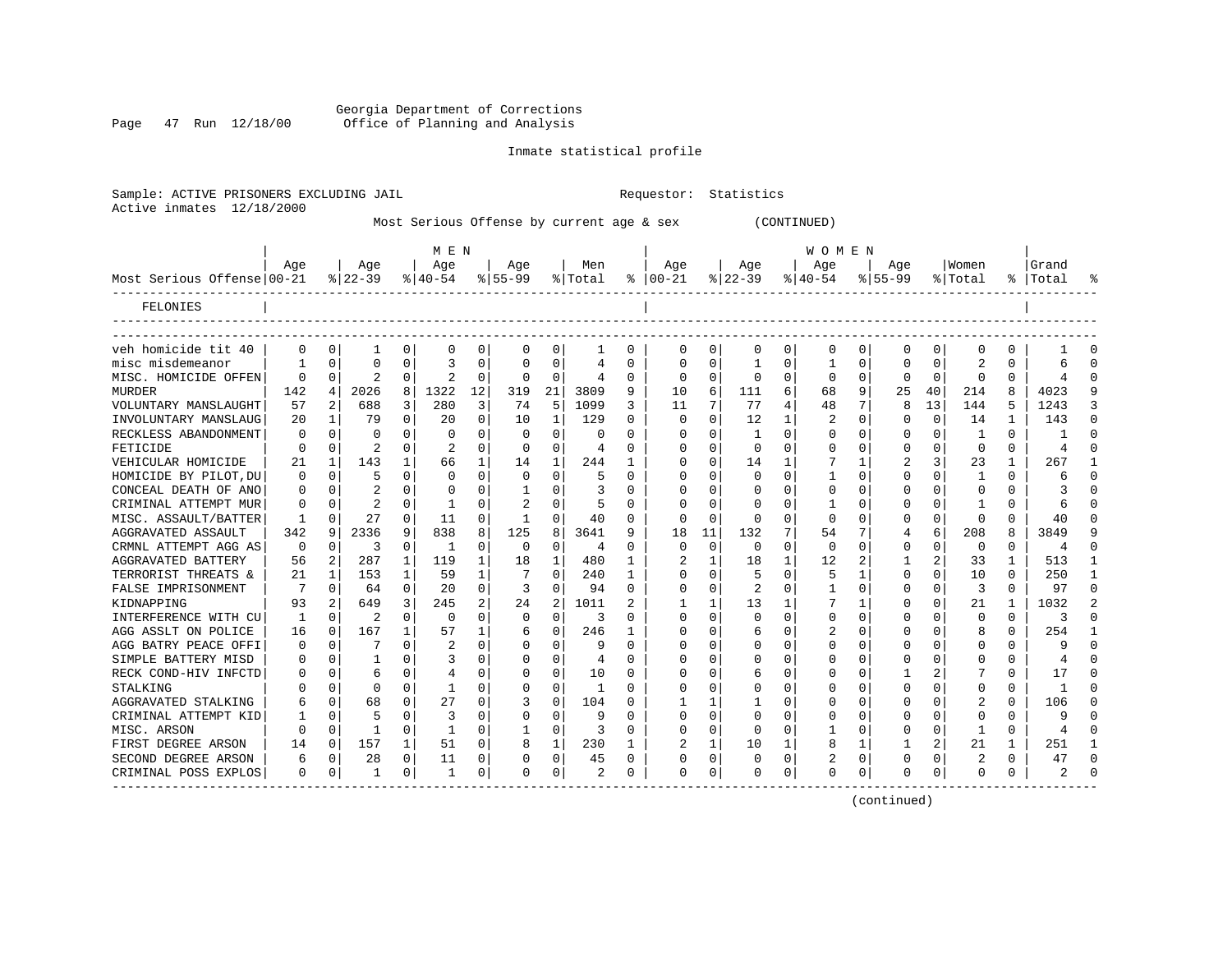Georgia Department of Corrections
Office of Planning and Analysis

Inmate statistical profile

Sample: ACTIVE PRISONERS EXCLUDING JAIL                Requestor: Statistics
Active inmates 12/18/2000

Most Serious Offense by current age & sex (CONTINUED)

| Most Serious Offense | MEN Age 00-21 | % | Age 22-39 | % | Age 40-54 | % | Age 55-99 | % | Men Total | % | WOMEN Age 00-21 | % | Age 22-39 | % | Age 40-54 | % | Age 55-99 | % | Women Total | % | Grand Total | % |
|---|---|---|---|---|---|---|---|---|---|---|---|---|---|---|---|---|---|---|---|---|---|---|
| FELONIES | | | | | | | | | | | | | | | | | | | | | | |
| veh homicide tit 40 | 0 | 0 | 1 | 0 | 0 | 0 | 0 | 0 | 1 | 0 | 0 | 0 | 0 | 0 | 0 | 0 | 0 | 0 | 0 | 0 | 1 | 0 |
| misc misdemeanor | 1 | 0 | 0 | 0 | 3 | 0 | 0 | 0 | 4 | 0 | 0 | 0 | 1 | 0 | 1 | 0 | 0 | 0 | 2 | 0 | 6 | 0 |
| MISC. HOMICIDE OFFEN | 0 | 0 | 2 | 0 | 2 | 0 | 0 | 0 | 4 | 0 | 0 | 0 | 0 | 0 | 0 | 0 | 0 | 0 | 0 | 0 | 4 | 0 |
| MURDER | 142 | 4 | 2026 | 8 | 1322 | 12 | 319 | 21 | 3809 | 9 | 10 | 6 | 111 | 6 | 68 | 9 | 25 | 40 | 214 | 8 | 4023 | 9 |
| VOLUNTARY MANSLAUGHT | 57 | 2 | 688 | 3 | 280 | 3 | 74 | 5 | 1099 | 3 | 11 | 7 | 77 | 4 | 48 | 7 | 8 | 13 | 144 | 5 | 1243 | 3 |
| INVOLUNTARY MANSLAUG | 20 | 1 | 79 | 0 | 20 | 0 | 10 | 1 | 129 | 0 | 0 | 0 | 12 | 1 | 2 | 0 | 0 | 0 | 14 | 1 | 143 | 0 |
| RECKLESS ABANDONMENT | 0 | 0 | 0 | 0 | 0 | 0 | 0 | 0 | 0 | 0 | 0 | 0 | 1 | 0 | 0 | 0 | 0 | 0 | 1 | 0 | 1 | 0 |
| FETICIDE | 0 | 0 | 2 | 0 | 2 | 0 | 0 | 0 | 4 | 0 | 0 | 0 | 0 | 0 | 0 | 0 | 0 | 0 | 0 | 0 | 4 | 0 |
| VEHICULAR HOMICIDE | 21 | 1 | 143 | 1 | 66 | 1 | 14 | 1 | 244 | 1 | 0 | 0 | 14 | 1 | 7 | 1 | 2 | 3 | 23 | 1 | 267 | 1 |
| HOMICIDE BY PILOT,DU | 0 | 0 | 5 | 0 | 0 | 0 | 0 | 0 | 5 | 0 | 0 | 0 | 0 | 0 | 1 | 0 | 0 | 0 | 1 | 0 | 6 | 0 |
| CONCEAL DEATH OF ANO | 0 | 0 | 2 | 0 | 0 | 0 | 1 | 0 | 3 | 0 | 0 | 0 | 0 | 0 | 0 | 0 | 0 | 0 | 0 | 0 | 3 | 0 |
| CRIMINAL ATTEMPT MUR | 0 | 0 | 2 | 0 | 1 | 0 | 2 | 0 | 5 | 0 | 0 | 0 | 0 | 0 | 1 | 0 | 0 | 0 | 1 | 0 | 6 | 0 |
| MISC. ASSAULT/BATTER | 1 | 0 | 27 | 0 | 11 | 0 | 1 | 0 | 40 | 0 | 0 | 0 | 0 | 0 | 0 | 0 | 0 | 0 | 0 | 0 | 40 | 0 |
| AGGRAVATED ASSAULT | 342 | 9 | 2336 | 9 | 838 | 8 | 125 | 8 | 3641 | 9 | 18 | 11 | 132 | 7 | 54 | 7 | 4 | 6 | 208 | 8 | 3849 | 9 |
| CRMNL ATTEMPT AGG AS | 0 | 0 | 3 | 0 | 1 | 0 | 0 | 0 | 4 | 0 | 0 | 0 | 0 | 0 | 0 | 0 | 0 | 0 | 0 | 0 | 4 | 0 |
| AGGRAVATED BATTERY | 56 | 2 | 287 | 1 | 119 | 1 | 18 | 1 | 480 | 1 | 2 | 1 | 18 | 1 | 12 | 2 | 1 | 2 | 33 | 1 | 513 | 1 |
| TERRORIST THREATS & | 21 | 1 | 153 | 1 | 59 | 1 | 7 | 0 | 240 | 1 | 0 | 0 | 5 | 0 | 5 | 1 | 0 | 0 | 10 | 0 | 250 | 1 |
| FALSE IMPRISONMENT | 7 | 0 | 64 | 0 | 20 | 0 | 3 | 0 | 94 | 0 | 0 | 0 | 2 | 0 | 1 | 0 | 0 | 0 | 3 | 0 | 97 | 0 |
| KIDNAPPING | 93 | 2 | 649 | 3 | 245 | 2 | 24 | 2 | 1011 | 2 | 1 | 1 | 13 | 1 | 7 | 1 | 0 | 0 | 21 | 1 | 1032 | 2 |
| INTERFERENCE WITH CU | 1 | 0 | 2 | 0 | 0 | 0 | 0 | 0 | 3 | 0 | 0 | 0 | 0 | 0 | 0 | 0 | 0 | 0 | 0 | 0 | 3 | 0 |
| AGG ASSLT ON POLICE | 16 | 0 | 167 | 1 | 57 | 1 | 6 | 0 | 246 | 1 | 0 | 0 | 6 | 0 | 2 | 0 | 0 | 0 | 8 | 0 | 254 | 1 |
| AGG BATRY PEACE OFFI | 0 | 0 | 7 | 0 | 2 | 0 | 0 | 0 | 9 | 0 | 0 | 0 | 0 | 0 | 0 | 0 | 0 | 0 | 0 | 0 | 9 | 0 |
| SIMPLE BATTERY MISD | 0 | 0 | 1 | 0 | 3 | 0 | 0 | 0 | 4 | 0 | 0 | 0 | 0 | 0 | 0 | 0 | 0 | 0 | 0 | 0 | 4 | 0 |
| RECK COND-HIV INFCTD | 0 | 0 | 6 | 0 | 4 | 0 | 0 | 0 | 10 | 0 | 0 | 0 | 6 | 0 | 0 | 0 | 1 | 2 | 7 | 0 | 17 | 0 |
| STALKING | 0 | 0 | 0 | 0 | 1 | 0 | 0 | 0 | 1 | 0 | 0 | 0 | 0 | 0 | 0 | 0 | 0 | 0 | 0 | 0 | 1 | 0 |
| AGGRAVATED STALKING | 6 | 0 | 68 | 0 | 27 | 0 | 3 | 0 | 104 | 0 | 1 | 1 | 1 | 0 | 0 | 0 | 0 | 0 | 2 | 0 | 106 | 0 |
| CRIMINAL ATTEMPT KID | 1 | 0 | 5 | 0 | 3 | 0 | 0 | 0 | 9 | 0 | 0 | 0 | 0 | 0 | 0 | 0 | 0 | 0 | 0 | 0 | 9 | 0 |
| MISC. ARSON | 0 | 0 | 1 | 0 | 1 | 0 | 1 | 0 | 3 | 0 | 0 | 0 | 0 | 0 | 1 | 0 | 0 | 0 | 1 | 0 | 4 | 0 |
| FIRST DEGREE ARSON | 14 | 0 | 157 | 1 | 51 | 0 | 8 | 1 | 230 | 1 | 2 | 1 | 10 | 1 | 8 | 1 | 1 | 2 | 21 | 1 | 251 | 1 |
| SECOND DEGREE ARSON | 6 | 0 | 28 | 0 | 11 | 0 | 0 | 0 | 45 | 0 | 0 | 0 | 0 | 0 | 2 | 0 | 0 | 0 | 2 | 0 | 47 | 0 |
| CRIMINAL POSS EXPLOS | 0 | 0 | 1 | 0 | 1 | 0 | 0 | 0 | 2 | 0 | 0 | 0 | 0 | 0 | 0 | 0 | 0 | 0 | 0 | 0 | 2 | 0 |

(continued)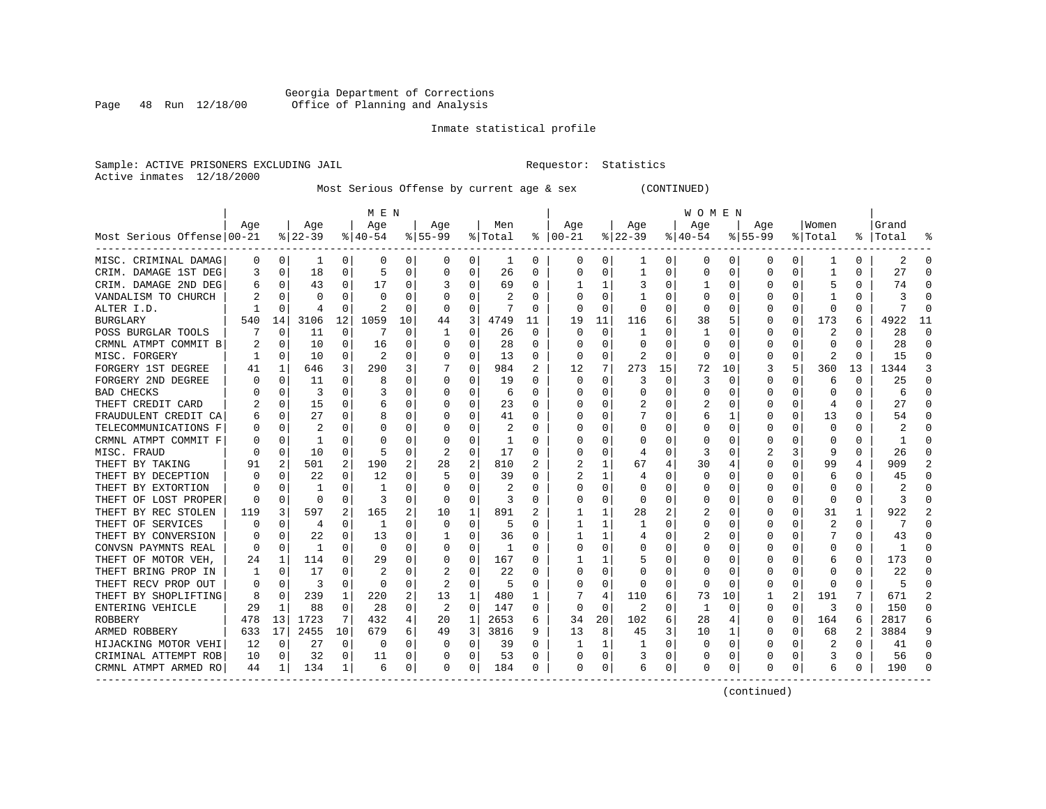Georgia Department of Corrections
Office of Planning and Analysis

Inmate statistical profile

Sample: ACTIVE PRISONERS EXCLUDING JAIL                    Requestor: Statistics
Active inmates 12/18/2000

Most Serious Offense by current age & sex (CONTINUED)

| Most Serious Offense | MEN Age 00-21 | % | Age 22-39 | % | Age 40-54 | % | Age 55-99 | % | Men Total | % | WOMEN Age 00-21 | % | Age 22-39 | % | Age 40-54 | % | Age 55-99 | % | Women Total | % | Grand Total | % |
|---|---|---|---|---|---|---|---|---|---|---|---|---|---|---|---|---|---|---|---|---|---|---|
| MISC. CRIMINAL DAMAG | 0 | 0 | 1 | 0 | 0 | 0 | 0 | 0 | 1 | 0 | 0 | 0 | 1 | 0 | 0 | 0 | 0 | 0 | 1 | 0 | 2 | 0 |
| CRIM. DAMAGE 1ST DEG | 3 | 0 | 18 | 0 | 5 | 0 | 0 | 0 | 26 | 0 | 0 | 0 | 1 | 0 | 0 | 0 | 0 | 0 | 1 | 0 | 27 | 0 |
| CRIM. DAMAGE 2ND DEG | 6 | 0 | 43 | 0 | 17 | 0 | 3 | 0 | 69 | 0 | 1 | 1 | 3 | 0 | 1 | 0 | 0 | 0 | 5 | 0 | 74 | 0 |
| VANDALISM TO CHURCH | 2 | 0 | 0 | 0 | 0 | 0 | 0 | 0 | 2 | 0 | 0 | 0 | 1 | 0 | 0 | 0 | 0 | 0 | 1 | 0 | 3 | 0 |
| ALTER I.D. | 1 | 0 | 4 | 0 | 2 | 0 | 0 | 0 | 7 | 0 | 0 | 0 | 0 | 0 | 0 | 0 | 0 | 0 | 0 | 0 | 7 | 0 |
| BURGLARY | 540 | 14 | 3106 | 12 | 1059 | 10 | 44 | 3 | 4749 | 11 | 19 | 11 | 116 | 6 | 38 | 5 | 0 | 0 | 173 | 6 | 4922 | 11 |
| POSS BURGLAR TOOLS | 7 | 0 | 11 | 0 | 7 | 0 | 1 | 0 | 26 | 0 | 0 | 0 | 1 | 0 | 1 | 0 | 0 | 0 | 2 | 0 | 28 | 0 |
| CRMNL ATMPT COMMIT B | 2 | 0 | 10 | 0 | 16 | 0 | 0 | 0 | 28 | 0 | 0 | 0 | 0 | 0 | 0 | 0 | 0 | 0 | 0 | 0 | 28 | 0 |
| MISC. FORGERY | 1 | 0 | 10 | 0 | 2 | 0 | 0 | 0 | 13 | 0 | 0 | 0 | 2 | 0 | 0 | 0 | 0 | 0 | 2 | 0 | 15 | 0 |
| FORGERY 1ST DEGREE | 41 | 1 | 646 | 3 | 290 | 3 | 7 | 0 | 984 | 2 | 12 | 7 | 273 | 15 | 72 | 10 | 3 | 5 | 360 | 13 | 1344 | 3 |
| FORGERY 2ND DEGREE | 0 | 0 | 11 | 0 | 8 | 0 | 0 | 0 | 19 | 0 | 0 | 0 | 3 | 0 | 3 | 0 | 0 | 0 | 6 | 0 | 25 | 0 |
| BAD CHECKS | 0 | 0 | 3 | 0 | 3 | 0 | 0 | 0 | 6 | 0 | 0 | 0 | 0 | 0 | 0 | 0 | 0 | 0 | 0 | 0 | 6 | 0 |
| THEFT CREDIT CARD | 2 | 0 | 15 | 0 | 6 | 0 | 0 | 0 | 23 | 0 | 0 | 0 | 2 | 0 | 2 | 0 | 0 | 0 | 4 | 0 | 27 | 0 |
| FRAUDULENT CREDIT CA | 6 | 0 | 27 | 0 | 8 | 0 | 0 | 0 | 41 | 0 | 0 | 0 | 7 | 0 | 6 | 1 | 0 | 0 | 13 | 0 | 54 | 0 |
| TELECOMMUNICATIONS F | 0 | 0 | 2 | 0 | 0 | 0 | 0 | 0 | 2 | 0 | 0 | 0 | 0 | 0 | 0 | 0 | 0 | 0 | 0 | 0 | 2 | 0 |
| CRMNL ATMPT COMMIT F | 0 | 0 | 1 | 0 | 0 | 0 | 0 | 0 | 1 | 0 | 0 | 0 | 0 | 0 | 0 | 0 | 0 | 0 | 0 | 0 | 1 | 0 |
| MISC. FRAUD | 0 | 0 | 10 | 0 | 5 | 0 | 2 | 0 | 17 | 0 | 0 | 0 | 4 | 0 | 3 | 0 | 2 | 3 | 9 | 0 | 26 | 0 |
| THEFT BY TAKING | 91 | 2 | 501 | 2 | 190 | 2 | 28 | 2 | 810 | 2 | 2 | 1 | 67 | 4 | 30 | 4 | 0 | 0 | 99 | 4 | 909 | 2 |
| THEFT BY DECEPTION | 0 | 0 | 22 | 0 | 12 | 0 | 5 | 0 | 39 | 0 | 2 | 1 | 4 | 0 | 0 | 0 | 0 | 0 | 6 | 0 | 45 | 0 |
| THEFT BY EXTORTION | 0 | 0 | 1 | 0 | 1 | 0 | 0 | 0 | 2 | 0 | 0 | 0 | 0 | 0 | 0 | 0 | 0 | 0 | 0 | 0 | 2 | 0 |
| THEFT OF LOST PROPER | 0 | 0 | 0 | 0 | 3 | 0 | 0 | 0 | 3 | 0 | 0 | 0 | 0 | 0 | 0 | 0 | 0 | 0 | 0 | 0 | 3 | 0 |
| THEFT BY REC STOLEN | 119 | 3 | 597 | 2 | 165 | 2 | 10 | 1 | 891 | 2 | 1 | 1 | 28 | 2 | 2 | 0 | 0 | 0 | 31 | 1 | 922 | 2 |
| THEFT OF SERVICES | 0 | 0 | 4 | 0 | 1 | 0 | 0 | 0 | 5 | 0 | 1 | 1 | 1 | 0 | 0 | 0 | 0 | 0 | 2 | 0 | 7 | 0 |
| THEFT BY CONVERSION | 0 | 0 | 22 | 0 | 13 | 0 | 1 | 0 | 36 | 0 | 1 | 1 | 4 | 0 | 2 | 0 | 0 | 0 | 7 | 0 | 43 | 0 |
| CONVSN PAYMNTS REAL | 0 | 0 | 1 | 0 | 0 | 0 | 0 | 0 | 1 | 0 | 0 | 0 | 0 | 0 | 0 | 0 | 0 | 0 | 0 | 0 | 1 | 0 |
| THEFT OF MOTOR VEH, | 24 | 1 | 114 | 0 | 29 | 0 | 0 | 0 | 167 | 0 | 1 | 1 | 5 | 0 | 0 | 0 | 0 | 0 | 6 | 0 | 173 | 0 |
| THEFT BRING PROP IN | 1 | 0 | 17 | 0 | 2 | 0 | 2 | 0 | 22 | 0 | 0 | 0 | 0 | 0 | 0 | 0 | 0 | 0 | 0 | 0 | 22 | 0 |
| THEFT RECV PROP OUT | 0 | 0 | 3 | 0 | 0 | 0 | 2 | 0 | 5 | 0 | 0 | 0 | 0 | 0 | 0 | 0 | 0 | 0 | 0 | 0 | 5 | 0 |
| THEFT BY SHOPLIFTING | 8 | 0 | 239 | 1 | 220 | 2 | 13 | 1 | 480 | 1 | 7 | 4 | 110 | 6 | 73 | 10 | 1 | 2 | 191 | 7 | 671 | 2 |
| ENTERING VEHICLE | 29 | 1 | 88 | 0 | 28 | 0 | 2 | 0 | 147 | 0 | 0 | 0 | 2 | 0 | 1 | 0 | 0 | 0 | 3 | 0 | 150 | 0 |
| ROBBERY | 478 | 13 | 1723 | 7 | 432 | 4 | 20 | 1 | 2653 | 6 | 34 | 20 | 102 | 6 | 28 | 4 | 0 | 0 | 164 | 6 | 2817 | 6 |
| ARMED ROBBERY | 633 | 17 | 2455 | 10 | 679 | 6 | 49 | 3 | 3816 | 9 | 13 | 8 | 45 | 3 | 10 | 1 | 0 | 0 | 68 | 2 | 3884 | 9 |
| HIJACKING MOTOR VEHI | 12 | 0 | 27 | 0 | 0 | 0 | 0 | 0 | 39 | 0 | 1 | 1 | 1 | 0 | 0 | 0 | 0 | 0 | 2 | 0 | 41 | 0 |
| CRIMINAL ATTEMPT ROB | 10 | 0 | 32 | 0 | 11 | 0 | 0 | 0 | 53 | 0 | 0 | 0 | 3 | 0 | 0 | 0 | 0 | 0 | 3 | 0 | 56 | 0 |
| CRMNL ATMPT ARMED RO | 44 | 1 | 134 | 1 | 6 | 0 | 0 | 0 | 184 | 0 | 0 | 0 | 6 | 0 | 0 | 0 | 0 | 0 | 6 | 0 | 190 | 0 |

(continued)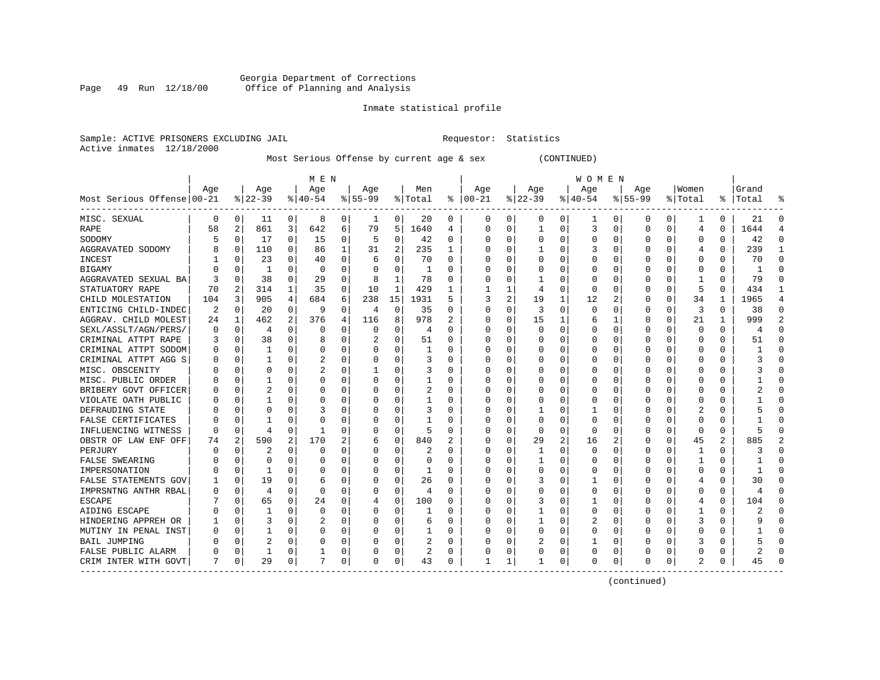Georgia Department of Corrections
Office of Planning and Analysis

Inmate statistical profile

Sample: ACTIVE PRISONERS EXCLUDING JAIL  Requestor: Statistics
Active inmates 12/18/2000

Most Serious Offense by current age & sex (CONTINUED)

| Most Serious Offense | MEN Age 00-21 | % | Age 22-39 | % | Age 40-54 | % | Age 55-99 | % | Men Total | % | WOMEN Age 00-21 | % | Age 22-39 | % | Age 40-54 | % | Age 55-99 | % | Women Total | % | Grand Total | % |
|---|---|---|---|---|---|---|---|---|---|---|---|---|---|---|---|---|---|---|---|---|---|---|
| MISC. SEXUAL | 0 | 0 | 11 | 0 | 8 | 0 | 1 | 0 | 20 | 0 | 0 | 0 | 0 | 0 | 1 | 0 | 0 | 0 | 1 | 0 | 21 | 0 |
| RAPE | 58 | 2 | 861 | 3 | 642 | 6 | 79 | 5 | 1640 | 4 | 0 | 0 | 1 | 0 | 3 | 0 | 0 | 0 | 4 | 0 | 1644 | 4 |
| SODOMY | 5 | 0 | 17 | 0 | 15 | 0 | 5 | 0 | 42 | 0 | 0 | 0 | 0 | 0 | 0 | 0 | 0 | 0 | 0 | 0 | 42 | 0 |
| AGGRAVATED SODOMY | 8 | 0 | 110 | 0 | 86 | 1 | 31 | 2 | 235 | 1 | 0 | 0 | 1 | 0 | 3 | 0 | 0 | 0 | 4 | 0 | 239 | 1 |
| INCEST | 1 | 0 | 23 | 0 | 40 | 0 | 6 | 0 | 70 | 0 | 0 | 0 | 0 | 0 | 0 | 0 | 0 | 0 | 0 | 0 | 70 | 0 |
| BIGAMY | 0 | 0 | 1 | 0 | 0 | 0 | 0 | 0 | 1 | 0 | 0 | 0 | 0 | 0 | 0 | 0 | 0 | 0 | 0 | 0 | 1 | 0 |
| AGGRAVATED SEXUAL BA | 3 | 0 | 38 | 0 | 29 | 0 | 8 | 1 | 78 | 0 | 0 | 0 | 1 | 0 | 0 | 0 | 0 | 0 | 1 | 0 | 79 | 0 |
| STATUTORY RAPE | 70 | 2 | 314 | 1 | 35 | 0 | 10 | 1 | 429 | 1 | 1 | 1 | 4 | 0 | 0 | 0 | 0 | 0 | 5 | 0 | 434 | 1 |
| CHILD MOLESTATION | 104 | 3 | 905 | 4 | 684 | 6 | 238 | 15 | 1931 | 5 | 3 | 2 | 19 | 1 | 12 | 2 | 0 | 0 | 34 | 1 | 1965 | 4 |
| ENTICING CHILD-INDEC | 2 | 0 | 20 | 0 | 9 | 0 | 4 | 0 | 35 | 0 | 0 | 0 | 3 | 0 | 0 | 0 | 0 | 0 | 3 | 0 | 38 | 0 |
| AGGRAV. CHILD MOLEST | 24 | 1 | 462 | 2 | 376 | 4 | 116 | 8 | 978 | 2 | 0 | 0 | 15 | 1 | 6 | 1 | 0 | 0 | 21 | 1 | 999 | 2 |
| SEXL/ASSLT/AGN/PERS/ | 0 | 0 | 4 | 0 | 0 | 0 | 0 | 0 | 4 | 0 | 0 | 0 | 0 | 0 | 0 | 0 | 0 | 0 | 0 | 0 | 4 | 0 |
| CRIMINAL ATTPT RAPE | 3 | 0 | 38 | 0 | 8 | 0 | 2 | 0 | 51 | 0 | 0 | 0 | 0 | 0 | 0 | 0 | 0 | 0 | 0 | 0 | 51 | 0 |
| CRIMINAL ATTPT SODOM | 0 | 0 | 1 | 0 | 0 | 0 | 0 | 0 | 1 | 0 | 0 | 0 | 0 | 0 | 0 | 0 | 0 | 0 | 0 | 0 | 1 | 0 |
| CRIMINAL ATTPT AGG S | 0 | 0 | 1 | 0 | 2 | 0 | 0 | 0 | 3 | 0 | 0 | 0 | 0 | 0 | 0 | 0 | 0 | 0 | 0 | 0 | 3 | 0 |
| MISC. OBSCENITY | 0 | 0 | 0 | 0 | 2 | 0 | 1 | 0 | 3 | 0 | 0 | 0 | 0 | 0 | 0 | 0 | 0 | 0 | 0 | 0 | 3 | 0 |
| MISC. PUBLIC ORDER | 0 | 0 | 1 | 0 | 0 | 0 | 0 | 0 | 1 | 0 | 0 | 0 | 0 | 0 | 0 | 0 | 0 | 0 | 0 | 0 | 1 | 0 |
| BRIBERY GOVT OFFICER | 0 | 0 | 2 | 0 | 0 | 0 | 0 | 0 | 2 | 0 | 0 | 0 | 0 | 0 | 0 | 0 | 0 | 0 | 0 | 0 | 2 | 0 |
| VIOLATE OATH PUBLIC | 0 | 0 | 1 | 0 | 0 | 0 | 0 | 0 | 1 | 0 | 0 | 0 | 0 | 0 | 0 | 0 | 0 | 0 | 0 | 0 | 1 | 0 |
| DEFRAUDING STATE | 0 | 0 | 0 | 0 | 3 | 0 | 0 | 0 | 3 | 0 | 0 | 0 | 1 | 0 | 1 | 0 | 0 | 0 | 2 | 0 | 5 | 0 |
| FALSE CERTIFICATES | 0 | 0 | 1 | 0 | 0 | 0 | 0 | 0 | 1 | 0 | 0 | 0 | 0 | 0 | 0 | 0 | 0 | 0 | 0 | 0 | 1 | 0 |
| INFLUENCING WITNESS | 0 | 0 | 4 | 0 | 1 | 0 | 0 | 0 | 5 | 0 | 0 | 0 | 0 | 0 | 0 | 0 | 0 | 0 | 0 | 0 | 5 | 0 |
| OBSTR OF LAW ENF OFF | 74 | 2 | 590 | 2 | 170 | 2 | 6 | 0 | 840 | 2 | 0 | 0 | 29 | 2 | 16 | 2 | 0 | 0 | 45 | 2 | 885 | 2 |
| PERJURY | 0 | 0 | 2 | 0 | 0 | 0 | 0 | 0 | 2 | 0 | 0 | 0 | 1 | 0 | 0 | 0 | 0 | 0 | 1 | 0 | 3 | 0 |
| FALSE SWEARING | 0 | 0 | 0 | 0 | 0 | 0 | 0 | 0 | 0 | 0 | 0 | 0 | 1 | 0 | 0 | 0 | 0 | 0 | 1 | 0 | 1 | 0 |
| IMPERSONATION | 0 | 0 | 1 | 0 | 0 | 0 | 0 | 0 | 1 | 0 | 0 | 0 | 0 | 0 | 0 | 0 | 0 | 0 | 0 | 0 | 1 | 0 |
| FALSE STATEMENTS GOV | 1 | 0 | 19 | 0 | 6 | 0 | 0 | 0 | 26 | 0 | 0 | 0 | 3 | 0 | 1 | 0 | 0 | 0 | 4 | 0 | 30 | 0 |
| IMPRSNTNG ANTHR RBAL | 0 | 0 | 4 | 0 | 0 | 0 | 0 | 0 | 4 | 0 | 0 | 0 | 0 | 0 | 0 | 0 | 0 | 0 | 0 | 0 | 4 | 0 |
| ESCAPE | 7 | 0 | 65 | 0 | 24 | 0 | 4 | 0 | 100 | 0 | 0 | 0 | 3 | 0 | 1 | 0 | 0 | 0 | 4 | 0 | 104 | 0 |
| AIDING ESCAPE | 0 | 0 | 1 | 0 | 0 | 0 | 0 | 0 | 1 | 0 | 0 | 0 | 1 | 0 | 0 | 0 | 0 | 0 | 1 | 0 | 2 | 0 |
| HINDERING APPREH OR | 1 | 0 | 3 | 0 | 2 | 0 | 0 | 0 | 6 | 0 | 0 | 0 | 1 | 0 | 2 | 0 | 0 | 0 | 3 | 0 | 9 | 0 |
| MUTINY IN PENAL INST | 0 | 0 | 1 | 0 | 0 | 0 | 0 | 0 | 1 | 0 | 0 | 0 | 0 | 0 | 0 | 0 | 0 | 0 | 0 | 0 | 1 | 0 |
| BAIL JUMPING | 0 | 0 | 2 | 0 | 0 | 0 | 0 | 0 | 2 | 0 | 0 | 0 | 2 | 0 | 1 | 0 | 0 | 0 | 3 | 0 | 5 | 0 |
| FALSE PUBLIC ALARM | 0 | 0 | 1 | 0 | 1 | 0 | 0 | 0 | 2 | 0 | 0 | 0 | 0 | 0 | 0 | 0 | 0 | 0 | 0 | 0 | 2 | 0 |
| CRIM INTER WITH GOVT | 7 | 0 | 29 | 0 | 7 | 0 | 0 | 0 | 43 | 0 | 1 | 1 | 1 | 0 | 0 | 0 | 0 | 0 | 2 | 0 | 45 | 0 |

(continued)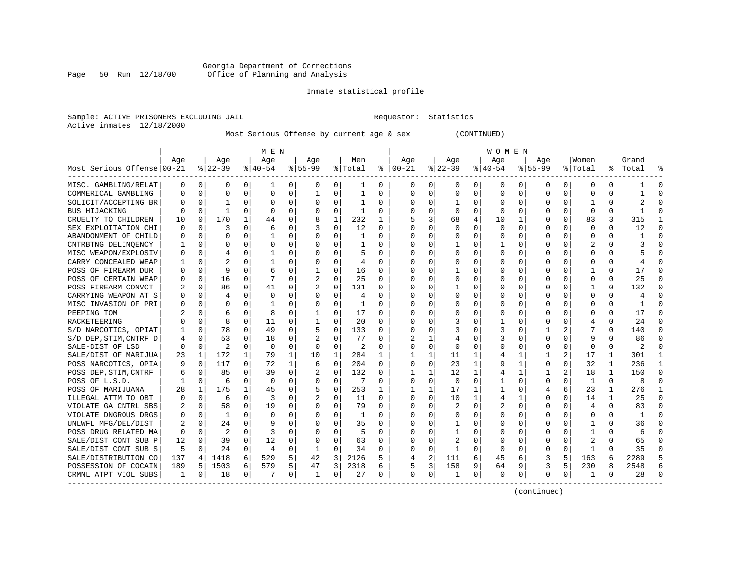Georgia Department of Corrections
Office of Planning and Analysis

Inmate statistical profile

Sample: ACTIVE PRISONERS EXCLUDING JAIL                                Requestor: Statistics
Active inmates 12/18/2000

Most Serious Offense by current age & sex (CONTINUED)

| Most Serious Offense | MEN Age 00-21 | % | Age 22-39 | % | Age 40-54 | % | Age 55-99 | % | Men Total | % | WOMEN Age 00-21 | % | Age 22-39 | % | Age 40-54 | % | Age 55-99 | % | Women Total | % | Grand Total | % |
|---|---|---|---|---|---|---|---|---|---|---|---|---|---|---|---|---|---|---|---|---|---|---|
| MISC. GAMBLING/RELAT | 0 | 0 | 0 | 0 | 1 | 0 | 0 | 0 | 1 | 0 | 0 | 0 | 0 | 0 | 0 | 0 | 0 | 0 | 0 | 0 | 1 | 0 |
| COMMERICAL GAMBLING | 0 | 0 | 0 | 0 | 0 | 0 | 1 | 0 | 1 | 0 | 0 | 0 | 0 | 0 | 0 | 0 | 0 | 0 | 0 | 0 | 1 | 0 |
| SOLICIT/ACCEPTING BR | 0 | 0 | 1 | 0 | 0 | 0 | 0 | 0 | 1 | 0 | 0 | 0 | 1 | 0 | 0 | 0 | 0 | 0 | 1 | 0 | 2 | 0 |
| BUS HIJACKING | 0 | 0 | 1 | 0 | 0 | 0 | 0 | 0 | 1 | 0 | 0 | 0 | 0 | 0 | 0 | 0 | 0 | 0 | 0 | 0 | 1 | 0 |
| CRUELTY TO CHILDREN | 10 | 0 | 170 | 1 | 44 | 0 | 8 | 1 | 232 | 1 | 5 | 3 | 68 | 4 | 10 | 1 | 0 | 0 | 83 | 3 | 315 | 1 |
| SEX EXPLOITATION CHI | 0 | 0 | 3 | 0 | 6 | 0 | 3 | 0 | 12 | 0 | 0 | 0 | 0 | 0 | 0 | 0 | 0 | 0 | 0 | 0 | 12 | 0 |
| ABANDONMENT OF CHILD | 0 | 0 | 0 | 0 | 1 | 0 | 0 | 0 | 1 | 0 | 0 | 0 | 0 | 0 | 0 | 0 | 0 | 0 | 0 | 0 | 1 | 0 |
| CNTRBTNG DELINQENCY | 1 | 0 | 0 | 0 | 0 | 0 | 0 | 0 | 1 | 0 | 0 | 0 | 1 | 0 | 1 | 0 | 0 | 0 | 2 | 0 | 3 | 0 |
| MISC WEAPON/EXPLOSIV | 0 | 0 | 4 | 0 | 1 | 0 | 0 | 0 | 5 | 0 | 0 | 0 | 0 | 0 | 0 | 0 | 0 | 0 | 0 | 0 | 5 | 0 |
| CARRY CONCEALED WEAP | 1 | 0 | 2 | 0 | 1 | 0 | 0 | 0 | 4 | 0 | 0 | 0 | 0 | 0 | 0 | 0 | 0 | 0 | 0 | 0 | 4 | 0 |
| POSS OF FIREARM DUR | 0 | 0 | 9 | 0 | 6 | 0 | 1 | 0 | 16 | 0 | 0 | 0 | 1 | 0 | 0 | 0 | 0 | 0 | 1 | 0 | 17 | 0 |
| POSS OF CERTAIN WEAP | 0 | 0 | 16 | 0 | 7 | 0 | 2 | 0 | 25 | 0 | 0 | 0 | 0 | 0 | 0 | 0 | 0 | 0 | 0 | 0 | 25 | 0 |
| POSS FIREARM CONVCT | 2 | 0 | 86 | 0 | 41 | 0 | 2 | 0 | 131 | 0 | 0 | 0 | 1 | 0 | 0 | 0 | 0 | 0 | 1 | 0 | 132 | 0 |
| CARRYING WEAPON AT S | 0 | 0 | 4 | 0 | 0 | 0 | 0 | 0 | 4 | 0 | 0 | 0 | 0 | 0 | 0 | 0 | 0 | 0 | 0 | 0 | 4 | 0 |
| MISC INVASION OF PRI | 0 | 0 | 0 | 0 | 1 | 0 | 0 | 0 | 1 | 0 | 0 | 0 | 0 | 0 | 0 | 0 | 0 | 0 | 0 | 0 | 1 | 0 |
| PEEPING TOM | 2 | 0 | 6 | 0 | 8 | 0 | 1 | 0 | 17 | 0 | 0 | 0 | 0 | 0 | 0 | 0 | 0 | 0 | 0 | 0 | 17 | 0 |
| RACKETEERING | 0 | 0 | 8 | 0 | 11 | 0 | 1 | 0 | 20 | 0 | 0 | 0 | 3 | 0 | 1 | 0 | 0 | 0 | 4 | 0 | 24 | 0 |
| S/D NARCOTICS, OPIAT | 1 | 0 | 78 | 0 | 49 | 0 | 5 | 0 | 133 | 0 | 0 | 0 | 3 | 0 | 3 | 0 | 1 | 2 | 7 | 0 | 140 | 0 |
| S/D DEP,STIM,CNTRF D | 4 | 0 | 53 | 0 | 18 | 0 | 2 | 0 | 77 | 0 | 2 | 1 | 4 | 0 | 3 | 0 | 0 | 0 | 9 | 0 | 86 | 0 |
| SALE-DIST OF LSD | 0 | 0 | 2 | 0 | 0 | 0 | 0 | 0 | 2 | 0 | 0 | 0 | 0 | 0 | 0 | 0 | 0 | 0 | 0 | 0 | 2 | 0 |
| SALE/DIST OF MARIJUA | 23 | 1 | 172 | 1 | 79 | 1 | 10 | 1 | 284 | 1 | 1 | 1 | 11 | 1 | 4 | 1 | 1 | 2 | 17 | 1 | 301 | 1 |
| POSS NARCOTICS, OPIA | 9 | 0 | 117 | 0 | 72 | 1 | 6 | 0 | 204 | 0 | 0 | 0 | 23 | 1 | 9 | 1 | 0 | 0 | 32 | 1 | 236 | 1 |
| POSS DEP,STIM,CNTRF | 6 | 0 | 85 | 0 | 39 | 0 | 2 | 0 | 132 | 0 | 1 | 1 | 12 | 1 | 4 | 1 | 1 | 2 | 18 | 1 | 150 | 0 |
| POSS OF L.S.D. | 1 | 0 | 6 | 0 | 0 | 0 | 0 | 0 | 7 | 0 | 0 | 0 | 0 | 0 | 1 | 0 | 0 | 0 | 1 | 0 | 8 | 0 |
| POSS OF MARIJUANA | 28 | 1 | 175 | 1 | 45 | 0 | 5 | 0 | 253 | 1 | 1 | 1 | 17 | 1 | 1 | 0 | 4 | 6 | 23 | 1 | 276 | 1 |
| ILLEGAL ATTM TO OBT | 0 | 0 | 6 | 0 | 3 | 0 | 2 | 0 | 11 | 0 | 0 | 0 | 10 | 1 | 4 | 1 | 0 | 0 | 14 | 1 | 25 | 0 |
| VIOLATE GA CNTRL SBS | 2 | 0 | 58 | 0 | 19 | 0 | 0 | 0 | 79 | 0 | 0 | 0 | 2 | 0 | 2 | 0 | 0 | 0 | 4 | 0 | 83 | 0 |
| VIOLATE DNGROUS DRGS | 0 | 0 | 1 | 0 | 0 | 0 | 0 | 0 | 1 | 0 | 0 | 0 | 0 | 0 | 0 | 0 | 0 | 0 | 0 | 0 | 1 | 0 |
| UNLWFL MFG/DEL/DIST | 2 | 0 | 24 | 0 | 9 | 0 | 0 | 0 | 35 | 0 | 0 | 0 | 1 | 0 | 0 | 0 | 0 | 0 | 1 | 0 | 36 | 0 |
| POSS DRUG RELATED MA | 0 | 0 | 2 | 0 | 3 | 0 | 0 | 0 | 5 | 0 | 0 | 0 | 1 | 0 | 0 | 0 | 0 | 0 | 1 | 0 | 6 | 0 |
| SALE/DIST CONT SUB P | 12 | 0 | 39 | 0 | 12 | 0 | 0 | 0 | 63 | 0 | 0 | 0 | 2 | 0 | 0 | 0 | 0 | 0 | 2 | 0 | 65 | 0 |
| SALE/DIST CONT SUB S | 5 | 0 | 24 | 0 | 4 | 0 | 1 | 0 | 34 | 0 | 0 | 0 | 1 | 0 | 0 | 0 | 0 | 0 | 1 | 0 | 35 | 0 |
| SALE/DISTRIBUTION CO | 137 | 4 | 1418 | 6 | 529 | 5 | 42 | 3 | 2126 | 5 | 4 | 2 | 111 | 6 | 45 | 6 | 3 | 5 | 163 | 6 | 2289 | 5 |
| POSSESSION OF COCAIN | 189 | 5 | 1503 | 6 | 579 | 5 | 47 | 3 | 2318 | 6 | 5 | 3 | 158 | 9 | 64 | 9 | 3 | 5 | 230 | 8 | 2548 | 6 |
| CRMNL ATPT VIOL SUBS | 1 | 0 | 18 | 0 | 7 | 0 | 1 | 0 | 27 | 0 | 0 | 0 | 1 | 0 | 0 | 0 | 0 | 0 | 1 | 0 | 28 | 0 |

(continued)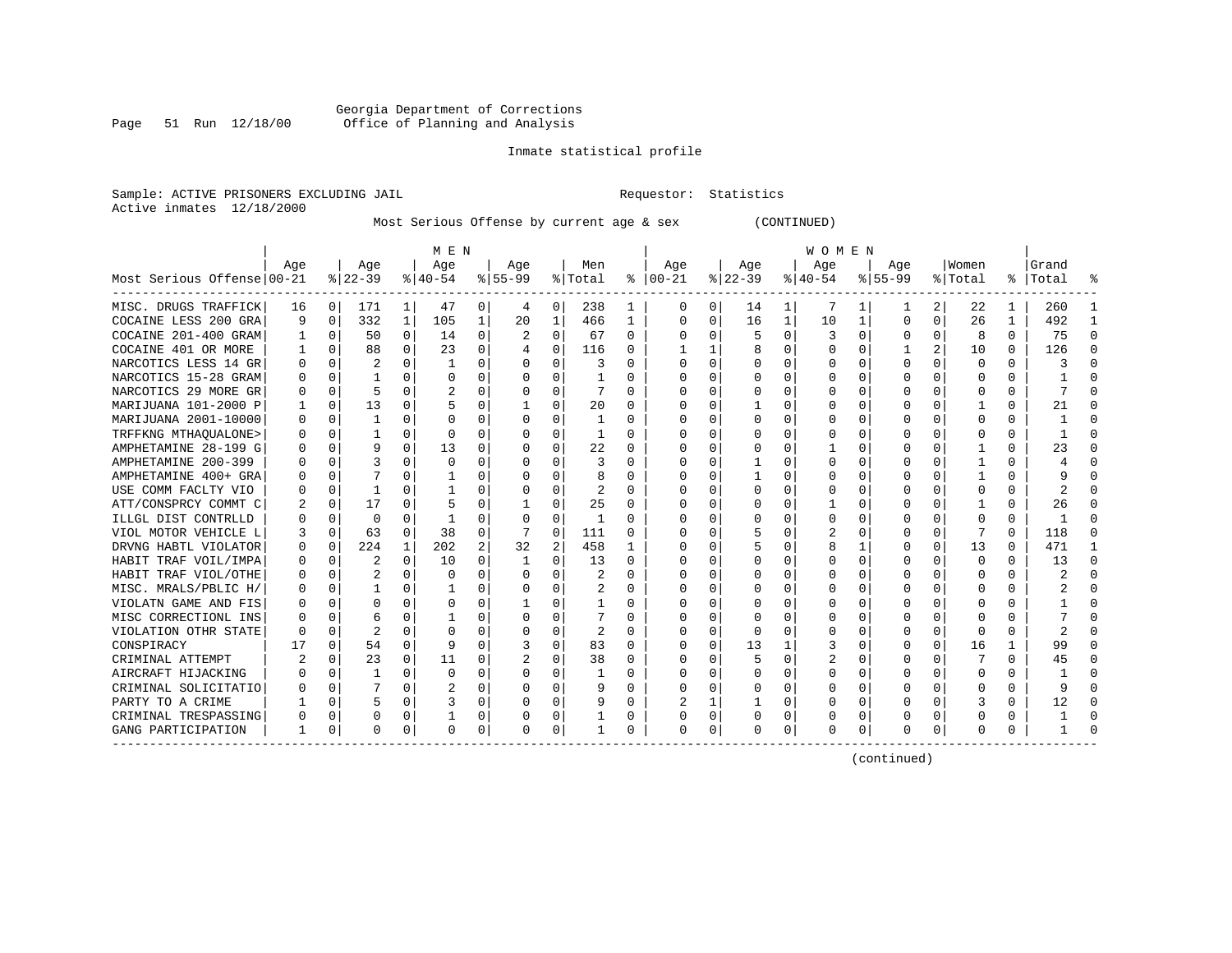Georgia Department of Corrections
Office of Planning and Analysis

Inmate statistical profile

Sample: ACTIVE PRISONERS EXCLUDING JAIL　　　Requestor: Statistics
Active inmates 12/18/2000

Most Serious Offense by current age & sex　　(CONTINUED)

| Most Serious Offense | MEN Age 00-21 | % | Age 22-39 | % | Age 40-54 | % | Age 55-99 | % | Men Total | % | WOMEN Age 00-21 | % | Age 22-39 | % | Age 40-54 | % | Age 55-99 | % | Women Total | % | Grand Total | % |
|---|---|---|---|---|---|---|---|---|---|---|---|---|---|---|---|---|---|---|---|---|---|---|
| MISC. DRUGS TRAFFICK | 16 | 0 | 171 | 1 | 47 | 0 | 4 | 0 | 238 | 1 | 0 | 0 | 14 | 1 | 7 | 1 | 1 | 2 | 22 | 1 | 260 | 1 |
| COCAINE LESS 200 GRA | 9 | 0 | 332 | 1 | 105 | 1 | 20 | 1 | 466 | 1 | 0 | 0 | 16 | 1 | 10 | 1 | 0 | 0 | 26 | 1 | 492 | 1 |
| COCAINE 201-400 GRAM | 1 | 0 | 50 | 0 | 14 | 0 | 2 | 0 | 67 | 0 | 0 | 0 | 5 | 0 | 3 | 0 | 0 | 0 | 8 | 0 | 75 | 0 |
| COCAINE 401 OR MORE | 1 | 0 | 88 | 0 | 23 | 0 | 4 | 0 | 116 | 0 | 1 | 1 | 8 | 0 | 0 | 0 | 1 | 2 | 10 | 0 | 126 | 0 |
| NARCOTICS LESS 14 GR | 0 | 0 | 2 | 0 | 1 | 0 | 0 | 0 | 3 | 0 | 0 | 0 | 0 | 0 | 0 | 0 | 0 | 0 | 0 | 0 | 3 | 0 |
| NARCOTICS 15-28 GRAM | 0 | 0 | 1 | 0 | 0 | 0 | 0 | 0 | 1 | 0 | 0 | 0 | 0 | 0 | 0 | 0 | 0 | 0 | 0 | 0 | 1 | 0 |
| NARCOTICS 29 MORE GR | 0 | 0 | 5 | 0 | 2 | 0 | 0 | 0 | 7 | 0 | 0 | 0 | 0 | 0 | 0 | 0 | 0 | 0 | 0 | 0 | 7 | 0 |
| MARIJUANA 101-2000 P | 1 | 0 | 13 | 0 | 5 | 0 | 1 | 0 | 20 | 0 | 0 | 0 | 1 | 0 | 0 | 0 | 0 | 0 | 1 | 0 | 21 | 0 |
| MARIJUANA 2001-10000 | 0 | 0 | 1 | 0 | 0 | 0 | 0 | 0 | 1 | 0 | 0 | 0 | 0 | 0 | 0 | 0 | 0 | 0 | 0 | 0 | 1 | 0 |
| TRFFKNG MTHAQUALONE> | 0 | 0 | 1 | 0 | 0 | 0 | 0 | 0 | 1 | 0 | 0 | 0 | 0 | 0 | 0 | 0 | 0 | 0 | 0 | 0 | 1 | 0 |
| AMPHETAMINE 28-199 G | 0 | 0 | 9 | 0 | 13 | 0 | 0 | 0 | 22 | 0 | 0 | 0 | 0 | 0 | 1 | 0 | 0 | 0 | 1 | 0 | 23 | 0 |
| AMPHETAMINE 200-399 | 0 | 0 | 3 | 0 | 0 | 0 | 0 | 0 | 3 | 0 | 0 | 0 | 1 | 0 | 0 | 0 | 0 | 0 | 1 | 0 | 4 | 0 |
| AMPHETAMINE 400+ GRA | 0 | 0 | 7 | 0 | 1 | 0 | 0 | 0 | 8 | 0 | 0 | 0 | 1 | 0 | 0 | 0 | 0 | 0 | 1 | 0 | 9 | 0 |
| USE COMM FACLTY VIO | 0 | 0 | 1 | 0 | 1 | 0 | 0 | 0 | 2 | 0 | 0 | 0 | 0 | 0 | 0 | 0 | 0 | 0 | 0 | 0 | 2 | 0 |
| ATT/CONSPRCY COMMT C | 2 | 0 | 17 | 0 | 5 | 0 | 1 | 0 | 25 | 0 | 0 | 0 | 0 | 0 | 1 | 0 | 0 | 0 | 1 | 0 | 26 | 0 |
| ILLGL DIST CONTRLLD | 0 | 0 | 0 | 0 | 1 | 0 | 0 | 0 | 1 | 0 | 0 | 0 | 0 | 0 | 0 | 0 | 0 | 0 | 0 | 0 | 1 | 0 |
| VIOL MOTOR VEHICLE L | 3 | 0 | 63 | 0 | 38 | 0 | 7 | 0 | 111 | 0 | 0 | 0 | 5 | 0 | 2 | 0 | 0 | 0 | 7 | 0 | 118 | 0 |
| DRVNG HABTL VIOLATOR | 0 | 0 | 224 | 1 | 202 | 2 | 32 | 2 | 458 | 1 | 0 | 0 | 5 | 0 | 8 | 1 | 0 | 0 | 13 | 0 | 471 | 1 |
| HABIT TRAF VOIL/IMPA | 0 | 0 | 2 | 0 | 10 | 0 | 1 | 0 | 13 | 0 | 0 | 0 | 0 | 0 | 0 | 0 | 0 | 0 | 0 | 0 | 13 | 0 |
| HABIT TRAF VIOL/OTHE | 0 | 0 | 2 | 0 | 0 | 0 | 0 | 0 | 2 | 0 | 0 | 0 | 0 | 0 | 0 | 0 | 0 | 0 | 0 | 0 | 2 | 0 |
| MISC. MRALS/PBLIC H/ | 0 | 0 | 1 | 0 | 1 | 0 | 0 | 0 | 2 | 0 | 0 | 0 | 0 | 0 | 0 | 0 | 0 | 0 | 0 | 0 | 2 | 0 |
| VIOLATN GAME AND FIS | 0 | 0 | 0 | 0 | 0 | 0 | 1 | 0 | 1 | 0 | 0 | 0 | 0 | 0 | 0 | 0 | 0 | 0 | 0 | 0 | 1 | 0 |
| MISC CORRECTIONL INS | 0 | 0 | 6 | 0 | 1 | 0 | 0 | 0 | 7 | 0 | 0 | 0 | 0 | 0 | 0 | 0 | 0 | 0 | 0 | 0 | 7 | 0 |
| VIOLATION OTHR STATE | 0 | 0 | 2 | 0 | 0 | 0 | 0 | 0 | 2 | 0 | 0 | 0 | 0 | 0 | 0 | 0 | 0 | 0 | 0 | 0 | 2 | 0 |
| CONSPIRACY | 17 | 0 | 54 | 0 | 9 | 0 | 3 | 0 | 83 | 0 | 0 | 0 | 13 | 1 | 3 | 0 | 0 | 0 | 16 | 1 | 99 | 0 |
| CRIMINAL ATTEMPT | 2 | 0 | 23 | 0 | 11 | 0 | 2 | 0 | 38 | 0 | 0 | 0 | 5 | 0 | 2 | 0 | 0 | 0 | 7 | 0 | 45 | 0 |
| AIRCRAFT HIJACKING | 0 | 0 | 1 | 0 | 0 | 0 | 0 | 0 | 1 | 0 | 0 | 0 | 0 | 0 | 0 | 0 | 0 | 0 | 0 | 0 | 1 | 0 |
| CRIMINAL SOLICITATIO | 0 | 0 | 7 | 0 | 2 | 0 | 0 | 0 | 9 | 0 | 0 | 0 | 0 | 0 | 0 | 0 | 0 | 0 | 0 | 0 | 9 | 0 |
| PARTY TO A CRIME | 1 | 0 | 5 | 0 | 3 | 0 | 0 | 0 | 9 | 0 | 2 | 1 | 1 | 0 | 0 | 0 | 0 | 0 | 3 | 0 | 12 | 0 |
| CRIMINAL TRESPASSING | 0 | 0 | 0 | 0 | 1 | 0 | 0 | 0 | 1 | 0 | 0 | 0 | 0 | 0 | 0 | 0 | 0 | 0 | 0 | 0 | 1 | 0 |
| GANG PARTICIPATION | 1 | 0 | 0 | 0 | 0 | 0 | 0 | 0 | 1 | 0 | 0 | 0 | 0 | 0 | 0 | 0 | 0 | 0 | 0 | 0 | 1 | 0 |

(continued)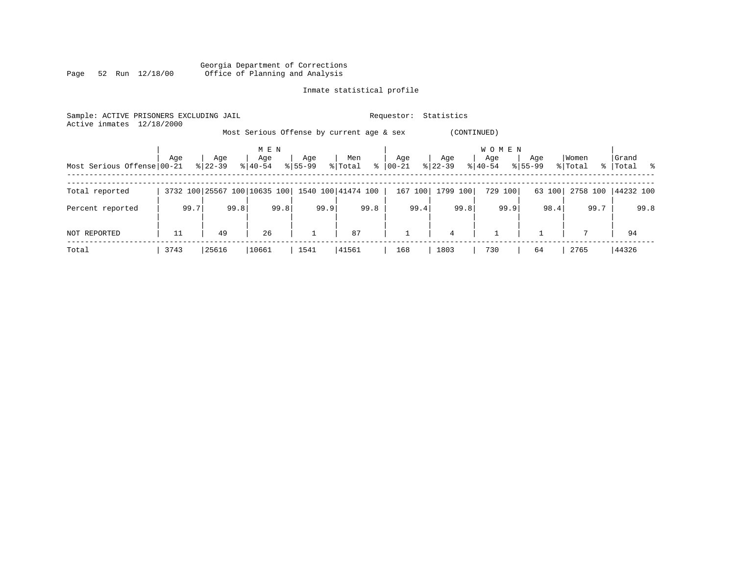Georgia Department of Corrections
Office of Planning and Analysis

Inmate statistical profile

Sample: ACTIVE PRISONERS EXCLUDING JAIL

Requestor: Statistics

Active inmates 12/18/2000

Most Serious Offense by current age & sex (CONTINUED)

| Most Serious Offense | MEN Age 00-21 | % | Age 22-39 | % | Age 40-54 | % | Age 55-99 | % | Men Total | % | WOMEN Age 00-21 | % | Age 22-39 | % | Age 40-54 | % | Age 55-99 | % | Women Total | % | Grand Total | % |
|---|---|---|---|---|---|---|---|---|---|---|---|---|---|---|---|---|---|---|---|---|---|---|
| Total reported | 3732 | 100 | 25567 | 100 | 10635 | 100 | 1540 | 100 | 41474 | 100 | 167 | 100 | 1799 | 100 | 729 | 100 | 63 | 100 | 2758 | 100 | 44232 | 100 |
| Percent reported | | 99.7 | | 99.8 | | 99.8 | | 99.9 | | 99.8 | | 99.4 | | 99.8 | | 99.9 | | 98.4 | | 99.7 | | 99.8 |
| NOT REPORTED | 11 | | 49 | | 26 | | 1 | | 87 | | 1 | | 4 | | 1 | | 1 | | 7 | | 94 | |
| Total | 3743 | | 25616 | | 10661 | | 1541 | | 41561 | | 168 | | 1803 | | 730 | | 64 | | 2765 | | 44326 | |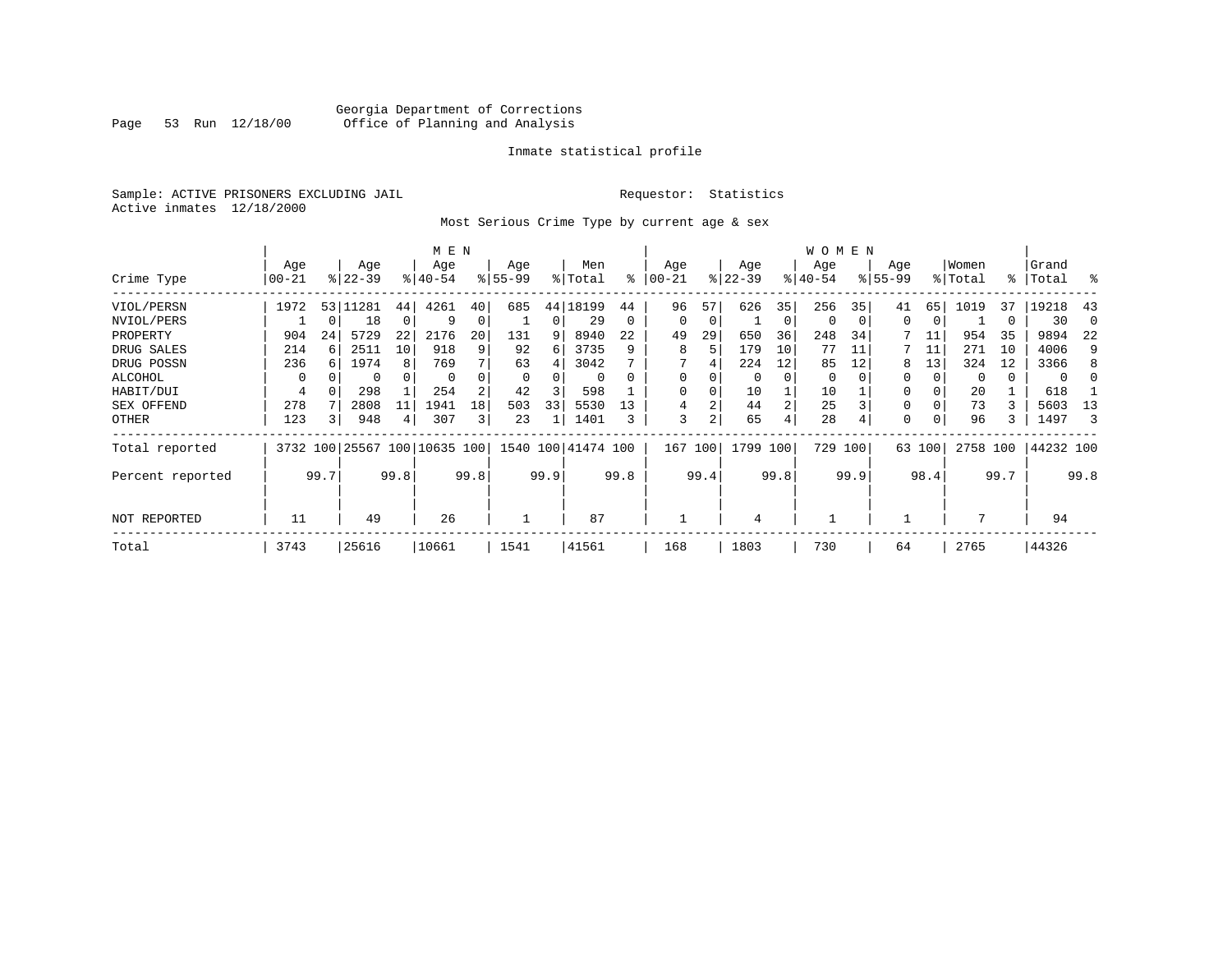Georgia Department of Corrections
Office of Planning and Analysis

Inmate statistical profile

Sample: ACTIVE PRISONERS EXCLUDING JAIL

Requestor: Statistics

Active inmates 12/18/2000

Most Serious Crime Type by current age & sex

| | MEN | | | | | | | | | | WOMEN | | | | | | | | | | | |
|---|---|---|---|---|---|---|---|---|---|---|---|---|---|---|---|---|---|---|---|---|---|---|
| Crime Type | Age 00-21 | % | Age 22-39 | % | Age 40-54 | % | Age 55-99 | % | Men Total | % | Age 00-21 | % | Age 22-39 | % | Age 40-54 | % | Age 55-99 | % | Women Total | % | Grand Total | % |
| VIOL/PERSN | 1972 | 53 | 11281 | 44 | 4261 | 40 | 685 | 44 | 18199 | 44 | 96 | 57 | 626 | 35 | 256 | 35 | 41 | 65 | 1019 | 37 | 19218 | 43 |
| NVIOL/PERS | 1 | 0 | 18 | 0 | 9 | 0 | 1 | 0 | 29 | 0 | 0 | 0 | 1 | 0 | 0 | 0 | 0 | 0 | 1 | 0 | 30 | 0 |
| PROPERTY | 904 | 24 | 5729 | 22 | 2176 | 20 | 131 | 9 | 8940 | 22 | 49 | 29 | 650 | 36 | 248 | 34 | 7 | 11 | 954 | 35 | 9894 | 22 |
| DRUG SALES | 214 | 6 | 2511 | 10 | 918 | 9 | 92 | 6 | 3735 | 9 | 8 | 5 | 179 | 10 | 77 | 11 | 7 | 11 | 271 | 10 | 4006 | 9 |
| DRUG POSSN | 236 | 6 | 1974 | 8 | 769 | 7 | 63 | 4 | 3042 | 7 | 7 | 4 | 224 | 12 | 85 | 12 | 8 | 13 | 324 | 12 | 3366 | 8 |
| ALCOHOL | 0 | 0 | 0 | 0 | 0 | 0 | 0 | 0 | 0 | 0 | 0 | 0 | 0 | 0 | 0 | 0 | 0 | 0 | 0 | 0 | 0 | 0 |
| HABIT/DUI | 4 | 0 | 298 | 1 | 254 | 2 | 42 | 3 | 598 | 1 | 0 | 0 | 10 | 1 | 10 | 1 | 0 | 0 | 20 | 1 | 618 | 1 |
| SEX OFFEND | 278 | 7 | 2808 | 11 | 1941 | 18 | 503 | 33 | 5530 | 13 | 4 | 2 | 44 | 2 | 25 | 3 | 0 | 0 | 73 | 3 | 5603 | 13 |
| OTHER | 123 | 3 | 948 | 4 | 307 | 3 | 23 | 1 | 1401 | 3 | 3 | 2 | 65 | 4 | 28 | 4 | 0 | 0 | 96 | 3 | 1497 | 3 |
| Total reported | 3732 | 100 | 25567 | 100 | 10635 | 100 | 1540 | 100 | 41474 | 100 | 167 | 100 | 1799 | 100 | 729 | 100 | 63 | 100 | 2758 | 100 | 44232 | 100 |
| Percent reported | | 99.7 | | 99.8 | | 99.8 | | 99.9 | | 99.8 | | 99.4 | | 99.8 | | 99.9 | | 98.4 | | 99.7 | | 99.8 |
| NOT REPORTED | 11 | | 49 | | 26 | | 1 | | 87 | | 1 | | 4 | | 1 | | 1 | | 7 | | 94 | |
| Total | 3743 | | 25616 | | 10661 | | 1541 | | 41561 | | 168 | | 1803 | | 730 | | 64 | | 2765 | | 44326 | |